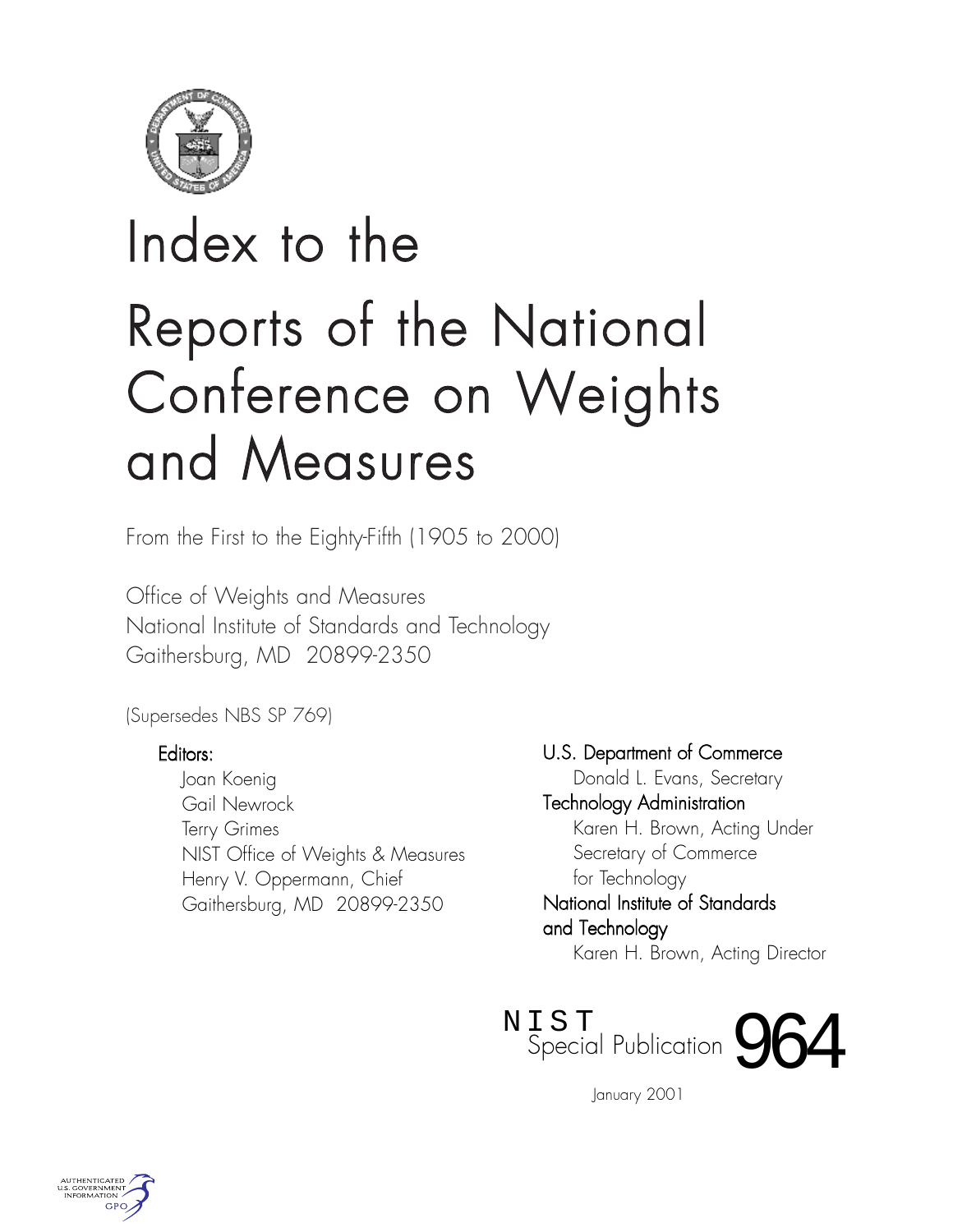# Index to the Reports of the National Conference on Weights and Measures

From the First to the Eighty-Fifth (1905 to 2000)

Office of Weights and Measures
National Institute of Standards and Technology
Gaithersburg, MD 20899-2350

(Supersedes NBS SP 769)

**Editors:**
Joan Koenig
Gail Newrock
Terry Grimes
NIST Office of Weights & Measures
Henry V. Oppermann, Chief
Gaithersburg, MD 20899-2350

**U.S. Department of Commerce**
Donald L. Evans, Secretary

**Technology Administration**
Karen H. Brown, Acting Under Secretary of Commerce for Technology

**National Institute of Standards and Technology**
Karen H. Brown, Acting Director

NIST Special Publication 964

January 2001

AUTHENTICATED U.S. GOVERNMENT INFORMATION GPO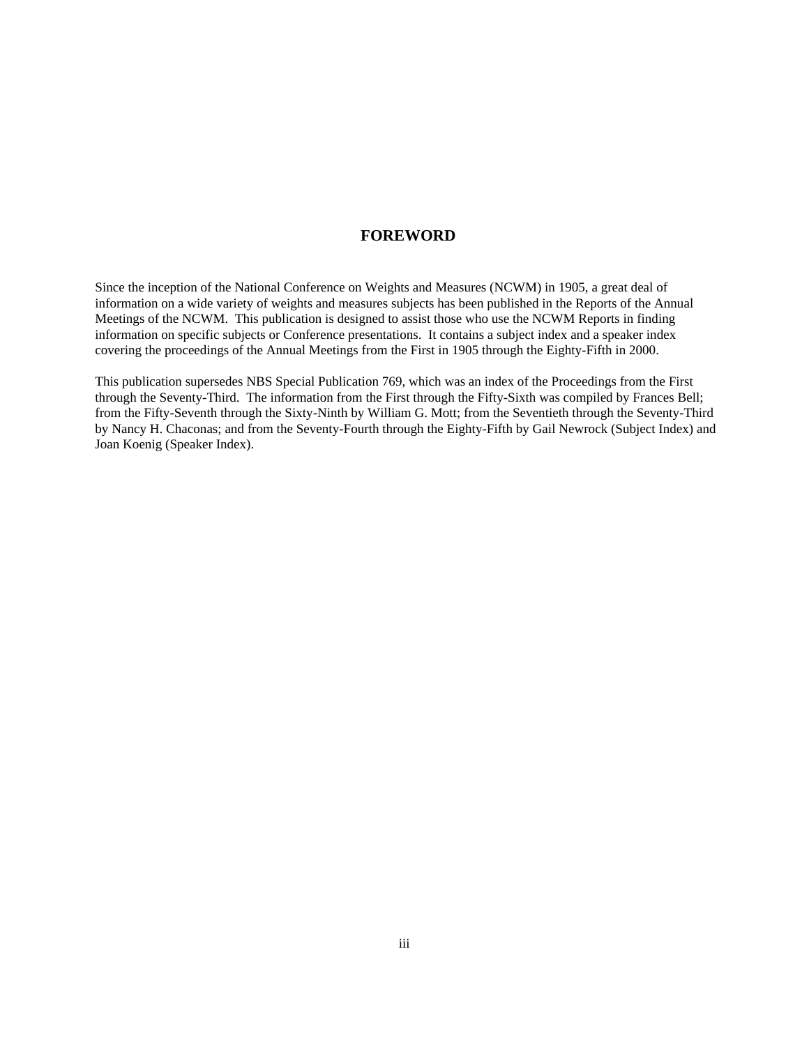# FOREWORD

Since the inception of the National Conference on Weights and Measures (NCWM) in 1905, a great deal of information on a wide variety of weights and measures subjects has been published in the Reports of the Annual Meetings of the NCWM. This publication is designed to assist those who use the NCWM Reports in finding information on specific subjects or Conference presentations. It contains a subject index and a speaker index covering the proceedings of the Annual Meetings from the First in 1905 through the Eighty-Fifth in 2000.

This publication supersedes NBS Special Publication 769, which was an index of the Proceedings from the First through the Seventy-Third. The information from the First through the Fifty-Sixth was compiled by Frances Bell; from the Fifty-Seventh through the Sixty-Ninth by William G. Mott; from the Seventieth through the Seventy-Third by Nancy H. Chaconas; and from the Seventy-Fourth through the Eighty-Fifth by Gail Newrock (Subject Index) and Joan Koenig (Speaker Index).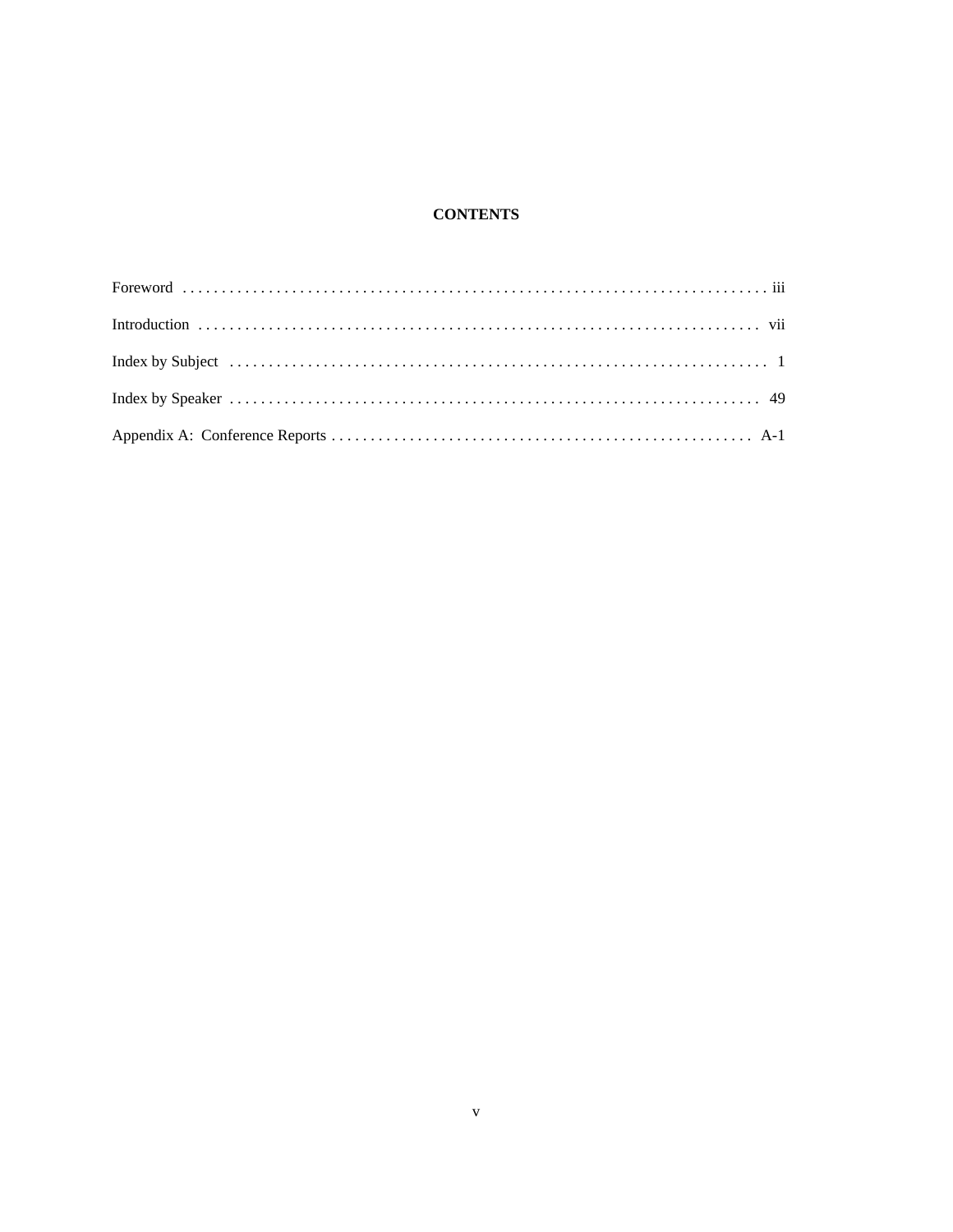# CONTENTS

| | |
|---|---|
| Foreword | iii |
| Introduction | vii |
| Index by Subject | 1 |
| Index by Speaker | 49 |
| Appendix A: Conference Reports | A-1 |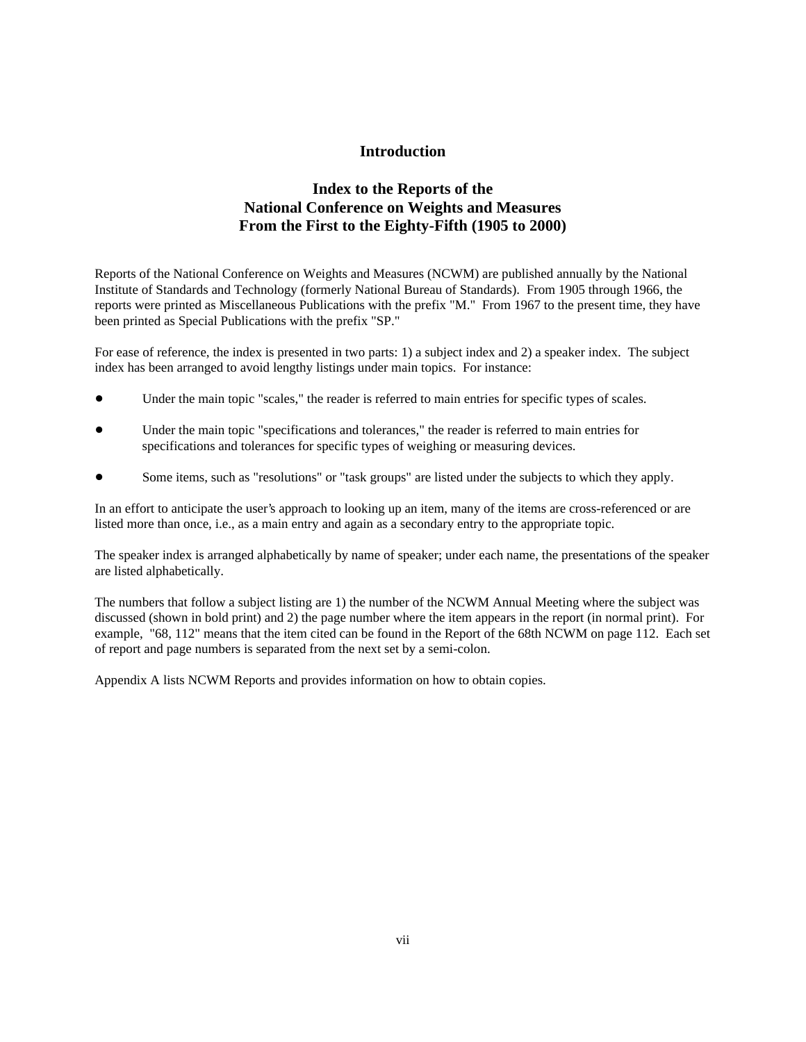# Introduction

## Index to the Reports of the National Conference on Weights and Measures From the First to the Eighty-Fifth (1905 to 2000)

Reports of the National Conference on Weights and Measures (NCWM) are published annually by the National Institute of Standards and Technology (formerly National Bureau of Standards). From 1905 through 1966, the reports were printed as Miscellaneous Publications with the prefix "M." From 1967 to the present time, they have been printed as Special Publications with the prefix "SP."

For ease of reference, the index is presented in two parts: 1) a subject index and 2) a speaker index. The subject index has been arranged to avoid lengthy listings under main topics. For instance:

- Under the main topic "scales," the reader is referred to main entries for specific types of scales.
- Under the main topic "specifications and tolerances," the reader is referred to main entries for specifications and tolerances for specific types of weighing or measuring devices.
- Some items, such as "resolutions" or "task groups" are listed under the subjects to which they apply.

In an effort to anticipate the user's approach to looking up an item, many of the items are cross-referenced or are listed more than once, i.e., as a main entry and again as a secondary entry to the appropriate topic.

The speaker index is arranged alphabetically by name of speaker; under each name, the presentations of the speaker are listed alphabetically.

The numbers that follow a subject listing are 1) the number of the NCWM Annual Meeting where the subject was discussed (shown in bold print) and 2) the page number where the item appears in the report (in normal print). For example, "**68**, 112" means that the item cited can be found in the Report of the 68th NCWM on page 112. Each set of report and page numbers is separated from the next set by a semi-colon.

Appendix A lists NCWM Reports and provides information on how to obtain copies.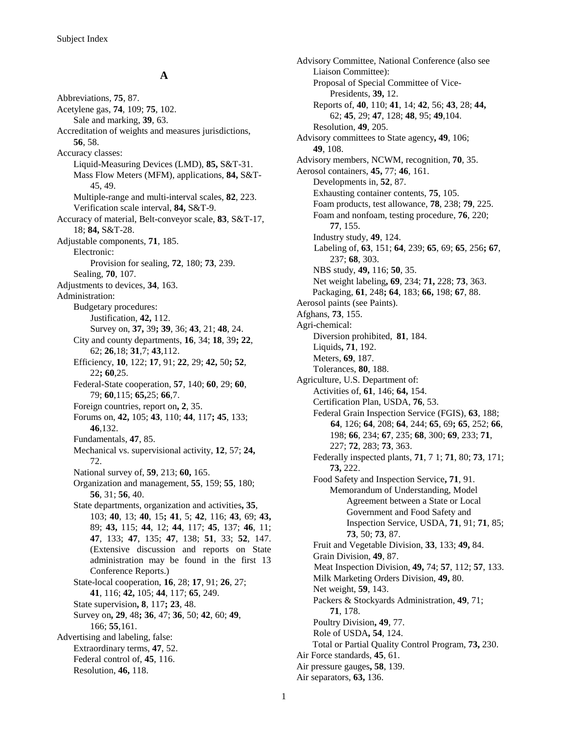## A

Abbreviations, **75**, 87.
Acetylene gas, **74**, 109; **75**, 102.
  Sale and marking, **39**, 63.
Accreditation of weights and measures jurisdictions, **56**, 58.
Accuracy classes:
  Liquid-Measuring Devices (LMD), **85,** S&T-31.
  Mass Flow Meters (MFM), applications, **84,** S&T-45, 49.
  Multiple-range and multi-interval scales, **82**, 223.
  Verification scale interval, **84,** S&T-9.
Accuracy of material, Belt-conveyor scale, **83**, S&T-17, 18; **84,** S&T-28.
Adjustable components, **71**, 185.
  Electronic:
    Provision for sealing, **72**, 180; **73**, 239.
  Sealing, **70**, 107.
Adjustments to devices, **34**, 163.
Administration:
  Budgetary procedures:
    Justification, **42,** 112.
    Survey on, **37,** 39**; 39**, 36; **43**, 21; **48**, 24.
  City and county departments, **16**, 34; **18**, 39**; 22**, 62; **26**,18; **31**,7; **43**,112.
  Efficiency, **10**, 122; **17**, 91; **22**, 29; **42,** 50**; 52**, 22**; 60**,25.
  Federal-State cooperation, **57**, 140; **60**, 29; **60**, 79; **60**,115; **65,**25; **66**,7.
  Foreign countries, report on**, 2**, 35.
  Forums on, **42,** 105; **43**, 110; **44**, 117**; 45**, 133; **46**,132.
  Fundamentals, **47**, 85.
  Mechanical vs. supervisional activity, **12**, 57; **24,** 72.
  National survey of, **59**, 213; **60,** 165.
  Organization and management, **55**, 159; **55**, 180; **56**, 31; **56**, 40.
  State departments, organization and activities**, 35**, 103; **40**, 13; **40**, 15**; 41**, 5; **42**, 116; **43**, 69; **43,** 89; **43,** 115; **44**, 12; **44**, 117; **45**, 137; **46**, 11; **47**, 133; **47**, 135; **47**, 138; **51**, 33; **52**, 147. (Extensive discussion and reports on State administration may be found in the first 13 Conference Reports.)
  State-local cooperation, **16**, 28; **17**, 91; **26**, 27; **41**, 116; **42,** 105; **44**, 117; **65**, 249.
  State supervision**, 8**, 117**; 23**, 48.
  Survey on**, 29**, 48**; 36**, 47; **36**, 50; **42**, 60; **49**, 166; **55**,161.
Advertising and labeling, false:
  Extraordinary terms, **47**, 52.
  Federal control of, **45**, 116.
  Resolution, **46,** 118.

Advisory Committee, National Conference (also see Liaison Committee):
  Proposal of Special Committee of Vice-Presidents, **39,** 12.
  Reports of, **40**, 110; **41**, 14; **42**, 56; **43**, 28; **44,** 62; **45**, 29; **47**, 128; **48**, 95; **49**,104.
  Resolution, **49**, 205.
Advisory committees to State agency**, 49**, 106; **49**, 108.
Advisory members, NCWM, recognition, **70**, 35.
Aerosol containers, **45,** 77; **46**, 161.
  Developments in, **52**, 87.
  Exhausting container contents, **75**, 105.
  Foam products, test allowance, **78**, 238; **79**, 225.
  Foam and nonfoam, testing procedure, **76**, 220; **77**, 155.
  Industry study, **49**, 124.
  Labeling of, **63**, 151; **64**, 239; **65**, 69; **65**, 256**; 67**, 237; **68**, 303.
  NBS study, **49,** 116; **50**, 35.
  Net weight labeling**, 69**, 234; **71,** 228; **73**, 363.
  Packaging, **61**, 248**; 64**, 183; **66,** 198; **67**, 88.
Aerosol paints (see Paints).
Afghans, **73**, 155.
Agri-chemical:
  Diversion prohibited, **81**, 184.
  Liquids**, 71**, 192.
  Meters, **69**, 187.
  Tolerances, **80**, 188.
Agriculture, U.S. Department of:
  Activities of, **61**, 146; **64,** 154.
  Certification Plan, USDA, **76**, 53.
  Federal Grain Inspection Service (FGIS), **63**, 188; **64**, 126; **64**, 208; **64**, 244; **65**, 69**; 65**, 252; **66**, 198; **66**, 234; **67**, 235; **68**, 300; **69**, 233; **71**, 227; **72**, 283; **73**, 363.
  Federally inspected plants, **71**, 7 1; **71**, 80; **73**, 171; **73,** 222.
  Food Safety and Inspection Service**, 71**, 91.
    Memorandum of Understanding, Model Agreement between a State or Local Government and Food Safety and Inspection Service, USDA, **71**, 91; **71**, 85; **73**, 50; **73**, 87.
  Fruit and Vegetable Division, **33**, 133; **49,** 84.
  Grain Division, **49**, 87.
  Meat Inspection Division, **49,** 74; **57**, 112; **57**, 133.
  Milk Marketing Orders Division, **49,** 80.
  Net weight, **59**, 143.
  Packers & Stockyards Administration, **49**, 71; **71**, 178.
  Poultry Division**, 49**, 77.
  Role of USDA**, 54**, 124.
  Total or Partial Quality Control Program, **73,** 230.
Air Force standards, **45**, 61.
Air pressure gauges**, 58**, 139.
Air separators, **63,** 136.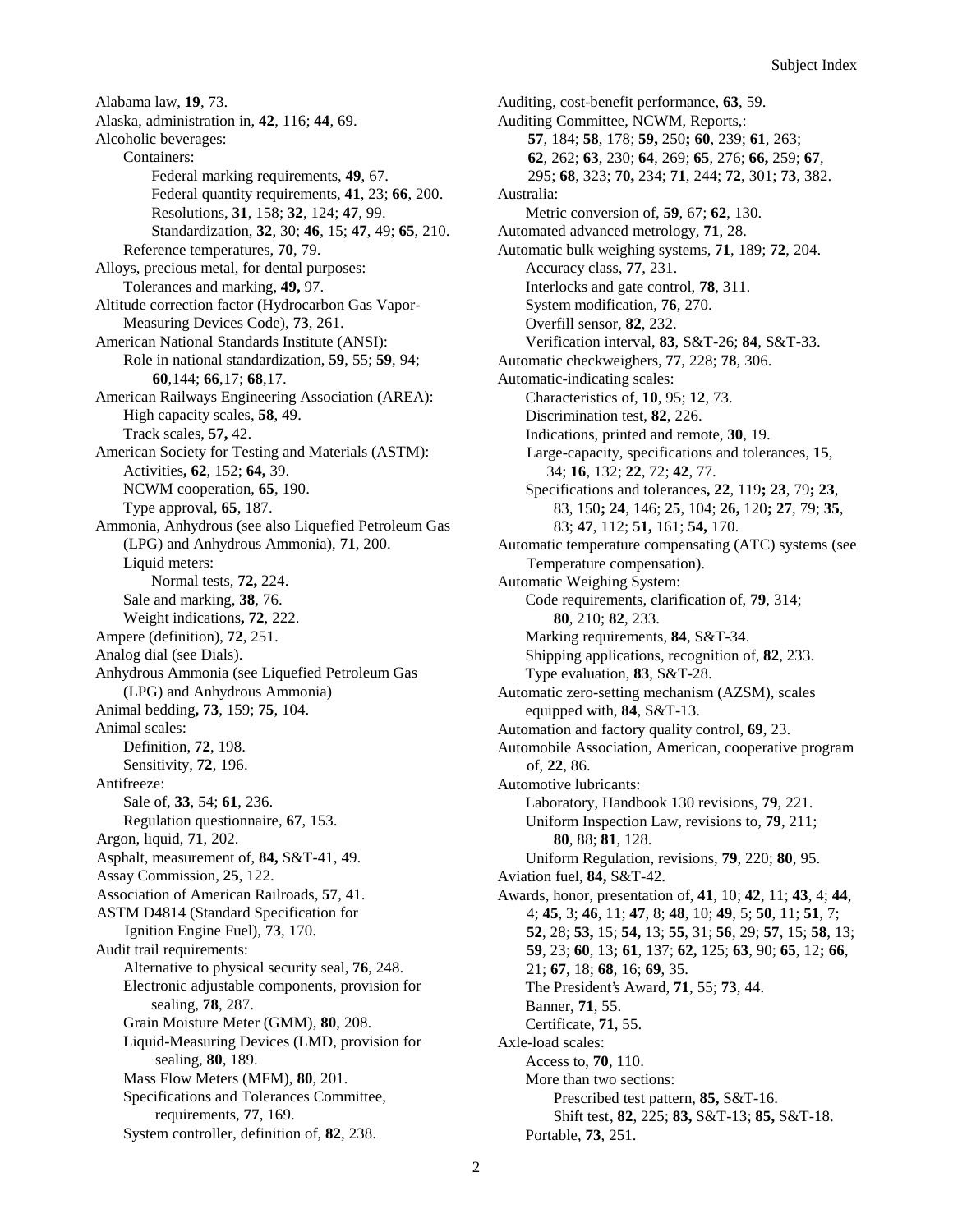Alabama law, **19**, 73.
Alaska, administration in, **42**, 116; **44**, 69.
Alcoholic beverages:
  Containers:
    Federal marking requirements, **49**, 67.
    Federal quantity requirements, **41**, 23; **66**, 200.
    Resolutions, **31**, 158; **32**, 124; **47**, 99.
    Standardization, **32**, 30; **46**, 15; **47**, 49; **65**, 210.
  Reference temperatures, **70**, 79.
Alloys, precious metal, for dental purposes:
  Tolerances and marking, **49,** 97.
Altitude correction factor (Hydrocarbon Gas Vapor-Measuring Devices Code), **73**, 261.
American National Standards Institute (ANSI):
  Role in national standardization, **59**, 55; **59**, 94; **60**,144; **66**,17; **68**,17.
American Railways Engineering Association (AREA):
  High capacity scales, **58**, 49.
  Track scales, **57,** 42.
American Society for Testing and Materials (ASTM):
  Activities**, 62**, 152; **64,** 39.
  NCWM cooperation, **65**, 190.
  Type approval, **65**, 187.
Ammonia, Anhydrous (see also Liquefied Petroleum Gas (LPG) and Anhydrous Ammonia), **71**, 200.
  Liquid meters:
    Normal tests, **72,** 224.
  Sale and marking, **38**, 76.
  Weight indications**, 72**, 222.
Ampere (definition), **72**, 251.
Analog dial (see Dials).
Anhydrous Ammonia (see Liquefied Petroleum Gas (LPG) and Anhydrous Ammonia)
Animal bedding**, 73**, 159; **75**, 104.
Animal scales:
  Definition, **72**, 198.
  Sensitivity, **72**, 196.
Antifreeze:
  Sale of, **33**, 54; **61**, 236.
  Regulation questionnaire, **67**, 153.
Argon, liquid, **71**, 202.
Asphalt, measurement of, **84,** S&T-41, 49.
Assay Commission, **25**, 122.
Association of American Railroads, **57**, 41.
ASTM D4814 (Standard Specification for Ignition Engine Fuel), **73**, 170.
Audit trail requirements:
  Alternative to physical security seal, **76**, 248.
  Electronic adjustable components, provision for sealing, **78**, 287.
  Grain Moisture Meter (GMM), **80**, 208.
  Liquid-Measuring Devices (LMD, provision for sealing, **80**, 189.
  Mass Flow Meters (MFM), **80**, 201.
  Specifications and Tolerances Committee, requirements, **77**, 169.
  System controller, definition of, **82**, 238.

Auditing, cost-benefit performance, **63**, 59.
Auditing Committee, NCWM, Reports,:
  **57**, 184; **58**, 178; **59,** 250**; 60**, 239; **61**, 263; **62**, 262; **63**, 230; **64**, 269; **65**, 276; **66,** 259; **67**, 295; **68**, 323; **70,** 234; **71**, 244; **72**, 301; **73**, 382.
Australia:
  Metric conversion of, **59**, 67; **62**, 130.
Automated advanced metrology, **71**, 28.
Automatic bulk weighing systems, **71**, 189; **72**, 204.
  Accuracy class, **77**, 231.
  Interlocks and gate control, **78**, 311.
  System modification, **76**, 270.
  Overfill sensor, **82**, 232.
  Verification interval, **83**, S&T-26; **84**, S&T-33.
Automatic checkweighers, **77**, 228; **78**, 306.
Automatic-indicating scales:
  Characteristics of, **10**, 95; **12**, 73.
  Discrimination test, **82**, 226.
  Indications, printed and remote, **30**, 19.
  Large-capacity, specifications and tolerances, **15**, 34; **16**, 132; **22**, 72; **42**, 77.
  Specifications and tolerances**, 22**, 119**; 23**, 79**; 23**, 83, 150**; 24**, 146; **25**, 104; **26,** 120**; 27**, 79; **35**, 83; **47**, 112; **51,** 161; **54,** 170.
Automatic temperature compensating (ATC) systems (see Temperature compensation).
Automatic Weighing System:
  Code requirements, clarification of, **79**, 314; **80**, 210; **82**, 233.
  Marking requirements, **84**, S&T-34.
  Shipping applications, recognition of, **82**, 233.
  Type evaluation, **83**, S&T-28.
Automatic zero-setting mechanism (AZSM), scales equipped with, **84**, S&T-13.
Automation and factory quality control, **69**, 23.
Automobile Association, American, cooperative program of, **22**, 86.
Automotive lubricants:
  Laboratory, Handbook 130 revisions, **79**, 221.
  Uniform Inspection Law, revisions to, **79**, 211; **80**, 88; **81**, 128.
  Uniform Regulation, revisions, **79**, 220; **80**, 95.
Aviation fuel, **84,** S&T-42.
Awards, honor, presentation of, **41**, 10; **42**, 11; **43**, 4; **44**, 4; **45**, 3; **46**, 11; **47**, 8; **48**, 10; **49**, 5; **50**, 11; **51**, 7; **52**, 28; **53,** 15; **54,** 13; **55**, 31; **56**, 29; **57**, 15; **58**, 13; **59**, 23; **60**, 13**; 61**, 137; **62,** 125; **63**, 90; **65**, 12**; 66**, 21; **67**, 18; **68**, 16; **69**, 35.
  The President's Award, **71**, 55; **73**, 44.
  Banner, **71**, 55.
  Certificate, **71**, 55.
Axle-load scales:
  Access to, **70**, 110.
  More than two sections:
    Prescribed test pattern, **85,** S&T-16.
    Shift test, **82**, 225; **83,** S&T-13; **85,** S&T-18.
  Portable, **73**, 251.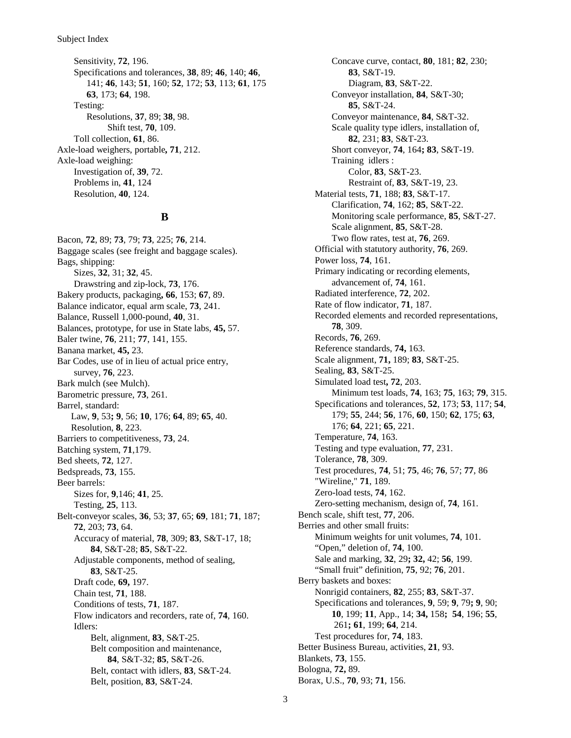Sensitivity, **72**, 196.
Specifications and tolerances, **38**, 89; **46**, 140; **46**, 141; **46**, 143; **51**, 160; **52**, 172; **53**, 113; **61**, 175 **63**, 173; **64**, 198.
Testing:
Resolutions, **37**, 89; **38**, 98.
Shift test, **70**, 109.
Toll collection, **61**, 86.
Axle-load weighers, portable**, 71**, 212.
Axle-load weighing:
Investigation of, **39**, 72.
Problems in, **41**, 124
Resolution, **40**, 124.

## B

Bacon, **72**, 89; **73**, 79; **73**, 225; **76**, 214.
Baggage scales (see freight and baggage scales).
Bags, shipping:
Sizes, **32**, 31; **32**, 45.
Drawstring and zip-lock, **73**, 176.
Bakery products, packaging**, 66**, 153; **67**, 89.
Balance indicator, equal arm scale, **73**, 241.
Balance, Russell 1,000-pound, **40**, 31.
Balances, prototype, for use in State labs, **45,** 57.
Baler twine, **76**, 211; **77**, 141, 155.
Banana market, **45,** 23.
Bar Codes, use of in lieu of actual price entry, survey, **76**, 223.
Bark mulch (see Mulch).
Barometric pressure, **73**, 261.
Barrel, standard:
Law, **9**, 53**; 9**, 56; **10**, 176; **64**, 89; **65**, 40.
Resolution, **8**, 223.
Barriers to competitiveness, **73**, 24.
Batching system, **71**,179.
Bed sheets, **72**, 127.
Bedspreads, **73**, 155.
Beer barrels:
Sizes for, **9**,146; **41**, 25.
Testing, **25**, 113.
Belt-conveyor scales, **36**, 53; **37**, 65; **69**, 181; **71**, 187; **72**, 203; **73**, 64.
Accuracy of material, **78**, 309; **83**, S&T-17, 18; **84**, S&T-28; **85**, S&T-22.
Adjustable components, method of sealing, **83**, S&T-25.
Draft code, **69,** 197.
Chain test, **71**, 188.
Conditions of tests, **71**, 187.
Flow indicators and recorders, rate of, **74**, 160.
Idlers:
Belt, alignment, **83**, S&T-25.
Belt composition and maintenance, **84**, S&T-32; **85**, S&T-26.
Belt, contact with idlers, **83**, S&T-24.
Belt, position, **83**, S&T-24.
Concave curve, contact, **80**, 181; **82**, 230; **83**, S&T-19.
Diagram, **83**, S&T-22.
Conveyor installation, **84**, S&T-30; **85**, S&T-24.
Conveyor maintenance, **84**, S&T-32.
Scale quality type idlers, installation of, **82**, 231; **83**, S&T-23.
Short conveyor, **74**, 164**; 83**, S&T-19.
Training idlers :
Color, **83**, S&T-23.
Restraint of, **83**, S&T-19, 23.
Material tests, **71**, 188; **83**, S&T-17.
Clarification, **74**, 162; **85**, S&T-22.
Monitoring scale performance, **85**, S&T-27.
Scale alignment, **85**, S&T-28.
Two flow rates, test at, **76**, 269.
Official with statutory authority, **76**, 269.
Power loss, **74**, 161.
Primary indicating or recording elements, advancement of, **74**, 161.
Radiated interference, **72**, 202.
Rate of flow indicator, **71**, 187.
Recorded elements and recorded representations, **78**, 309.
Records, **76**, 269.
Reference standards, **74,** 163.
Scale alignment, **71,** 189; **83**, S&T-25.
Sealing, **83**, S&T-25.
Simulated load test**, 72**, 203.
Minimum test loads, **74**, 163; **75**, 163; **79**, 315.
Specifications and tolerances, **52**, 173; **53**, 117; **54**, 179; **55**, 244; **56**, 176, **60**, 150; **62**, 175; **63**, 176; **64**, 221; **65**, 221.
Temperature, **74**, 163.
Testing and type evaluation, **77**, 231.
Tolerance, **78**, 309.
Test procedures, **74**, 51; **75**, 46; **76**, 57; **77**, 86
"Wireline," **71**, 189.
Zero-load tests, **74**, 162.
Zero-setting mechanism, design of, **74**, 161.
Bench scale, shift test, **77**, 206.
Berries and other small fruits:
Minimum weights for unit volumes, **74**, 101.
"Open," deletion of, **74**, 100.
Sale and marking, **32**, 29**; 32,** 42; **56**, 199.
"Small fruit" definition, **75**, 92; **76**, 201.
Berry baskets and boxes:
Nonrigid containers, **82**, 255; **83**, S&T-37.
Specifications and tolerances, **9**, 59; **9**, 79**; 9**, 90; **10**, 199; **11**, App., 14; **34,** 158**; 54**, 196; **55**, 261**; 61**, 199; **64**, 214.
Test procedures for, **74**, 183.
Better Business Bureau, activities, **21**, 93.
Blankets, **73**, 155.
Bologna, **72,** 89.
Borax, U.S., **70**, 93; **71**, 156.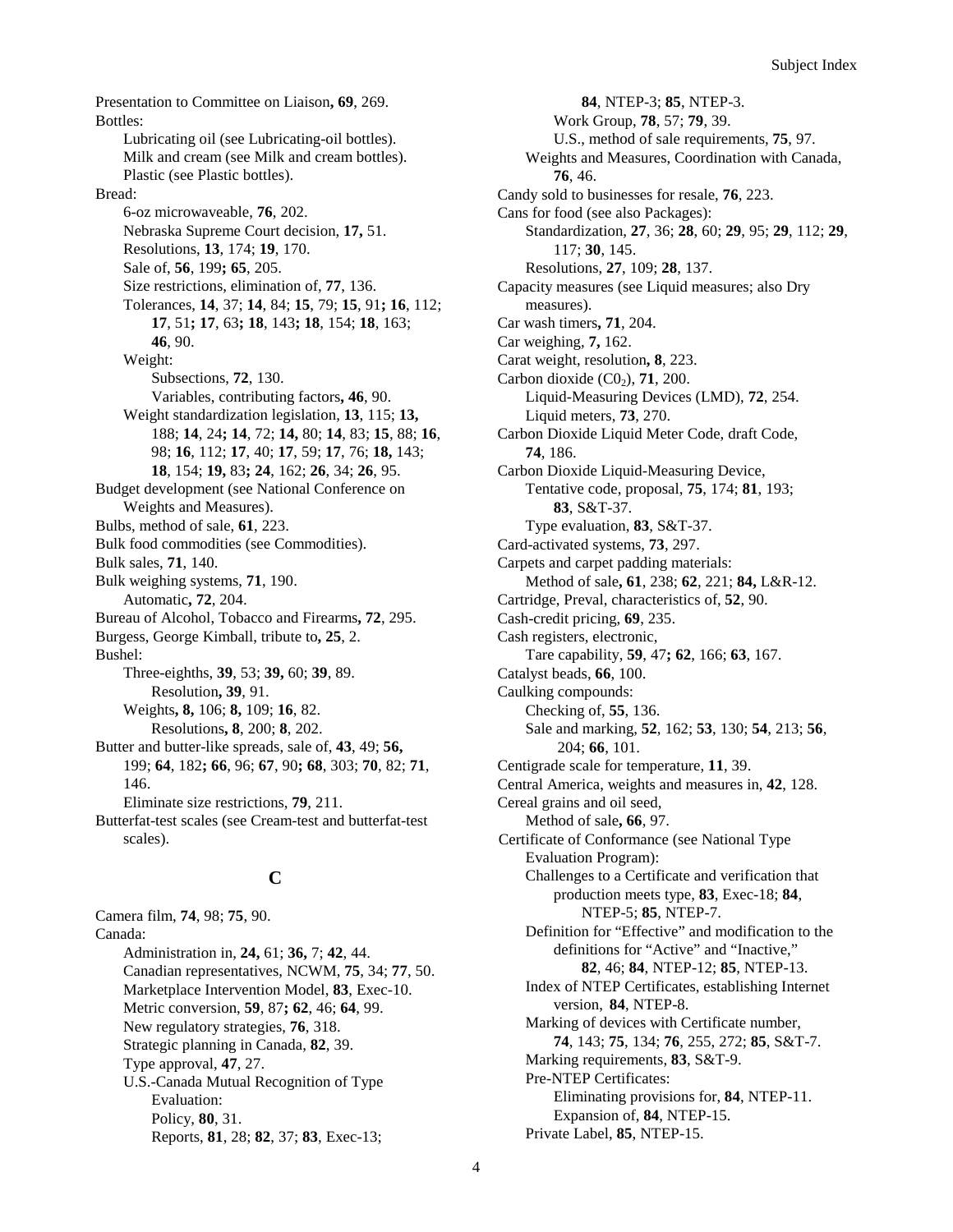Presentation to Committee on Liaison**, 69**, 269.
Bottles:
  Lubricating oil (see Lubricating-oil bottles).
  Milk and cream (see Milk and cream bottles).
  Plastic (see Plastic bottles).
Bread:
  6-oz microwaveable, **76**, 202.
  Nebraska Supreme Court decision, **17,** 51.
  Resolutions, **13**, 174; **19**, 170.
  Sale of, **56**, 199**; 65**, 205.
  Size restrictions, elimination of, **77**, 136.
  Tolerances, **14**, 37; **14**, 84; **15**, 79; **15**, 91**; 16**, 112; **17**, 51**; 17**, 63**; 18**, 143**; 18**, 154; **18**, 163; **46**, 90.
  Weight:
    Subsections, **72**, 130.
    Variables, contributing factors**, 46**, 90.
  Weight standardization legislation, **13**, 115; **13,** 188; **14**, 24**; 14**, 72; **14,** 80; **14**, 83; **15**, 88; **16**, 98; **16**, 112; **17**, 40; **17**, 59; **17**, 76; **18,** 143; **18**, 154; **19,** 83**; 24**, 162; **26**, 34; **26**, 95.
Budget development (see National Conference on Weights and Measures).
Bulbs, method of sale, **61**, 223.
Bulk food commodities (see Commodities).
Bulk sales, **71**, 140.
Bulk weighing systems, **71**, 190.
  Automatic**, 72**, 204.
Bureau of Alcohol, Tobacco and Firearms**, 72**, 295.
Burgess, George Kimball, tribute to**, 25**, 2.
Bushel:
  Three-eighths, **39**, 53; **39,** 60; **39**, 89.
    Resolution**, 39**, 91.
  Weights**, 8,** 106; **8,** 109; **16**, 82.
    Resolutions**, 8**, 200; **8**, 202.
Butter and butter-like spreads, sale of, **43**, 49; **56,** 199; **64**, 182**; 66**, 96; **67**, 90**; 68**, 303; **70**, 82; **71**, 146.
  Eliminate size restrictions, **79**, 211.
Butterfat-test scales (see Cream-test and butterfat-test scales).

## C

Camera film, **74**, 98; **75**, 90.
Canada:
  Administration in, **24,** 61; **36,** 7; **42**, 44.
  Canadian representatives, NCWM, **75**, 34; **77**, 50.
  Marketplace Intervention Model, **83**, Exec-10.
  Metric conversion, **59**, 87**; 62**, 46; **64**, 99.
  New regulatory strategies, **76**, 318.
  Strategic planning in Canada, **82**, 39.
  Type approval, **47**, 27.
  U.S.-Canada Mutual Recognition of Type Evaluation:
    Policy, **80**, 31.
    Reports, **81**, 28; **82**, 37; **83**, Exec-13; **84**, NTEP-3; **85**, NTEP-3.
  Work Group, **78**, 57; **79**, 39.
  U.S., method of sale requirements, **75**, 97.
Weights and Measures, Coordination with Canada, **76**, 46.
Candy sold to businesses for resale, **76**, 223.
Cans for food (see also Packages):
  Standardization, **27**, 36; **28**, 60; **29**, 95; **29**, 112; **29**, 117; **30**, 145.
  Resolutions, **27**, 109; **28**, 137.
Capacity measures (see Liquid measures; also Dry measures).
Car wash timers**, 71**, 204.
Car weighing, **7,** 162.
Carat weight, resolution**, 8**, 223.
Carbon dioxide ($C0_2$), **71**, 200.
  Liquid-Measuring Devices (LMD), **72**, 254.
  Liquid meters, **73**, 270.
Carbon Dioxide Liquid Meter Code, draft Code, **74**, 186.
Carbon Dioxide Liquid-Measuring Device,
  Tentative code, proposal, **75**, 174; **81**, 193; **83**, S&T-37.
  Type evaluation, **83**, S&T-37.
Card-activated systems, **73**, 297.
Carpets and carpet padding materials:
  Method of sale**, 61**, 238; **62**, 221; **84,** L&R-12.
Cartridge, Preval, characteristics of, **52**, 90.
Cash-credit pricing, **69**, 235.
Cash registers, electronic,
  Tare capability, **59**, 47**; 62**, 166; **63**, 167.
Catalyst beads, **66**, 100.
Caulking compounds:
  Checking of, **55**, 136.
  Sale and marking, **52**, 162; **53**, 130; **54**, 213; **56**, 204; **66**, 101.
Centigrade scale for temperature, **11**, 39.
Central America, weights and measures in, **42**, 128.
Cereal grains and oil seed,
  Method of sale**, 66**, 97.
Certificate of Conformance (see National Type Evaluation Program):
  Challenges to a Certificate and verification that production meets type, **83**, Exec-18; **84**, NTEP-5; **85**, NTEP-7.
  Definition for "Effective" and modification to the definitions for "Active" and "Inactive," **82**, 46; **84**, NTEP-12; **85**, NTEP-13.
  Index of NTEP Certificates, establishing Internet version, **84**, NTEP-8.
  Marking of devices with Certificate number, **74**, 143; **75**, 134; **76**, 255, 272; **85**, S&T-7.
  Marking requirements, **83**, S&T-9.
  Pre-NTEP Certificates:
    Eliminating provisions for, **84**, NTEP-11.
    Expansion of, **84**, NTEP-15.
  Private Label, **85**, NTEP-15.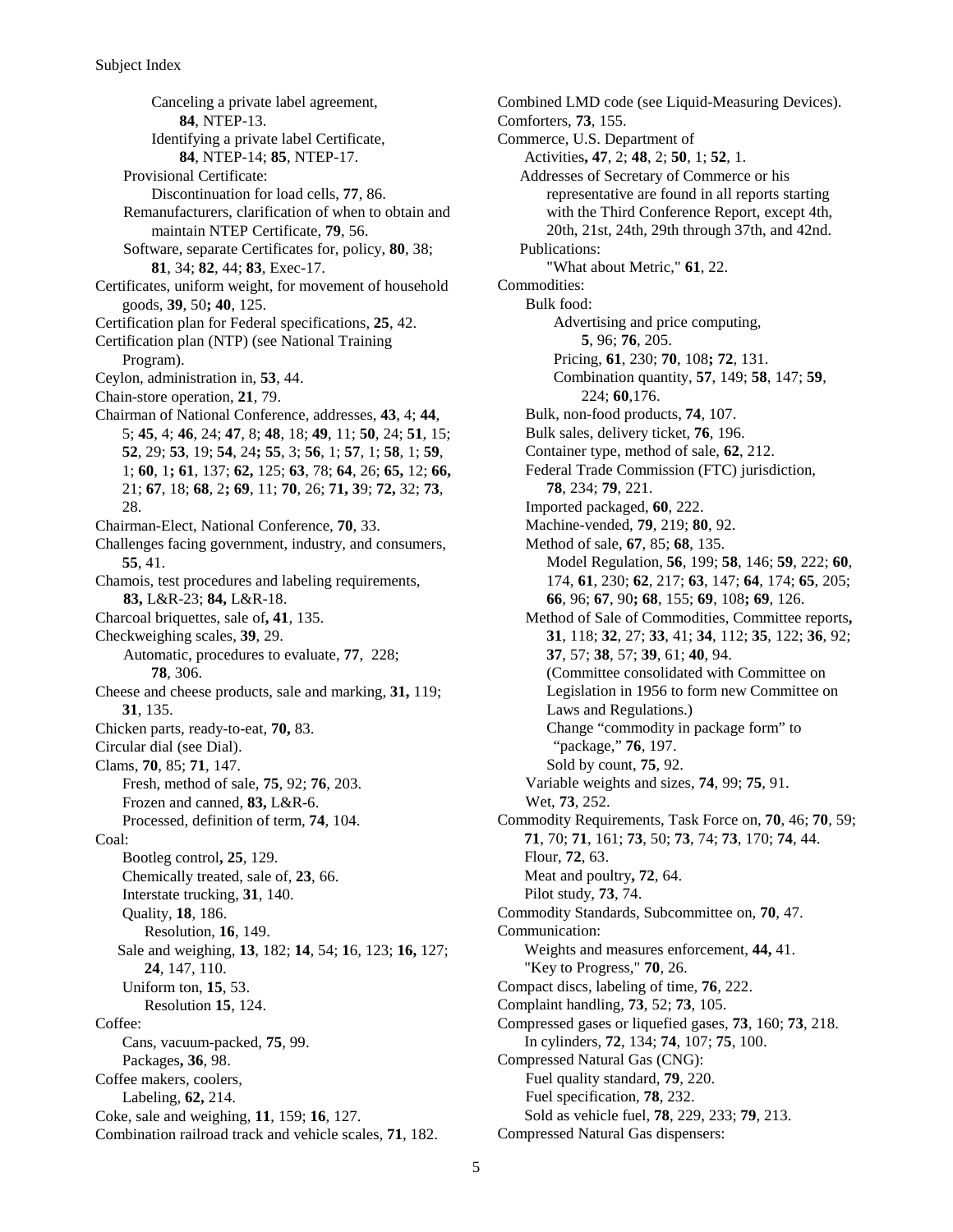Canceling a private label agreement, **84**, NTEP-13.

Identifying a private label Certificate, **84**, NTEP-14; **85**, NTEP-17.

Provisional Certificate:

Discontinuation for load cells, **77**, 86.

Remanufacturers, clarification of when to obtain and maintain NTEP Certificate, **79**, 56.

Software, separate Certificates for, policy, **80**, 38; **81**, 34; **82**, 44; **83**, Exec-17.

Certificates, uniform weight, for movement of household goods, **39**, 50**; 40**, 125.

Certification plan for Federal specifications, **25**, 42.

Certification plan (NTP) (see National Training Program).

Ceylon, administration in, **53**, 44.

Chain-store operation, **21**, 79.

Chairman of National Conference, addresses, **43**, 4; **44**, 5; **45**, 4; **46**, 24; **47**, 8; **48**, 18; **49**, 11; **50**, 24; **51**, 15; **52**, 29; **53**, 19; **54**, 24**; 55**, 3; **56**, 1; **57**, 1; **58**, 1; **59**, 1; **60**, 1**; 61**, 137; **62,** 125; **63**, 78; **64**, 26; **65,** 12; **66,** 21; **67**, 18; **68**, 2**; 69**, 11; **70**, 26; **71, 3**9; **72,** 32; **73**, 28.

Chairman-Elect, National Conference, **70**, 33.

Challenges facing government, industry, and consumers, **55**, 41.

Chamois, test procedures and labeling requirements, **83,** L&R-23; **84,** L&R-18.

Charcoal briquettes, sale of**, 41**, 135.

Checkweighing scales, **39**, 29.

Automatic, procedures to evaluate, **77**, 228; **78**, 306.

Cheese and cheese products, sale and marking, **31,** 119; **31**, 135.

Chicken parts, ready-to-eat, **70,** 83.

Circular dial (see Dial).

Clams, **70**, 85; **71**, 147.

Fresh, method of sale, **75**, 92; **76**, 203.

Frozen and canned, **83,** L&R-6.

Processed, definition of term, **74**, 104.

Coal:

Bootleg control**, 25**, 129.

Chemically treated, sale of, **23**, 66.

Interstate trucking, **31**, 140.

Quality, **18**, 186.

Resolution, **16**, 149.

Sale and weighing, **13**, 182; **14**, 54; **1**6, 123; **16,** 127; **24**, 147, 110.

Uniform ton, **15**, 53.

Resolution **15**, 124.

Coffee:

Cans, vacuum-packed, **75**, 99.

Packages**, 36**, 98.

Coffee makers, coolers,

Labeling, **62,** 214.

Coke, sale and weighing, **11**, 159; **16**, 127.

Combination railroad track and vehicle scales, **71**, 182.

Combined LMD code (see Liquid-Measuring Devices).

Comforters, **73**, 155.

Commerce, U.S. Department of

Activities**, 47**, 2; **48**, 2; **50**, 1; **52**, 1.

Addresses of Secretary of Commerce or his representative are found in all reports starting with the Third Conference Report, except 4th, 20th, 21st, 24th, 29th through 37th, and 42nd.

Publications:

"What about Metric," **61**, 22.

Commodities:

Bulk food:

Advertising and price computing, **5**, 96; **76**, 205.

Pricing, **61**, 230; **70**, 108**; 72**, 131.

Combination quantity, **57**, 149; **58**, 147; **59**, 224; **60**,176.

Bulk, non-food products, **74**, 107.

Bulk sales, delivery ticket, **76**, 196.

Container type, method of sale, **62**, 212.

Federal Trade Commission (FTC) jurisdiction, **78**, 234; **79**, 221.

Imported packaged, **60**, 222.

Machine-vended, **79**, 219; **80**, 92.

Method of sale, **67**, 85; **68**, 135.

Model Regulation, **56**, 199; **58**, 146; **59**, 222; **60**, 174, **61**, 230; **62**, 217; **63**, 147; **64**, 174; **65**, 205; **66**, 96; **67**, 90**; 68**, 155; **69**, 108**; 69**, 126.

Method of Sale of Commodities, Committee reports**, 31**, 118; **32**, 27; **33**, 41; **34**, 112; **35**, 122; **36**, 92; **37**, 57; **38**, 57; **39**, 61; **40**, 94.

(Committee consolidated with Committee on Legislation in 1956 to form new Committee on Laws and Regulations.)

Change "commodity in package form" to "package," **76**, 197.

Sold by count, **75**, 92.

Variable weights and sizes, **74**, 99; **75**, 91.

Wet, **73**, 252.

Commodity Requirements, Task Force on, **70**, 46; **70**, 59; **71**, 70; **71**, 161; **73**, 50; **73**, 74; **73**, 170; **74**, 44.

Flour, **72**, 63.

Meat and poultry**, 72**, 64.

Pilot study, **73**, 74.

Commodity Standards, Subcommittee on, **70**, 47.

Communication:

Weights and measures enforcement, **44,** 41.

"Key to Progress," **70**, 26.

Compact discs, labeling of time, **76**, 222.

Complaint handling, **73**, 52; **73**, 105.

Compressed gases or liquefied gases, **73**, 160; **73**, 218.

In cylinders, **72**, 134; **74**, 107; **75**, 100.

Compressed Natural Gas (CNG):

Fuel quality standard, **79**, 220.

Fuel specification, **78**, 232.

Sold as vehicle fuel, **78**, 229, 233; **79**, 213.

Compressed Natural Gas dispensers: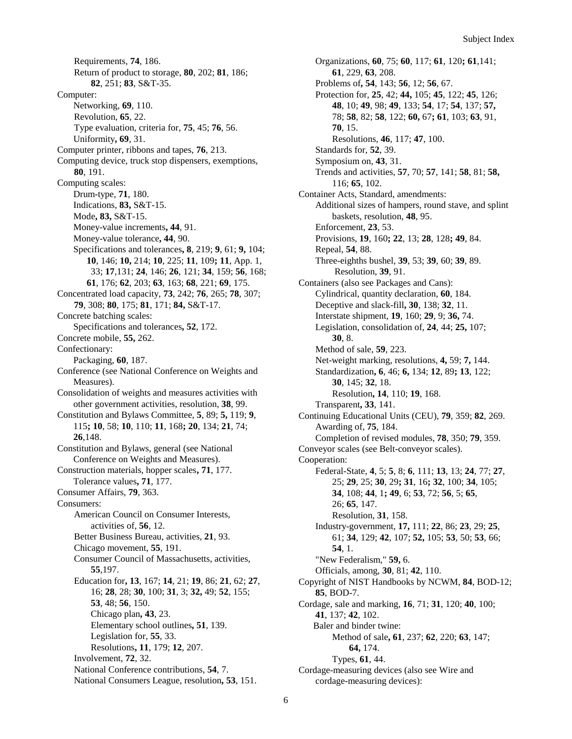Requirements, **74**, 186.
Return of product to storage, **80**, 202; **81**, 186; **82**, 251; **83**, S&T-35.

Computer:
Networking, **69**, 110.
Revolution, **65**, 22.
Type evaluation, criteria for, **75**, 45; **76**, 56.
Uniformity**, 69**, 31.

Computer printer, ribbons and tapes, **76**, 213.

Computing device, truck stop dispensers, exemptions, **80**, 191.

Computing scales:
Drum-type, **71**, 180.
Indications, **83,** S&T-15.
Mode**, 83,** S&T-15.
Money-value increments**, 44**, 91.
Money-value tolerance**, 44**, 90.
Specifications and tolerances**, 8**, 219; **9**, 61; **9,** 104; **10**, 146; **10,** 214; **10**, 225; **11**, 109**; 11**, App. 1, 33; **17**,131; **24**, 146; **26**, 121; **34**, 159; **56**, 168; **61**, 176; **62**, 203; **63**, 163; **68**, 221; **69**, 175.

Concentrated load capacity, **73**, 242; **76**, 265; **78**, 307; **79**, 308; **80**, 175; **81**, 171; **84,** S&T-17.

Concrete batching scales:
Specifications and tolerances**, 52**, 172.

Concrete mobile, **55,** 262.

Confectionary:
Packaging, **60**, 187.

Conference (see National Conference on Weights and Measures).

Consolidation of weights and measures activities with other government activities, resolution, **38**, 99.

Constitution and Bylaws Committee, **5**, 89; **5,** 119; **9**, 115**; 10**, 58; **10**, 110; **11**, 168**; 20**, 134; **21**, 74; **26**,148.

Constitution and Bylaws, general (see National Conference on Weights and Measures).

Construction materials, hopper scales**, 71**, 177.
Tolerance values**, 71**, 177.

Consumer Affairs, **79**, 363.

Consumers:
American Council on Consumer Interests, activities of, **56**, 12.
Better Business Bureau, activities, **21**, 93.
Chicago movement, **55**, 191.
Consumer Council of Massachusetts, activities, **55**,197.
Education for**, 13**, 167; **14**, 21; **19**, 86; **21**, 62; **27**, 16; **28**, 28; **30**, 100; **31**, 3; **32,** 49; **52**, 155; **53**, 48; **56**, 150.
Chicago plan**, 43**, 23.
Elementary school outlines**, 51**, 139.
Legislation for, **55**, 33.
Resolutions**, 11**, 179; **12**, 207.
Involvement, **72**, 32.
National Conference contributions, **54**, 7.
National Consumers League, resolution**, 53**, 151.
Organizations, **60**, 75; **60**, 117; **61**, 120**; 61**,141; **61**, 229, **63**, 208.
Problems of**, 54**, 143; **56**, 12; **56**, 67.
Protection for, **25**, 42; **44,** 105; **45**, 122; **45**, 126; **48**, 10; **49**, 98; **49**, 133; **54**, 17; **54**, 137; **57,** 78; **58**, 82; **58**, 122; **60,** 67**; 61**, 103; **63**, 91, **70**, 15.
Resolutions, **46**, 117; **47**, 100.
Standards for, **52**, 39.
Symposium on, **43**, 31.
Trends and activities, **57**, 70; **57**, 141; **58**, 81; **58,** 116; **65**, 102.

Container Acts, Standard, amendments:
Additional sizes of hampers, round stave, and splint baskets, resolution, **48**, 95.
Enforcement, **23**, 53.
Provisions, **19**, 160**; 22**, 13; **28**, 128**; 49**, 84.
Repeal, **54**, 88.
Three-eighths bushel, **39**, 53; **39**, 60; **39**, 89.
Resolution, **39**, 91.

Containers (also see Packages and Cans):
Cylindrical, quantity declaration, **60**, 184.
Deceptive and slack-fill**, 30**, 138; **32**, 11.
Interstate shipment, **19**, 160; **29**, 9; **36,** 74.
Legislation, consolidation of, **24**, 44; **25,** 107; **30**, 8.
Method of sale, **59**, 223.
Net-weight marking, resolutions, **4,** 59; **7,** 144.
Standardization**, 6**, 46; **6,** 134; **12**, 89**; 13**, 122; **30**, 145; **32**, 18.
Resolution**, 14**, 110; **19**, 168.
Transparent**, 33**, 141.

Continuing Educational Units (CEU), **79**, 359; **82**, 269.
Awarding of, **75**, 184.
Completion of revised modules, **78**, 350; **79**, 359.

Conveyor scales (see Belt-conveyor scales).

Cooperation:
Federal-State, **4**, 5; **5**, 8; **6**, 111; **13**, 13; **24**, 77; **27**, 25; **29**, 25; **30**, 29**; 31**, 16**; 32**, 100; **34**, 105; **34**, 108; **44**, 1**; 49**, 6; **53**, 72; **56**, 5; **65**, 26; **65**, 147.
Resolution, **31**, 158.
Industry-government, **17,** 111; **22**, 86; **23**, 29; **25**, 61; **34**, 129; **42**, 107; **52,** 105; **53**, 50; **53**, 66; **54**, 1.
"New Federalism," **59,** 6.
Officials, among, **30**, 81; **42**, 110.

Copyright of NIST Handbooks by NCWM, **84**, BOD-12; **85**, BOD-7.

Cordage, sale and marking, **16**, 71; **31**, 120; **40**, 100; **41**, 137; **42**, 102.
Baler and binder twine:
Method of sale**, 61**, 237; **62**, 220; **63**, 147; **64,** 174.
Types, **61**, 44.

Cordage-measuring devices (also see Wire and cordage-measuring devices):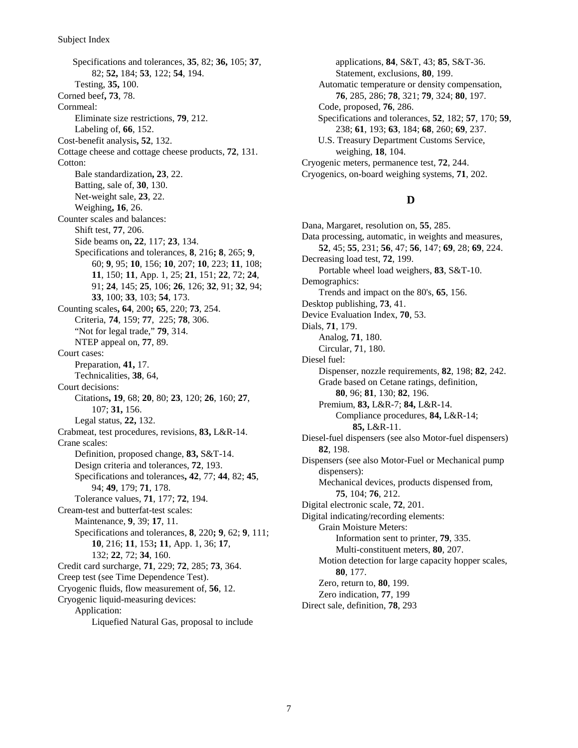Specifications and tolerances, **35**, 82; **36,** 105; **37**, 82; **52,** 184; **53**, 122; **54**, 194.
Testing, **35,** 100.

Corned beef**, 73**, 78.

Cornmeal:
- Eliminate size restrictions, **79**, 212.
- Labeling of, **66**, 152.

Cost-benefit analysis**, 52**, 132.

Cottage cheese and cottage cheese products, **72**, 131.

Cotton:
- Bale standardization**, 23**, 22.
- Batting, sale of, **30**, 130.
- Net-weight sale, **23**, 22.
- Weighing**, 16**, 26.

Counter scales and balances:
- Shift test, **77**, 206.
- Side beams on**, 22**, 117; **23**, 134.
- Specifications and tolerances, **8**, 216**; 8**, 265; **9**, 60; **9**, 95; **10**, 156; **10**, 207; **10**, 223; **11**, 108; **11**, 150; **11**, App. 1, 25; **21**, 151; **22**, 72; **24**, 91; **24**, 145; **25**, 106; **26**, 126; **32**, 91; **32**, 94; **33**, 100; **33**, 103; **54**, 173.

Counting scales**, 64**, 200**; 65**, 220; **73**, 254.
- Criteria, **74**, 159; **77**, 225; **78**, 306.
- "Not for legal trade," **79**, 314.
- NTEP appeal on, **77**, 89.

Court cases:
- Preparation, **41,** 17.
- Technicalities, **38**, 64,

Court decisions:
- Citations**, 19**, 68; **20**, 80; **23**, 120; **26**, 160; **27**, 107; **31,** 156.
- Legal status, **22,** 132.

Crabmeat, test procedures, revisions, **83,** L&R-14.

Crane scales:
- Definition, proposed change, **83,** S&T-14.
- Design criteria and tolerances, **72**, 193.
- Specifications and tolerances**, 42**, 77; **44**, 82; **45**, 94; **49**, 179; **71**, 178.
- Tolerance values, **71**, 177; **72**, 194.

Cream-test and butterfat-test scales:
- Maintenance, **9**, 39; **17**, 11.
- Specifications and tolerances, **8**, 220**; 9**, 62; **9**, 111; **10**, 216; **11**, 153**; 11**, App. 1, 36; **17**, 132; **22**, 72; **34**, 160.

Credit card surcharge, **71**, 229; **72**, 285; **73**, 364.

Creep test (see Time Dependence Test).

Cryogenic fluids, flow measurement of, **56**, 12.

Cryogenic liquid-measuring devices:
- Application:
  - Liquefied Natural Gas, proposal to include applications, **84**, S&T, 43; **85**, S&T-36.
  - Statement, exclusions, **80**, 199.
- Automatic temperature or density compensation, **76**, 285, 286; **78**, 321; **79**, 324; **80**, 197.
- Code, proposed, **76**, 286.
- Specifications and tolerances, **52**, 182; **57**, 170; **59**, 238; **61**, 193; **63**, 184; **68**, 260; **69**, 237.
- U.S. Treasury Department Customs Service, weighing, **18**, 104.

Cryogenic meters, permanence test, **72**, 244.

Cryogenics, on-board weighing systems, **71**, 202.

## D

Dana, Margaret, resolution on, **55**, 285.

Data processing, automatic, in weights and measures, **52**, 45; **55**, 231; **56**, 47; **56**, 147; **69**, 28; **69**, 224.

Decreasing load test, **72**, 199.
- Portable wheel load weighers, **83**, S&T-10.

Demographics:
- Trends and impact on the 80's, **65**, 156.

Desktop publishing, **73**, 41.

Device Evaluation Index, **70**, 53.

Dials, **71**, 179.
- Analog, **71**, 180.
- Circular, **7**1, 180.

Diesel fuel:
- Dispenser, nozzle requirements, **82**, 198; **82**, 242.
- Grade based on Cetane ratings, definition, **80**, 96; **81**, 130; **82**, 196.
- Premium, **83,** L&R-7; **84,** L&R-14.
  - Compliance procedures, **84,** L&R-14; **85,** L&R-11.

Diesel-fuel dispensers (see also Motor-fuel dispensers) **82**, 198.

Dispensers (see also Motor-Fuel or Mechanical pump dispensers):
- Mechanical devices, products dispensed from, **75**, 104; **76**, 212.

Digital electronic scale, **72**, 201.

Digital indicating/recording elements:
- Grain Moisture Meters:
  - Information sent to printer, **79**, 335.
  - Multi-constituent meters, **80**, 207.
- Motion detection for large capacity hopper scales, **80**, 177.
- Zero, return to, **80**, 199.
- Zero indication, **77**, 199

Direct sale, definition, **78**, 293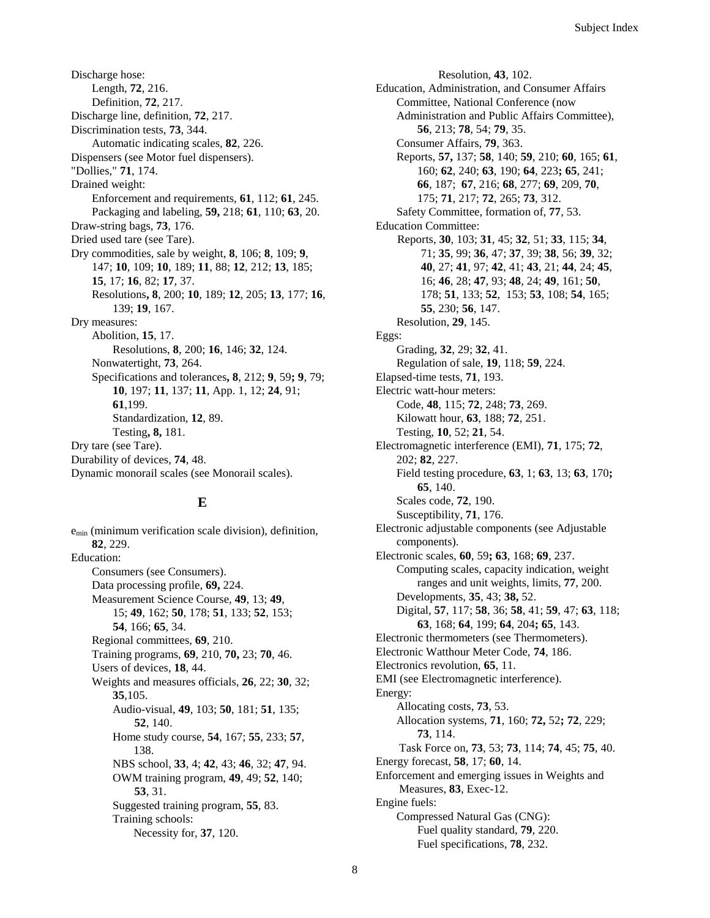Discharge hose:
  Length, **72**, 216.
  Definition, **72**, 217.
Discharge line, definition, **72**, 217.
Discrimination tests, **73**, 344.
  Automatic indicating scales, **82**, 226.
Dispensers (see Motor fuel dispensers).
"Dollies," **71**, 174.
Drained weight:
  Enforcement and requirements, **61**, 112; **61**, 245.
  Packaging and labeling, **59,** 218; **61**, 110; **63**, 20.
Draw-string bags, **73**, 176.
Dried used tare (see Tare).
Dry commodities, sale by weight, **8**, 106; **8**, 109; **9**, 147; **10**, 109; **10**, 189; **11**, 88; **12**, 212; **13**, 185; **15**, 17; **16**, 82; **17**, 37.
  Resolutions**, 8**, 200; **10**, 189; **12**, 205; **13**, 177; **16**, 139; **19**, 167.
Dry measures:
  Abolition, **15**, 17.
    Resolutions, **8**, 200; **16**, 146; **32**, 124.
  Nonwatertight, **73**, 264.
  Specifications and tolerances**, 8**, 212; **9**, 59**; 9**, 79; **10**, 197; **11**, 137; **11**, App. 1, 12; **24**, 91; **61**,199.
    Standardization, **12**, 89.
    Testing**, 8,** 181.
Dry tare (see Tare).
Durability of devices, **74**, 48.
Dynamic monorail scales (see Monorail scales).

## E

$e_{min}$ (minimum verification scale division), definition, **82**, 229.
Education:
  Consumers (see Consumers).
  Data processing profile, **69,** 224.
  Measurement Science Course, **49**, 13; **49**, 15; **49**, 162; **50**, 178; **51**, 133; **52**, 153; **54**, 166; **65**, 34.
  Regional committees, **69**, 210.
  Training programs, **69**, 210, **70,** 23; **70**, 46.
  Users of devices, **18**, 44.
  Weights and measures officials, **26**, 22; **30**, 32; **35**,105.
    Audio-visual, **49**, 103; **50**, 181; **51**, 135; **52**, 140.
    Home study course, **54**, 167; **55**, 233; **57**, 138.
    NBS school, **33**, 4; **42**, 43; **46**, 32; **47**, 94.
    OWM training program, **49**, 49; **52**, 140; **53**, 31.
    Suggested training program, **55**, 83.
    Training schools:
      Necessity for, **37**, 120.
      Resolution, **43**, 102.
Education, Administration, and Consumer Affairs Committee, National Conference (now Administration and Public Affairs Committee), **56**, 213; **78**, 54; **79**, 35.
  Consumer Affairs, **79**, 363.
  Reports, **57,** 137; **58**, 140; **59**, 210; **60**, 165; **61**, 160; **62**, 240; **63**, 190; **64**, 223**; 65**, 241; **66**, 187; **67**, 216; **68**, 277; **69**, 209, **70**, 175; **71**, 217; **72**, 265; **73**, 312.
  Safety Committee, formation of, **77**, 53.
Education Committee:
  Reports, **30**, 103; **31**, 45; **32**, 51; **33**, 115; **34**, 71; **35**, 99; **36**, 47; **37**, 39; **38**, 56; **39**, 32; **40**, 27; **41**, 97; **42**, 41; **43**, 21; **44**, 24; **45**, 16; **46**, 28; **47**, 93; **48**, 24; **49**, 161; **50**, 178; **51**, 133; **52**, 153; **53**, 108; **54**, 165; **55**, 230; **56**, 147.
  Resolution, **29**, 145.
Eggs:
  Grading, **32**, 29; **32**, 41.
  Regulation of sale, **19**, 118; **59**, 224.
Elapsed-time tests, **71**, 193.
Electric watt-hour meters:
  Code, **48**, 115; **72**, 248; **73**, 269.
  Kilowatt hour, **63**, 188; **72**, 251.
  Testing, **10**, 52; **21**, 54.
Electromagnetic interference (EMI), **71**, 175; **72**, 202; **82**, 227.
  Field testing procedure, **63**, 1; **63**, 13; **63**, 170**; 65**, 140.
  Scales code, **72**, 190.
  Susceptibility, **71**, 176.
Electronic adjustable components (see Adjustable components).
Electronic scales, **60**, 59**; 63**, 168; **69**, 237.
  Computing scales, capacity indication, weight ranges and unit weights, limits, **77**, 200.
  Developments, **35**, 43; **38,** 52.
  Digital, **57**, 117; **58**, 36; **58**, 41; **59**, 47; **63**, 118; **63**, 168; **64**, 199; **64**, 204**; 65**, 143.
Electronic thermometers (see Thermometers).
Electronic Watthour Meter Code, **74**, 186.
Electronics revolution, **65**, 11.
EMI (see Electromagnetic interference).
Energy:
  Allocating costs, **73**, 53.
  Allocation systems, **71**, 160; **72,** 52**; 72**, 229; **73**, 114.
  Task Force on, **73**, 53; **73**, 114; **74**, 45; **75**, 40.
Energy forecast, **58**, 17; **60**, 14.
Enforcement and emerging issues in Weights and Measures, **83**, Exec-12.
Engine fuels:
  Compressed Natural Gas (CNG):
    Fuel quality standard, **79**, 220.
    Fuel specifications, **78**, 232.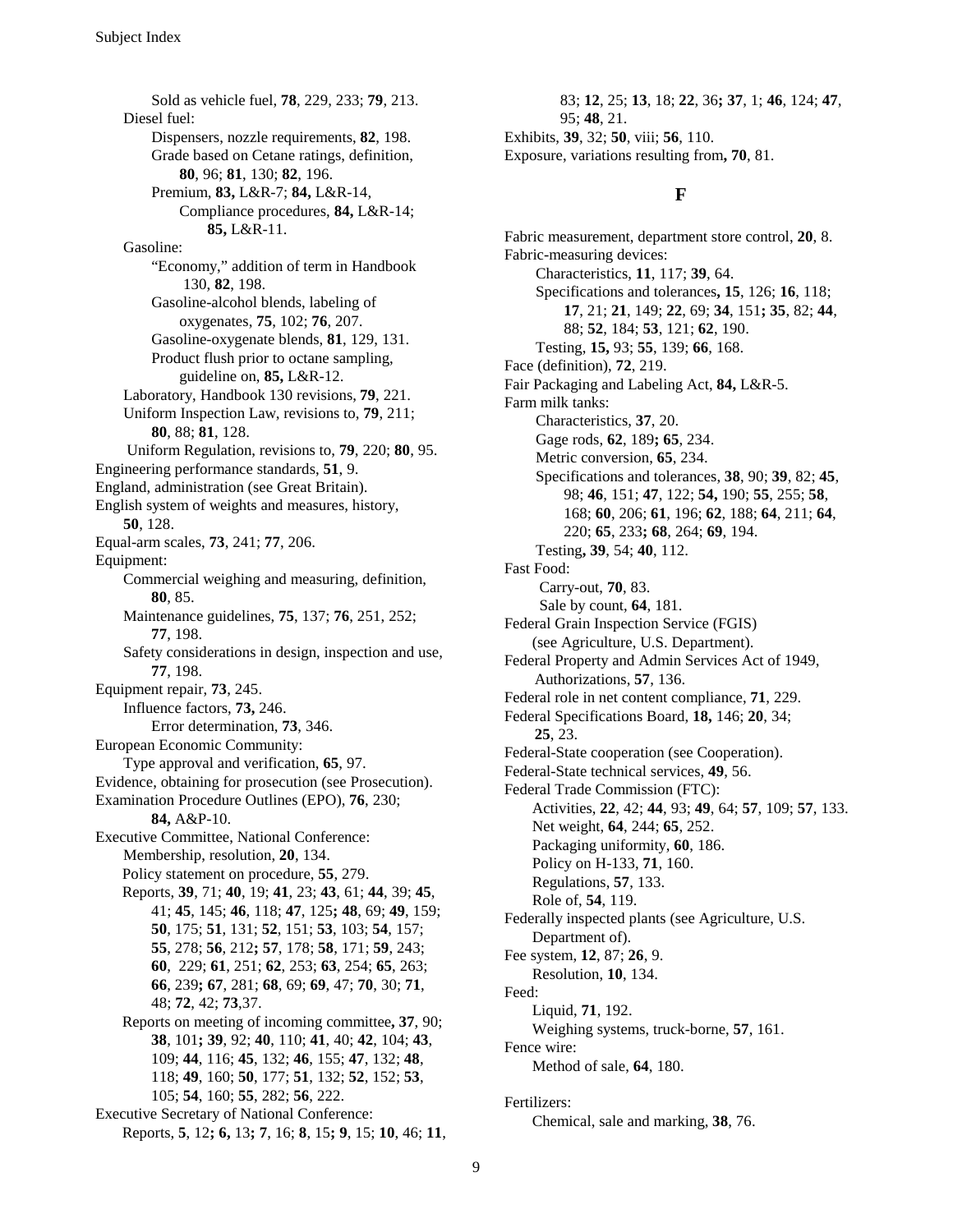Sold as vehicle fuel, **78**, 229, 233; **79**, 213.
Diesel fuel:
Dispensers, nozzle requirements, **82**, 198.
Grade based on Cetane ratings, definition, **80**, 96; **81**, 130; **82**, 196.
Premium, **83,** L&R-7; **84,** L&R-14, Compliance procedures, **84,** L&R-14; **85,** L&R-11.
Gasoline:
"Economy," addition of term in Handbook 130, **82**, 198.
Gasoline-alcohol blends, labeling of oxygenates, **75**, 102; **76**, 207.
Gasoline-oxygenate blends, **81**, 129, 131.
Product flush prior to octane sampling, guideline on, **85,** L&R-12.
Laboratory, Handbook 130 revisions, **79**, 221.
Uniform Inspection Law, revisions to, **79**, 211; **80**, 88; **81**, 128.
Uniform Regulation, revisions to, **79**, 220; **80**, 95.
Engineering performance standards, **51**, 9.
England, administration (see Great Britain).
English system of weights and measures, history, **50**, 128.
Equal-arm scales, **73**, 241; **77**, 206.
Equipment:
Commercial weighing and measuring, definition, **80**, 85.
Maintenance guidelines, **75**, 137; **76**, 251, 252; **77**, 198.
Safety considerations in design, inspection and use, **77**, 198.
Equipment repair, **73**, 245.
Influence factors, **73,** 246.
Error determination, **73**, 346.
European Economic Community:
Type approval and verification, **65**, 97.
Evidence, obtaining for prosecution (see Prosecution).
Examination Procedure Outlines (EPO), **76**, 230; **84,** A&P-10.
Executive Committee, National Conference:
Membership, resolution, **20**, 134.
Policy statement on procedure, **55**, 279.
Reports, **39**, 71; **40**, 19; **41**, 23; **43**, 61; **44**, 39; **45**, 41; **45**, 145; **46**, 118; **47**, 125**; 48**, 69; **49**, 159; **50**, 175; **51**, 131; **52**, 151; **53**, 103; **54**, 157; **55**, 278; **56**, 212**; 57**, 178; **58**, 171; **59**, 243; **60**, 229; **61**, 251; **62**, 253; **63**, 254; **65**, 263; **66**, 239**; 67**, 281; **68**, 69; **69**, 47; **70**, 30; **71**, 48; **72**, 42; **73**,37.
Reports on meeting of incoming committee**, 37**, 90; **38**, 101**; 39**, 92; **40**, 110; **41**, 40; **42**, 104; **43**, 109; **44**, 116; **45**, 132; **46**, 155; **47**, 132; **48**, 118; **49**, 160; **50**, 177; **51**, 132; **52**, 152; **53**, 105; **54**, 160; **55**, 282; **56**, 222.
Executive Secretary of National Conference:
Reports, **5**, 12**; 6,** 13**; 7**, 16; **8**, 15**; 9**, 15; **10**, 46; **11**, 83; **12**, 25; **13**, 18; **22**, 36**; 37**, 1; **46**, 124; **47**, 95; **48**, 21.
Exhibits, **39**, 32; **50**, viii; **56**, 110.
Exposure, variations resulting from**, 70**, 81.

## F

Fabric measurement, department store control, **20**, 8.
Fabric-measuring devices:
Characteristics, **11**, 117; **39**, 64.
Specifications and tolerances**, 15**, 126; **16**, 118; **17**, 21; **21**, 149; **22**, 69; **34**, 151**; 35**, 82; **44**, 88; **52**, 184; **53**, 121; **62**, 190.
Testing, **15,** 93; **55**, 139; **66**, 168.
Face (definition), **72**, 219.
Fair Packaging and Labeling Act, **84,** L&R-5.
Farm milk tanks:
Characteristics, **37**, 20.
Gage rods, **62**, 189**; 65**, 234.
Metric conversion, **65**, 234.
Specifications and tolerances, **38**, 90; **39**, 82; **45**, 98; **46**, 151; **47**, 122; **54,** 190; **55**, 255; **58**, 168; **60**, 206; **61**, 196; **62**, 188; **64**, 211; **64**, 220; **65**, 233**; 68**, 264; **69**, 194.
Testing**, 39**, 54; **40**, 112.
Fast Food:
Carry-out, **70**, 83.
Sale by count, **64**, 181.
Federal Grain Inspection Service (FGIS) (see Agriculture, U.S. Department).
Federal Property and Admin Services Act of 1949, Authorizations, **57**, 136.
Federal role in net content compliance, **71**, 229.
Federal Specifications Board, **18,** 146; **20**, 34; **25**, 23.
Federal-State cooperation (see Cooperation).
Federal-State technical services, **49**, 56.
Federal Trade Commission (FTC):
Activities, **22**, 42; **44**, 93; **49**, 64; **57**, 109; **57**, 133.
Net weight, **64**, 244; **65**, 252.
Packaging uniformity, **60**, 186.
Policy on H-133, **71**, 160.
Regulations, **57**, 133.
Role of, **54**, 119.
Federally inspected plants (see Agriculture, U.S. Department of).
Fee system, **12**, 87; **26**, 9.
Resolution, **10**, 134.
Feed:
Liquid, **71**, 192.
Weighing systems, truck-borne, **57**, 161.
Fence wire:
Method of sale, **64**, 180.

Fertilizers:
Chemical, sale and marking, **38**, 76.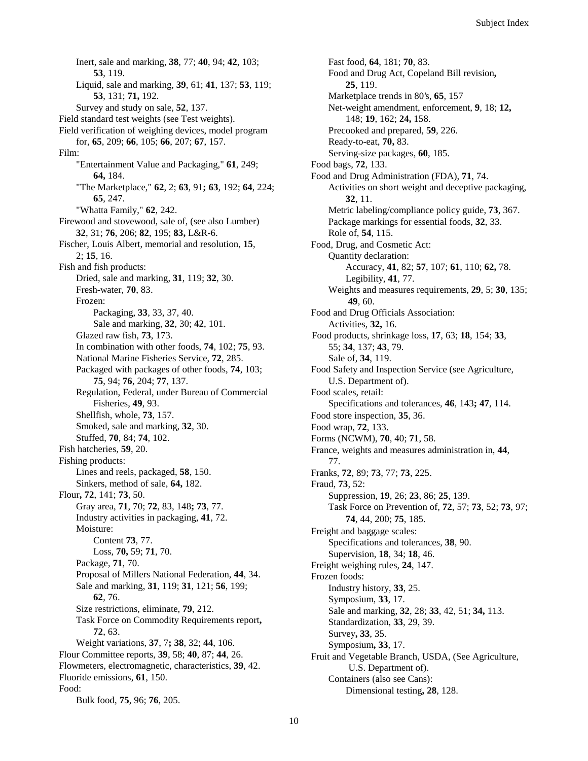Inert, sale and marking, **38**, 77; **40**, 94; **42**, 103; **53**, 119.
Liquid, sale and marking, **39**, 61; **41**, 137; **53**, 119; **53**, 131; **71,** 192.
Survey and study on sale, **52**, 137.

Field standard test weights (see Test weights).

Field verification of weighing devices, model program for, **65**, 209; **66**, 105; **66**, 207; **67**, 157.

Film:
"Entertainment Value and Packaging," **61**, 249; **64,** 184.
"The Marketplace," **62**, 2; **63**, 91**; 63**, 192; **64**, 224; **65**, 247.
"Whatta Family," **62**, 242.

Firewood and stovewood, sale of, (see also Lumber) **32**, 31; **76**, 206; **82**, 195; **83,** L&R-6.

Fischer, Louis Albert, memorial and resolution, **15**, 2; **15**, 16.

Fish and fish products:
Dried, sale and marking, **31**, 119; **32**, 30.
Fresh-water, **70**, 83.
Frozen:
Packaging, **33**, 33, 37, 40.
Sale and marking, **32**, 30; **42**, 101.
Glazed raw fish, **73**, 173.
In combination with other foods, **74**, 102; **75**, 93.
National Marine Fisheries Service, **72**, 285.
Packaged with packages of other foods, **74**, 103; **75**, 94; **76**, 204; **77**, 137.
Regulation, Federal, under Bureau of Commercial Fisheries, **49**, 93.
Shellfish, whole, **73**, 157.
Smoked, sale and marking, **32**, 30.
Stuffed, **70**, 84; **74**, 102.

Fish hatcheries, **59**, 20.

Fishing products:
Lines and reels, packaged, **58**, 150.
Sinkers, method of sale, **64,** 182.

Flour**, 72**, 141; **73**, 50.
Gray area, **71**, 70; **72**, 83, 148**; 73**, 77.
Industry activities in packaging, **41**, 72.
Moisture:
Content **73**, 77.
Loss, **70,** 59; **71**, 70.
Package, **71**, 70.
Proposal of Millers National Federation, **44**, 34.
Sale and marking, **31**, 119; **31**, 121; **56**, 199; **62**, 76.
Size restrictions, eliminate, **79**, 212.
Task Force on Commodity Requirements report**, 72**, 63.
Weight variations, **37**, 7**; 38**, 32; **44**, 106.

Flour Committee reports, **39**, 58; **40**, 87; **44**, 26.

Flowmeters, electromagnetic, characteristics, **39**, 42.

Fluoride emissions, **61**, 150.

Food:
Bulk food, **75**, 96; **76**, 205.
Fast food, **64**, 181; **70**, 83.
Food and Drug Act, Copeland Bill revision**, 25**, 119.
Marketplace trends in 80's, **65**, 157
Net-weight amendment, enforcement, **9**, 18; **12,** 148; **19**, 162; **24,** 158.
Precooked and prepared, **59**, 226.
Ready-to-eat, **70,** 83.
Serving-size packages, **60**, 185.

Food bags, **72**, 133.

Food and Drug Administration (FDA), **71**, 74.
Activities on short weight and deceptive packaging, **32**, 11.
Metric labeling/compliance policy guide, **73**, 367.
Package markings for essential foods, **32**, 33.
Role of, **54**, 115.

Food, Drug, and Cosmetic Act:
Quantity declaration:
Accuracy, **41**, 82; **57**, 107; **61**, 110; **62,** 78.
Legibility, **41**, 77.
Weights and measures requirements, **29**, 5; **30**, 135; **49**, 60.

Food and Drug Officials Association:
Activities, **32,** 16.

Food products, shrinkage loss, **17**, 63; **18**, 154; **33**, 55; **34**, 137; **43**, 79.
Sale of, **34**, 119.

Food Safety and Inspection Service (see Agriculture, U.S. Department of).

Food scales, retail:
Specifications and tolerances, **46**, 143**; 47**, 114.

Food store inspection, **35**, 36.

Food wrap, **72**, 133.

Forms (NCWM), **70**, 40; **71**, 58.

France, weights and measures administration in, **44**, 77.

Franks, **72**, 89; **73**, 77; **73**, 225.

Fraud, **73**, 52:
Suppression, **19**, 26; **23**, 86; **25**, 139.
Task Force on Prevention of, **72**, 57; **73**, 52; **73**, 97; **74**, 44, 200; **75**, 185.

Freight and baggage scales:
Specifications and tolerances, **38**, 90.
Supervision, **18**, 34; **18**, 46.

Freight weighing rules, **24**, 147.

Frozen foods:
Industry history, **33**, 25.
Symposium, **33**, 17.
Sale and marking, **32**, 28; **33**, 42, 51; **34,** 113.
Standardization, **33**, 29, 39.
Survey**, 33**, 35.
Symposium**, 33**, 17.

Fruit and Vegetable Branch, USDA, (See Agriculture, U.S. Department of).
Containers (also see Cans):
Dimensional testing**, 28**, 128.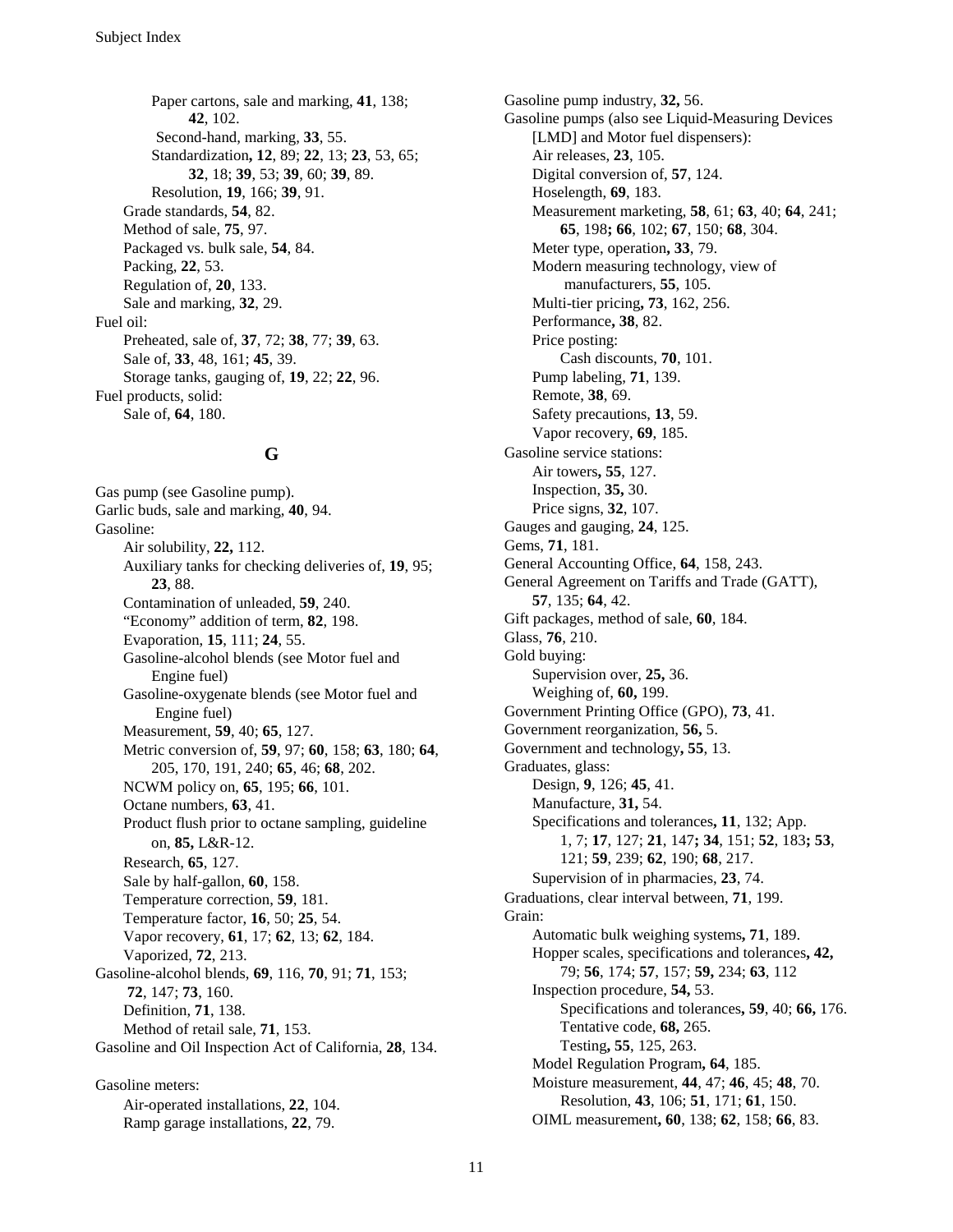Paper cartons, sale and marking, **41**, 138; **42**, 102.
Second-hand, marking, **33**, 55.
Standardization**, 12**, 89; **22**, 13; **23**, 53, 65; **32**, 18; **39**, 53; **39**, 60; **39**, 89.
Resolution, **19**, 166; **39**, 91.
Grade standards, **54**, 82.
Method of sale, **75**, 97.
Packaged vs. bulk sale, **54**, 84.
Packing, **22**, 53.
Regulation of, **20**, 133.
Sale and marking, **32**, 29.
Fuel oil:
Preheated, sale of, **37**, 72; **38**, 77; **39**, 63.
Sale of, **33**, 48, 161; **45**, 39.
Storage tanks, gauging of, **19**, 22; **22**, 96.
Fuel products, solid:
Sale of, **64**, 180.

## G

Gas pump (see Gasoline pump).
Garlic buds, sale and marking, **40**, 94.
Gasoline:
Air solubility, **22,** 112.
Auxiliary tanks for checking deliveries of, **19**, 95; **23**, 88.
Contamination of unleaded, **59**, 240.
"Economy" addition of term, **82**, 198.
Evaporation, **15**, 111; **24**, 55.
Gasoline-alcohol blends (see Motor fuel and Engine fuel)
Gasoline-oxygenate blends (see Motor fuel and Engine fuel)
Measurement, **59**, 40; **65**, 127.
Metric conversion of, **59**, 97; **60**, 158; **63**, 180; **64**, 205, 170, 191, 240; **65**, 46; **68**, 202.
NCWM policy on, **65**, 195; **66**, 101.
Octane numbers, **63**, 41.
Product flush prior to octane sampling, guideline on, **85,** L&R-12.
Research, **65**, 127.
Sale by half-gallon, **60**, 158.
Temperature correction, **59**, 181.
Temperature factor, **16**, 50; **25**, 54.
Vapor recovery, **61**, 17; **62**, 13; **62**, 184.
Vaporized, **72**, 213.
Gasoline-alcohol blends, **69**, 116, **70**, 91; **71**, 153; **72**, 147; **73**, 160.
Definition, **71**, 138.
Method of retail sale, **71**, 153.
Gasoline and Oil Inspection Act of California, **28**, 134.

Gasoline meters:
Air-operated installations, **22**, 104.
Ramp garage installations, **22**, 79.

Gasoline pump industry, **32,** 56.
Gasoline pumps (also see Liquid-Measuring Devices [LMD] and Motor fuel dispensers):
Air releases, **23**, 105.
Digital conversion of, **57**, 124.
Hoselength, **69**, 183.
Measurement marketing, **58**, 61; **63**, 40; **64**, 241; **65**, 198**; 66**, 102; **67**, 150; **68**, 304.
Meter type, operation**, 33**, 79.
Modern measuring technology, view of manufacturers, **55**, 105.
Multi-tier pricing**, 73**, 162, 256.
Performance**, 38**, 82.
Price posting:
Cash discounts, **70**, 101.
Pump labeling, **71**, 139.
Remote, **38**, 69.
Safety precautions, **13**, 59.
Vapor recovery, **69**, 185.
Gasoline service stations:
Air towers**, 55**, 127.
Inspection, **35,** 30.
Price signs, **32**, 107.
Gauges and gauging, **24**, 125.
Gems, **71**, 181.
General Accounting Office, **64**, 158, 243.
General Agreement on Tariffs and Trade (GATT), **57**, 135; **64**, 42.
Gift packages, method of sale, **60**, 184.
Glass, **76**, 210.
Gold buying:
Supervision over, **25,** 36.
Weighing of, **60,** 199.
Government Printing Office (GPO), **73**, 41.
Government reorganization, **56,** 5.
Government and technology**, 55**, 13.
Graduates, glass:
Design, **9**, 126; **45**, 41.
Manufacture, **31,** 54.
Specifications and tolerances**, 11**, 132; App. 1, 7; **17**, 127; **21**, 147**; 34**, 151; **52**, 183**; 53**, 121; **59**, 239; **62**, 190; **68**, 217.
Supervision in pharmacies, **23**, 74.
Graduations, clear interval between, **71**, 199.
Grain:
Automatic bulk weighing systems**, 71**, 189.
Hopper scales, specifications and tolerances**, 42,** 79; **56**, 174; **57**, 157; **59,** 234; **63**, 112
Inspection procedure, **54,** 53.
Specifications and tolerances**, 59**, 40; **66,** 176.
Tentative code, **68,** 265.
Testing**, 55**, 125, 263.
Model Regulation Program**, 64**, 185.
Moisture measurement, **44**, 47; **46**, 45; **48**, 70.
Resolution, **43**, 106; **51**, 171; **61**, 150.
OIML measurement**, 60**, 138; **62**, 158; **66**, 83.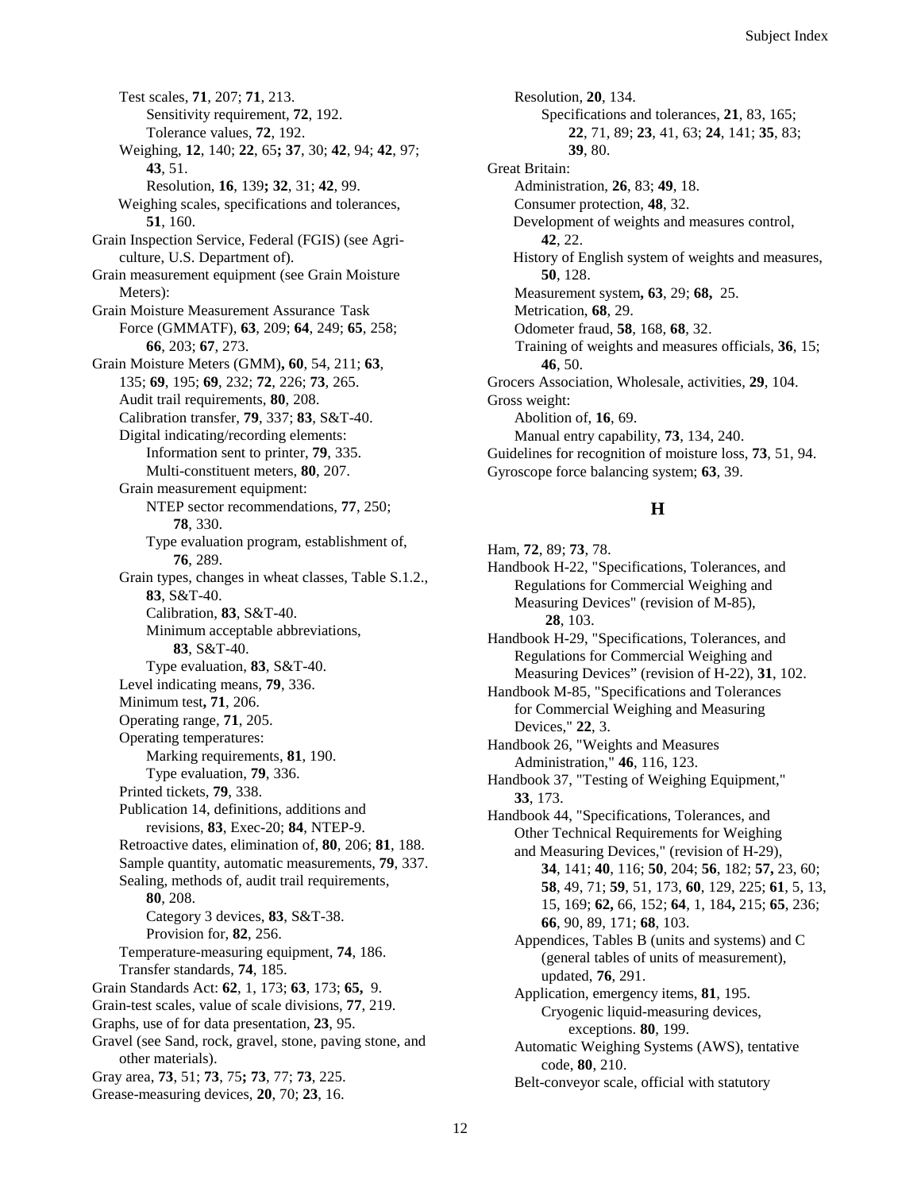Test scales, **71**, 207; **71**, 213.
- Sensitivity requirement, **72**, 192.
- Tolerance values, **72**, 192.

Weighing, **12**, 140; **22**, 65**; 37**, 30; **42**, 94; **42**, 97; **43**, 51.
- Resolution, **16**, 139**; 32**, 31; **42**, 99.

Weighing scales, specifications and tolerances, **51**, 160.

Grain Inspection Service, Federal (FGIS) (see Agriculture, U.S. Department of).

Grain measurement equipment (see Grain Moisture Meters):

Grain Moisture Measurement Assurance Task Force (GMMATF), **63**, 209; **64**, 249; **65**, 258; **66**, 203; **67**, 273.

Grain Moisture Meters (GMM)**, 60**, 54, 211; **63**, 135; **69**, 195; **69**, 232; **72**, 226; **73**, 265.
- Audit trail requirements, **80**, 208.
- Calibration transfer, **79**, 337; **83**, S&T-40.
- Digital indicating/recording elements:
  - Information sent to printer, **79**, 335.
  - Multi-constituent meters, **80**, 207.
- Grain measurement equipment:
  - NTEP sector recommendations, **77**, 250; **78**, 330.
  - Type evaluation program, establishment of, **76**, 289.
- Grain types, changes in wheat classes, Table S.1.2., **83**, S&T-40.
  - Calibration, **83**, S&T-40.
  - Minimum acceptable abbreviations, **83**, S&T-40.
  - Type evaluation, **83**, S&T-40.
- Level indicating means, **79**, 336.
- Minimum test**, 71**, 206.
- Operating range, **71**, 205.
- Operating temperatures:
  - Marking requirements, **81**, 190.
  - Type evaluation, **79**, 336.
- Printed tickets, **79**, 338.
- Publication 14, definitions, additions and revisions, **83**, Exec-20; **84**, NTEP-9.
- Retroactive dates, elimination of, **80**, 206; **81**, 188.
- Sample quantity, automatic measurements, **79**, 337.
- Sealing, methods of, audit trail requirements, **80**, 208.
  - Category 3 devices, **83**, S&T-38.
  - Provision for, **82**, 256.
- Temperature-measuring equipment, **74**, 186.
- Transfer standards, **74**, 185.

Grain Standards Act: **62**, 1, 173; **63**, 173; **65,** 9.

Grain-test scales, value of scale divisions, **77**, 219.

Graphs, use of for data presentation, **23**, 95.

Gravel (see Sand, rock, gravel, stone, paving stone, and other materials).

Gray area, **73**, 51; **73**, 75**; 73**, 77; **73**, 225.

Grease-measuring devices, **20**, 70; **23**, 16.
- Resolution, **20**, 134.
  - Specifications and tolerances, **21**, 83, 165; **22**, 71, 89; **23**, 41, 63; **24**, 141; **35**, 83; **39**, 80.

Great Britain:
- Administration, **26**, 83; **49**, 18.
- Consumer protection, **48**, 32.
- Development of weights and measures control, **42**, 22.
- History of English system of weights and measures, **50**, 128.
- Measurement system**, 63**, 29; **68,** 25.
- Metrication, **68**, 29.
- Odometer fraud, **58**, 168, **68**, 32.
- Training of weights and measures officials, **36**, 15; **46**, 50.

Grocers Association, Wholesale, activities, **29**, 104.

Gross weight:
- Abolition of, **16**, 69.
- Manual entry capability, **73**, 134, 240.

Guidelines for recognition of moisture loss, **73**, 51, 94.

Gyroscope force balancing system; **63**, 39.

## H

Ham, **72**, 89; **73**, 78.

Handbook H-22, "Specifications, Tolerances, and Regulations for Commercial Weighing and Measuring Devices" (revision of M-85), **28**, 103.

Handbook H-29, "Specifications, Tolerances, and Regulations for Commercial Weighing and Measuring Devices" (revision of H-22), **31**, 102.

Handbook M-85, "Specifications and Tolerances for Commercial Weighing and Measuring Devices," **22**, 3.

Handbook 26, "Weights and Measures Administration," **46**, 116, 123.

Handbook 37, "Testing of Weighing Equipment," **33**, 173.

Handbook 44, "Specifications, Tolerances, and Other Technical Requirements for Weighing and Measuring Devices," (revision of H-29), **34**, 141; **40**, 116; **50**, 204; **56**, 182; **57,** 23, 60; **58**, 49, 71; **59**, 51, 173, **60**, 129, 225; **61**, 5, 13, 15, 169; **62,** 66, 152; **64**, 1, 184**,** 215; **65**, 236; **66**, 90, 89, 171; **68**, 103.
- Appendices, Tables B (units and systems) and C (general tables of units of measurement), updated, **76**, 291.
- Application, emergency items, **81**, 195.
  - Cryogenic liquid-measuring devices, exceptions. **80**, 199.
- Automatic Weighing Systems (AWS), tentative code, **80**, 210.
- Belt-conveyor scale, official with statutory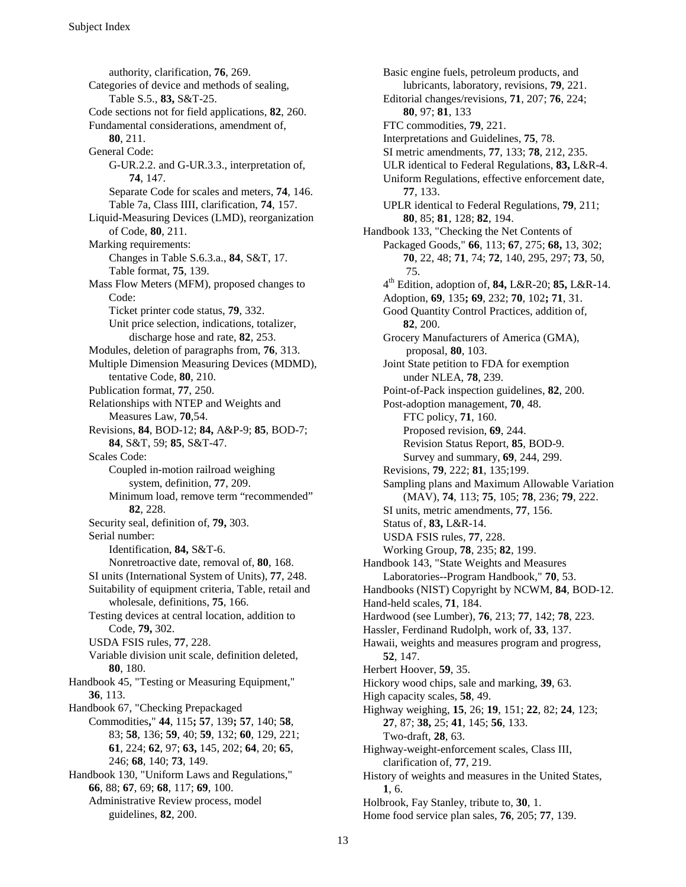authority, clarification, **76**, 269.
Categories of device and methods of sealing, Table S.5., **83,** S&T-25.
Code sections not for field applications, **82**, 260.
Fundamental considerations, amendment of, **80**, 211.
General Code:
G-UR.2.2. and G-UR.3.3., interpretation of, **74**, 147.
Separate Code for scales and meters, **74**, 146.
Table 7a, Class IIII, clarification, **74**, 157.
Liquid-Measuring Devices (LMD), reorganization of Code, **80**, 211.
Marking requirements:
Changes in Table S.6.3.a., **84**, S&T, 17.
Table format, **75**, 139.
Mass Flow Meters (MFM), proposed changes to Code:
Ticket printer code status, **79**, 332.
Unit price selection, indications, totalizer, discharge hose and rate, **82**, 253.
Modules, deletion of paragraphs from, **76**, 313.
Multiple Dimension Measuring Devices (MDMD), tentative Code, **80**, 210.
Publication format, **77**, 250.
Relationships with NTEP and Weights and Measures Law, **70**,54.
Revisions, **84**, BOD-12; **84,** A&P-9; **85**, BOD-7; **84**, S&T, 59; **85**, S&T-47.
Scales Code:
Coupled in-motion railroad weighing system, definition, **77**, 209.
Minimum load, remove term "recommended" **82**, 228.
Security seal, definition of, **79,** 303.
Serial number:
Identification, **84,** S&T-6.
Nonretroactive date, removal of, **80**, 168.
SI units (International System of Units), **77**, 248.
Suitability of equipment criteria, Table, retail and wholesale, definitions, **75**, 166.
Testing devices at central location, addition to Code, **79,** 302.
USDA FSIS rules, **77**, 228.
Variable division unit scale, definition deleted, **80**, 180.
Handbook 45, "Testing or Measuring Equipment," **36**, 113.
Handbook 67, "Checking Prepackaged Commodities**,**" **44**, 115**; 57**, 139**; 57**, 140; **58**, 83; **58**, 136; **59**, 40; **59**, 132; **60**, 129, 221; **61**, 224; **62**, 97; **63,** 145, 202; **64**, 20; **65**, 246; **68**, 140; **73**, 149.
Handbook 130, "Uniform Laws and Regulations," **66**, 88; **67**, 69; **68**, 117; **69**, 100.
Administrative Review process, model guidelines, **82**, 200.
Basic engine fuels, petroleum products, and lubricants, laboratory, revisions, **79**, 221.
Editorial changes/revisions, **71**, 207; **76**, 224; **80**, 97; **81**, 133
FTC commodities, **79**, 221.
Interpretations and Guidelines, **75**, 78.
SI metric amendments, **77**, 133; **78**, 212, 235.
ULR identical to Federal Regulations, **83,** L&R-4.
Uniform Regulations, effective enforcement date, **77**, 133.
UPLR identical to Federal Regulations, **79**, 211; **80**, 85; **81**, 128; **82**, 194.
Handbook 133, "Checking the Net Contents of Packaged Goods," **66**, 113; **67**, 275; **68,** 13, 302; **70**, 22, 48; **71**, 74; **72**, 140, 295, 297; **73**, 50, 75.
4th Edition, adoption of, **84,** L&R-20; **85,** L&R-14.
Adoption, **69**, 135**; 69**, 232; **70**, 102**; 71**, 31.
Good Quantity Control Practices, addition of, **82**, 200.
Grocery Manufacturers of America (GMA), proposal, **80**, 103.
Joint State petition to FDA for exemption under NLEA, **78**, 239.
Point-of-Pack inspection guidelines, **82**, 200.
Post-adoption management, **70**, 48.
FTC policy, **71**, 160.
Proposed revision, **69**, 244.
Revision Status Report, **85**, BOD-9.
Survey and summary, **69**, 244, 299.
Revisions, **79**, 222; **81**, 135;199.
Sampling plans and Maximum Allowable Variation (MAV), **74**, 113; **75**, 105; **78**, 236; **79**, 222.
SI units, metric amendments, **77**, 156.
Status of, **83,** L&R-14.
USDA FSIS rules, **77**, 228.
Working Group, **78**, 235; **82**, 199.
Handbook 143, "State Weights and Measures Laboratories--Program Handbook," **70**, 53.
Handbooks (NIST) Copyright by NCWM, **84**, BOD-12.
Hand-held scales, **71**, 184.
Hardwood (see Lumber), **76**, 213; **77**, 142; **78**, 223.
Hassler, Ferdinand Rudolph, work of, **33**, 137.
Hawaii, weights and measures program and progress, **52**, 147.
Herbert Hoover, **59**, 35.
Hickory wood chips, sale and marking, **39**, 63.
High capacity scales, **58**, 49.
Highway weighing, **15**, 26; **19**, 151; **22**, 82; **24**, 123; **27**, 87; **38,** 25; **41**, 145; **56**, 133.
Two-draft, **28**, 63.
Highway-weight-enforcement scales, Class III, clarification of, **77**, 219.
History of weights and measures in the United States, **1**, 6.
Holbrook, Fay Stanley, tribute to, **30**, 1.
Home food service plan sales, **76**, 205; **77**, 139.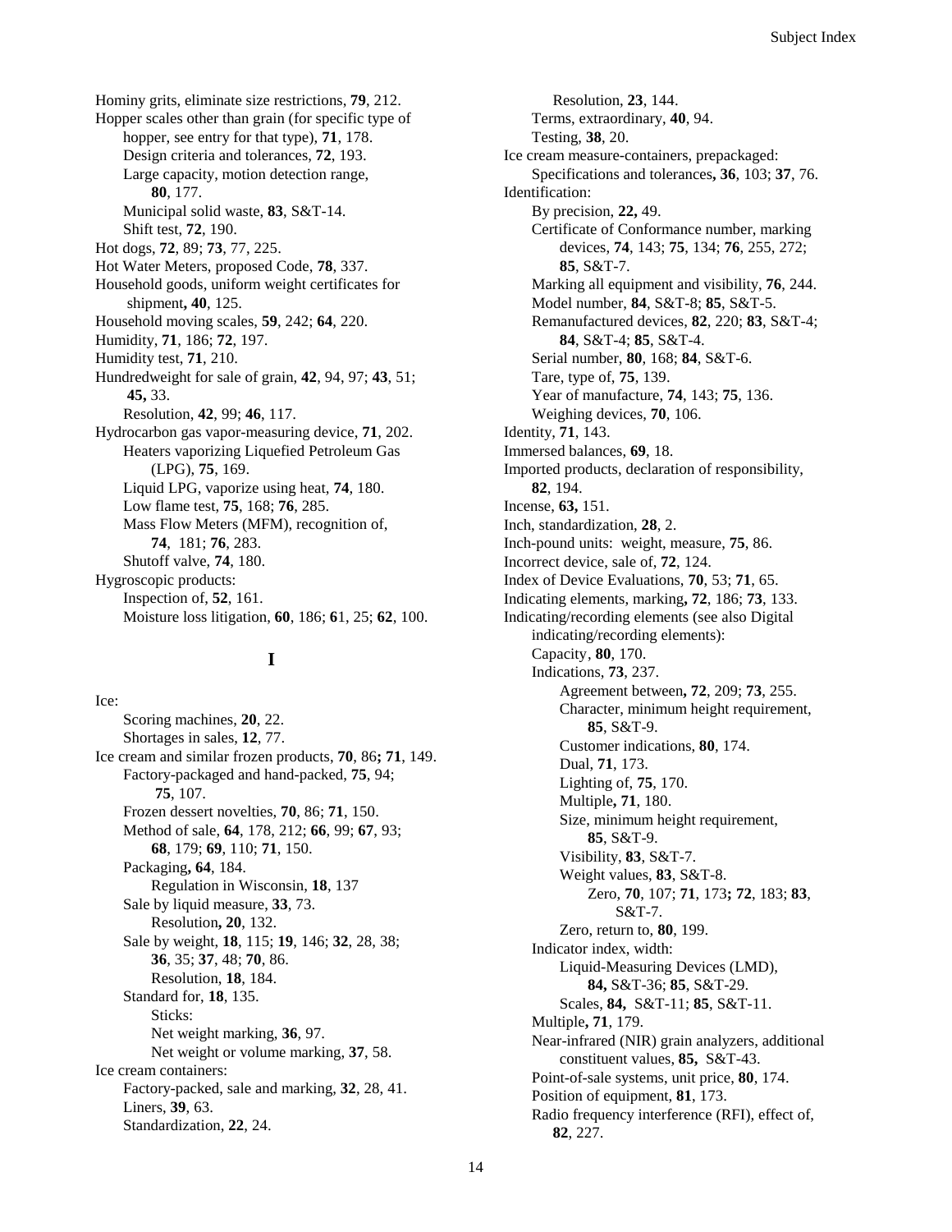Hominy grits, eliminate size restrictions, **79**, 212.
Hopper scales other than grain (for specific type of hopper, see entry for that type), **71**, 178.
  Design criteria and tolerances, **72**, 193.
  Large capacity, motion detection range, **80**, 177.
  Municipal solid waste, **83**, S&T-14.
  Shift test, **72**, 190.
Hot dogs, **72**, 89; **73**, 77, 225.
Hot Water Meters, proposed Code, **78**, 337.
Household goods, uniform weight certificates for shipment**, 40**, 125.
Household moving scales, **59**, 242; **64**, 220.
Humidity, **71**, 186; **72**, 197.
Humidity test, **71**, 210.
Hundredweight for sale of grain, **42**, 94, 97; **43**, 51; **45,** 33.
  Resolution, **42**, 99; **46**, 117.
Hydrocarbon gas vapor-measuring device, **71**, 202.
  Heaters vaporizing Liquefied Petroleum Gas (LPG), **75**, 169.
  Liquid LPG, vaporize using heat, **74**, 180.
  Low flame test, **75**, 168; **76**, 285.
  Mass Flow Meters (MFM), recognition of, **74**, 181; **76**, 283.
  Shutoff valve, **74**, 180.
Hygroscopic products:
  Inspection of, **52**, 161.
  Moisture loss litigation, **60**, 186; **6**1, 25; **62**, 100.

## I

Ice:
  Scoring machines, **20**, 22.
  Shortages in sales, **12**, 77.
Ice cream and similar frozen products, **70**, 86**; 71**, 149.
  Factory-packaged and hand-packed, **75**, 94; **75**, 107.
  Frozen dessert novelties, **70**, 86; **71**, 150.
  Method of sale, **64**, 178, 212; **66**, 99; **67**, 93; **68**, 179; **69**, 110; **71**, 150.
  Packaging**, 64**, 184.
    Regulation in Wisconsin, **18**, 137
  Sale by liquid measure, **33**, 73.
    Resolution**, 20**, 132.
  Sale by weight, **18**, 115; **19**, 146; **32**, 28, 38; **36**, 35; **37**, 48; **70**, 86.
    Resolution, **18**, 184.
  Standard for, **18**, 135.
    Sticks:
    Net weight marking, **36**, 97.
    Net weight or volume marking, **37**, 58.
Ice cream containers:
  Factory-packed, sale and marking, **32**, 28, 41.
  Liners, **39**, 63.
  Standardization, **22**, 24.
    Resolution, **23**, 144.
  Terms, extraordinary, **40**, 94.
  Testing, **38**, 20.
Ice cream measure-containers, prepackaged:
  Specifications and tolerances**, 36**, 103; **37**, 76.
Identification:
  By precision, **22,** 49.
  Certificate of Conformance number, marking devices, **74**, 143; **75**, 134; **76**, 255, 272; **85**, S&T-7.
  Marking all equipment and visibility, **76**, 244.
  Model number, **84**, S&T-8; **85**, S&T-5.
  Remanufactured devices, **82**, 220; **83**, S&T-4; **84**, S&T-4; **85**, S&T-4.
  Serial number, **80**, 168; **84**, S&T-6.
  Tare, type of, **75**, 139.
  Year of manufacture, **74**, 143; **75**, 136.
  Weighing devices, **70**, 106.
Identity, **71**, 143.
Immersed balances, **69**, 18.
Imported products, declaration of responsibility, **82**, 194.
Incense, **63,** 151.
Inch, standardization, **28**, 2.
Inch-pound units: weight, measure, **75**, 86.
Incorrect device, sale of, **72**, 124.
Index of Device Evaluations, **70**, 53; **71**, 65.
Indicating elements, marking**, 72**, 186; **73**, 133.
Indicating/recording elements (see also Digital indicating/recording elements):
  Capacity, **80**, 170.
  Indications, **73**, 237.
    Agreement between**, 72**, 209; **73**, 255.
    Character, minimum height requirement, **85**, S&T-9.
    Customer indications, **80**, 174.
    Dual, **71**, 173.
    Lighting of, **75**, 170.
    Multiple**, 71**, 180.
    Size, minimum height requirement, **85**, S&T-9.
    Visibility, **83**, S&T-7.
    Weight values, **83**, S&T-8.
      Zero, **70**, 107; **71**, 173**; 72**, 183; **83**, S&T-7.
    Zero, return to, **80**, 199.
  Indicator index, width:
    Liquid-Measuring Devices (LMD), **84,** S&T-36; **85**, S&T-29.
    Scales, **84,** S&T-11; **85**, S&T-11.
  Multiple**, 71**, 179.
  Near-infrared (NIR) grain analyzers, additional constituent values, **85,** S&T-43.
  Point-of-sale systems, unit price, **80**, 174.
  Position of equipment, **81**, 173.
  Radio frequency interference (RFI), effect of, **82**, 227.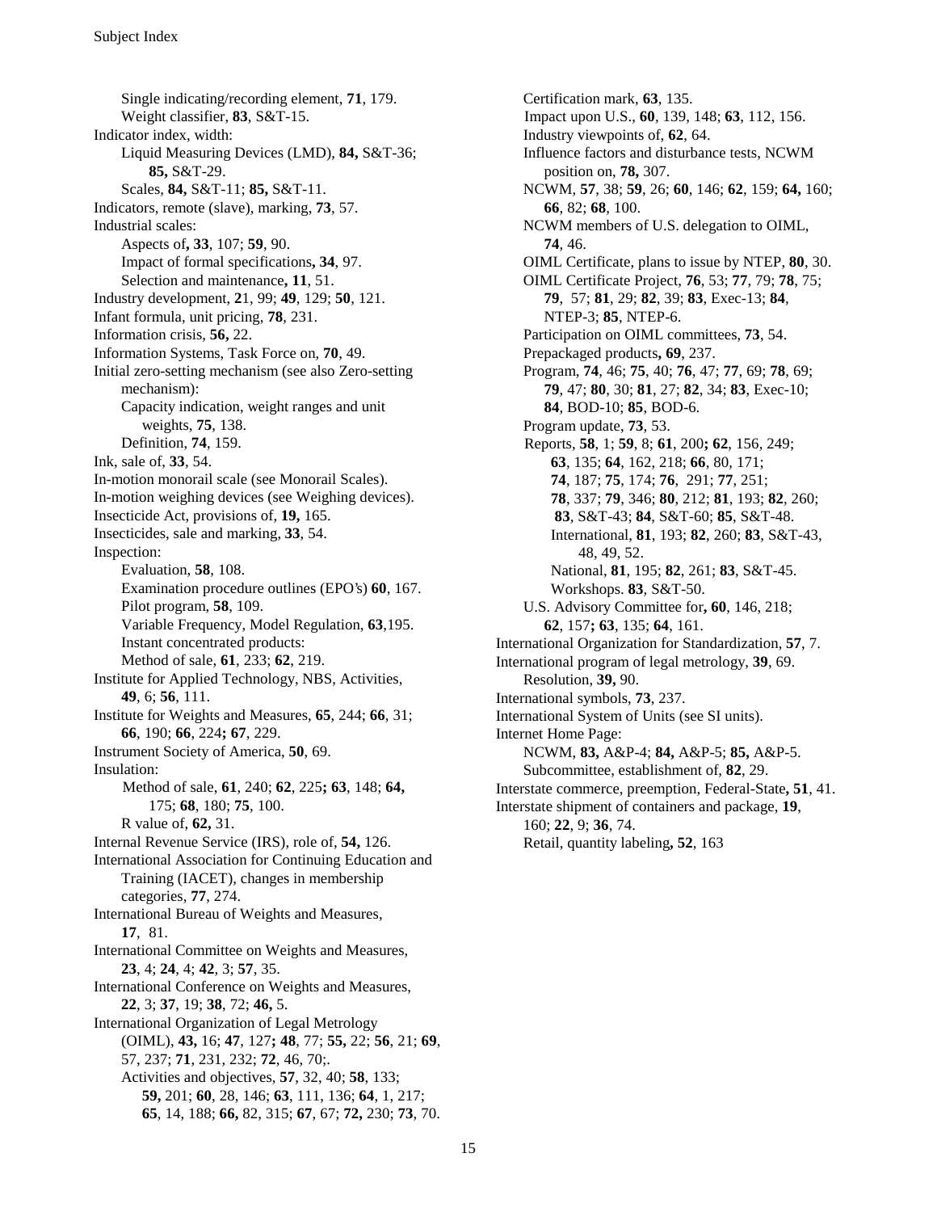Single indicating/recording element, **71**, 179.
Weight classifier, **83**, S&T-15.

Indicator index, width:
Liquid Measuring Devices (LMD), **84,** S&T-36; **85,** S&T-29.
Scales, **84,** S&T-11; **85,** S&T-11.

Indicators, remote (slave), marking, **73**, 57.

Industrial scales:
Aspects of**, 33**, 107; **59**, 90.
Impact of formal specifications**, 34**, 97.
Selection and maintenance**, 11**, 51.

Industry development, **2**1, 99; **49**, 129; **50**, 121.

Infant formula, unit pricing, **78**, 231.

Information crisis, **56,** 22.

Information Systems, Task Force on, **70**, 49.

Initial zero-setting mechanism (see also Zero-setting mechanism):
Capacity indication, weight ranges and unit weights, **75**, 138.
Definition, **74**, 159.

Ink, sale of, **33**, 54.

In-motion monorail scale (see Monorail Scales).

In-motion weighing devices (see Weighing devices).

Insecticide Act, provisions of, **19,** 165.

Insecticides, sale and marking, **33**, 54.

Inspection:
Evaluation, **58**, 108.
Examination procedure outlines (EPO's) **60**, 167.
Pilot program, **58**, 109.
Variable Frequency, Model Regulation, **63**,195.
Instant concentrated products:
Method of sale, **61**, 233; **62**, 219.

Institute for Applied Technology, NBS, Activities, **49**, 6; **56**, 111.

Institute for Weights and Measures, **65**, 244; **66**, 31; **66**, 190; **66**, 224**; 67**, 229.

Instrument Society of America, **50**, 69.

Insulation:
Method of sale, **61**, 240; **62**, 225**; 63**, 148; **64,** 175; **68**, 180; **75**, 100.
R value of, **62,** 31.

Internal Revenue Service (IRS), role of, **54,** 126.

International Association for Continuing Education and Training (IACET), changes in membership categories, **77**, 274.

International Bureau of Weights and Measures, **17**, 81.

International Committee on Weights and Measures, **23**, 4; **24**, 4; **42**, 3; **57**, 35.

International Conference on Weights and Measures, **22**, 3; **37**, 19; **38**, 72; **46,** 5.

International Organization of Legal Metrology (OIML), **43,** 16; **47**, 127**; 48**, 77; **55,** 22; **56**, 21; **69**, 57, 237; **71**, 231, 232; **72**, 46, 70;.
Activities and objectives, **57**, 32, 40; **58**, 133; **59,** 201; **60**, 28, 146; **63**, 111, 136; **64**, 1, 217; **65**, 14, 188; **66,** 82, 315; **67**, 67; **72,** 230; **73**, 70.
Certification mark, **63**, 135.
Impact upon U.S., **60**, 139, 148; **63**, 112, 156.
Industry viewpoints of, **62**, 64.
Influence factors and disturbance tests, NCWM position on, **78,** 307.
NCWM, **57**, 38; **59**, 26; **60**, 146; **62**, 159; **64,** 160; **66**, 82; **68**, 100.
NCWM members of U.S. delegation to OIML, **74**, 46.
OIML Certificate, plans to issue by NTEP, **80**, 30.
OIML Certificate Project, **76**, 53; **77**, 79; **78**, 75; **79**, 57; **81**, 29; **82**, 39; **83**, Exec-13; **84**, NTEP-3; **85**, NTEP-6.
Participation on OIML committees, **73**, 54.
Prepackaged products**, 69**, 237.
Program, **74**, 46; **75**, 40; **76**, 47; **77**, 69; **78**, 69; **79**, 47; **80**, 30; **81**, 27; **82**, 34; **83**, Exec-10; **84**, BOD-10; **85**, BOD-6.
Program update, **73**, 53.
Reports, **58**, 1; **59**, 8; **61**, 200**; 62**, 156, 249; **63**, 135; **64**, 162, 218; **66**, 80, 171; **74**, 187; **75**, 174; **76**, 291; **77**, 251; **78**, 337; **79**, 346; **80**, 212; **81**, 193; **82**, 260; **83**, S&T-43; **84**, S&T-60; **85**, S&T-48.
International, **81**, 193; **82**, 260; **83**, S&T-43, 48, 49, 52.
National, **81**, 195; **82**, 261; **83**, S&T-45.
Workshops. **83**, S&T-50.
U.S. Advisory Committee for**, 60**, 146, 218; **62**, 157**; 63**, 135; **64**, 161.

International Organization for Standardization, **57**, 7.

International program of legal metrology, **39**, 69.
Resolution, **39,** 90.

International symbols, **73**, 237.

International System of Units (see SI units).

Internet Home Page:
NCWM, **83,** A&P-4; **84,** A&P-5; **85,** A&P-5.
Subcommittee, establishment of, **82**, 29.

Interstate commerce, preemption, Federal-State**, 51**, 41.

Interstate shipment of containers and package, **19**, 160; **22**, 9; **36**, 74.
Retail, quantity labeling**, 52**, 163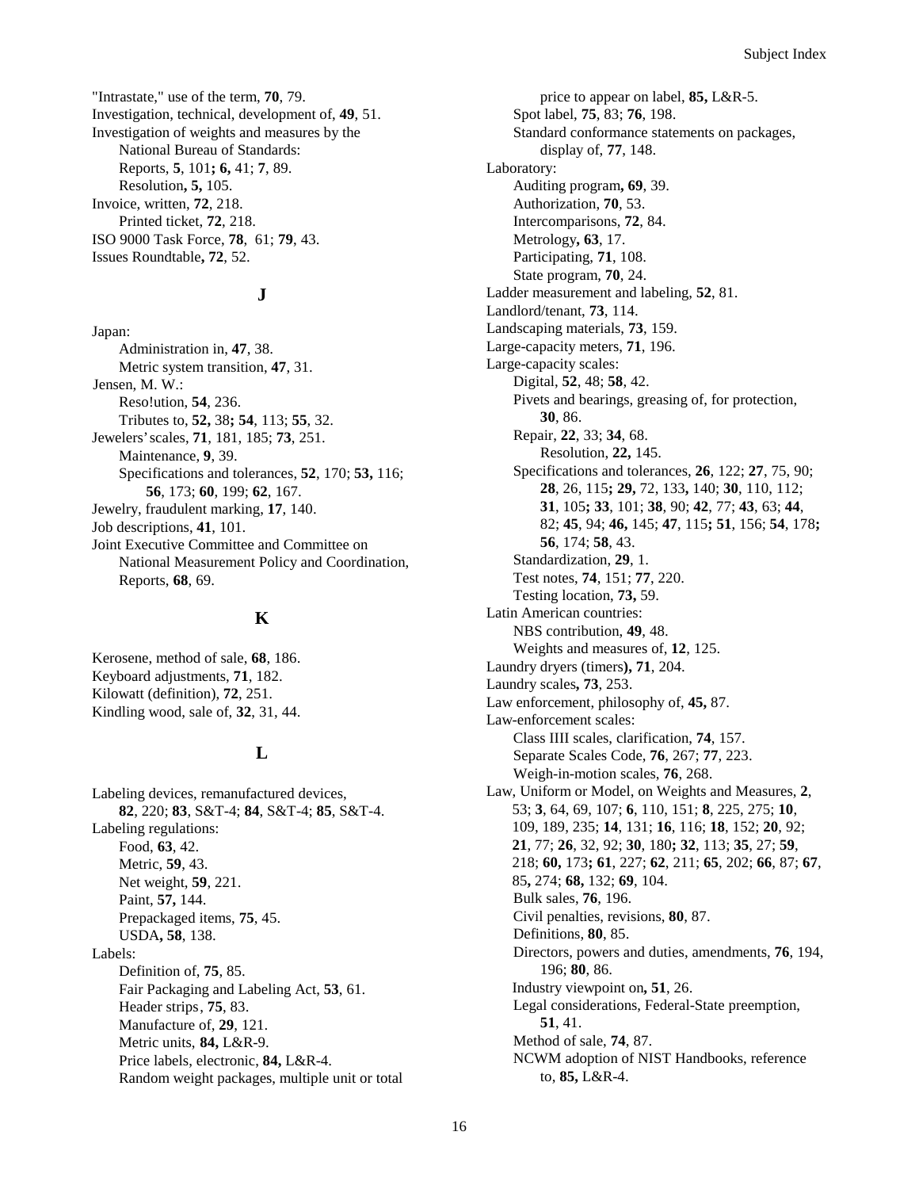"Intrastate," use of the term, **70**, 79.
Investigation, technical, development of, **49**, 51.
Investigation of weights and measures by the National Bureau of Standards:
- Reports, **5**, 101**; 6,** 41; **7**, 89.
- Resolution**, 5,** 105.

Invoice, written, **72**, 218.
- Printed ticket, **72**, 218.

ISO 9000 Task Force, **78**, 61; **79**, 43.
Issues Roundtable**, 72**, 52.

## J

Japan:
- Administration in, **47**, 38.
- Metric system transition, **47**, 31.

Jensen, M. W.:
- Reso!ution, **54**, 236.
- Tributes to, **52,** 38**; 54**, 113; **55**, 32.

Jewelers' scales, **71**, 181, 185; **73**, 251.
- Maintenance, **9**, 39.
- Specifications and tolerances, **52**, 170; **53,** 116; **56**, 173; **60**, 199; **62**, 167.

Jewelry, fraudulent marking, **17**, 140.
Job descriptions, **41**, 101.
Joint Executive Committee and Committee on National Measurement Policy and Coordination, Reports, **68**, 69.

## K

Kerosene, method of sale, **68**, 186.
Keyboard adjustments, **71**, 182.
Kilowatt (definition), **72**, 251.
Kindling wood, sale of, **32**, 31, 44.

## L

Labeling devices, remanufactured devices, **82**, 220; **83**, S&T-4; **84**, S&T-4; **85**, S&T-4.
Labeling regulations:
- Food, **63**, 42.
- Metric, **59**, 43.
- Net weight, **59**, 221.
- Paint, **57,** 144.
- Prepackaged items, **75**, 45.
- USDA**, 58**, 138.

Labels:
- Definition of, **75**, 85.
- Fair Packaging and Labeling Act, **53**, 61.
- Header strips, **75**, 83.
- Manufacture of, **29**, 121.
- Metric units, **84,** L&R-9.
- Price labels, electronic, **84,** L&R-4.
- Random weight packages, multiple unit or total price to appear on label, **85,** L&R-5.
- Spot label, **75**, 83; **76**, 198.
- Standard conformance statements on packages, display of, **77**, 148.

Laboratory:
- Auditing program**, 69**, 39.
- Authorization, **70**, 53.
- Intercomparisons, **72**, 84.
- Metrology**, 63**, 17.
- Participating, **71**, 108.
- State program, **70**, 24.

Ladder measurement and labeling, **52**, 81.
Landlord/tenant, **73**, 114.
Landscaping materials, **73**, 159.
Large-capacity meters, **71**, 196.
Large-capacity scales:
- Digital, **52**, 48; **58**, 42.
- Pivets and bearings, greasing of, for protection, **30**, 86.
- Repair, **22**, 33; **34**, 68.
  - Resolution, **22,** 145.
- Specifications and tolerances, **26**, 122; **27**, 75, 90; **28**, 26, 115**; 29,** 72, 133**,** 140; **30**, 110, 112; **31**, 105**; 33**, 101; **38**, 90; **42**, 77; **43**, 63; **44**, 82; **45**, 94; **46,** 145; **47**, 115**; 51**, 156; **54**, 178**; 56**, 174; **58**, 43.
- Standardization, **29**, 1.
- Test notes, **74**, 151; **77**, 220.
- Testing location, **73,** 59.

Latin American countries:
- NBS contribution, **49**, 48.
- Weights and measures of, **12**, 125.

Laundry dryers (timers**), 71**, 204.
Laundry scales**, 73**, 253.
Law enforcement, philosophy of, **45,** 87.
Law-enforcement scales:
- Class IIII scales, clarification, **74**, 157.
- Separate Scales Code, **76**, 267; **77**, 223.
- Weigh-in-motion scales, **76**, 268.

Law, Uniform or Model, on Weights and Measures, **2**, 53; **3**, 64, 69, 107; **6**, 110, 151; **8**, 225, 275; **10**, 109, 189, 235; **14**, 131; **16**, 116; **18**, 152; **20**, 92; **21**, 77; **26**, 32, 92; **30**, 180**; 32**, 113; **35**, 27; **59**, 218; **60,** 173**; 61**, 227; **62**, 211; **65**, 202; **66**, 87; **67**, 85**,** 274; **68,** 132; **69**, 104.
- Bulk sales, **76**, 196.
- Civil penalties, revisions, **80**, 87.
- Definitions, **80**, 85.
- Directors, powers and duties, amendments, **76**, 194, 196; **80**, 86.
- Industry viewpoint on**, 51**, 26.
- Legal considerations, Federal-State preemption, **51**, 41.
- Method of sale, **74**, 87.
- NCWM adoption of NIST Handbooks, reference to, **85,** L&R-4.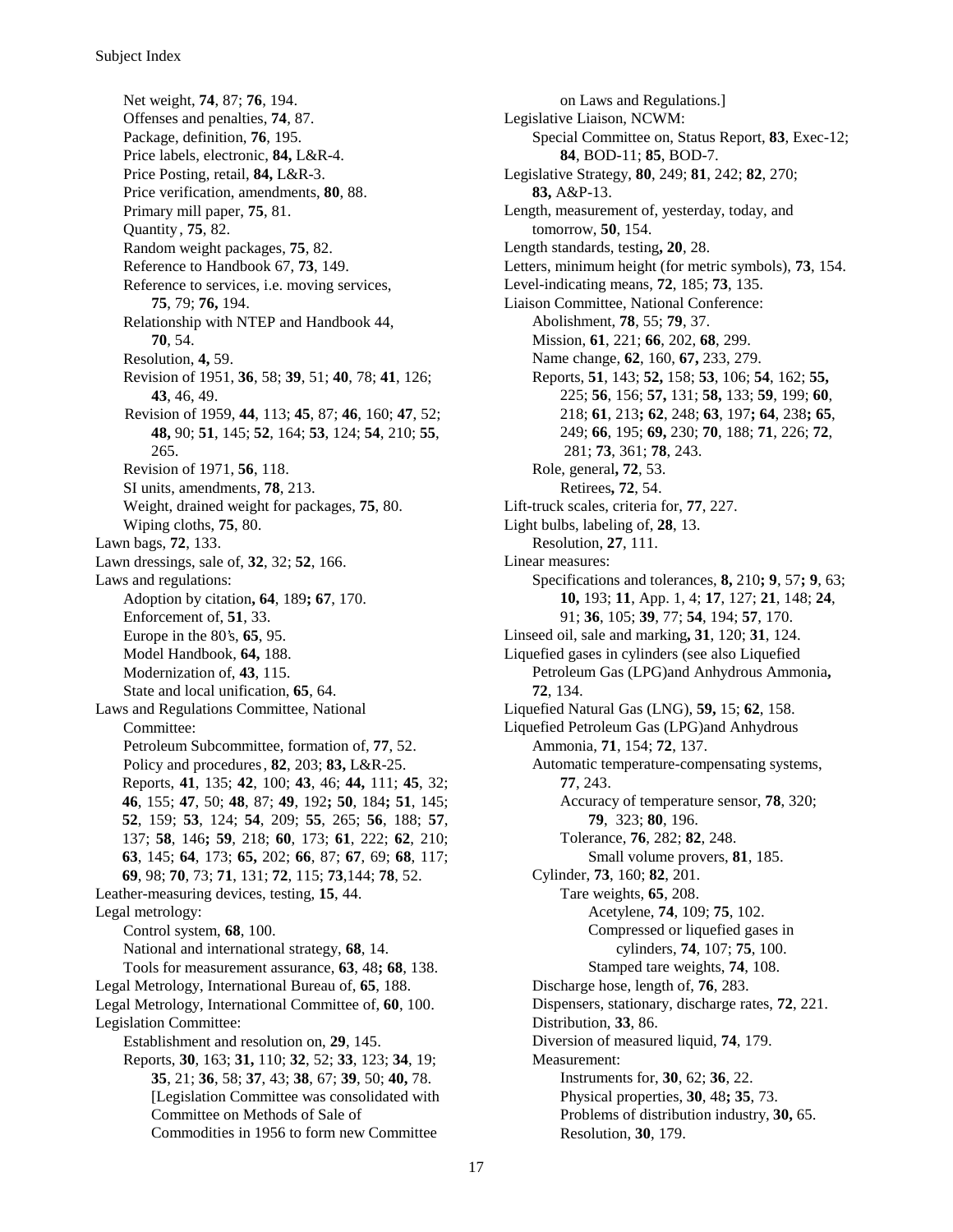Net weight, **74**, 87; **76**, 194.
Offenses and penalties, **74**, 87.
Package, definition, **76**, 195.
Price labels, electronic, **84,** L&R-4.
Price Posting, retail, **84,** L&R-3.
Price verification, amendments, **80**, 88.
Primary mill paper, **75**, 81.
Quantity , **75**, 82.
Random weight packages, **75**, 82.
Reference to Handbook 67, **73**, 149.
Reference to services, i.e. moving services, **75**, 79; **76,** 194.
Relationship with NTEP and Handbook 44, **70**, 54.
Resolution, **4,** 59.
Revision of 1951, **36**, 58; **39**, 51; **40**, 78; **41**, 126; **43**, 46, 49.
Revision of 1959, **44**, 113; **45**, 87; **46**, 160; **47**, 52; **48,** 90; **51**, 145; **52**, 164; **53**, 124; **54**, 210; **55**, 265.
Revision of 1971, **56**, 118.
SI units, amendments, **78**, 213.
Weight, drained weight for packages, **75**, 80.
Wiping cloths, **75**, 80.

Lawn bags, **72**, 133.
Lawn dressings, sale of, **32**, 32; **52**, 166.
Laws and regulations:
Adoption by citation**, 64**, 189**; 67**, 170.
Enforcement of, **51**, 33.
Europe in the 80's, **65**, 95.
Model Handbook, **64,** 188.
Modernization of, **43**, 115.
State and local unification, **65**, 64.

Laws and Regulations Committee, National Committee:
Petroleum Subcommittee, formation of, **77**, 52.
Policy and procedures , **82**, 203; **83,** L&R-25.
Reports, **41**, 135; **42**, 100; **43**, 46; **44,** 111; **45**, 32; **46**, 155; **47**, 50; **48**, 87; **49**, 192**; 50**, 184**; 51**, 145; **52**, 159; **53**, 124; **54**, 209; **55**, 265; **56**, 188; **57**, 137; **58**, 146**; 59**, 218; **60**, 173; **61**, 222; **62**, 210; **63**, 145; **64**, 173; **65,** 202; **66**, 87; **67**, 69; **68**, 117; **69**, 98; **70**, 73; **71**, 131; **72**, 115; **73**,144; **78**, 52.

Leather-measuring devices, testing, **15**, 44.
Legal metrology:
Control system, **68**, 100.
National and international strategy, **68**, 14.
Tools for measurement assurance, **63**, 48**; 68**, 138.

Legal Metrology, International Bureau of, **65**, 188.
Legal Metrology, International Committee of, **60**, 100.
Legislation Committee:
Establishment and resolution on, **29**, 145.
Reports, **30**, 163; **31,** 110; **32**, 52; **33**, 123; **34**, 19; **35**, 21; **36**, 58; **37**, 43; **38**, 67; **39**, 50; **40,** 78. [Legislation Committee was consolidated with Committee on Methods of Sale of Commodities in 1956 to form new Committee on Laws and Regulations.]

Legislative Liaison, NCWM:
Special Committee on, Status Report, **83**, Exec-12; **84**, BOD-11; **85**, BOD-7.

Legislative Strategy, **80**, 249; **81**, 242; **82**, 270; **83,** A&P-13.
Length, measurement of, yesterday, today, and tomorrow, **50**, 154.
Length standards, testing**, 20**, 28.
Letters, minimum height (for metric symbols), **73**, 154.
Level-indicating means, **72**, 185; **73**, 135.
Liaison Committee, National Conference:
Abolishment, **78**, 55; **79**, 37.
Mission, **61**, 221; **66**, 202, **68**, 299.
Name change, **62**, 160, **67,** 233, 279.
Reports, **51**, 143; **52,** 158; **53**, 106; **54**, 162; **55,** 225; **56**, 156; **57,** 131; **58,** 133; **59**, 199; **60**, 218; **61**, 213**; 62**, 248; **63**, 197**; 64**, 238**; 65**, 249; **66**, 195; **69,** 230; **70**, 188; **71**, 226; **72**, 281; **73**, 361; **78**, 243.
Role, general**, 72**, 53.
Retirees**, 72**, 54.

Lift-truck scales, criteria for, **77**, 227.
Light bulbs, labeling of, **28**, 13.
Resolution, **27**, 111.

Linear measures:
Specifications and tolerances, **8,** 210**; 9**, 57**; 9**, 63; **10,** 193; **11**, App. 1, 4; **17**, 127; **21**, 148; **24**, 91; **36**, 105; **39**, 77; **54**, 194; **57**, 170.

Linseed oil, sale and marking**, 31**, 120; **31**, 124.
Liquefied gases in cylinders (see also Liquefied Petroleum Gas (LPG)and Anhydrous Ammonia**, 72**, 134.
Liquefied Natural Gas (LNG), **59,** 15; **62**, 158.
Liquefied Petroleum Gas (LPG)and Anhydrous Ammonia, **71**, 154; **72**, 137.
Automatic temperature-compensating systems, **77**, 243.
Accuracy of temperature sensor, **78**, 320; **79**, 323; **80**, 196.
Tolerance, **76**, 282; **82**, 248.
Small volume provers, **81**, 185.
Cylinder, **73**, 160; **82**, 201.
Tare weights, **65**, 208.
Acetylene, **74**, 109; **75**, 102.
Compressed or liquefied gases in cylinders, **74**, 107; **75**, 100.
Stamped tare weights, **74**, 108.
Discharge hose, length of, **76**, 283.
Dispensers, stationary, discharge rates, **72**, 221.
Distribution, **33**, 86.
Diversion of measured liquid, **74**, 179.
Measurement:
Instruments for, **30**, 62; **36**, 22.
Physical properties, **30**, 48**; 35**, 73.
Problems of distribution industry, **30,** 65.
Resolution, **30**, 179.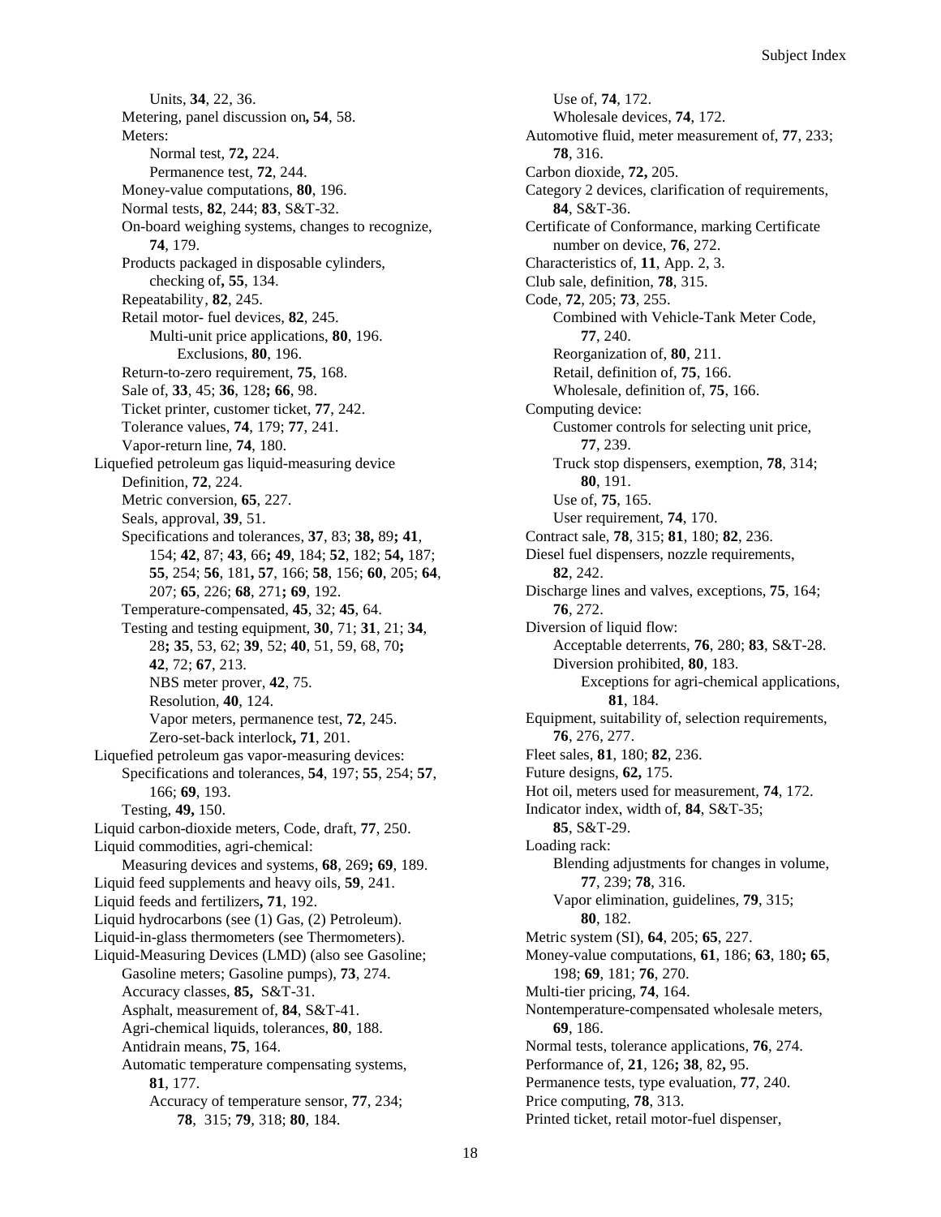Units, **34**, 22, 36.
Metering, panel discussion on**, 54**, 58.
Meters:
Normal test, **72,** 224.
Permanence test, **72**, 244.
Money-value computations, **80**, 196.
Normal tests, **82**, 244; **83**, S&T-32.
On-board weighing systems, changes to recognize, **74**, 179.
Products packaged in disposable cylinders, checking of**, 55**, 134.
Repeatability, **82**, 245.
Retail motor- fuel devices, **82**, 245.
Multi-unit price applications, **80**, 196.
Exclusions, **80**, 196.
Return-to-zero requirement, **75**, 168.
Sale of, **33**, 45; **36**, 128**; 66**, 98.
Ticket printer, customer ticket, **77**, 242.
Tolerance values, **74**, 179; **77**, 241.
Vapor-return line, **74**, 180.

Liquefied petroleum gas liquid-measuring device
Definition, **72**, 224.
Metric conversion, **65**, 227.
Seals, approval, **39**, 51.
Specifications and tolerances, **37**, 83; **38,** 89**; 41**, 154; **42**, 87; **43**, 66**; 49**, 184; **52**, 182; **54,** 187; **55**, 254; **56**, 181**, 57**, 166; **58**, 156; **60**, 205; **64**, 207; **65**, 226; **68**, 271**; 69**, 192.
Temperature-compensated, **45**, 32; **45**, 64.
Testing and testing equipment, **30**, 71; **31**, 21; **34**, 28**; 35**, 53, 62; **39**, 52; **40**, 51, 59, 68, 70**; 42**, 72; **67**, 213.
NBS meter prover, **42**, 75.
Resolution, **40**, 124.
Vapor meters, permanence test, **72**, 245.
Zero-set-back interlock**, 71**, 201.

Liquefied petroleum gas vapor-measuring devices:
Specifications and tolerances, **54**, 197; **55**, 254; **57**, 166; **69**, 193.
Testing, **49,** 150.

Liquid carbon-dioxide meters, Code, draft, **77**, 250.

Liquid commodities, agri-chemical:
Measuring devices and systems, **68**, 269**; 69**, 189.

Liquid feed supplements and heavy oils, **59**, 241.

Liquid feeds and fertilizers**, 71**, 192.

Liquid hydrocarbons (see (1) Gas, (2) Petroleum).

Liquid-in-glass thermometers (see Thermometers).

Liquid-Measuring Devices (LMD) (also see Gasoline; Gasoline meters; Gasoline pumps), **73**, 274.
Accuracy classes, **85,** S&T-31.
Asphalt, measurement of, **84**, S&T-41.
Agri-chemical liquids, tolerances, **80**, 188.
Antidrain means, **75**, 164.
Automatic temperature compensating systems, **81**, 177.
Accuracy of temperature sensor, **77**, 234; **78**, 315; **79**, 318; **80**, 184.
Use of, **74**, 172.
Wholesale devices, **74**, 172.
Automotive fluid, meter measurement of, **77**, 233; **78**, 316.
Carbon dioxide, **72,** 205.
Category 2 devices, clarification of requirements, **84**, S&T-36.
Certificate of Conformance, marking Certificate number on device, **76**, 272.
Characteristics of, **11**, App. 2, 3.
Club sale, definition, **78**, 315.
Code, **72**, 205; **73**, 255.
Combined with Vehicle-Tank Meter Code, **77**, 240.
Reorganization of, **80**, 211.
Retail, definition of, **75**, 166.
Wholesale, definition of, **75**, 166.
Computing device:
Customer controls for selecting unit price, **77**, 239.
Truck stop dispensers, exemption, **78**, 314; **80**, 191.
Use of, **75**, 165.
User requirement, **74**, 170.
Contract sale, **78**, 315; **81**, 180; **82**, 236.
Diesel fuel dispensers, nozzle requirements, **82**, 242.
Discharge lines and valves, exceptions, **75**, 164; **76**, 272.
Diversion of liquid flow:
Acceptable deterrents, **76**, 280; **83**, S&T-28.
Diversion prohibited, **80**, 183.
Exceptions for agri-chemical applications, **81**, 184.
Equipment, suitability of, selection requirements, **76**, 276, 277.
Fleet sales, **81**, 180; **82**, 236.
Future designs, **62,** 175.
Hot oil, meters used for measurement, **74**, 172.
Indicator index, width of, **84**, S&T-35; **85**, S&T-29.
Loading rack:
Blending adjustments for changes in volume, **77**, 239; **78**, 316.
Vapor elimination, guidelines, **79**, 315; **80**, 182.
Metric system (SI), **64**, 205; **65**, 227.
Money-value computations, **61**, 186; **63**, 180**; 65**, 198; **69**, 181; **76**, 270.
Multi-tier pricing, **74**, 164.
Nontemperature-compensated wholesale meters, **69**, 186.
Normal tests, tolerance applications, **76**, 274.
Performance of, **21**, 126**; 38**, 82**,** 95.
Permanence tests, type evaluation, **77**, 240.
Price computing, **78**, 313.
Printed ticket, retail motor-fuel dispenser,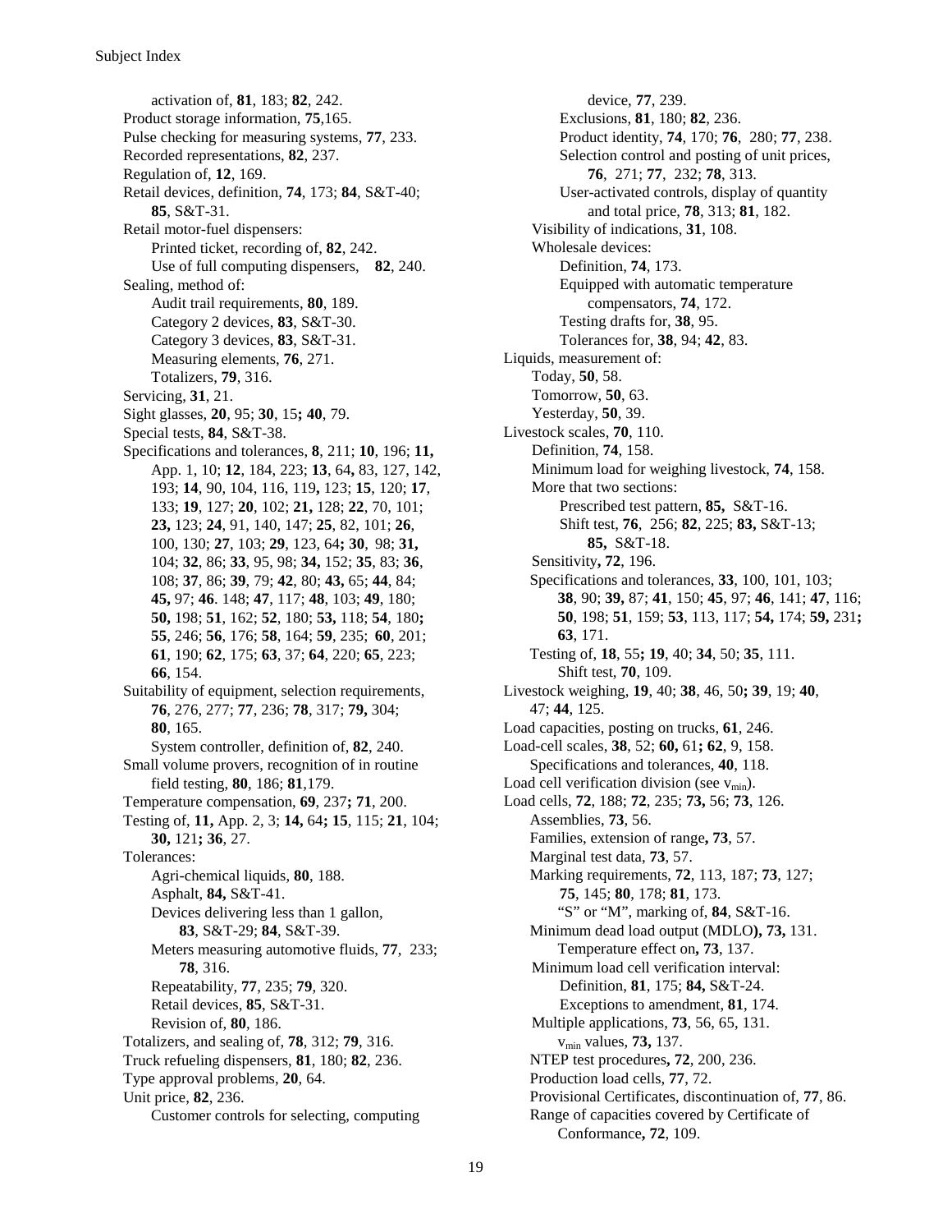activation of, **81**, 183; **82**, 242.
Product storage information, **75**,165.
Pulse checking for measuring systems, **77**, 233.
Recorded representations, **82**, 237.
Regulation of, **12**, 169.
Retail devices, definition, **74**, 173; **84**, S&T-40; **85**, S&T-31.
Retail motor-fuel dispensers:
  Printed ticket, recording of, **82**, 242.
  Use of full computing dispensers, **82**, 240.
Sealing, method of:
  Audit trail requirements, **80**, 189.
  Category 2 devices, **83**, S&T-30.
  Category 3 devices, **83**, S&T-31.
  Measuring elements, **76**, 271.
  Totalizers, **79**, 316.
Servicing, **31**, 21.
Sight glasses, **20**, 95; **30**, 15**;** **40**, 79.
Special tests, **84**, S&T-38.
Specifications and tolerances, **8**, 211; **10**, 196; **11,** App. 1, 10; **12**, 184, 223; **13**, 64**,** 83, 127, 142, 193; **14**, 90, 104, 116, 119**,** 123; **15**, 120; **17**, 133; **19**, 127; **20**, 102; **21,** 128; **22**, 70, 101; **23,** 123; **24**, 91, 140, 147; **25**, 82, 101; **26**, 100, 130; **27**, 103; **29**, 123, 64**;** **30**, 98; **31,** 104; **32**, 86; **33**, 95, 98; **34,** 152; **35**, 83; **36**, 108; **37**, 86; **39**, 79; **42**, 80; **43,** 65; **44**, 84; **45,** 97; **46**. 148; **47**, 117; **48**, 103; **49**, 180; **50,** 198; **51**, 162; **52**, 180; **53,** 118; **54**, 180**;** **55**, 246; **56**, 176; **58**, 164; **59**, 235; **60**, 201; **61**, 190; **62**, 175; **63**, 37; **64**, 220; **65**, 223; **66**, 154.
Suitability of equipment, selection requirements, **76**, 276, 277; **77**, 236; **78**, 317; **79,** 304; **80**, 165.
  System controller, definition of, **82**, 240.
Small volume provers, recognition of in routine field testing, **80**, 186; **81**,179.
Temperature compensation, **69**, 237**;** **71**, 200.
Testing of, **11,** App. 2, 3; **14,** 64**;** **15**, 115; **21**, 104; **30,** 121**;** **36**, 27.
Tolerances:
  Agri-chemical liquids, **80**, 188.
  Asphalt, **84,** S&T-41.
  Devices delivering less than 1 gallon, **83**, S&T-29; **84**, S&T-39.
  Meters measuring automotive fluids, **77**, 233; **78**, 316.
  Repeatability, **77**, 235; **79**, 320.
  Retail devices, **85**, S&T-31.
  Revision of, **80**, 186.
Totalizers, and sealing of, **78**, 312; **79**, 316.
Truck refueling dispensers, **81**, 180; **82**, 236.
Type approval problems, **20**, 64.
Unit price, **82**, 236.
  Customer controls for selecting, computing device, **77**, 239.
  Exclusions, **81**, 180; **82**, 236.
  Product identity, **74**, 170; **76**, 280; **77**, 238.
  Selection control and posting of unit prices, **76**, 271; **77**, 232; **78**, 313.
  User-activated controls, display of quantity and total price, **78**, 313; **81**, 182.
Visibility of indications, **31**, 108.
Wholesale devices:
  Definition, **74**, 173.
  Equipped with automatic temperature compensators, **74**, 172.
  Testing drafts for, **38**, 95.
  Tolerances for, **38**, 94; **42**, 83.
Liquids, measurement of:
  Today, **50**, 58.
  Tomorrow, **50**, 63.
  Yesterday, **50**, 39.
Livestock scales, **70**, 110.
  Definition, **74**, 158.
  Minimum load for weighing livestock, **74**, 158.
  More that two sections:
    Prescribed test pattern, **85,** S&T-16.
    Shift test, **76**, 256; **82**, 225; **83,** S&T-13; **85,** S&T-18.
  Sensitivity**,** **72**, 196.
  Specifications and tolerances, **33**, 100, 101, 103; **38**, 90; **39,** 87; **41**, 150; **45**, 97; **46**, 141; **47**, 116; **50**, 198; **51**, 159; **53**, 113, 117; **54,** 174; **59,** 231**;** **63**, 171.
  Testing of, **18**, 55**;** **19**, 40; **34**, 50; **35**, 111.
    Shift test, **70**, 109.
Livestock weighing, **19**, 40; **38**, 46, 50**;** **39**, 19; **40**, 47; **44**, 125.
Load capacities, posting on trucks, **61**, 246.
Load-cell scales, **38**, 52; **60,** 61**;** **62**, 9, 158.
  Specifications and tolerances, **40**, 118.
Load cell verification division (see $v_{min}$).
Load cells, **72**, 188; **72**, 235; **73,** 56; **73**, 126.
  Assemblies, **73**, 56.
  Families, extension of range**,** **73**, 57.
  Marginal test data, **73**, 57.
  Marking requirements, **72**, 113, 187; **73**, 127; **75**, 145; **80**, 178; **81**, 173.
    "S" or "M", marking of, **84**, S&T-16.
  Minimum dead load output (MDLO**),** **73,** 131.
    Temperature effect on**,** **73**, 137.
  Minimum load cell verification interval:
    Definition, **81**, 175; **84,** S&T-24.
    Exceptions to amendment, **81**, 174.
  Multiple applications, **73**, 56, 65, 131.
    $v_{min}$ values, **73,** 137.
  NTEP test procedures**,** **72**, 200, 236.
  Production load cells, **77**, 72.
  Provisional Certificates, discontinuation of, **77**, 86.
  Range of capacities covered by Certificate of Conformance**,** **72**, 109.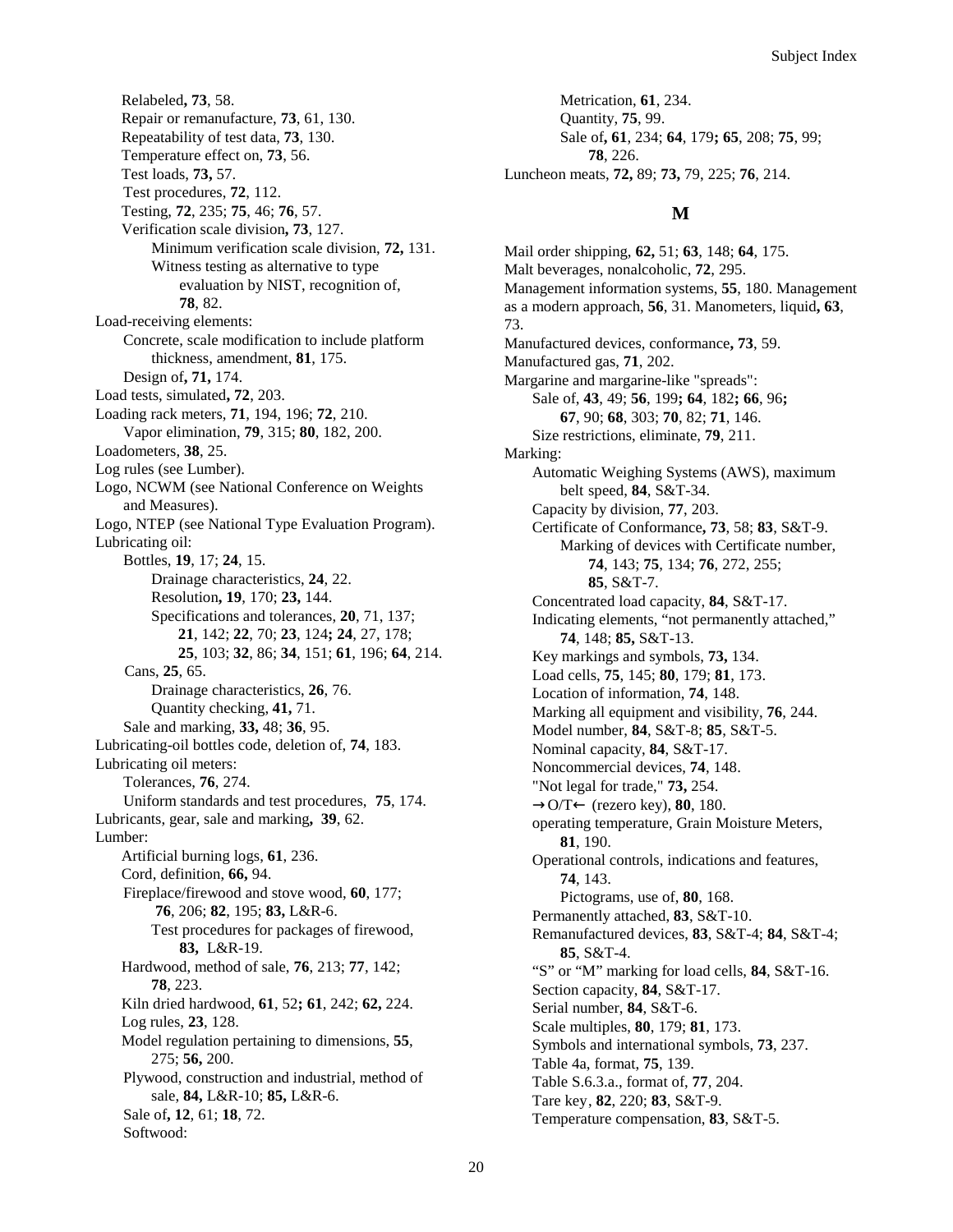Relabeled**, 73**, 58.
Repair or remanufacture, **73**, 61, 130.
Repeatability of test data, **73**, 130.
Temperature effect on, **73**, 56.
Test loads, **73,** 57.
Test procedures, **72**, 112.
Testing, **72**, 235; **75**, 46; **76**, 57.
Verification scale division**, 73**, 127.
  Minimum verification scale division, **72,** 131.
  Witness testing as alternative to type evaluation by NIST, recognition of, **78**, 82.

Load-receiving elements:
  Concrete, scale modification to include platform thickness, amendment, **81**, 175.
  Design of**, 71,** 174.

Load tests, simulated**, 72**, 203.

Loading rack meters, **71**, 194, 196; **72**, 210.
  Vapor elimination, **79**, 315; **80**, 182, 200.

Loadometers, **38**, 25.

Log rules (see Lumber).

Logo, NCWM (see National Conference on Weights and Measures).

Logo, NTEP (see National Type Evaluation Program).

Lubricating oil:
  Bottles, **19**, 17; **24**, 15.
    Drainage characteristics, **24**, 22.
    Resolution**, 19**, 170; **23,** 144.
    Specifications and tolerances, **20**, 71, 137; **21**, 142; **22**, 70; **23**, 124**; 24**, 27, 178; **25**, 103; **32**, 86; **34**, 151; **61**, 196; **64**, 214.
  Cans, **25**, 65.
    Drainage characteristics, **26**, 76.
    Quantity checking, **41,** 71.
  Sale and marking, **33,** 48; **36**, 95.

Lubricating-oil bottles code, deletion of, **74**, 183.

Lubricating oil meters:
  Tolerances, **76**, 274.
  Uniform standards and test procedures, **75**, 174.

Lubricants, gear, sale and marking**, 39**, 62.

Lumber:
  Artificial burning logs, **61**, 236.
  Cord, definition, **66,** 94.
  Fireplace/firewood and stove wood, **60**, 177; **76**, 206; **82**, 195; **83,** L&R-6.
    Test procedures for packages of firewood, **83,** L&R-19.
  Hardwood, method of sale, **76**, 213; **77**, 142; **78**, 223.
  Kiln dried hardwood, **61**, 52**; 61**, 242; **62,** 224.
  Log rules, **23**, 128.
  Model regulation pertaining to dimensions, **55**, 275; **56,** 200.
  Plywood, construction and industrial, method of sale, **84,** L&R-10; **85,** L&R-6.
  Sale of**, 12**, 61; **18**, 72.
  Softwood:
    Metrication, **61**, 234.
    Quantity, **75**, 99.
    Sale of**, 61**, 234; **64**, 179**; 65**, 208; **75**, 99; **78**, 226.

Luncheon meats, **72,** 89; **73,** 79, 225; **76**, 214.

## M

Mail order shipping, **62,** 51; **63**, 148; **64**, 175.

Malt beverages, nonalcoholic, **72**, 295.

Management information systems, **55**, 180. Management as a modern approach, **56**, 31. Manometers, liquid**, 63**, 73.

Manufactured devices, conformance**, 73**, 59.

Manufactured gas, **71**, 202.

Margarine and margarine-like "spreads":
  Sale of, **43**, 49; **56**, 199**; 64**, 182**; 66**, 96**; 67**, 90; **68**, 303; **70**, 82; **71**, 146.
  Size restrictions, eliminate, **79**, 211.

Marking:
  Automatic Weighing Systems (AWS), maximum belt speed, **84**, S&T-34.
  Capacity by division, **77**, 203.
  Certificate of Conformance**, 73**, 58; **83**, S&T-9.
    Marking of devices with Certificate number, **74**, 143; **75**, 134; **76**, 272, 255; **85**, S&T-7.
  Concentrated load capacity, **84**, S&T-17.
  Indicating elements, "not permanently attached," **74**, 148; **85,** S&T-13.
  Key markings and symbols, **73,** 134.
  Load cells, **75**, 145; **80**, 179; **81**, 173.
  Location of information, **74**, 148.
  Marking all equipment and visibility, **76**, 244.
  Model number, **84**, S&T-8; **85**, S&T-5.
  Nominal capacity, **84**, S&T-17.
  Noncommercial devices, **74**, 148.
  "Not legal for trade," **73,** 254.
  →O/T← (rezero key), **80**, 180.
  operating temperature, Grain Moisture Meters, **81**, 190.
  Operational controls, indications and features, **74**, 143.
    Pictograms, use of, **80**, 168.
  Permanently attached, **83**, S&T-10.
  Remanufactured devices, **83**, S&T-4; **84**, S&T-4; **85**, S&T-4.
  "S" or "M" marking for load cells, **84**, S&T-16.
  Section capacity, **84**, S&T-17.
  Serial number, **84**, S&T-6.
  Scale multiples, **80**, 179; **81**, 173.
  Symbols and international symbols, **73**, 237.
  Table 4a, format, **75**, 139.
  Table S.6.3.a., format of, **77**, 204.
  Tare key, **82**, 220; **83**, S&T-9.
  Temperature compensation, **83**, S&T-5.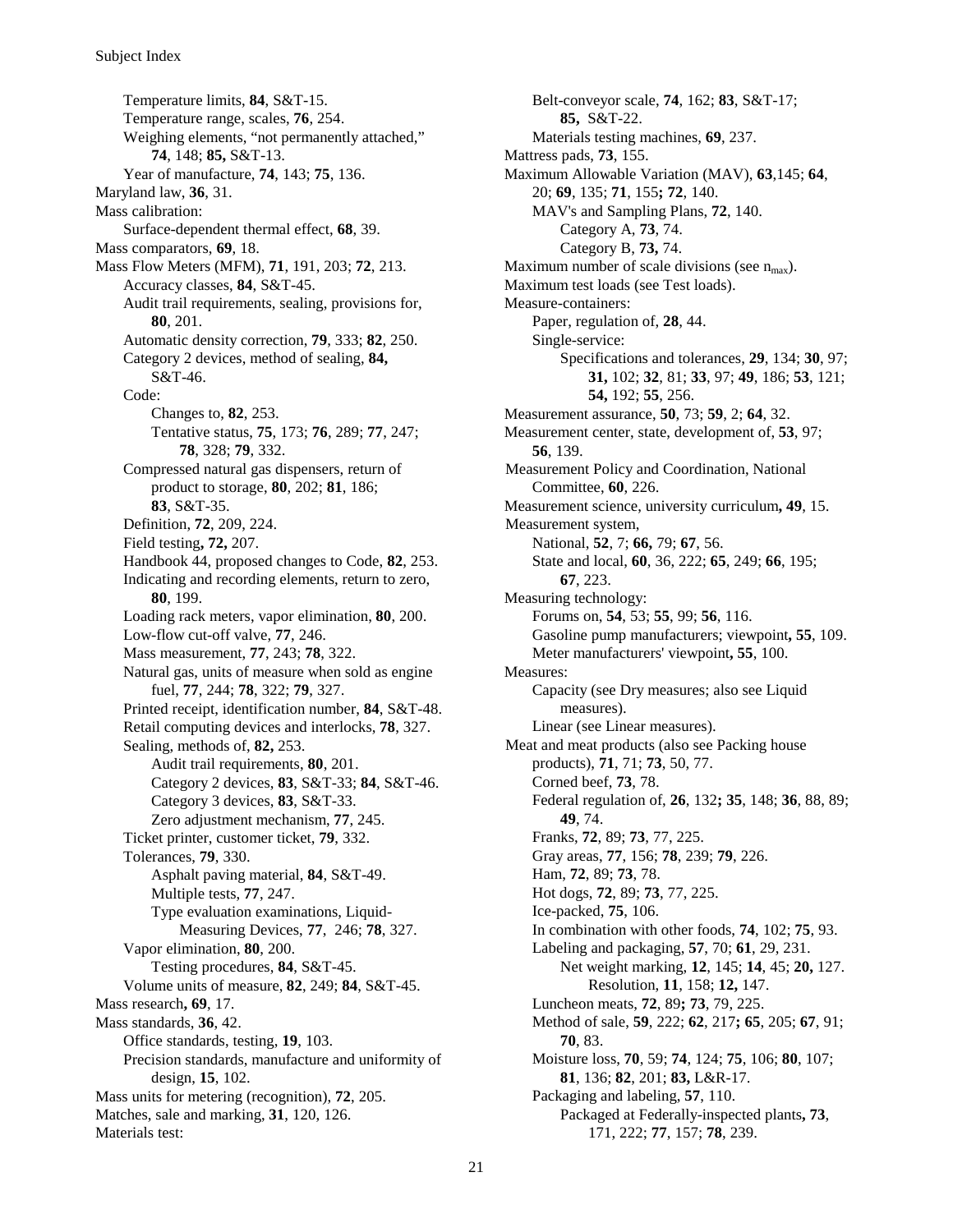Temperature limits, **84**, S&T-15.
Temperature range, scales, **76**, 254.
Weighing elements, "not permanently attached," **74**, 148; **85,** S&T-13.
Year of manufacture, **74**, 143; **75**, 136.

Maryland law, **36**, 31.

Mass calibration:
Surface-dependent thermal effect, **68**, 39.

Mass comparators, **69**, 18.

Mass Flow Meters (MFM), **71**, 191, 203; **72**, 213.
Accuracy classes, **84**, S&T-45.
Audit trail requirements, sealing, provisions for, **80**, 201.
Automatic density correction, **79**, 333; **82**, 250.
Category 2 devices, method of sealing, **84,** S&T-46.
Code:
Changes to, **82**, 253.
Tentative status, **75**, 173; **76**, 289; **77**, 247; **78**, 328; **79**, 332.
Compressed natural gas dispensers, return of product to storage, **80**, 202; **81**, 186; **83**, S&T-35.
Definition, **72**, 209, 224.
Field testing**, 72,** 207.
Handbook 44, proposed changes to Code, **82**, 253.
Indicating and recording elements, return to zero, **80**, 199.
Loading rack meters, vapor elimination, **80**, 200.
Low-flow cut-off valve, **77**, 246.
Mass measurement, **77**, 243; **78**, 322.
Natural gas, units of measure when sold as engine fuel, **77**, 244; **78**, 322; **79**, 327.
Printed receipt, identification number, **84**, S&T-48.
Retail computing devices and interlocks, **78**, 327.
Sealing, methods of, **82,** 253.
Audit trail requirements, **80**, 201.
Category 2 devices, **83**, S&T-33; **84**, S&T-46.
Category 3 devices, **83**, S&T-33.
Zero adjustment mechanism, **77**, 245.
Ticket printer, customer ticket, **79**, 332.
Tolerances, **79**, 330.
Asphalt paving material, **84**, S&T-49.
Multiple tests, **77**, 247.
Type evaluation examinations, Liquid-Measuring Devices, **77**, 246; **78**, 327.
Vapor elimination, **80**, 200.
Testing procedures, **84**, S&T-45.
Volume units of measure, **82**, 249; **84**, S&T-45.

Mass research**, 69**, 17.

Mass standards, **36**, 42.
Office standards, testing, **19**, 103.
Precision standards, manufacture and uniformity of design, **15**, 102.

Mass units for metering (recognition), **72**, 205.

Matches, sale and marking, **31**, 120, 126.

Materials test:
Belt-conveyor scale, **74**, 162; **83**, S&T-17; **85,** S&T-22.
Materials testing machines, **69**, 237.

Mattress pads, **73**, 155.

Maximum Allowable Variation (MAV), **63**,145; **64**, 20; **69**, 135; **71**, 155**; 72**, 140.
MAV's and Sampling Plans, **72**, 140.
Category A, **73**, 74.
Category B, **73,** 74.

Maximum number of scale divisions (see $n_{max}$).

Maximum test loads (see Test loads).

Measure-containers:
Paper, regulation of, **28**, 44.
Single-service:
Specifications and tolerances, **29**, 134; **30**, 97; **31,** 102; **32**, 81; **33**, 97; **49**, 186; **53**, 121; **54,** 192; **55**, 256.

Measurement assurance, **50**, 73; **59**, 2; **64**, 32.

Measurement center, state, development of, **53**, 97; **56**, 139.

Measurement Policy and Coordination, National Committee, **60**, 226.

Measurement science, university curriculum**, 49**, 15.

Measurement system,
National, **52**, 7; **66,** 79; **67**, 56.
State and local, **60**, 36, 222; **65**, 249; **66**, 195; **67**, 223.

Measuring technology:
Forums on, **54**, 53; **55**, 99; **56**, 116.
Gasoline pump manufacturers; viewpoint**, 55**, 109.
Meter manufacturers' viewpoint**, 55**, 100.

Measures:
Capacity (see Dry measures; also see Liquid measures).
Linear (see Linear measures).

Meat and meat products (also see Packing house products), **71**, 71; **73**, 50, 77.
Corned beef, **73**, 78.
Federal regulation of, **26**, 132**; 35**, 148; **36**, 88, 89; **49**, 74.
Franks, **72**, 89; **73**, 77, 225.
Gray areas, **77**, 156; **78**, 239; **79**, 226.
Ham, **72**, 89; **73**, 78.
Hot dogs, **72**, 89; **73**, 77, 225.
Ice-packed, **75**, 106.
In combination with other foods, **74**, 102; **75**, 93.
Labeling and packaging, **57**, 70; **61**, 29, 231.
Net weight marking, **12**, 145; **14**, 45; **20,** 127.
Resolution, **11**, 158; **12,** 147.
Luncheon meats, **72**, 89**; 73**, 79, 225.
Method of sale, **59**, 222; **62**, 217**; 65**, 205; **67**, 91; **70**, 83.
Moisture loss, **70**, 59; **74**, 124; **75**, 106; **80**, 107; **81**, 136; **82**, 201; **83,** L&R-17.
Packaging and labeling, **57**, 110.
Packaged at Federally-inspected plants**, 73**, 171, 222; **77**, 157; **78**, 239.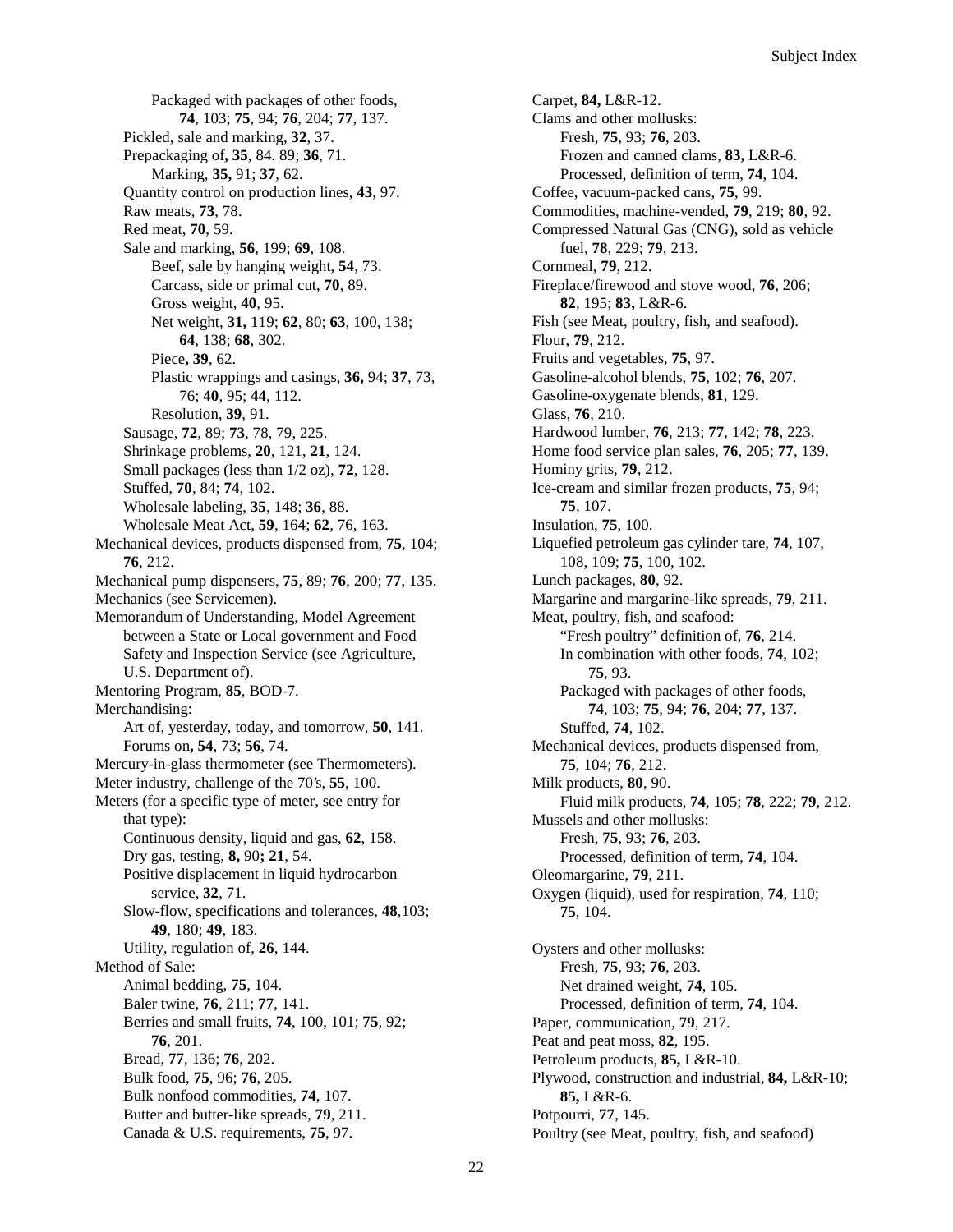Packaged with packages of other foods, **74**, 103; **75**, 94; **76**, 204; **77**, 137.
Pickled, sale and marking, **32**, 37.
Prepackaging of**, 35**, 84. 89; **36**, 71.
Marking, **35,** 91; **37**, 62.
Quantity control on production lines, **43**, 97.
Raw meats, **73**, 78.
Red meat, **70**, 59.
Sale and marking, **56**, 199; **69**, 108.
Beef, sale by hanging weight, **54**, 73.
Carcass, side or primal cut, **70**, 89.
Gross weight, **40**, 95.
Net weight, **31,** 119; **62**, 80; **63**, 100, 138; **64**, 138; **68**, 302.
Piece**, 39**, 62.
Plastic wrappings and casings, **36,** 94; **37**, 73, 76; **40**, 95; **44**, 112.
Resolution, **39**, 91.
Sausage, **72**, 89; **73**, 78, 79, 225.
Shrinkage problems, **20**, 121, **21**, 124.
Small packages (less than 1/2 oz), **72**, 128.
Stuffed, **70**, 84; **74**, 102.
Wholesale labeling, **35**, 148; **36**, 88.
Wholesale Meat Act, **59**, 164; **62**, 76, 163.
Mechanical devices, products dispensed from, **75**, 104; **76**, 212.
Mechanical pump dispensers, **75**, 89; **76**, 200; **77**, 135.
Mechanics (see Servicemen).
Memorandum of Understanding, Model Agreement between a State or Local government and Food Safety and Inspection Service (see Agriculture, U.S. Department of).
Mentoring Program, **85**, BOD-7.
Merchandising:
Art of, yesterday, today, and tomorrow, **50**, 141.
Forums on**, 54**, 73; **56**, 74.
Mercury-in-glass thermometer (see Thermometers).
Meter industry, challenge of the 70's, **55**, 100.
Meters (for a specific type of meter, see entry for that type):
Continuous density, liquid and gas, **62**, 158.
Dry gas, testing, **8,** 90**; 21**, 54.
Positive displacement in liquid hydrocarbon service, **32**, 71.
Slow-flow, specifications and tolerances, **48**,103; **49**, 180; **49**, 183.
Utility, regulation of, **26**, 144.
Method of Sale:
Animal bedding, **75**, 104.
Baler twine, **76**, 211; **77**, 141.
Berries and small fruits, **74**, 100, 101; **75**, 92; **76**, 201.
Bread, **77**, 136; **76**, 202.
Bulk food, **75**, 96; **76**, 205.
Bulk nonfood commodities, **74**, 107.
Butter and butter-like spreads, **79**, 211.
Canada & U.S. requirements, **75**, 97.
Carpet, **84,** L&R-12.
Clams and other mollusks:
Fresh, **75**, 93; **76**, 203.
Frozen and canned clams, **83,** L&R-6.
Processed, definition of term, **74**, 104.
Coffee, vacuum-packed cans, **75**, 99.
Commodities, machine-vended, **79**, 219; **80**, 92.
Compressed Natural Gas (CNG), sold as vehicle fuel, **78**, 229; **79**, 213.
Cornmeal, **79**, 212.
Fireplace/firewood and stove wood, **76**, 206; **82**, 195; **83,** L&R-6.
Fish (see Meat, poultry, fish, and seafood).
Flour, **79**, 212.
Fruits and vegetables, **75**, 97.
Gasoline-alcohol blends, **75**, 102; **76**, 207.
Gasoline-oxygenate blends, **81**, 129.
Glass, **76**, 210.
Hardwood lumber, **76**, 213; **77**, 142; **78**, 223.
Home food service plan sales, **76**, 205; **77**, 139.
Hominy grits, **79**, 212.
Ice-cream and similar frozen products, **75**, 94; **75**, 107.
Insulation, **75**, 100.
Liquefied petroleum gas cylinder tare, **74**, 107, 108, 109; **75**, 100, 102.
Lunch packages, **80**, 92.
Margarine and margarine-like spreads, **79**, 211.
Meat, poultry, fish, and seafood:
"Fresh poultry" definition of, **76**, 214.
In combination with other foods, **74**, 102; **75**, 93.
Packaged with packages of other foods, **74**, 103; **75**, 94; **76**, 204; **77**, 137.
Stuffed, **74**, 102.
Mechanical devices, products dispensed from, **75**, 104; **76**, 212.
Milk products, **80**, 90.
Fluid milk products, **74**, 105; **78**, 222; **79**, 212.
Mussels and other mollusks:
Fresh, **75**, 93; **76**, 203.
Processed, definition of term, **74**, 104.
Oleomargarine, **79**, 211.
Oxygen (liquid), used for respiration, **74**, 110; **75**, 104.

Oysters and other mollusks:
Fresh, **75**, 93; **76**, 203.
Net drained weight, **74**, 105.
Processed, definition of term, **74**, 104.
Paper, communication, **79**, 217.
Peat and peat moss, **82**, 195.
Petroleum products, **85,** L&R-10.
Plywood, construction and industrial, **84,** L&R-10; **85,** L&R-6.
Potpourri, **77**, 145.
Poultry (see Meat, poultry, fish, and seafood)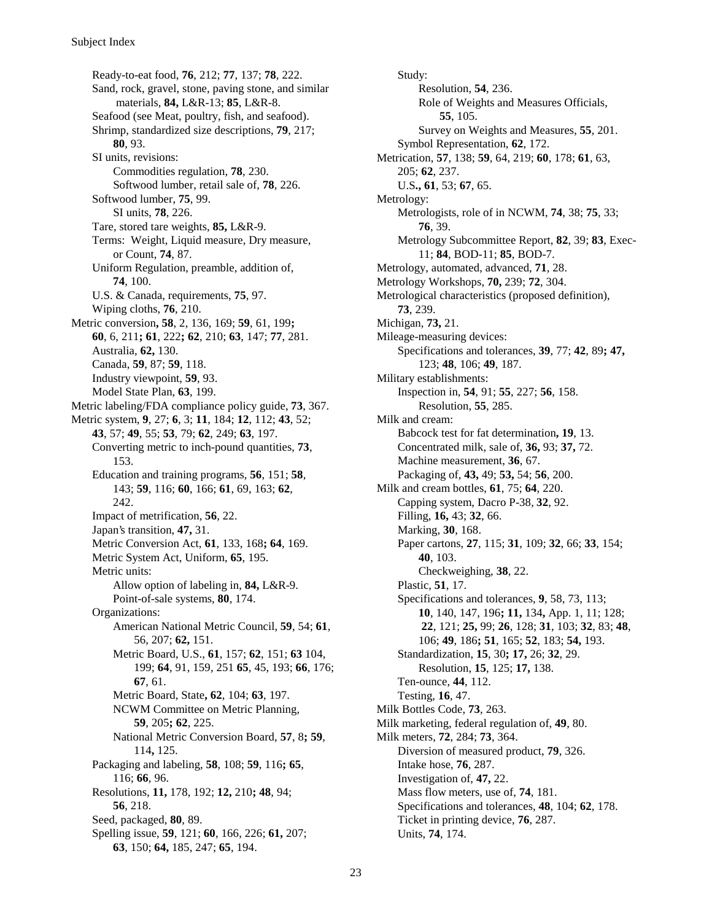Ready-to-eat food, **76**, 212; **77**, 137; **78**, 222.
Sand, rock, gravel, stone, paving stone, and similar materials, **84,** L&R-13; **85**, L&R-8.
Seafood (see Meat, poultry, fish, and seafood).
Shrimp, standardized size descriptions, **79**, 217; **80**, 93.
SI units, revisions:
Commodities regulation, **78**, 230.
Softwood lumber, retail sale of, **78**, 226.
Softwood lumber, **75**, 99.
SI units, **78**, 226.
Tare, stored tare weights, **85,** L&R-9.
Terms: Weight, Liquid measure, Dry measure, or Count, **74**, 87.
Uniform Regulation, preamble, addition of, **74**, 100.
U.S. & Canada, requirements, **75**, 97.
Wiping cloths, **76**, 210.

Metric conversion**, 58**, 2, 136, 169; **59**, 61, 199**; 60**, 6, 211**; 61**, 222**; 62**, 210; **63**, 147; **77**, 281.
Australia, **62,** 130.
Canada, **59**, 87; **59**, 118.
Industry viewpoint, **59**, 93.
Model State Plan, **63**, 199.

Metric labeling/FDA compliance policy guide, **73**, 367.

Metric system, **9**, 27; **6**, 3; **11**, 184; **12**, 112; **43**, 52; **43**, 57; **49**, 55; **53**, 79; **62**, 249; **63**, 197.
Converting metric to inch-pound quantities, **73**, 153.
Education and training programs, **56**, 151; **58**, 143; **59**, 116; **60**, 166; **61**, 69, 163; **62**, 242.
Impact of metrification, **56**, 22.
Japan's transition, **47,** 31.
Metric Conversion Act, **61**, 133, 168**; 64**, 169.
Metric System Act, Uniform, **65**, 195.
Metric units:
Allow option of labeling in, **84,** L&R-9.
Point-of-sale systems, **80**, 174.
Organizations:
American National Metric Council, **59**, 54; **61**, 56, 207; **62,** 151.
Metric Board, U.S., **61**, 157; **62**, 151; **63** 104, 199; **64**, 91, 159, 251 **65**, 45, 193; **66**, 176; **67**, 61.
Metric Board, State**, 62**, 104; **63**, 197.
NCWM Committee on Metric Planning, **59**, 205**; 62**, 225.
National Metric Conversion Board, **57**, 8**; 59**, 114**,** 125.
Packaging and labeling, **58**, 108; **59**, 116**; 65**, 116; **66**, 96.
Resolutions, **11,** 178, 192; **12,** 210**; 48**, 94; **56**, 218.
Seed, packaged, **80**, 89.
Spelling issue, **59**, 121; **60**, 166, 226; **61,** 207; **63**, 150; **64,** 185, 247; **65**, 194.
Study:
Resolution, **54**, 236.
Role of Weights and Measures Officials, **55**, 105.
Survey on Weights and Measures, **55**, 201.
Symbol Representation, **62**, 172.

Metrication, **57**, 138; **59**, 64, 219; **60**, 178; **61**, 63, 205; **62**, 237.
U.S**., 61**, 53; **67**, 65.

Metrology:
Metrologists, role of in NCWM, **74**, 38; **75**, 33; **76**, 39.
Metrology Subcommittee Report, **82**, 39; **83**, Exec-11; **84**, BOD-11; **85**, BOD-7.

Metrology, automated, advanced, **71**, 28.

Metrology Workshops, **70,** 239; **72**, 304.

Metrological characteristics (proposed definition), **73**, 239.

Michigan, **73,** 21.

Mileage-measuring devices:
Specifications and tolerances, **39**, 77; **42**, 89**; 47,** 123; **48**, 106; **49**, 187.

Military establishments:
Inspection in, **54**, 91; **55**, 227; **56**, 158.
Resolution, **55**, 285.

Milk and cream:
Babcock test for fat determination**, 19**, 13.
Concentrated milk, sale of, **36,** 93; **37,** 72.
Machine measurement, **36**, 67.
Packaging of, **43,** 49; **53,** 54; **56**, 200.

Milk and cream bottles, **61**, 75; **64**, 220.
Capping system, Dacro P-38, **32**, 92.
Filling, **16,** 43; **32**, 66.
Marking, **30**, 168.
Paper cartons, **27**, 115; **31**, 109; **32**, 66; **33**, 154; **40**, 103.
Checkweighing, **38**, 22.
Plastic, **51**, 17.
Specifications and tolerances, **9**, 58, 73, 113; **10**, 140, 147, 196**; 11,** 134**,** App. 1, 11; 128; **22**, 121; **25,** 99; **26**, 128; **31**, 103; **32**, 83; **48**, 106; **49**, 186**; 51**, 165; **52**, 183; **54,** 193.
Standardization, **15**, 30**; 17,** 26; **32**, 29.
Resolution, **15**, 125; **17,** 138.
Ten-ounce, **44**, 112.
Testing, **16**, 47.

Milk Bottles Code, **73**, 263.

Milk marketing, federal regulation of, **49**, 80.

Milk meters, **72**, 284; **73**, 364.
Diversion of measured product, **79**, 326.
Intake hose, **76**, 287.
Investigation of, **47,** 22.
Mass flow meters, use of, **74**, 181.
Specifications and tolerances, **48**, 104; **62**, 178.
Ticket in printing device, **76**, 287.
Units, **74**, 174.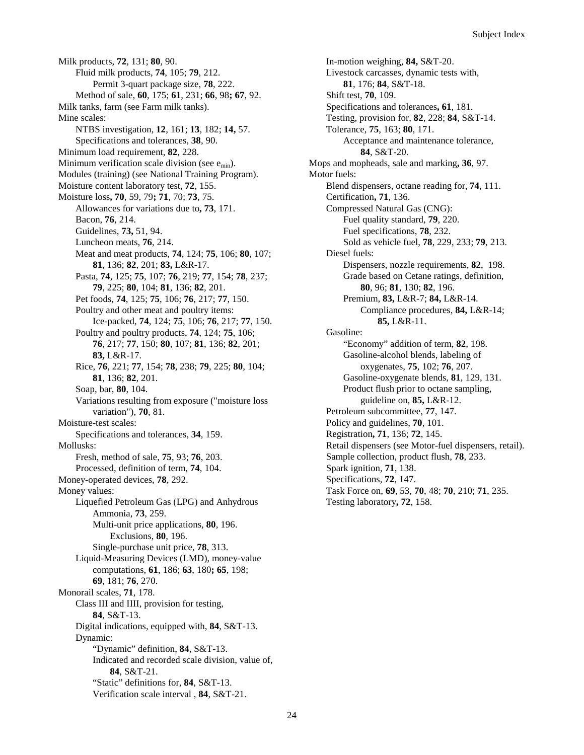Milk products, **72**, 131; **80**, 90.
- Fluid milk products, **74**, 105; **79**, 212.
  - Permit 3-quart package size, **78**, 222.
- Method of sale, **60**, 175; **61**, 231; **66**, 98**; 67**, 92.

Milk tanks, farm (see Farm milk tanks).

Mine scales:
- NTBS investigation, **12**, 161; **13**, 182; **14,** 57.
- Specifications and tolerances, **38**, 90.

Minimum load requirement, **82**, 228.

Minimum verification scale division (see $e_{min}$).

Modules (training) (see National Training Program).

Moisture content laboratory test, **72**, 155.

Moisture loss**, 70**, 59, 79**; 71**, 70; **73**, 75.
- Allowances for variations due to**, 73**, 171.
- Bacon, **76**, 214.
- Guidelines, **73,** 51, 94.
- Luncheon meats, **76**, 214.
- Meat and meat products, **74**, 124; **75**, 106; **80**, 107; **81**, 136; **82**, 201; **83,** L&R-17.
- Pasta, **74**, 125; **75**, 107; **76**, 219; **77**, 154; **78**, 237; **79**, 225; **80**, 104; **81**, 136; **82**, 201.
- Pet foods, **74**, 125; **75**, 106; **76**, 217; **77**, 150.
- Poultry and other meat and poultry items:
  - Ice-packed, **74**, 124; **75**, 106; **76**, 217; **77**, 150.
- Poultry and poultry products, **74**, 124; **75**, 106; **76**, 217; **77**, 150; **80**, 107; **81**, 136; **82**, 201; **83,** L&R-17.
- Rice, **76**, 221; **77**, 154; **78**, 238; **79**, 225; **80**, 104; **81**, 136; **82**, 201.
- Soap, bar, **80**, 104.
- Variations resulting from exposure ("moisture loss variation"), **70**, 81.

Moisture-test scales:
- Specifications and tolerances, **34**, 159.

Mollusks:
- Fresh, method of sale, **75**, 93; **76**, 203.
- Processed, definition of term, **74**, 104.

Money-operated devices, **78**, 292.

Money values:
- Liquefied Petroleum Gas (LPG) and Anhydrous Ammonia, **73**, 259.
  - Multi-unit price applications, **80**, 196.
    - Exclusions, **80**, 196.
  - Single-purchase unit price, **78**, 313.
- Liquid-Measuring Devices (LMD), money-value computations, **61**, 186; **63**, 180**; 65**, 198; **69**, 181; **76**, 270.

Monorail scales, **71**, 178.
- Class III and IIII, provision for testing, **84**, S&T-13.
- Digital indications, equipped with, **84**, S&T-13.
- Dynamic:
  - "Dynamic" definition, **84**, S&T-13.
  - Indicated and recorded scale division, value of, **84**, S&T-21.
  - "Static" definitions for, **84**, S&T-13.
  - Verification scale interval , **84**, S&T-21.
- In-motion weighing, **84,** S&T-20.
- Livestock carcasses, dynamic tests with, **81**, 176; **84**, S&T-18.
- Shift test, **70**, 109.
- Specifications and tolerances**, 61**, 181.
- Testing, provision for, **82**, 228; **84**, S&T-14.
- Tolerance, **75**, 163; **80**, 171.
  - Acceptance and maintenance tolerance, **84**, S&T-20.

Mops and mopheads, sale and marking**, 36**, 97.

Motor fuels:
- Blend dispensers, octane reading for, **74**, 111.
- Certification**, 71**, 136.
- Compressed Natural Gas (CNG):
  - Fuel quality standard, **79**, 220.
  - Fuel specifications, **78**, 232.
  - Sold as vehicle fuel, **78**, 229, 233; **79**, 213.
- Diesel fuels:
  - Dispensers, nozzle requirements, **82**, 198.
  - Grade based on Cetane ratings, definition, **80**, 96; **81**, 130; **82**, 196.
  - Premium, **83,** L&R-7; **84,** L&R-14.
    - Compliance procedures, **84,** L&R-14; **85,** L&R-11.
- Gasoline:
  - "Economy" addition of term, **82**, 198.
  - Gasoline-alcohol blends, labeling of oxygenates, **75**, 102; **76**, 207.
  - Gasoline-oxygenate blends, **81**, 129, 131.
  - Product flush prior to octane sampling, guideline on, **85,** L&R-12.
- Petroleum subcommittee, **77**, 147.
- Policy and guidelines, **70**, 101.
- Registration**, 71**, 136; **72**, 145.
- Retail dispensers (see Motor-fuel dispensers, retail).
- Sample collection, product flush, **78**, 233.
- Spark ignition, **71**, 138.
- Specifications, **72**, 147.
- Task Force on, **69**, 53, **70**, 48; **70**, 210; **71**, 235.
- Testing laboratory**, 72**, 158.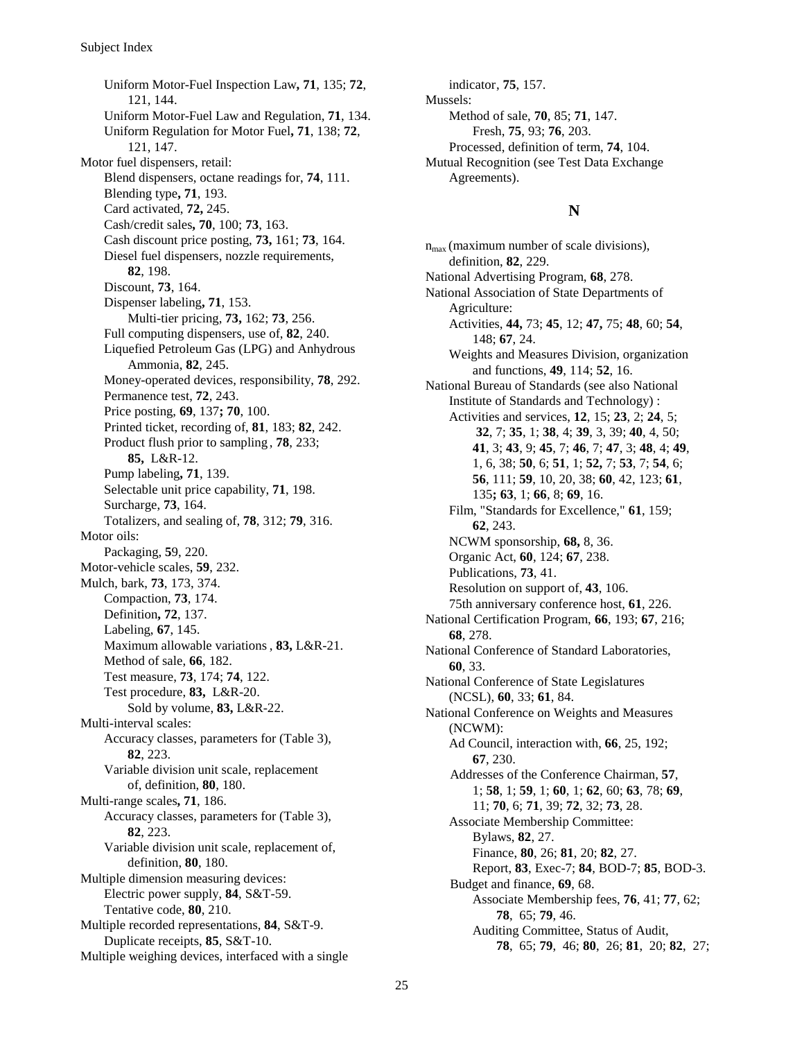Uniform Motor-Fuel Inspection Law**,** **71**, 135; **72**, 121, 144.
Uniform Motor-Fuel Law and Regulation, **71**, 134.
Uniform Regulation for Motor Fuel**,** **71**, 138; **72**, 121, 147.

Motor fuel dispensers, retail:
- Blend dispensers, octane readings for, **74**, 111.
- Blending type**,** **71**, 193.
- Card activated, **72,** 245.
- Cash/credit sales**,** **70**, 100; **73**, 163.
- Cash discount price posting, **73,** 161; **73**, 164.
- Diesel fuel dispensers, nozzle requirements, **82**, 198.
- Discount, **73**, 164.
- Dispenser labeling**,** **71**, 153.
  - Multi-tier pricing, **73,** 162; **73**, 256.
- Full computing dispensers, use of, **82**, 240.
- Liquefied Petroleum Gas (LPG) and Anhydrous Ammonia, **82**, 245.
- Money-operated devices, responsibility, **78**, 292.
- Permanence test, **72**, 243.
- Price posting, **69**, 137**;** **70**, 100.
- Printed ticket, recording of, **81**, 183; **82**, 242.
- Product flush prior to sampling, **78**, 233; **85,** L&R-12.
- Pump labeling**,** **71**, 139.
- Selectable unit price capability, **71**, 198.
- Surcharge, **73**, 164.
- Totalizers, and sealing of, **78**, 312; **79**, 316.

Motor oils:
- Packaging, **5**9, 220.

Motor-vehicle scales, **59**, 232.

Mulch, bark, **73**, 173, 374.
- Compaction, **73**, 174.
- Definition**,** **72**, 137.
- Labeling, **67**, 145.
- Maximum allowable variations, **83,** L&R-21.
- Method of sale, **66**, 182.
- Test measure, **73**, 174; **74**, 122.
- Test procedure, **83,** L&R-20.
  - Sold by volume, **83,** L&R-22.

Multi-interval scales:
- Accuracy classes, parameters for (Table 3), **82**, 223.
- Variable division unit scale, replacement of, definition, **80**, 180.

Multi-range scales**,** **71**, 186.
- Accuracy classes, parameters for (Table 3), **82**, 223.
- Variable division unit scale, replacement of, definition, **80**, 180.

Multiple dimension measuring devices:
- Electric power supply, **84**, S&T-59.
- Tentative code, **80**, 210.

Multiple recorded representations, **84**, S&T-9.
- Duplicate receipts, **85**, S&T-10.

Multiple weighing devices, interfaced with a single indicator, **75**, 157.

Mussels:
- Method of sale, **70**, 85; **71**, 147.
  - Fresh, **75**, 93; **76**, 203.
- Processed, definition of term, **74**, 104.

Mutual Recognition (see Test Data Exchange Agreements).

## N

$n_{max}$ (maximum number of scale divisions), definition, **82**, 229.

National Advertising Program, **68**, 278.

National Association of State Departments of Agriculture:
- Activities, **44,** 73; **45**, 12; **47,** 75; **48**, 60; **54**, 148; **67**, 24.
- Weights and Measures Division, organization and functions, **49**, 114; **52**, 16.

National Bureau of Standards (see also National Institute of Standards and Technology) :
- Activities and services, **12**, 15; **23**, 2; **24**, 5; **32**, 7; **35**, 1; **38**, 4; **39**, 3, 39; **40**, 4, 50; **41**, 3; **43**, 9; **45**, 7; **46**, 7; **47**, 3; **48**, 4; **49**, 1, 6, 38; **50**, 6; **51**, 1; **52,** 7; **53**, 7; **54**, 6; **56**, 111; **59**, 10, 20, 38; **60**, 42, 123; **61**, 135**;** **63**, 1; **66**, 8; **69**, 16.
- Film, "Standards for Excellence," **61**, 159; **62**, 243.
- NCWM sponsorship, **68,** 8, 36.
- Organic Act, **60**, 124; **67**, 238.
- Publications, **73**, 41.
- Resolution on support of, **43**, 106.
- 75th anniversary conference host, **61**, 226.

National Certification Program, **66**, 193; **67**, 216; **68**, 278.

National Conference of Standard Laboratories, **60**, 33.

National Conference of State Legislatures (NCSL), **60**, 33; **61**, 84.

National Conference on Weights and Measures (NCWM):
- Ad Council, interaction with, **66**, 25, 192; **67**, 230.
- Addresses of the Conference Chairman, **57**, 1; **58**, 1; **59**, 1; **60**, 1; **62**, 60; **63**, 78; **69**, 11; **70**, 6; **71**, 39; **72**, 32; **73**, 28.
- Associate Membership Committee:
  - Bylaws, **82**, 27.
  - Finance, **80**, 26; **81**, 20; **82**, 27.
  - Report, **83**, Exec-7; **84**, BOD-7; **85**, BOD-3.
- Budget and finance, **69**, 68.
  - Associate Membership fees, **76**, 41; **77**, 62; **78**, 65; **79**, 46.
  - Auditing Committee, Status of Audit, **78**, 65; **79**, 46; **80**, 26; **81**, 20; **82**, 27;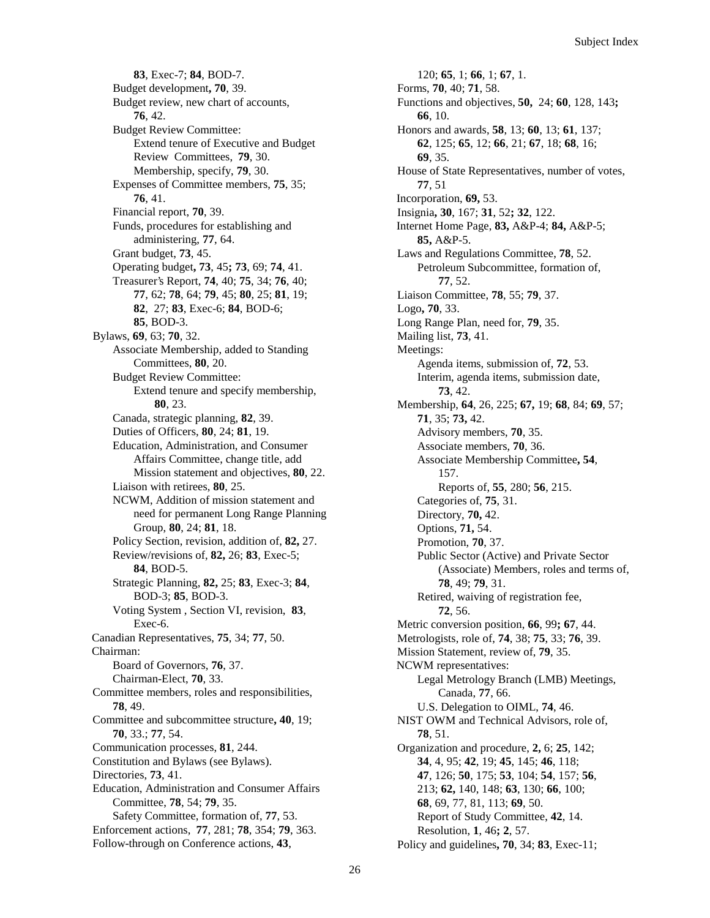**83**, Exec-7; **84**, BOD-7.

Budget development**, 70**, 39.

Budget review, new chart of accounts, **76**, 42.

Budget Review Committee:

Extend tenure of Executive and Budget Review Committees, **79**, 30.

Membership, specify, **79**, 30.

Expenses of Committee members, **75**, 35; **76**, 41.

Financial report, **70**, 39.

Funds, procedures for establishing and administering, **77**, 64.

Grant budget, **73**, 45.

Operating budget**, 73**, 45**; 73**, 69; **74**, 41.

Treasurer's Report, **74**, 40; **75**, 34; **76**, 40; **77**, 62; **78**, 64; **79**, 45; **80**, 25; **81**, 19; **82**, 27; **83**, Exec-6; **84**, BOD-6; **85**, BOD-3.

Bylaws, **69**, 63; **70**, 32.

Associate Membership, added to Standing Committees, **80**, 20.

Budget Review Committee:

Extend tenure and specify membership, **80**, 23.

Canada, strategic planning, **82**, 39.

Duties of Officers, **80**, 24; **81**, 19.

Education, Administration, and Consumer Affairs Committee, change title, add Mission statement and objectives, **80**, 22.

Liaison with retirees, **80**, 25.

NCWM, Addition of mission statement and need for permanent Long Range Planning Group, **80**, 24; **81**, 18.

Policy Section, revision, addition of, **82,** 27.

Review/revisions of, **82,** 26; **83**, Exec-5; **84**, BOD-5.

Strategic Planning, **82,** 25; **83**, Exec-3; **84**, BOD-3; **85**, BOD-3.

Voting System , Section VI, revision, **83**, Exec-6.

Canadian Representatives, **75**, 34; **77**, 50.

Chairman:

Board of Governors, **76**, 37.

Chairman-Elect, **70**, 33.

Committee members, roles and responsibilities, **78**, 49.

Committee and subcommittee structure**, 40**, 19; **70**, 33.; **77**, 54.

Communication processes, **81**, 244.

Constitution and Bylaws (see Bylaws).

Directories, **73**, 41.

Education, Administration and Consumer Affairs Committee, **78**, 54; **79**, 35.

Safety Committee, formation of, **77**, 53.

Enforcement actions, **77**, 281; **78**, 354; **79**, 363.

Follow-through on Conference actions, **43**, 120; **65**, 1; **66**, 1; **67**, 1.

Forms, **70**, 40; **71**, 58.

Functions and objectives, **50,** 24; **60**, 128, 143**; 66**, 10.

Honors and awards, **58**, 13; **60**, 13; **61**, 137; **62**, 125; **65**, 12; **66**, 21; **67**, 18; **68**, 16; **69**, 35.

House of State Representatives, number of votes, **77**, 51

Incorporation, **69,** 53.

Insignia**, 30**, 167; **31**, 52**; 32**, 122.

Internet Home Page, **83,** A&P-4; **84,** A&P-5; **85,** A&P-5.

Laws and Regulations Committee, **78**, 52.

Petroleum Subcommittee, formation of, **77**, 52.

Liaison Committee, **78**, 55; **79**, 37.

Logo**, 70**, 33.

Long Range Plan, need for, **79**, 35.

Mailing list, **73**, 41.

Meetings:

Agenda items, submission of, **72**, 53.

Interim, agenda items, submission date, **73**, 42.

Membership, **64**, 26, 225; **67,** 19; **68**, 84; **69**, 57; **71**, 35; **73,** 42.

Advisory members, **70**, 35.

Associate members, **70**, 36.

Associate Membership Committee**, 54**, 157.

Reports of, **55**, 280; **56**, 215.

Categories of, **75**, 31.

Directory, **70,** 42.

Options, **71,** 54.

Promotion, **70**, 37.

Public Sector (Active) and Private Sector (Associate) Members, roles and terms of, **78**, 49; **79**, 31.

Retired, waiving of registration fee, **72**, 56.

Metric conversion position, **66**, 99**; 67**, 44.

Metrologists, role of, **74**, 38; **75**, 33; **76**, 39.

Mission Statement, review of, **79**, 35.

NCWM representatives:

Legal Metrology Branch (LMB) Meetings, Canada, **77**, 66.

U.S. Delegation to OIML, **74**, 46.

NIST OWM and Technical Advisors, role of, **78**, 51.

Organization and procedure, **2,** 6; **25**, 142; **34**, 4, 95; **42**, 19; **45**, 145; **46**, 118; **47**, 126; **50**, 175; **53**, 104; **54**, 157; **56**, 213; **62,** 140, 148; **63**, 130; **66**, 100; **68**, 69, 77, 81, 113; **69**, 50.

Report of Study Committee, **42**, 14.

Resolution, **1**, 46**; 2**, 57.

Policy and guidelines**, 70**, 34; **83**, Exec-11;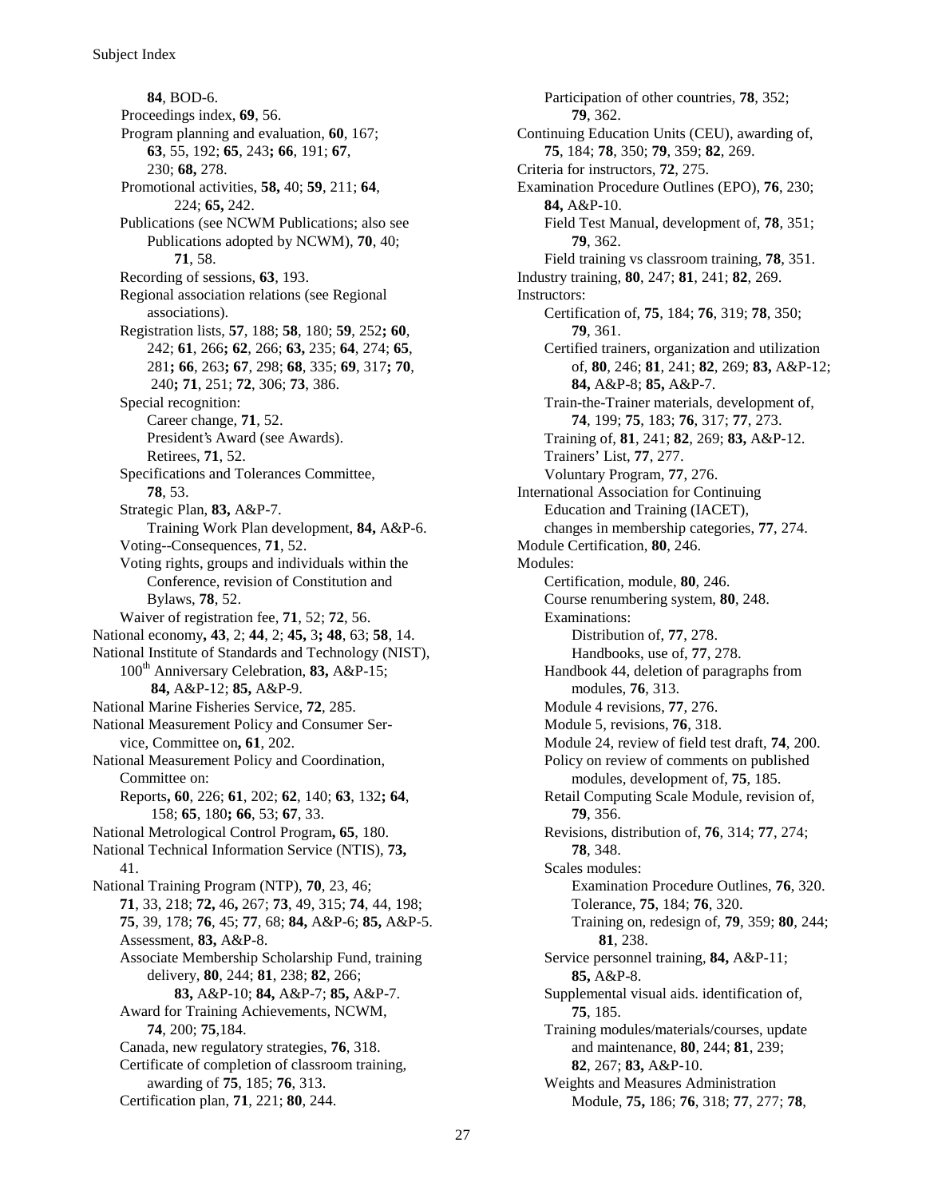**84**, BOD-6.

Proceedings index, **69**, 56.

Program planning and evaluation, **60**, 167; **63**, 55, 192; **65**, 243**; 66**, 191; **67**, 230; **68,** 278.

Promotional activities, **58,** 40; **59**, 211; **64**, 224; **65,** 242.

Publications (see NCWM Publications; also see Publications adopted by NCWM), **70**, 40; **71**, 58.

Recording of sessions, **63**, 193.

Regional association relations (see Regional associations).

Registration lists, **57**, 188; **58**, 180; **59**, 252**; 60**, 242; **61**, 266**; 62**, 266; **63,** 235; **64**, 274; **65**, 281**; 66**, 263**; 67**, 298; **68**, 335; **69**, 317**; 70**, 240**; 71**, 251; **72**, 306; **73**, 386.

Special recognition:

- Career change, **71**, 52.
- President's Award (see Awards).
- Retirees, **71**, 52.

Specifications and Tolerances Committee, **78**, 53.

Strategic Plan, **83,** A&P-7.

- Training Work Plan development, **84,** A&P-6.

Voting--Consequences, **71**, 52.

Voting rights, groups and individuals within the Conference, revision of Constitution and Bylaws, **78**, 52.

Waiver of registration fee, **71**, 52; **72**, 56.

National economy**, 43**, 2; **44**, 2; **45,** 3**; 48**, 63; **58**, 14.

National Institute of Standards and Technology (NIST), 100th Anniversary Celebration, **83,** A&P-15; **84,** A&P-12; **85,** A&P-9.

National Marine Fisheries Service, **72**, 285.

National Measurement Policy and Consumer Service, Committee on**, 61**, 202.

National Measurement Policy and Coordination, Committee on:

- Reports**, 60**, 226; **61**, 202; **62**, 140; **63**, 132**; 64**, 158; **65**, 180**; 66**, 53; **67**, 33.

National Metrological Control Program**, 65**, 180.

National Technical Information Service (NTIS), **73,** 41.

National Training Program (NTP), **70**, 23, 46; **71**, 33, 218; **72,** 46**,** 267; **73**, 49, 315; **74**, 44, 198; **75**, 39, 178; **76**, 45; **77**, 68; **84,** A&P-6; **85,** A&P-5.

- Assessment, **83,** A&P-8.
- Associate Membership Scholarship Fund, training delivery, **80**, 244; **81**, 238; **82**, 266; **83,** A&P-10; **84,** A&P-7; **85,** A&P-7.
- Award for Training Achievements, NCWM, **74**, 200; **75**,184.
- Canada, new regulatory strategies, **76**, 318.
- Certificate of completion of classroom training, awarding of **75**, 185; **76**, 313.
- Certification plan, **71**, 221; **80**, 244.
- Participation of other countries, **78**, 352; **79**, 362.

Continuing Education Units (CEU), awarding of, **75**, 184; **78**, 350; **79**, 359; **82**, 269.

Criteria for instructors, **72**, 275.

Examination Procedure Outlines (EPO), **76**, 230; **84,** A&P-10.

- Field Test Manual, development of, **78**, 351; **79**, 362.
- Field training vs classroom training, **78**, 351.

Industry training, **80**, 247; **81**, 241; **82**, 269.

Instructors:

- Certification of, **75**, 184; **76**, 319; **78**, 350; **79**, 361.
- Certified trainers, organization and utilization of, **80**, 246; **81**, 241; **82**, 269; **83,** A&P-12; **84,** A&P-8; **85,** A&P-7.
- Train-the-Trainer materials, development of, **74**, 199; **75**, 183; **76**, 317; **77**, 273.
- Training of, **81**, 241; **82**, 269; **83,** A&P-12.
- Trainers' List, **77**, 277.
- Voluntary Program, **77**, 276.

International Association for Continuing Education and Training (IACET), changes in membership categories, **77**, 274.

Module Certification, **80**, 246.

Modules:

- Certification, module, **80**, 246.
- Course renumbering system, **80**, 248.
- Examinations:
  - Distribution of, **77**, 278.
  - Handbooks, use of, **77**, 278.
- Handbook 44, deletion of paragraphs from modules, **76**, 313.
- Module 4 revisions, **77**, 276.
- Module 5, revisions, **76**, 318.
- Module 24, review of field test draft, **74**, 200.
- Policy on review of comments on published modules, development of, **75**, 185.
- Retail Computing Scale Module, revision of, **79**, 356.
- Revisions, distribution of, **76**, 314; **77**, 274; **78**, 348.
- Scales modules:
  - Examination Procedure Outlines, **76**, 320.
  - Tolerance, **75**, 184; **76**, 320.
  - Training on, redesign of, **79**, 359; **80**, 244; **81**, 238.
- Service personnel training, **84,** A&P-11; **85,** A&P-8.
- Supplemental visual aids. identification of, **75**, 185.
- Training modules/materials/courses, update and maintenance, **80**, 244; **81**, 239; **82**, 267; **83,** A&P-10.
- Weights and Measures Administration Module, **75,** 186; **76**, 318; **77**, 277; **78**,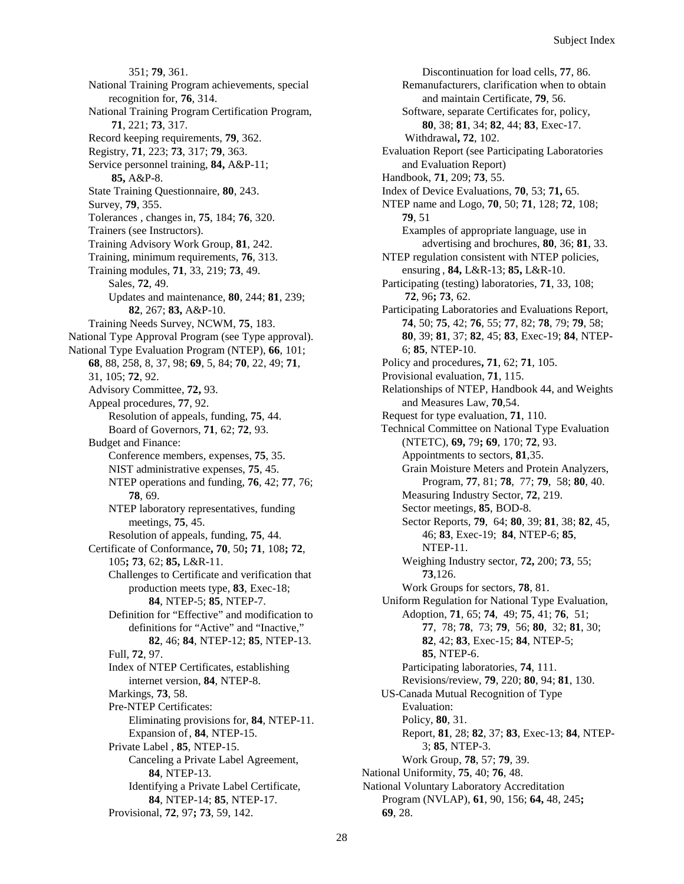351; **79**, 361.
National Training Program achievements, special recognition for, **76**, 314.
National Training Program Certification Program, **71**, 221; **73**, 317.
Record keeping requirements, **79**, 362.
Registry, **71**, 223; **73**, 317; **79**, 363.
Service personnel training, **84,** A&P-11; **85,** A&P-8.
State Training Questionnaire, **80**, 243.
Survey, **79**, 355.
Tolerances , changes in, **75**, 184; **76**, 320.
Trainers (see Instructors).
Training Advisory Work Group, **81**, 242.
Training, minimum requirements, **76**, 313.
Training modules, **71**, 33, 219; **73**, 49.
Sales, **72**, 49.
Updates and maintenance, **80**, 244; **81**, 239; **82**, 267; **83,** A&P-10.
Training Needs Survey, NCWM, **75**, 183.

National Type Approval Program (see Type approval).

National Type Evaluation Program (NTEP), **66**, 101; **68**, 88, 258, 8, 37, 98; **69**, 5, 84; **70**, 22, 49; **71**, 31, 105; **72**, 92.
Advisory Committee, **72,** 93.
Appeal procedures, **77**, 92.
Resolution of appeals, funding, **75**, 44.
Board of Governors, **71**, 62; **72**, 93.
Budget and Finance:
Conference members, expenses, **75**, 35.
NIST administrative expenses, **75**, 45.
NTEP operations and funding, **76**, 42; **77**, 76; **78**, 69.
NTEP laboratory representatives, funding meetings, **75**, 45.
Resolution of appeals, funding, **75**, 44.
Certificate of Conformance**, 70**, 50**; 71**, 108**; 72**, 105**; 73**, 62; **85,** L&R-11.
Challenges to Certificate and verification that production meets type, **83**, Exec-18; **84**, NTEP-5; **85**, NTEP-7.
Definition for "Effective" and modification to definitions for "Active" and "Inactive," **82**, 46; **84**, NTEP-12; **85**, NTEP-13.
Full, **72**, 97.
Index of NTEP Certificates, establishing internet version, **84**, NTEP-8.
Markings, **73**, 58.
Pre-NTEP Certificates:
Eliminating provisions for, **84**, NTEP-11.
Expansion of , **84**, NTEP-15.
Private Label , **85**, NTEP-15.
Canceling a Private Label Agreement, **84**, NTEP-13.
Identifying a Private Label Certificate, **84**, NTEP-14; **85**, NTEP-17.
Provisional, **72**, 97**; 73**, 59, 142.
Discontinuation for load cells, **77**, 86.
Remanufacturers, clarification when to obtain and maintain Certificate, **79**, 56.
Software, separate Certificates for, policy, **80**, 38; **81**, 34; **82**, 44; **83**, Exec-17.
Withdrawal**, 72**, 102.
Evaluation Report (see Participating Laboratories and Evaluation Report)
Handbook, **71**, 209; **73**, 55.
Index of Device Evaluations, **70**, 53; **71,** 65.
NTEP name and Logo, **70**, 50; **71**, 128; **72**, 108; **79**, 51
Examples of appropriate language, use in advertising and brochures, **80**, 36; **81**, 33.
NTEP regulation consistent with NTEP policies, ensuring , **84,** L&R-13; **85,** L&R-10.
Participating (testing) laboratories, **71**, 33, 108; **72**, 96**; 73**, 62.
Participating Laboratories and Evaluations Report, **74**, 50; **75**, 42; **76**, 55; **77**, 82; **78**, 79; **79**, 58; **80**, 39; **81**, 37; **82**, 45; **83**, Exec-19; **84**, NTEP-6; **85**, NTEP-10.
Policy and procedures**, 71**, 62; **71**, 105.
Provisional evaluation, **71**, 115.
Relationships of NTEP, Handbook 44, and Weights and Measures Law, **70**,54.
Request for type evaluation, **71**, 110.
Technical Committee on National Type Evaluation (NTETC), **69,** 79**; 69**, 170; **72**, 93.
Appointments to sectors, **81**,35.
Grain Moisture Meters and Protein Analyzers, Program, **77**, 81; **78**, 77; **79**, 58; **80**, 40.
Measuring Industry Sector, **72**, 219.
Sector meetings, **85**, BOD-8.
Sector Reports, **79**, 64; **80**, 39; **81**, 38; **82**, 45, 46; **83**, Exec-19; **84**, NTEP-6; **85**, NTEP-11.
Weighing Industry sector, **72,** 200; **73**, 55; **73**,126.
Work Groups for sectors, **78**, 81.
Uniform Regulation for National Type Evaluation,
Adoption, **71**, 65; **74**, 49; **75**, 41; **76**, 51; **77**, 78; **78**, 73; **79**, 56; **80**, 32; **81**, 30; **82**, 42; **83**, Exec-15; **84**, NTEP-5; **85**, NTEP-6.
Participating laboratories, **74**, 111.
Revisions/review, **79**, 220; **80**, 94; **81**, 130.
US-Canada Mutual Recognition of Type Evaluation:
Policy, **80**, 31.
Report, **81**, 28; **82**, 37; **83**, Exec-13; **84**, NTEP-3; **85**, NTEP-3.
Work Group, **78**, 57; **79**, 39.

National Uniformity, **75**, 40; **76**, 48.

National Voluntary Laboratory Accreditation Program (NVLAP), **61**, 90, 156; **64,** 48, 245**; 69**, 28.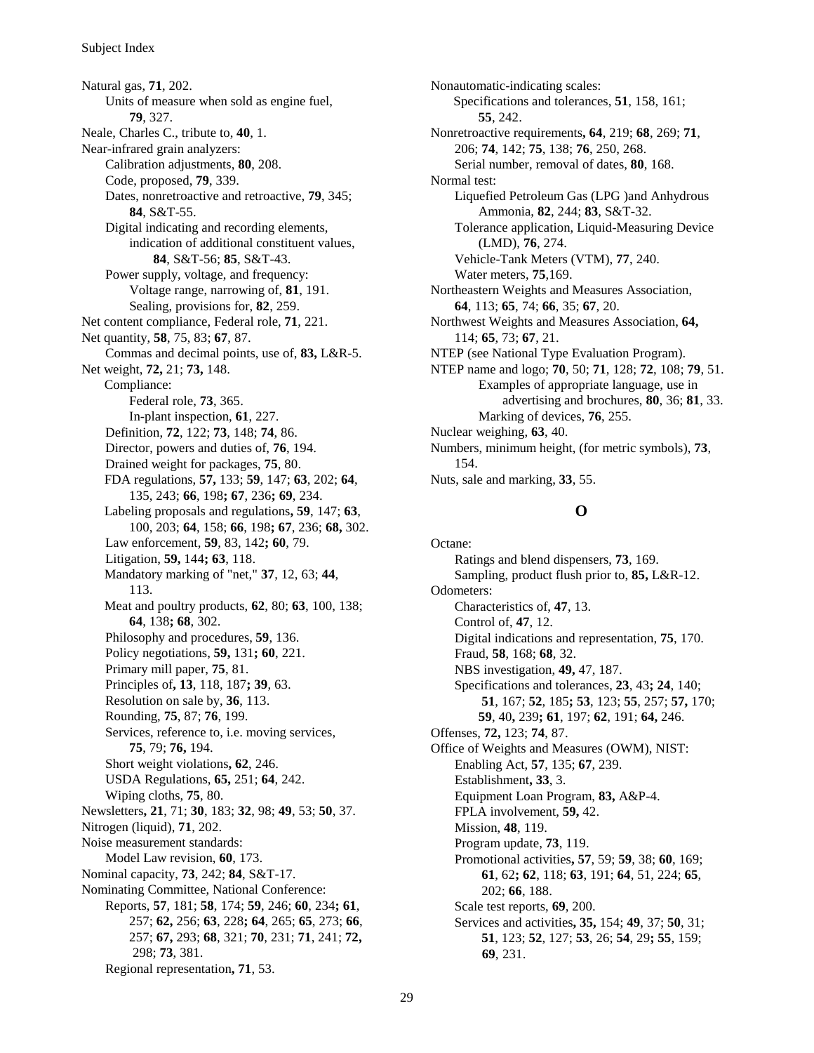Natural gas, **71**, 202.
  Units of measure when sold as engine fuel, **79**, 327.
Neale, Charles C., tribute to, **40**, 1.
Near-infrared grain analyzers:
  Calibration adjustments, **80**, 208.
  Code, proposed, **79**, 339.
  Dates, nonretroactive and retroactive, **79**, 345; **84**, S&T-55.
  Digital indicating and recording elements, indication of additional constituent values, **84**, S&T-56; **85**, S&T-43.
  Power supply, voltage, and frequency:
    Voltage range, narrowing of, **81**, 191.
    Sealing, provisions for, **82**, 259.
Net content compliance, Federal role, **71**, 221.
Net quantity, **58**, 75, 83; **67**, 87.
  Commas and decimal points, use of, **83,** L&R-5.
Net weight, **72,** 21; **73,** 148.
  Compliance:
    Federal role, **73**, 365.
    In-plant inspection, **61**, 227.
  Definition, **72**, 122; **73**, 148; **74**, 86.
  Director, powers and duties of, **76**, 194.
  Drained weight for packages, **75**, 80.
  FDA regulations, **57,** 133; **59**, 147; **63**, 202; **64**, 135, 243; **66**, 198**; 67**, 236**; 69**, 234.
  Labeling proposals and regulations**, 59**, 147; **63**, 100, 203; **64**, 158; **66**, 198**; 67**, 236; **68,** 302.
  Law enforcement, **59**, 83, 142**; 60**, 79.
  Litigation, **59,** 144**; 63**, 118.
  Mandatory marking of "net," **37**, 12, 63; **44**, 113.
  Meat and poultry products, **62**, 80; **63**, 100, 138; **64**, 138**; 68**, 302.
  Philosophy and procedures, **59**, 136.
  Policy negotiations, **59,** 131**; 60**, 221.
  Primary mill paper, **75**, 81.
  Principles of**, 13**, 118, 187**; 39**, 63.
  Resolution on sale by, **36**, 113.
  Rounding, **75**, 87; **76**, 199.
  Services, reference to, i.e. moving services, **75**, 79; **76,** 194.
  Short weight violations**, 62**, 246.
  USDA Regulations, **65,** 251; **64**, 242.
  Wiping cloths, **75**, 80.
Newsletters**, 21**, 71; **30**, 183; **32**, 98; **49**, 53; **50**, 37.
Nitrogen (liquid), **71**, 202.
Noise measurement standards:
  Model Law revision, **60**, 173.
Nominal capacity, **73**, 242; **84**, S&T-17.
Nominating Committee, National Conference:
  Reports, **57**, 181; **58**, 174; **59**, 246; **60**, 234**; 61**, 257; **62,** 256; **63**, 228**; 64**, 265; **65**, 273; **66**, 257; **67,** 293; **68**, 321; **70**, 231; **71**, 241; **72,** 298; **73**, 381.
  Regional representation**, 71**, 53.

Nonautomatic-indicating scales:
  Specifications and tolerances, **51**, 158, 161; **55**, 242.
Nonretroactive requirements**, 64**, 219; **68**, 269; **71**, 206; **74**, 142; **75**, 138; **76**, 250, 268.
  Serial number, removal of dates, **80**, 168.
Normal test:
  Liquefied Petroleum Gas (LPG )and Anhydrous Ammonia, **82**, 244; **83**, S&T-32.
  Tolerance application, Liquid-Measuring Device (LMD), **76**, 274.
  Vehicle-Tank Meters (VTM), **77**, 240.
  Water meters, **75**,169.
Northeastern Weights and Measures Association, **64**, 113; **65**, 74; **66**, 35; **67**, 20.
Northwest Weights and Measures Association, **64,** 114; **65**, 73; **67**, 21.
NTEP (see National Type Evaluation Program).
NTEP name and logo; **70**, 50; **71**, 128; **72**, 108; **79**, 51.
    Examples of appropriate language, use in advertising and brochures, **80**, 36; **81**, 33.
    Marking of devices, **76**, 255.
Nuclear weighing, **63**, 40.
Numbers, minimum height, (for metric symbols), **73**, 154.
Nuts, sale and marking, **33**, 55.

## O

Octane:
  Ratings and blend dispensers, **73**, 169.
  Sampling, product flush prior to, **85,** L&R-12.
Odometers:
  Characteristics of, **47**, 13.
  Control of, **47**, 12.
  Digital indications and representation, **75**, 170.
  Fraud, **58**, 168; **68**, 32.
  NBS investigation, **49,** 47, 187.
  Specifications and tolerances, **23**, 43**; 24**, 140; **51**, 167; **52**, 185**; 53**, 123; **55**, 257; **57,** 170; **59**, 40**,** 239**; 61**, 197; **62**, 191; **64,** 246.
Offenses, **72,** 123; **74**, 87.
Office of Weights and Measures (OWM), NIST:
  Enabling Act, **57**, 135; **67**, 239.
  Establishment**, 33**, 3.
  Equipment Loan Program, **83,** A&P-4.
  FPLA involvement, **59,** 42.
  Mission, **48**, 119.
  Program update, **73**, 119.
  Promotional activities**, 57**, 59; **59**, 38; **60**, 169; **61**, 62**; 62**, 118; **63**, 191; **64**, 51, 224; **65**, 202; **66**, 188.
  Scale test reports, **69**, 200.
  Services and activities**, 35,** 154; **49**, 37; **50**, 31; **51**, 123; **52**, 127; **53**, 26; **54**, 29**; 55**, 159; **69**, 231.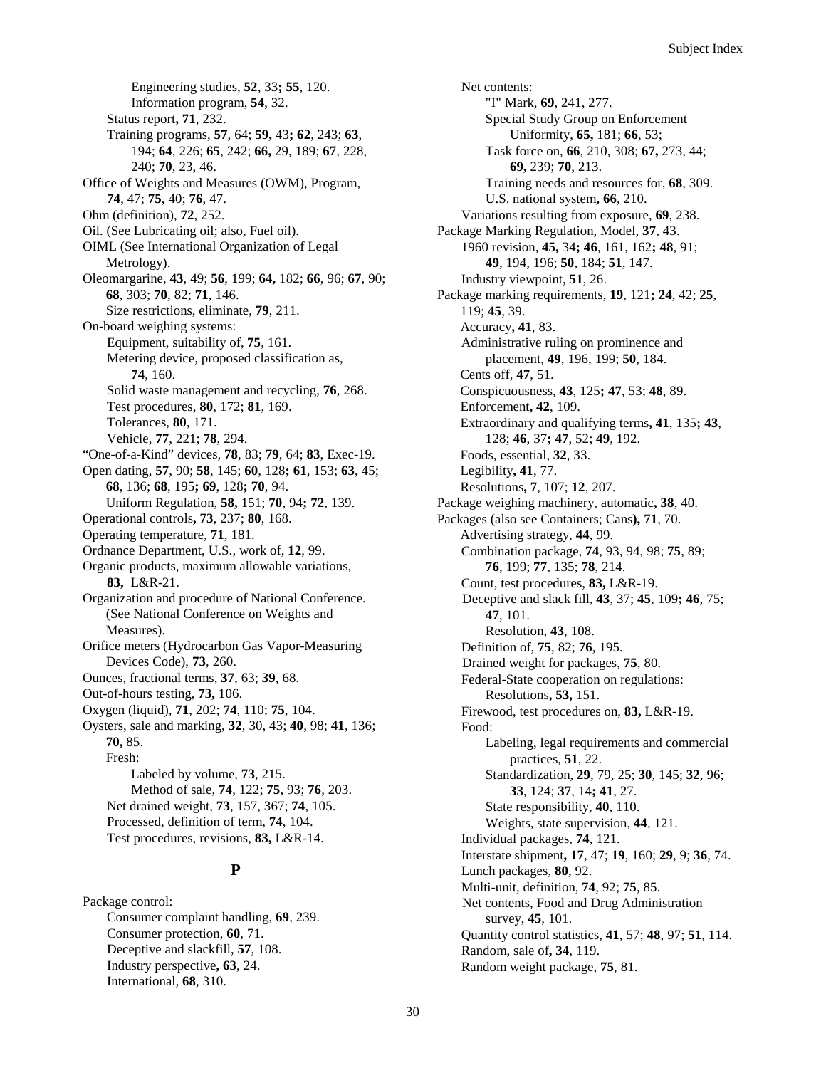Engineering studies, **52**, 33**; 55**, 120.
Information program, **54**, 32.
Status report**, 71**, 232.
Training programs, **57**, 64; **59,** 43**; 62**, 243; **63**, 194; **64**, 226; **65**, 242; **66,** 29, 189; **67**, 228, 240; **70**, 23, 46.

Office of Weights and Measures (OWM), Program, **74**, 47; **75**, 40; **76**, 47.

Ohm (definition), **72**, 252.

Oil. (See Lubricating oil; also, Fuel oil).

OIML (See International Organization of Legal Metrology).

Oleomargarine, **43**, 49; **56**, 199; **64,** 182; **66**, 96; **67**, 90; **68**, 303; **70**, 82; **71**, 146.
Size restrictions, eliminate, **79**, 211.

On-board weighing systems:
Equipment, suitability of, **75**, 161.
Metering device, proposed classification as, **74**, 160.
Solid waste management and recycling, **76**, 268.
Test procedures, **80**, 172; **81**, 169.
Tolerances, **80**, 171.
Vehicle, **77**, 221; **78**, 294.

"One-of-a-Kind" devices, **78**, 83; **79**, 64; **83**, Exec-19.

Open dating, **57**, 90; **58**, 145; **60**, 128**; 61**, 153; **63**, 45; **68**, 136; **68**, 195**; 69**, 128**; 70**, 94.
Uniform Regulation, **58,** 151; **70**, 94**; 72**, 139.

Operational controls**, 73**, 237; **80**, 168.

Operating temperature, **71**, 181.

Ordnance Department, U.S., work of, **12**, 99.

Organic products, maximum allowable variations, **83,** L&R-21.

Organization and procedure of National Conference. (See National Conference on Weights and Measures).

Orifice meters (Hydrocarbon Gas Vapor-Measuring Devices Code), **73**, 260.

Ounces, fractional terms, **37**, 63; **39**, 68.

Out-of-hours testing, **73,** 106.

Oxygen (liquid), **71**, 202; **74**, 110; **75**, 104.

Oysters, sale and marking, **32**, 30, 43; **40**, 98; **41**, 136; **70,** 85.
Fresh:
Labeled by volume, **73**, 215.
Method of sale, **74**, 122; **75**, 93; **76**, 203.
Net drained weight, **73**, 157, 367; **74**, 105.
Processed, definition of term, **74**, 104.
Test procedures, revisions, **83,** L&R-14.

## P

Package control:
Consumer complaint handling, **69**, 239.
Consumer protection, **60**, 71.
Deceptive and slackfill, **57**, 108.
Industry perspective**, 63**, 24.
International, **68**, 310.
Net contents:
"I" Mark, **69**, 241, 277.
Special Study Group on Enforcement Uniformity, **65,** 181; **66**, 53;
Task force on, **66**, 210, 308; **67,** 273, 44; **69,** 239; **70**, 213.
Training needs and resources for, **68**, 309.
U.S. national system**, 66**, 210.
Variations resulting from exposure, **69**, 238.

Package Marking Regulation, Model, **37**, 43.
1960 revision, **45,** 34**; 46**, 161, 162**; 48**, 91; **49**, 194, 196; **50**, 184; **51**, 147.
Industry viewpoint, **51**, 26.

Package marking requirements, **19**, 121**; 24**, 42; **25**, 119; **45**, 39.
Accuracy**, 41**, 83.
Administrative ruling on prominence and placement, **49**, 196, 199; **50**, 184.
Cents off, **47**, 51.
Conspicuousness, **43**, 125**; 47**, 53; **48**, 89.
Enforcement**, 42**, 109.
Extraordinary and qualifying terms**, 41**, 135**; 43**, 128; **46**, 37**; 47**, 52; **49**, 192.
Foods, essential, **32**, 33.
Legibility**, 41**, 77.
Resolutions**, 7**, 107; **12**, 207.

Package weighing machinery, automatic**, 38**, 40.

Packages (also see Containers; Cans**), 71**, 70.
Advertising strategy, **44**, 99.
Combination package, **74**, 93, 94, 98; **75**, 89; **76**, 199; **77**, 135; **78**, 214.
Count, test procedures, **83,** L&R-19.
Deceptive and slack fill, **43**, 37; **45**, 109**; 46**, 75; **47**, 101.
Resolution, **43**, 108.
Definition of, **75**, 82; **76**, 195.
Drained weight for packages, **75**, 80.
Federal-State cooperation on regulations:
Resolutions**, 53,** 151.
Firewood, test procedures on, **83,** L&R-19.
Food:
Labeling, legal requirements and commercial practices, **51**, 22.
Standardization, **29**, 79, 25; **30**, 145; **32**, 96; **33**, 124; **37**, 14**; 41**, 27.
State responsibility, **40**, 110.
Weights, state supervision, **44**, 121.
Individual packages, **74**, 121.
Interstate shipment**, 17**, 47; **19**, 160; **29**, 9; **36**, 74.
Lunch packages, **80**, 92.
Multi-unit, definition, **74**, 92; **75**, 85.
Net contents, Food and Drug Administration survey, **45**, 101.
Quantity control statistics, **41**, 57; **48**, 97; **51**, 114.
Random, sale of**, 34**, 119.
Random weight package, **75**, 81.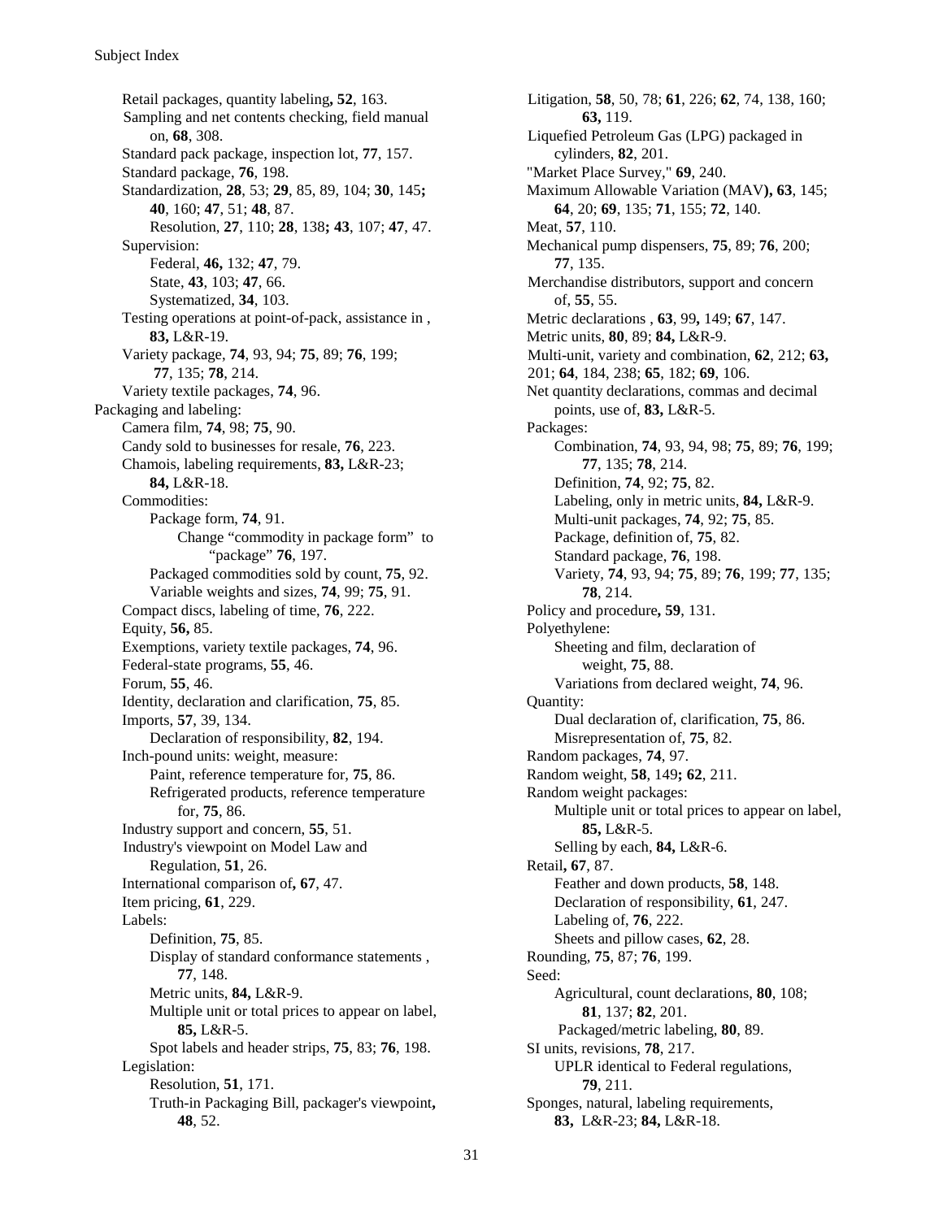Retail packages, quantity labeling**, 52**, 163.
Sampling and net contents checking, field manual on, **68**, 308.
Standard pack package, inspection lot, **77**, 157.
Standard package, **76**, 198.
Standardization, **28**, 53; **29**, 85, 89, 104; **30**, 145**;** **40**, 160; **47**, 51; **48**, 87.
    Resolution, **27**, 110; **28**, 138**; 43**, 107; **47**, 47.
Supervision:
    Federal, **46,** 132; **47**, 79.
    State, **43**, 103; **47**, 66.
    Systematized, **34**, 103.
Testing operations at point-of-pack, assistance in , **83,** L&R-19.
Variety package, **74**, 93, 94; **75**, 89; **76**, 199; **77**, 135; **78**, 214.
Variety textile packages, **74**, 96.

Packaging and labeling:
    Camera film, **74**, 98; **75**, 90.
    Candy sold to businesses for resale, **76**, 223.
    Chamois, labeling requirements, **83,** L&R-23; **84,** L&R-18.
    Commodities:
        Package form, **74**, 91.
            Change "commodity in package form" to "package" **76**, 197.
        Packaged commodities sold by count, **75**, 92.
        Variable weights and sizes, **74**, 99; **75**, 91.
    Compact discs, labeling of time, **76**, 222.
    Equity, **56,** 85.
    Exemptions, variety textile packages, **74**, 96.
    Federal-state programs, **55**, 46.
    Forum, **55**, 46.
    Identity, declaration and clarification, **75**, 85.
    Imports, **57**, 39, 134.
        Declaration of responsibility, **82**, 194.
    Inch-pound units: weight, measure:
        Paint, reference temperature for, **75**, 86.
        Refrigerated products, reference temperature for, **75**, 86.
    Industry support and concern, **55**, 51.
    Industry's viewpoint on Model Law and Regulation, **51**, 26.
    International comparison of**, 67**, 47.
    Item pricing, **61**, 229.
    Labels:
        Definition, **75**, 85.
        Display of standard conformance statements , **77**, 148.
        Metric units, **84,** L&R-9.
        Multiple unit or total prices to appear on label, **85,** L&R-5.
        Spot labels and header strips, **75**, 83; **76**, 198.
    Legislation:
        Resolution, **51**, 171.
        Truth-in Packaging Bill, packager's viewpoint**, 48**, 52.
    Litigation, **58**, 50, 78; **61**, 226; **62**, 74, 138, 160; **63,** 119.
    Liquefied Petroleum Gas (LPG) packaged in cylinders, **82**, 201.
    "Market Place Survey," **69**, 240.
    Maximum Allowable Variation (MAV**), 63**, 145; **64**, 20; **69**, 135; **71**, 155; **72**, 140.
    Meat, **57**, 110.
    Mechanical pump dispensers, **75**, 89; **76**, 200; **77**, 135.
    Merchandise distributors, support and concern of, **55**, 55.
    Metric declarations , **63**, 99**,** 149; **67**, 147.
    Metric units, **80**, 89; **84,** L&R-9.
    Multi-unit, variety and combination, **62**, 212; **63,** 201; **64**, 184, 238; **65**, 182; **69**, 106.
    Net quantity declarations, commas and decimal points, use of, **83,** L&R-5.
    Packages:
        Combination, **74**, 93, 94, 98; **75**, 89; **76**, 199; **77**, 135; **78**, 214.
        Definition, **74**, 92; **75**, 82.
        Labeling, only in metric units, **84,** L&R-9.
        Multi-unit packages, **74**, 92; **75**, 85.
        Package, definition of, **75**, 82.
        Standard package, **76**, 198.
        Variety, **74**, 93, 94; **75**, 89; **76**, 199; **77**, 135; **78**, 214.
    Policy and procedure**, 59**, 131.
    Polyethylene:
        Sheeting and film, declaration of weight, **75**, 88.
        Variations from declared weight, **74**, 96.
    Quantity:
        Dual declaration of, clarification, **75**, 86.
        Misrepresentation of, **75**, 82.
    Random packages, **74**, 97.
    Random weight, **58**, 149**; 62**, 211.
    Random weight packages:
        Multiple unit or total prices to appear on label, **85,** L&R-5.
        Selling by each, **84,** L&R-6.
    Retail**, 67**, 87.
        Feather and down products, **58**, 148.
        Declaration of responsibility, **61**, 247.
        Labeling of, **76**, 222.
        Sheets and pillow cases, **62**, 28.
    Rounding, **75**, 87; **76**, 199.
    Seed:
        Agricultural, count declarations, **80**, 108; **81**, 137; **82**, 201.
        Packaged/metric labeling, **80**, 89.
    SI units, revisions, **78**, 217.
        UPLR identical to Federal regulations, **79**, 211.
    Sponges, natural, labeling requirements, **83,** L&R-23; **84,** L&R-18.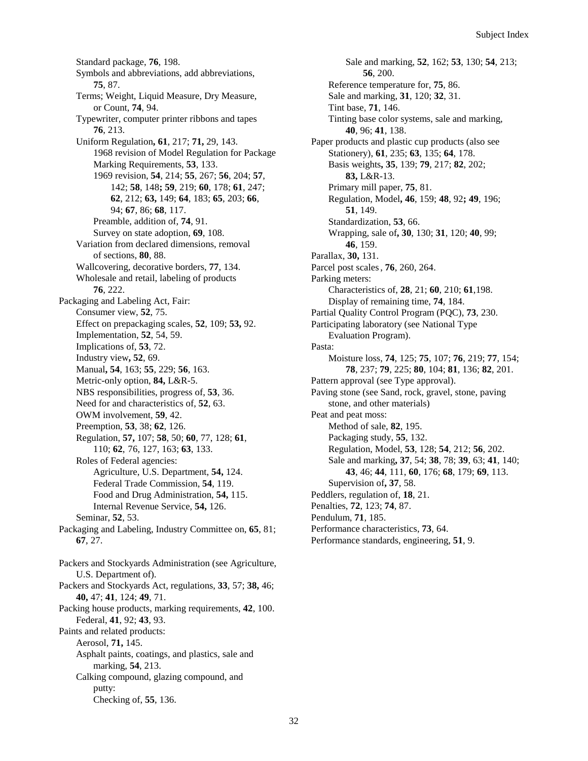Standard package, **76**, 198.
Symbols and abbreviations, add abbreviations, **75**, 87.
Terms; Weight, Liquid Measure, Dry Measure, or Count, **74**, 94.
Typewriter, computer printer ribbons and tapes **76**, 213.
Uniform Regulation**, 61**, 217; **71,** 29, 143.
- 1968 revision of Model Regulation for Package Marking Requirements, **53**, 133.
- 1969 revision, **54**, 214; **55**, 267; **56**, 204; **57**, 142; **58**, 148**; 59**, 219; **60**, 178; **61**, 247; **62**, 212; **63,** 149; **64**, 183; **65**, 203; **66**, 94; **67**, 86; **68**, 117.
- Preamble, addition of, **74**, 91.
- Survey on state adoption, **69**, 108.

Variation from declared dimensions, removal of sections, **80**, 88.
Wallcovering, decorative borders, **77**, 134.
Wholesale and retail, labeling of products **76**, 222.

Packaging and Labeling Act, Fair:
- Consumer view, **52**, 75.
- Effect on prepackaging scales, **52**, 109; **53,** 92.
- Implementation, **52**, 54, 59.
- Implications of, **53**, 72.
- Industry view**, 52**, 69.
- Manual**, 54**, 163; **55**, 229; **56**, 163.
- Metric-only option, **84,** L&R-5.
- NBS responsibilities, progress of, **53**, 36.
- Need for and characteristics of, **52**, 63.
- OWM involvement, **59**, 42.
- Preemption, **53**, 38; **62**, 126.
- Regulation, **57,** 107; **58**, 50; **60**, 77, 128; **61**, 110; **62**, 76, 127, 163; **63**, 133.
- Roles of Federal agencies:
  - Agriculture, U.S. Department, **54,** 124.
  - Federal Trade Commission, **54**, 119.
  - Food and Drug Administration, **54,** 115.
  - Internal Revenue Service, **54,** 126.
- Seminar, **52**, 53.

Packaging and Labeling, Industry Committee on, **65**, 81; **67**, 27.

Packers and Stockyards Administration (see Agriculture, U.S. Department of).
Packers and Stockyards Act, regulations, **33**, 57; **38,** 46; **40,** 47; **41**, 124; **49**, 71.
Packing house products, marking requirements, **42**, 100.
- Federal, **41**, 92; **43**, 93.

Paints and related products:
- Aerosol, **71,** 145.
- Asphalt paints, coatings, and plastics, sale and marking, **54**, 213.
- Calking compound, glazing compound, and putty:
  - Checking of, **55**, 136.
  - Sale and marking, **52**, 162; **53**, 130; **54**, 213; **56**, 200.
- Reference temperature for, **75**, 86.
- Sale and marking, **31**, 120; **32**, 31.
- Tint base, **71**, 146.
- Tinting base color systems, sale and marking, **40**, 96; **41**, 138.

Paper products and plastic cup products (also see Stationery), **61**, 235; **63**, 135; **64**, 178.
- Basis weights**, 35**, 139; **79**, 217; **82**, 202; **83,** L&R-13.
- Primary mill paper, **75**, 81.
- Regulation, Model**, 46**, 159; **48**, 92**; 49**, 196; **51**, 149.
- Standardization, **53**, 66.
- Wrapping, sale of**, 30**, 130; **31**, 120; **40**, 99; **46**, 159.

Parallax, **30,** 131.
Parcel post scales, **76**, 260, 264.
Parking meters:
- Characteristics of, **28**, 21; **60**, 210; **61**,198.
- Display of remaining time, **74**, 184.

Partial Quality Control Program (PQC), **73**, 230.
Participating laboratory (see National Type Evaluation Program).
Pasta:
- Moisture loss, **74**, 125; **75**, 107; **76**, 219; **77**, 154; **78**, 237; **79**, 225; **80**, 104; **81**, 136; **82**, 201.

Pattern approval (see Type approval).
Paving stone (see Sand, rock, gravel, stone, paving stone, and other materials)
Peat and peat moss:
- Method of sale, **82**, 195.
- Packaging study, **55**, 132.
- Regulation, Model, **53**, 128; **54**, 212; **56**, 202.
- Sale and marking**, 37**, 54; **38**, 78; **39**, 63; **41**, 140; **43**, 46; **44**, 111, **60**, 176; **68**, 179; **69**, 113.
- Supervision of**, 37**, 58.

Peddlers, regulation of, **18**, 21.
Penalties, **72**, 123; **74**, 87.
Pendulum, **71**, 185.
Performance characteristics, **73**, 64.
Performance standards, engineering, **51**, 9.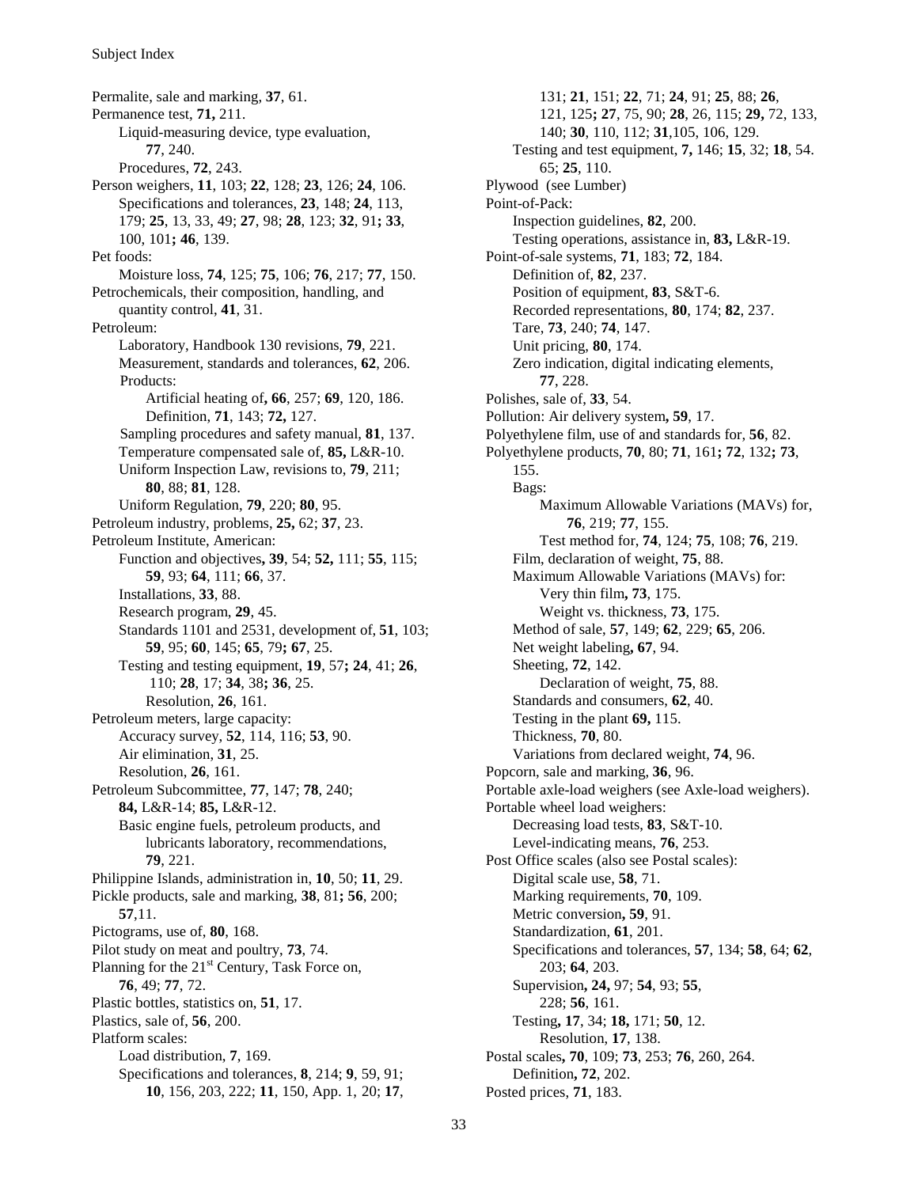Subject Index

Permalite, sale and marking, **37**, 61.
Permanence test, **71,** 211.
- Liquid-measuring device, type evaluation, **77**, 240.
- Procedures, **72**, 243.

Person weighers, **11**, 103; **22**, 128; **23**, 126; **24**, 106.
- Specifications and tolerances, **23**, 148; **24**, 113, 179; **25**, 13, 33, 49; **27**, 98; **28**, 123; **32**, 91**; 33**, 100, 101**; 46**, 139.

Pet foods:
- Moisture loss, **74**, 125; **75**, 106; **76**, 217; **77**, 150.

Petrochemicals, their composition, handling, and quantity control, **41**, 31.

Petroleum:
- Laboratory, Handbook 130 revisions, **79**, 221.
- Measurement, standards and tolerances, **62**, 206.
- Products:
  - Artificial heating of**, 66**, 257; **69**, 120, 186.
  - Definition, **71**, 143; **72,** 127.
- Sampling procedures and safety manual, **81**, 137.
- Temperature compensated sale of, **85,** L&R-10.
- Uniform Inspection Law, revisions to, **79**, 211; **80**, 88; **81**, 128.
- Uniform Regulation, **79**, 220; **80**, 95.

Petroleum industry, problems, **25,** 62; **37**, 23.

Petroleum Institute, American:
- Function and objectives**, 39**, 54; **52,** 111; **55**, 115; **59**, 93; **64**, 111; **66**, 37.
- Installations, **33**, 88.
- Research program, **29**, 45.
- Standards 1101 and 2531, development of, **51**, 103; **59**, 95; **60**, 145; **65**, 79**; 67**, 25.
- Testing and testing equipment, **19**, 57**; 24**, 41; **26**, 110; **28**, 17; **34**, 38**; 36**, 25.
  - Resolution, **26**, 161.

Petroleum meters, large capacity:
- Accuracy survey, **52**, 114, 116; **53**, 90.
- Air elimination, **31**, 25.
- Resolution, **26**, 161.

Petroleum Subcommittee, **77**, 147; **78**, 240; **84,** L&R-14; **85,** L&R-12.
- Basic engine fuels, petroleum products, and lubricants laboratory, recommendations, **79**, 221.

Philippine Islands, administration in, **10**, 50; **11**, 29.

Pickle products, sale and marking, **38**, 81**; 56**, 200; **57**,11.

Pictograms, use of, **80**, 168.

Pilot study on meat and poultry, **73**, 74.

Planning for the 21st Century, Task Force on, **76**, 49; **77**, 72.

Plastic bottles, statistics on, **51**, 17.

Plastics, sale of, **56**, 200.

Platform scales:
- Load distribution, **7**, 169.
- Specifications and tolerances, **8**, 214; **9**, 59, 91; **10**, 156, 203, 222; **11**, 150, App. 1, 20; **17**, 131; **21**, 151; **22**, 71; **24**, 91; **25**, 88; **26**, 121, 125**; 27**, 75, 90; **28**, 26, 115; **29,** 72, 133, 140; **30**, 110, 112; **31**,105, 106, 129.
- Testing and test equipment, **7,** 146; **15**, 32; **18**, 54. 65; **25**, 110.

Plywood (see Lumber)

Point-of-Pack:
- Inspection guidelines, **82**, 200.
- Testing operations, assistance in, **83,** L&R-19.

Point-of-sale systems, **71**, 183; **72**, 184.
- Definition of, **82**, 237.
- Position of equipment, **83**, S&T-6.
- Recorded representations, **80**, 174; **82**, 237.
- Tare, **73**, 240; **74**, 147.
- Unit pricing, **80**, 174.
- Zero indication, digital indicating elements, **77**, 228.

Polishes, sale of, **33**, 54.

Pollution: Air delivery system**, 59**, 17.

Polyethylene film, use of and standards for, **56**, 82.

Polyethylene products, **70**, 80; **71**, 161**; 72**, 132**; 73**, 155.
- Bags:
  - Maximum Allowable Variations (MAVs) for, **76**, 219; **77**, 155.
  - Test method for, **74**, 124; **75**, 108; **76**, 219.
- Film, declaration of weight, **75**, 88.
- Maximum Allowable Variations (MAVs) for:
  - Very thin film**, 73**, 175.
  - Weight vs. thickness, **73**, 175.
- Method of sale, **57**, 149; **62**, 229; **65**, 206.
- Net weight labeling**, 67**, 94.
- Sheeting, **72**, 142.
  - Declaration of weight, **75**, 88.
- Standards and consumers, **62**, 40.
- Testing in the plant **69,** 115.
- Thickness, **70**, 80.
- Variations from declared weight, **74**, 96.

Popcorn, sale and marking, **36**, 96.

Portable axle-load weighers (see Axle-load weighers).

Portable wheel load weighers:
- Decreasing load tests, **83**, S&T-10.
- Level-indicating means, **76**, 253.

Post Office scales (also see Postal scales):
- Digital scale use, **58**, 71.
- Marking requirements, **70**, 109.
- Metric conversion**, 59**, 91.
- Standardization, **61**, 201.
- Specifications and tolerances, **57**, 134; **58**, 64; **62**, 203; **64**, 203.
- Supervision**, 24,** 97; **54**, 93; **55**, 228; **56**, 161.
- Testing**, 17**, 34; **18,** 171; **50**, 12.
  - Resolution, **17**, 138.

Postal scales**, 70**, 109; **73**, 253; **76**, 260, 264.
- Definition**, 72**, 202.

Posted prices, **71**, 183.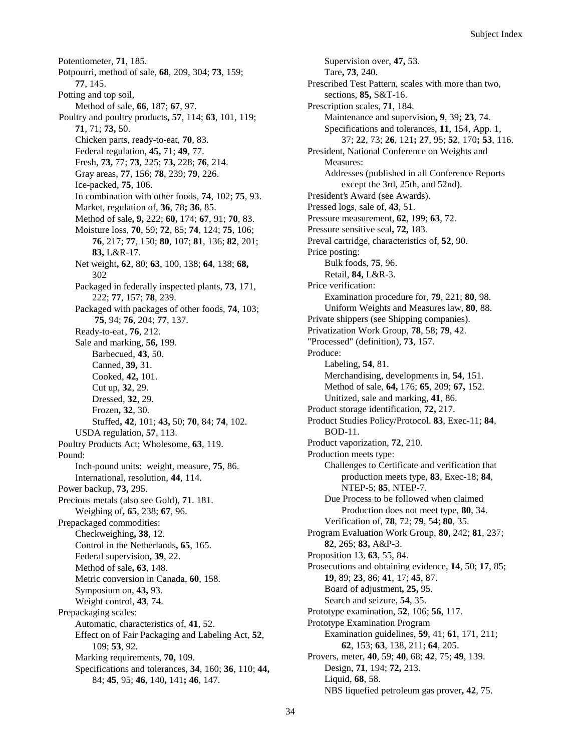Potentiometer, **71**, 185.
Potpourri, method of sale, **68**, 209, 304; **73**, 159; **77**, 145.
Potting and top soil,
- Method of sale, **66**, 187; **67**, 97.

Poultry and poultry products**, 57**, 114; **63**, 101, 119; **71**, 71; **73,** 50.
- Chicken parts, ready-to-eat, **70**, 83.
- Federal regulation, **45,** 71; **49**, 77.
- Fresh, **73,** 77; **73**, 225; **73,** 228; **76**, 214.
- Gray areas, **77**, 156; **78**, 239; **79**, 226.
- Ice-packed, **75**, 106.
- In combination with other foods, **74**, 102; **75**, 93.
- Market, regulation of, **36**, 78**; 36**, 85.
- Method of sale**, 9,** 222; **60,** 174; **67**, 91; **70**, 83.
- Moisture loss, **70**, 59; **72**, 85; **74**, 124; **75**, 106; **76**, 217; **77**, 150; **80**, 107; **81**, 136; **82**, 201; **83,** L&R-17.
- Net weight**, 62**, 80; **63**, 100, 138; **64**, 138; **68,** 302
- Packaged in federally inspected plants, **73**, 171, 222; **77**, 157; **78**, 239.
- Packaged with packages of other foods, **74**, 103; **75**, 94; **76**, 204; **77**, 137.
- Ready-to-eat, **76**, 212.
- Sale and marking, **56,** 199.
  - Barbecued, **43**, 50.
  - Canned, **39,** 31.
  - Cooked, **42,** 101.
  - Cut up, **32**, 29.
  - Dressed, **32**, 29.
  - Frozen**, 32**, 30.
  - Stuffed**, 42**, 101; **43,** 50; **70**, 84; **74**, 102.
- USDA regulation, **57**, 113.

Poultry Products Act; Wholesome, **63**, 119.
Pound:
- Inch-pound units: weight, measure, **75**, 86.
- International, resolution, **44**, 114.

Power backup, **73,** 295.
Precious metals (also see Gold), **71**. 181.
- Weighing of**, 65**, 238; **67**, 96.

Prepackaged commodities:
- Checkweighing**, 38**, 12.
- Control in the Netherlands**, 65**, 165.
- Federal supervision**, 39**, 22.
- Method of sale**, 63**, 148.
- Metric conversion in Canada, **60**, 158.
- Symposium on, **43,** 93.
- Weight control, **43**, 74.

Prepackaging scales:
- Automatic, characteristics of, **41**, 52.
- Effect on of Fair Packaging and Labeling Act, **52**, 109; **53**, 92.
- Marking requirements, **70,** 109.
- Specifications and tolerances, **34**, 160; **36**, 110; **44,** 84; **45**, 95; **46**, 140**,** 141**; 46**, 147.
  - Supervision over, **47,** 53.
  - Tare**, 73**, 240.

Prescribed Test Pattern, scales with more than two, sections, **85,** S&T-16.
Prescription scales, **71**, 184.
- Maintenance and supervision**, 9**, 39**; 23**, 74.
- Specifications and tolerances, **11**, 154, App. 1, 37; **22**, 73; **26**, 121**; 27**, 95; **52**, 170**; 53**, 116.

President, National Conference on Weights and Measures:
- Addresses (published in all Conference Reports except the 3rd, 25th, and 52nd).

President's Award (see Awards).
Pressed logs, sale of, **43**, 51.
Pressure measurement, **62**, 199; **63**, 72.
Pressure sensitive seal**, 72,** 183.
Preval cartridge, characteristics of, **52**, 90.
Price posting:
- Bulk foods, **75**, 96.
- Retail, **84,** L&R-3.

Price verification:
- Examination procedure for, **79**, 221; **80**, 98.
- Uniform Weights and Measures law, **80**, 88.

Private shippers (see Shipping companies).
Privatization Work Group, **78**, 58; **79**, 42.
"Processed" (definition), **73**, 157.
Produce:
- Labeling, **54**, 81.
- Merchandising, developments in, **54**, 151.
- Method of sale, **64,** 176; **65**, 209; **67,** 152.
- Unitized, sale and marking, **41**, 86.

Product storage identification, **72,** 217.
Product Studies Policy/Protocol. **83**, Exec-11; **84**, BOD-11.
Product vaporization, **72**, 210.
Production meets type:
- Challenges to Certificate and verification that production meets type, **83**, Exec-18; **84**, NTEP-5; **85**, NTEP-7.
- Due Process to be followed when claimed Production does not meet type, **80**, 34.
- Verification of, **78**, 72; **79**, 54; **80**, 35.

Program Evaluation Work Group, **80**, 242; **81**, 237; **82**, 265; **83,** A&P-3.
Proposition 13, **63**, 55, 84.
Prosecutions and obtaining evidence, **14**, 50; **17**, 85; **19**, 89; **23**, 86; **41**, 17; **45**, 87.
- Board of adjustment**, 25,** 95.
- Search and seizure, **54**, 35.

Prototype examination, **52**, 106; **56**, 117.
Prototype Examination Program
- Examination guidelines, **59**, 41; **61**, 171, 211; **62**, 153; **63**, 138, 211; **64**, 205.

Provers, meter, **40**, 59; **40**, 68; 42, 75; **49**, 139.
- Design, **71**, 194; **72,** 213.
- Liquid, **68**, 58.
- NBS liquefied petroleum gas prover**, 42**, 75.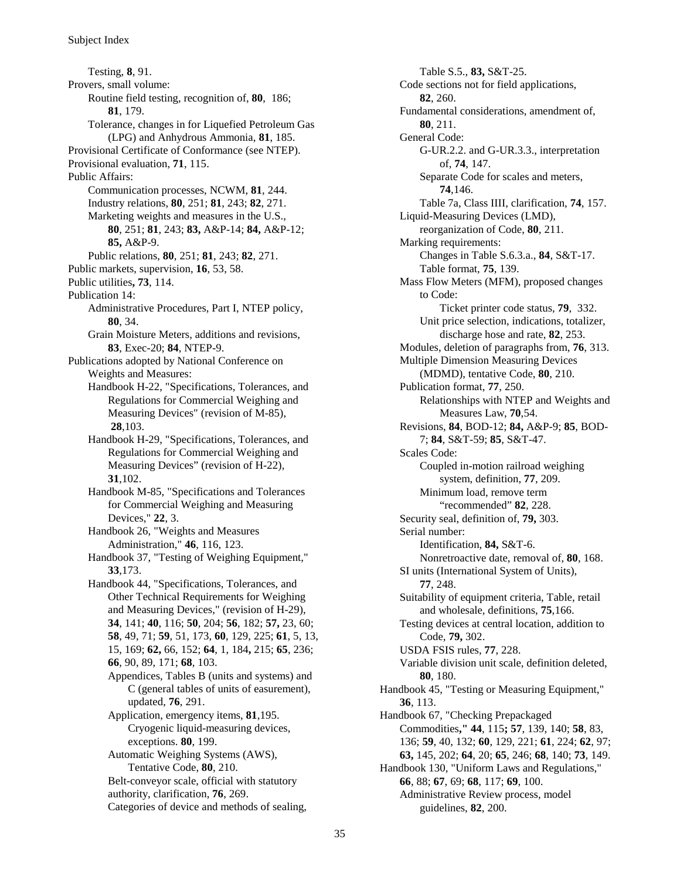Testing, **8**, 91.

Provers, small volume:

Routine field testing, recognition of, **80**, 186; **81**, 179.

Tolerance, changes in for Liquefied Petroleum Gas (LPG) and Anhydrous Ammonia, **81**, 185.

Provisional Certificate of Conformance (see NTEP).

Provisional evaluation, **71**, 115.

Public Affairs:

Communication processes, NCWM, **81**, 244.

Industry relations, **80**, 251; **81**, 243; **82**, 271.

Marketing weights and measures in the U.S., **80**, 251; **81**, 243; **83,** A&P-14; **84,** A&P-12; **85,** A&P-9.

Public relations, **80**, 251; **81**, 243; **82**, 271.

Public markets, supervision, **16**, 53, 58.

Public utilities**, 73**, 114.

Publication 14:

Administrative Procedures, Part I, NTEP policy, **80**, 34.

Grain Moisture Meters, additions and revisions, **83**, Exec-20; **84**, NTEP-9.

Publications adopted by National Conference on Weights and Measures:

Handbook H-22, "Specifications, Tolerances, and Regulations for Commercial Weighing and Measuring Devices" (revision of M-85), **28**,103.

Handbook H-29, "Specifications, Tolerances, and Regulations for Commercial Weighing and Measuring Devices" (revision of H-22), **31**,102.

Handbook M-85, "Specifications and Tolerances for Commercial Weighing and Measuring Devices," **22**, 3.

Handbook 26, "Weights and Measures Administration," **46**, 116, 123.

Handbook 37, "Testing of Weighing Equipment," **33**,173.

Handbook 44, "Specifications, Tolerances, and Other Technical Requirements for Weighing and Measuring Devices," (revision of H-29), **34**, 141; **40**, 116; **50**, 204; **56**, 182; **57,** 23, 60; **58**, 49, 71; **59**, 51, 173, **60**, 129, 225; **61**, 5, 13, 15, 169; **62,** 66, 152; **64**, 1, 184**,** 215; **65**, 236; **66**, 90, 89, 171; **68**, 103.

Appendices, Tables B (units and systems) and C (general tables of units of easurement), updated, **76**, 291.

Application, emergency items, **81**,195.

Cryogenic liquid-measuring devices, exceptions. **80**, 199.

Automatic Weighing Systems (AWS), Tentative Code, **80**, 210.

Belt-conveyor scale, official with statutory authority, clarification, **76**, 269.

Categories of device and methods of sealing, Table S.5., **83,** S&T-25.

Code sections not for field applications, **82**, 260.

Fundamental considerations, amendment of, **80**, 211.

General Code:

G-UR.2.2. and G-UR.3.3., interpretation of, **74**, 147.

Separate Code for scales and meters, **74**,146.

Table 7a, Class IIII, clarification, **74**, 157.

Liquid-Measuring Devices (LMD), reorganization of Code, **80**, 211.

Marking requirements:

Changes in Table S.6.3.a., **84**, S&T-17.

Table format, **75**, 139.

Mass Flow Meters (MFM), proposed changes to Code:

Ticket printer code status, **79**, 332.

Unit price selection, indications, totalizer, discharge hose and rate, **82**, 253.

Modules, deletion of paragraphs from, **76**, 313.

Multiple Dimension Measuring Devices (MDMD), tentative Code, **80**, 210.

Publication format, **77**, 250.

Relationships with NTEP and Weights and Measures Law, **70**,54.

Revisions, **84**, BOD-12; **84,** A&P-9; **85**, BOD-7; **84**, S&T-59; **85**, S&T-47.

Scales Code:

Coupled in-motion railroad weighing system, definition, **77**, 209.

Minimum load, remove term "recommended" **82**, 228.

Security seal, definition of, **79,** 303.

Serial number:

Identification, **84,** S&T-6.

Nonretroactive date, removal of, **80**, 168.

SI units (International System of Units), **77**, 248.

Suitability of equipment criteria, Table, retail and wholesale, definitions, **75**,166.

Testing devices at central location, addition to Code, **79,** 302.

USDA FSIS rules, **77**, 228.

Variable division unit scale, definition deleted, **80**, 180.

Handbook 45, "Testing or Measuring Equipment," **36**, 113.

Handbook 67, "Checking Prepackaged Commodities**," 44**, 115**; 57**, 139, 140; **58**, 83, 136; **59**, 40, 132; **60**, 129, 221; **61**, 224; **62**, 97; **63,** 145, 202; **64**, 20; **65**, 246; **68**, 140; **73**, 149.

Handbook 130, "Uniform Laws and Regulations," **66**, 88; **67**, 69; **68**, 117; **69**, 100.

Administrative Review process, model guidelines, **82**, 200.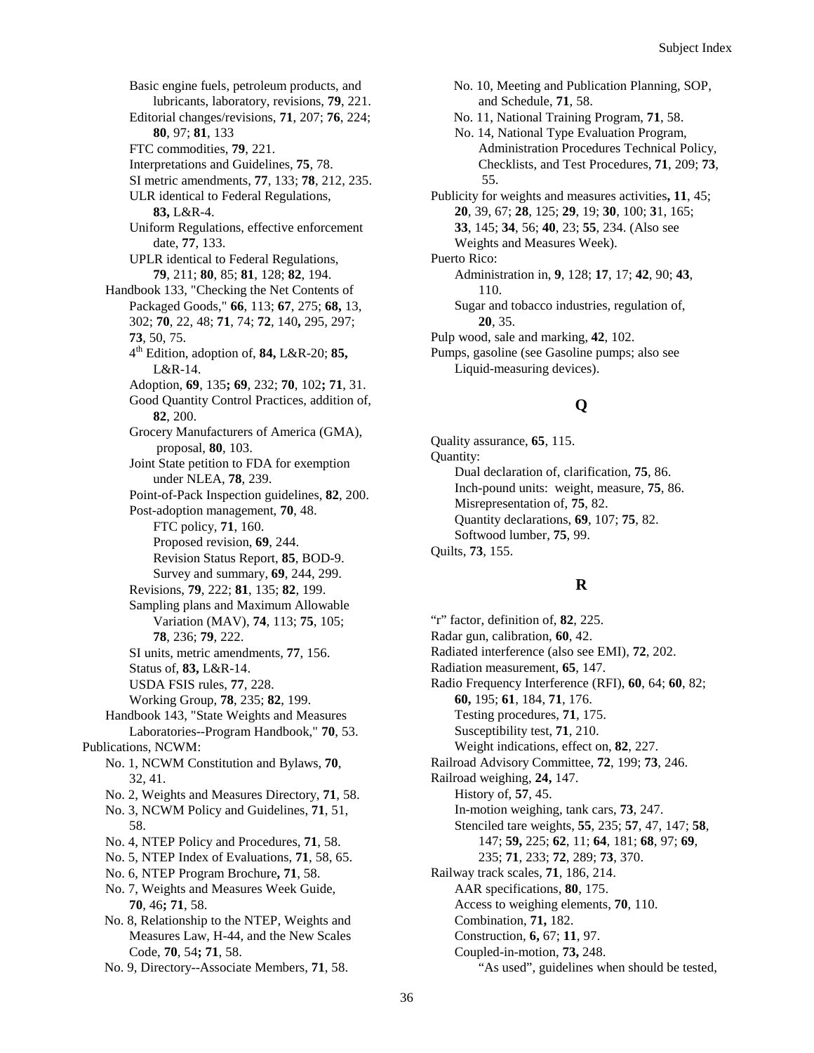Basic engine fuels, petroleum products, and lubricants, laboratory, revisions, **79**, 221.
Editorial changes/revisions, **71**, 207; **76**, 224; **80**, 97; **81**, 133
FTC commodities, **79**, 221.
Interpretations and Guidelines, **75**, 78.
SI metric amendments, **77**, 133; **78**, 212, 235.
ULR identical to Federal Regulations, **83,** L&R-4.
Uniform Regulations, effective enforcement date, **77**, 133.
UPLR identical to Federal Regulations, **79**, 211; **80**, 85; **81**, 128; **82**, 194.

Handbook 133, "Checking the Net Contents of Packaged Goods," **66**, 113; **67**, 275; **68,** 13, 302; **70**, 22, 48; **71**, 74; **72**, 140**,** 295, 297; **73**, 50, 75.
4th Edition, adoption of, **84,** L&R-20; **85,** L&R-14.
Adoption, **69**, 135**; 69**, 232; **70**, 102**; 71**, 31.
Good Quantity Control Practices, addition of, **82**, 200.
Grocery Manufacturers of America (GMA), proposal, **80**, 103.
Joint State petition to FDA for exemption under NLEA, **78**, 239.
Point-of-Pack Inspection guidelines, **82**, 200.
Post-adoption management, **70**, 48.
FTC policy, **71**, 160.
Proposed revision, **69**, 244.
Revision Status Report, **85**, BOD-9.
Survey and summary, **69**, 244, 299.
Revisions, **79**, 222; **81**, 135; **82**, 199.
Sampling plans and Maximum Allowable Variation (MAV), **74**, 113; **75**, 105; **78**, 236; **79**, 222.
SI units, metric amendments, **77**, 156.
Status of, **83,** L&R-14.
USDA FSIS rules, **77**, 228.
Working Group, **78**, 235; **82**, 199.

Handbook 143, "State Weights and Measures Laboratories--Program Handbook," **70**, 53.

Publications, NCWM:
No. 1, NCWM Constitution and Bylaws, **70**, 32, 41.
No. 2, Weights and Measures Directory, **71**, 58.
No. 3, NCWM Policy and Guidelines, **71**, 51, 58.
No. 4, NTEP Policy and Procedures, **71**, 58.
No. 5, NTEP Index of Evaluations, **71**, 58, 65.
No. 6, NTEP Program Brochure**, 71**, 58.
No. 7, Weights and Measures Week Guide, **70**, 46**; 71**, 58.
No. 8, Relationship to the NTEP, Weights and Measures Law, H-44, and the New Scales Code, **70**, 54**; 71**, 58.
No. 9, Directory--Associate Members, **71**, 58.
No. 10, Meeting and Publication Planning, SOP, and Schedule, **71**, 58.
No. 11, National Training Program, **71**, 58.
No. 14, National Type Evaluation Program, Administration Procedures Technical Policy, Checklists, and Test Procedures, **71**, 209; **73**, 55.

Publicity for weights and measures activities**, 11**, 45; **20**, 39, 67; **28**, 125; **29**, 19; **30**, 100; **3**1, 165; **33**, 145; **34**, 56; **40**, 23; **55**, 234. (Also see Weights and Measures Week).

Puerto Rico:
Administration in, **9**, 128; **17**, 17; **42**, 90; **43**, 110.
Sugar and tobacco industries, regulation of, **20**, 35.

Pulp wood, sale and marking, **42**, 102.

Pumps, gasoline (see Gasoline pumps; also see Liquid-measuring devices).

## Q

Quality assurance, **65**, 115.

Quantity:
Dual declaration of, clarification, **75**, 86.
Inch-pound units: weight, measure, **75**, 86.
Misrepresentation of, **75**, 82.
Quantity declarations, **69**, 107; **75**, 82.
Softwood lumber, **75**, 99.

Quilts, **73**, 155.

## R

"r" factor, definition of, **82**, 225.

Radar gun, calibration, **60**, 42.

Radiated interference (also see EMI), **72**, 202.

Radiation measurement, **65**, 147.

Radio Frequency Interference (RFI), **60**, 64; **60**, 82; **60,** 195; **61**, 184, **71**, 176.
Testing procedures, **71**, 175.
Susceptibility test, **71**, 210.
Weight indications, effect on, **82**, 227.

Railroad Advisory Committee, **72**, 199; **73**, 246.

Railroad weighing, **24,** 147.
History of, **57**, 45.
In-motion weighing, tank cars, **73**, 247.
Stenciled tare weights, **55**, 235; **57**, 47, 147; **58**, 147; **59,** 225; **62**, 11; **64**, 181; **68**, 97; **69**, 235; **71**, 233; **72**, 289; **73**, 370.

Railway track scales, **71**, 186, 214.
AAR specifications, **80**, 175.
Access to weighing elements, **70**, 110.
Combination, **71,** 182.
Construction, **6,** 67; **11**, 97.
Coupled-in-motion, **73,** 248.
"As used", guidelines when should be tested,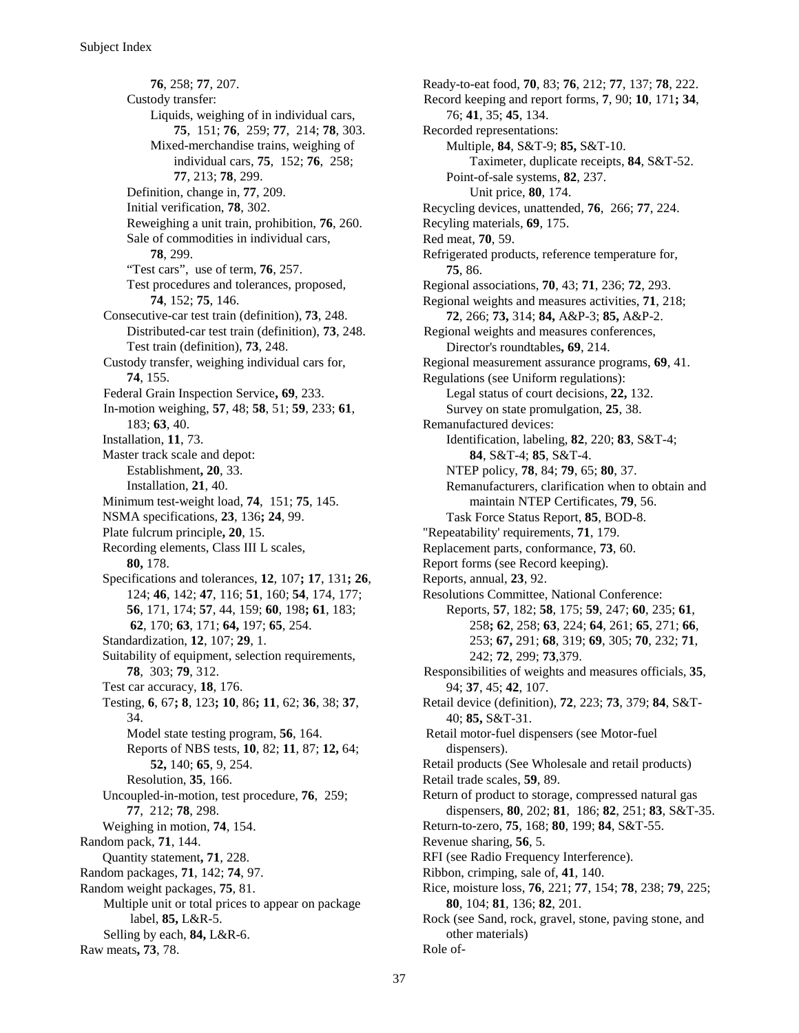**76**, 258; **77**, 207.
Custody transfer:
Liquids, weighing of in individual cars, **75**, 151; **76**, 259; **77**, 214; **78**, 303.
Mixed-merchandise trains, weighing of individual cars, **75**, 152; **76**, 258; **77**, 213; **78**, 299.
Definition, change in, **77**, 209.
Initial verification, **78**, 302.
Reweighing a unit train, prohibition, **76**, 260.
Sale of commodities in individual cars, **78**, 299.
"Test cars", use of term, **76**, 257.
Test procedures and tolerances, proposed, **74**, 152; **75**, 146.
Consecutive-car test train (definition), **73**, 248.
Distributed-car test train (definition), **73**, 248.
Test train (definition), **73**, 248.
Custody transfer, weighing individual cars for, **74**, 155.
Federal Grain Inspection Service**, 69**, 233.
In-motion weighing, **57**, 48; **58**, 51; **59**, 233; **61**, 183; **63**, 40.
Installation, **11**, 73.
Master track scale and depot:
Establishment**, 20**, 33.
Installation, **21**, 40.
Minimum test-weight load, **74**, 151; **75**, 145.
NSMA specifications, **23**, 136**; 24**, 99.
Plate fulcrum principle**, 20**, 15.
Recording elements, Class III L scales, **80,** 178.
Specifications and tolerances, **12**, 107**; 17**, 131**; 26**, 124; **46**, 142; **47**, 116; **51**, 160; **54**, 174, 177; **56**, 171, 174; **57**, 44, 159; **60**, 198**; 61**, 183; **62**, 170; **63**, 171; **64,** 197; **65**, 254.
Standardization, **12**, 107; **29**, 1.
Suitability of equipment, selection requirements, **78**, 303; **79**, 312.
Test car accuracy, **18**, 176.
Testing, **6**, 67**; 8**, 123**; 10**, 86**; 11**, 62; **36**, 38; **37**, 34.
Model state testing program, **56**, 164.
Reports of NBS tests, **10**, 82; **11**, 87; **12,** 64; **52,** 140; **65**, 9, 254.
Resolution, **35**, 166.
Uncoupled-in-motion, test procedure, **76**, 259; **77**, 212; **78**, 298.
Weighing in motion, **74**, 154.
Random pack, **71**, 144.
Quantity statement**, 71**, 228.
Random packages, **71**, 142; **74**, 97.
Random weight packages, **75**, 81.
Multiple unit or total prices to appear on package label, **85,** L&R-5.
Selling by each, **84,** L&R-6.
Raw meats**, 73**, 78.
Ready-to-eat food, **70**, 83; **76**, 212; **77**, 137; **78**, 222.
Record keeping and report forms, **7**, 90; **10**, 171**; 34**, 76; **41**, 35; **45**, 134.
Recorded representations:
Multiple, **84**, S&T-9; **85,** S&T-10.
Taximeter, duplicate receipts, **84**, S&T-52.
Point-of-sale systems, **82**, 237.
Unit price, **80**, 174.
Recycling devices, unattended, **76**, 266; **77**, 224.
Recyling materials, **69**, 175.
Red meat, **70**, 59.
Refrigerated products, reference temperature for, **75**, 86.
Regional associations, **70**, 43; **71**, 236; **72**, 293.
Regional weights and measures activities, **71**, 218; **72**, 266; **73,** 314; **84,** A&P-3; **85,** A&P-2.
Regional weights and measures conferences, Director's roundtables**, 69**, 214.
Regional measurement assurance programs, **69**, 41.
Regulations (see Uniform regulations):
Legal status of court decisions, **22,** 132.
Survey on state promulgation, **25**, 38.
Remanufactured devices:
Identification, labeling, **82**, 220; **83**, S&T-4; **84**, S&T-4; **85**, S&T-4.
NTEP policy, **78**, 84; **79**, 65; **80**, 37.
Remanufacturers, clarification when to obtain and maintain NTEP Certificates, **79**, 56.
Task Force Status Report, **85**, BOD-8.
"Repeatability' requirements, **71**, 179.
Replacement parts, conformance, **73**, 60.
Report forms (see Record keeping).
Reports, annual, **23**, 92.
Resolutions Committee, National Conference:
Reports, **57**, 182; **58**, 175; **59**, 247; **60**, 235; **61**, 258**; 62**, 258; **63**, 224; **64**, 261; **65**, 271; **66**, 253; **67,** 291; **68**, 319; **69**, 305; **70**, 232; **71**, 242; **72**, 299; **73**,379.
Responsibilities of weights and measures officials, **35**, 94; **37**, 45; **42**, 107.
Retail device (definition), **72**, 223; **73**, 379; **84**, S&T-40; **85,** S&T-31.
Retail motor-fuel dispensers (see Motor-fuel dispensers).
Retail products (See Wholesale and retail products)
Retail trade scales, **59**, 89.
Return of product to storage, compressed natural gas dispensers, **80**, 202; **81**, 186; **82**, 251; **83**, S&T-35.
Return-to-zero, **75**, 168; **80**, 199; **84**, S&T-55.
Revenue sharing, **56**, 5.
RFI (see Radio Frequency Interference).
Ribbon, crimping, sale of, **41**, 140.
Rice, moisture loss, **76**, 221; **77**, 154; **78**, 238; **79**, 225; **80**, 104; **81**, 136; **82**, 201.
Rock (see Sand, rock, gravel, stone, paving stone, and other materials)
Role of-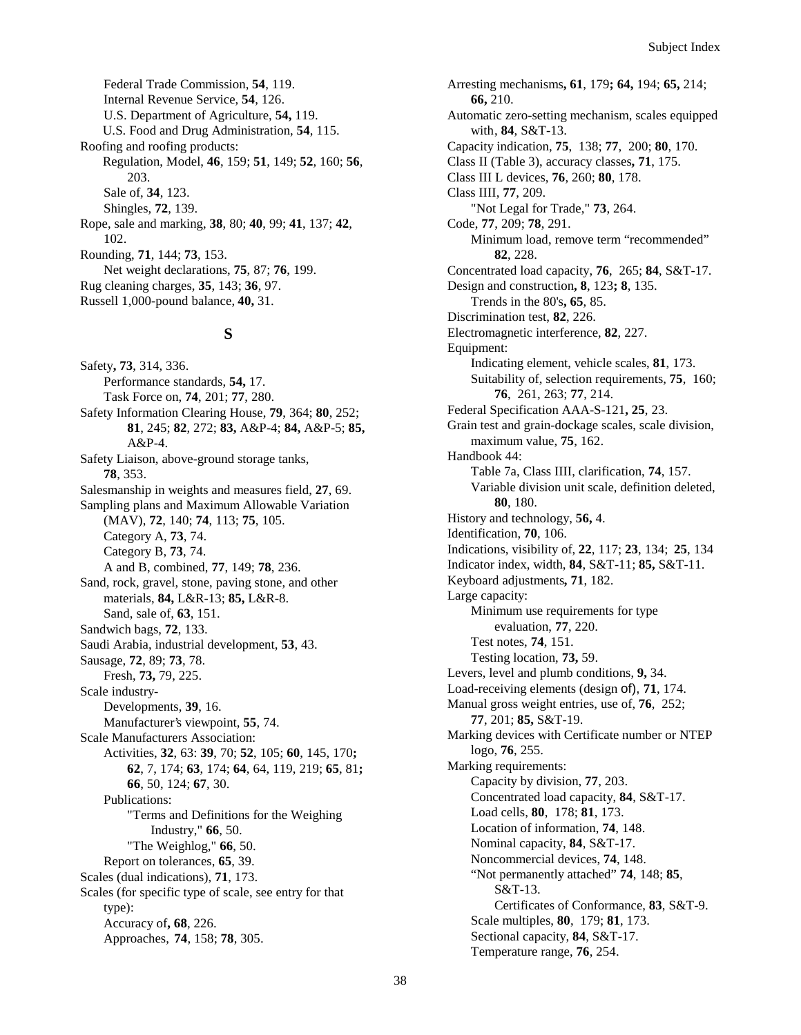Federal Trade Commission, **54**, 119.
Internal Revenue Service, **54**, 126.
U.S. Department of Agriculture, **54,** 119.
U.S. Food and Drug Administration, **54**, 115.

Roofing and roofing products:
Regulation, Model, **46**, 159; **51**, 149; **52**, 160; **56**, 203.
Sale of, **34**, 123.
Shingles, **72**, 139.

Rope, sale and marking, **38**, 80; **40**, 99; **41**, 137; **42**, 102.

Rounding, **71**, 144; **73**, 153.
Net weight declarations, **75**, 87; **76**, 199.

Rug cleaning charges, **35**, 143; **36**, 97.

Russell 1,000-pound balance, **40,** 31.

## S

Safety**, 73**, 314, 336.
Performance standards, **54,** 17.
Task Force on, **74**, 201; **77**, 280.

Safety Information Clearing House, **79**, 364; **80**, 252; **81**, 245; **82**, 272; **83,** A&P-4; **84,** A&P-5; **85,** A&P-4.

Safety Liaison, above-ground storage tanks, **78**, 353.

Salesmanship in weights and measures field, **27**, 69.

Sampling plans and Maximum Allowable Variation (MAV), **72**, 140; **74**, 113; **75**, 105.
Category A, **73**, 74.
Category B, **73**, 74.
A and B, combined, **77**, 149; **78**, 236.

Sand, rock, gravel, stone, paving stone, and other materials, **84,** L&R-13; **85,** L&R-8.
Sand, sale of, **63**, 151.

Sandwich bags, **72**, 133.

Saudi Arabia, industrial development, **53**, 43.

Sausage, **72**, 89; **73**, 78.
Fresh, **73,** 79, 225.

Scale industry-
Developments, **39**, 16.
Manufacturer's viewpoint, **55**, 74.

Scale Manufacturers Association:
Activities, **32**, 63: **39**, 70; **52**, 105; **60**, 145, 170**; 62**, 7, 174; **63**, 174; **64**, 64, 119, 219; **65**, 81**; 66**, 50, 124; **67**, 30.
Publications:
"Terms and Definitions for the Weighing Industry," **66**, 50.
"The Weighlog," **66**, 50.
Report on tolerances, **65**, 39.

Scales (dual indications), **71**, 173.

Scales (for specific type of scale, see entry for that type):
Accuracy of**, 68**, 226.
Approaches, **74**, 158; **78**, 305.
Arresting mechanisms**, 61**, 179**; 64,** 194; **65,** 214; **66,** 210.
Automatic zero-setting mechanism, scales equipped with, **84**, S&T-13.
Capacity indication, **75**, 138; **77**, 200; **80**, 170.
Class II (Table 3), accuracy classes**, 71**, 175.
Class III L devices, **76**, 260; **80**, 178.
Class IIII, **77**, 209.
"Not Legal for Trade," **73**, 264.
Code, **77**, 209; **78**, 291.
Minimum load, remove term "recommended" **82**, 228.
Concentrated load capacity, **76**, 265; **84**, S&T-17.
Design and construction**, 8**, 123**; 8**, 135.
Trends in the 80's**, 65**, 85.
Discrimination test, **82**, 226.
Electromagnetic interference, **82**, 227.
Equipment:
Indicating element, vehicle scales, **81**, 173.
Suitability of, selection requirements, **75**, 160; **76**, 261, 263; **77**, 214.
Federal Specification AAA-S-121**, 25**, 23.
Grain test and grain-dockage scales, scale division, maximum value, **75**, 162.
Handbook 44:
Table 7a, Class IIII, clarification, **74**, 157.
Variable division unit scale, definition deleted, **80**, 180.
History and technology, **56,** 4.
Identification, **70**, 106.
Indications, visibility of, **22**, 117; **23**, 134; **25**, 134
Indicator index, width, **84**, S&T-11; **85,** S&T-11.
Keyboard adjustments**, 71**, 182.
Large capacity:
Minimum use requirements for type evaluation, **77**, 220.
Test notes, **74**, 151.
Testing location, **73,** 59.
Levers, level and plumb conditions, **9,** 34.
Load-receiving elements (design of), **71**, 174.
Manual gross weight entries, use of, **76**, 252; **77**, 201; **85,** S&T-19.
Marking devices with Certificate number or NTEP logo, **76**, 255.
Marking requirements:
Capacity by division, **77**, 203.
Concentrated load capacity, **84**, S&T-17.
Load cells, **80**, 178; **81**, 173.
Location of information, **74**, 148.
Nominal capacity, **84**, S&T-17.
Noncommercial devices, **74**, 148.
"Not permanently attached" **74**, 148; **85**, S&T-13.
Certificates of Conformance, **83**, S&T-9.
Scale multiples, **80**, 179; **81**, 173.
Sectional capacity, **84**, S&T-17.
Temperature range, **76**, 254.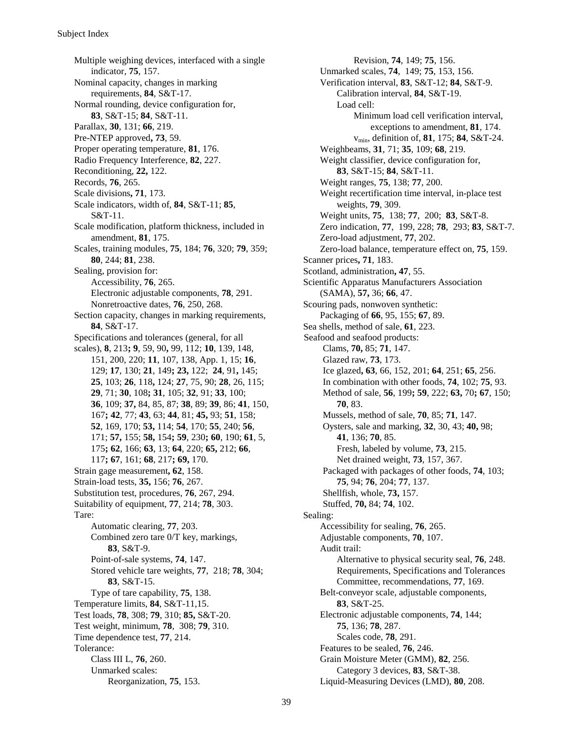Multiple weighing devices, interfaced with a single indicator, **75**, 157.
Nominal capacity, changes in marking requirements, **84**, S&T-17.
Normal rounding, device configuration for, **83**, S&T-15; **84**, S&T-11.
Parallax, **30**, 131; **66**, 219.
Pre-NTEP approved**, 73**, 59.
Proper operating temperature, **81**, 176.
Radio Frequency Interference, **82**, 227.
Reconditioning, **22,** 122.
Records, **76**, 265.
Scale divisions**, 71**, 173.
Scale indicators, width of, **84**, S&T-11; **85**, S&T-11.
Scale modification, platform thickness, included in amendment, **81**, 175.
Scales, training modules, **75**, 184; **76**, 320; **79**, 359; **80**, 244; **81**, 238.
Sealing, provision for:
    Accessibility, **76**, 265.
    Electronic adjustable components, **78**, 291.
    Nonretroactive dates, **76**, 250, 268.
Section capacity, changes in marking requirements, **84**, S&T-17.
Specifications and tolerances (general, for all scales), **8**, 213**; 9**, 59, 90**,** 99, 112; **10**, 139, 148, 151, 200, 220; **11**, 107, 138, App. 1, 15; **16**, 129; **17**, 130; **21**, 149**; 23,** 122; **24**, 91**,** 145; **25**, 103; **26**, 118**,** 124; **27**, 75, 90; **28**, 26, 115; **29**, 71; **30**, 108**; 31**, 105; **32**, 91; **33**, 100; **36**, 109; **37,** 84, 85, 87; **38**, 89; **39**, 86; **41**, 150, 167**; 42**, 77; **43**, 63; **44**, 81; **45,** 93; **51**, 158; **52**, 169, 170; **53,** 114; **54**, 170; **55**, 240; **56**, 171; **57,** 155; **58,** 154**; 59**, 230**; 60**, 190; **61**, 5, 175**; 62**, 166; **63**, 13; **64**, 220; **65,** 212; **66**, 117**; 67**, 161; **68**, 217**; 69,** 170.
Strain gage measurement**, 62**, 158.
Strain-load tests, **35,** 156; **76**, 267.
Substitution test, procedures, **76**, 267, 294.
Suitability of equipment, **77**, 214; **78**, 303.
Tare:
    Automatic clearing, **77**, 203.
    Combined zero tare 0/T key, markings, **83**, S&T-9.
    Point-of-sale systems, **74**, 147.
    Stored vehicle tare weights, **77**, 218; **78**, 304; **83**, S&T-15.
    Type of tare capability, **75**, 138.
Temperature limits, **84**, S&T-11,15.
Test loads, **78**, 308; **79**, 310; **85,** S&T-20.
Test weight, minimum, **78**, 308; **79**, 310.
Time dependence test, **77**, 214.
Tolerance:
    Class III L, **76**, 260.
    Unmarked scales:
        Reorganization, **75**, 153.
        Revision, **74**, 149; **75**, 156.
    Unmarked scales, **74**, 149; **75**, 153, 156.
    Verification interval, **83**, S&T-12; **84**, S&T-9.
        Calibration interval, **84**, S&T-19.
        Load cell:
            Minimum load cell verification interval, exceptions to amendment, **81**, 174.
            $v_{min}$, definition of, **81**, 175; **84**, S&T-24.
    Weighbeams, **31**, 71; **35**, 109; **68**, 219.
    Weight classifier, device configuration for, **83**, S&T-15; **84**, S&T-11.
    Weight ranges, **75**, 138; **77**, 200.
    Weight recertification time interval, in-place test weights, **79**, 309.
    Weight units, **75**, 138; **77**, 200; **83**, S&T-8.
    Zero indication, **77**, 199, 228; **78**, 293; **83**, S&T-7.
    Zero-load adjustment, **77**, 202.
    Zero-load balance, temperature effect on, **75**, 159.
Scanner prices**, 71**, 183.
Scotland, administration**, 47**, 55.
Scientific Apparatus Manufacturers Association (SAMA), **57,** 36; **66**, 47.
Scouring pads, nonwoven synthetic:
    Packaging of **66**, 95, 155; **67**, 89.
Sea shells, method of sale, **61**, 223.
Seafood and seafood products:
    Clams, **70,** 85; **71**, 147.
    Glazed raw, **73**, 173.
    Ice glazed**, 63**, 66, 152, 201; **64**, 251; **65**, 256.
    In combination with other foods, **74**, 102; **75**, 93.
    Method of sale, **56**, 199**; 59**, 222; **63,** 70**; 67**, 150; **70**, 83.
    Mussels, method of sale, **70**, 85; **71**, 147.
    Oysters, sale and marking, **32**, 30, 43; **40,** 98; **41**, 136; **70**, 85.
        Fresh, labeled by volume, **73**, 215.
        Net drained weight, **73**, 157, 367.
    Packaged with packages of other foods, **74**, 103; **75**, 94; **76**, 204; **77**, 137.
    Shellfish, whole, **73,** 157.
    Stuffed, **70,** 84; **74**, 102.
Sealing:
    Accessibility for sealing, **76**, 265.
    Adjustable components, **70**, 107.
    Audit trail:
        Alternative to physical security seal, **76**, 248.
        Requirements, Specifications and Tolerances Committee, recommendations, **77**, 169.
    Belt-conveyor scale, adjustable components, **83**, S&T-25.
    Electronic adjustable components, **74**, 144; **75**, 136; **78**, 287.
        Scales code, **78**, 291.
    Features to be sealed, **76**, 246.
    Grain Moisture Meter (GMM), **82**, 256.
        Category 3 devices, **83**, S&T-38.
    Liquid-Measuring Devices (LMD), **80**, 208.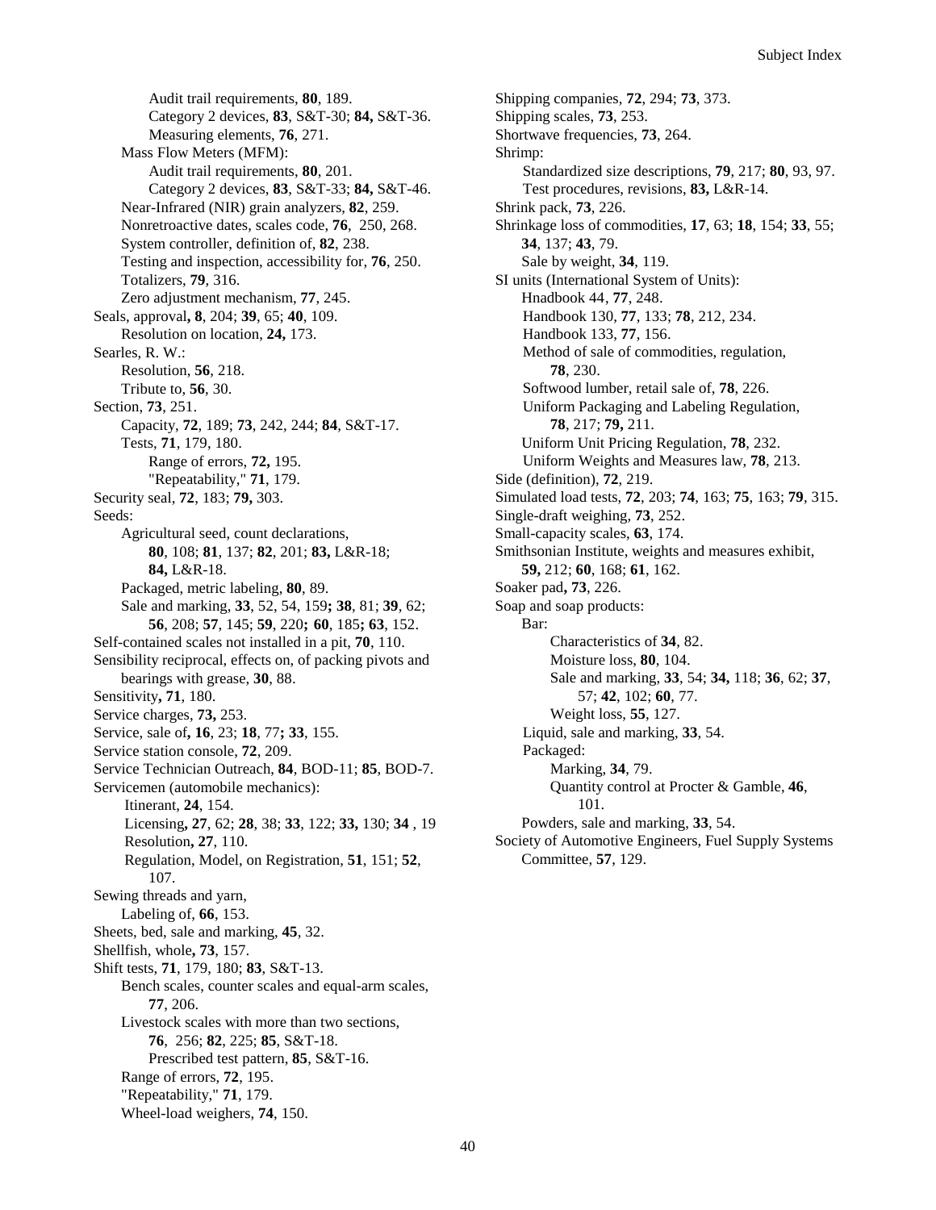Audit trail requirements, **80**, 189.
Category 2 devices, **83**, S&T-30; **84,** S&T-36.
Measuring elements, **76**, 271.
Mass Flow Meters (MFM):
Audit trail requirements, **80**, 201.
Category 2 devices, **83**, S&T-33; **84,** S&T-46.
Near-Infrared (NIR) grain analyzers, **82**, 259.
Nonretroactive dates, scales code, **76**, 250, 268.
System controller, definition of, **82**, 238.
Testing and inspection, accessibility for, **76**, 250.
Totalizers, **79**, 316.
Zero adjustment mechanism, **77**, 245.
Seals, approval**, 8**, 204; **39**, 65; **40**, 109.
Resolution on location, **24,** 173.
Searles, R. W.:
Resolution, **56**, 218.
Tribute to, **56**, 30.
Section, **73**, 251.
Capacity, **72**, 189; **73**, 242, 244; **84**, S&T-17.
Tests, **71**, 179, 180.
Range of errors, **72,** 195.
"Repeatability," **71**, 179.
Security seal, **72**, 183; **79,** 303.
Seeds:
Agricultural seed, count declarations, **80**, 108; **81**, 137; **82**, 201; **83,** L&R-18; **84,** L&R-18.
Packaged, metric labeling, **80**, 89.
Sale and marking, **33**, 52, 54, 159**; 38**, 81; **39**, 62; **56**, 208; **57**, 145; **59**, 220**; 60**, 185**; 63**, 152.
Self-contained scales not installed in a pit, **70**, 110.
Sensibility reciprocal, effects on, of packing pivots and bearings with grease, **30**, 88.
Sensitivity**, 71**, 180.
Service charges, **73,** 253.
Service, sale of**, 16**, 23; **18**, 77**; 33**, 155.
Service station console, **72**, 209.
Service Technician Outreach, **84**, BOD-11; **85**, BOD-7.
Servicemen (automobile mechanics):
Itinerant, **24**, 154.
Licensing**, 27**, 62; **28**, 38; **33**, 122; **33,** 130; **34** , 19
Resolution**, 27**, 110.
Regulation, Model, on Registration, **51**, 151; **52**, 107.
Sewing threads and yarn,
Labeling of, **66**, 153.
Sheets, bed, sale and marking, **45**, 32.
Shellfish, whole**, 73**, 157.
Shift tests, **71**, 179, 180; **83**, S&T-13.
Bench scales, counter scales and equal-arm scales, **77**, 206.
Livestock scales with more than two sections, **76**, 256; **82**, 225; **85**, S&T-18.
Prescribed test pattern, **85**, S&T-16.
Range of errors, **72**, 195.
"Repeatability," **71**, 179.
Wheel-load weighers, **74**, 150.

Shipping companies, **72**, 294; **73**, 373.
Shipping scales, **73**, 253.
Shortwave frequencies, **73**, 264.
Shrimp:
Standardized size descriptions, **79**, 217; **80**, 93, 97.
Test procedures, revisions, **83,** L&R-14.
Shrink pack, **73**, 226.
Shrinkage loss of commodities, **17**, 63; **18**, 154; **33**, 55; **34**, 137; **43**, 79.
Sale by weight, **34**, 119.
SI units (International System of Units):
Hnadbook 44, **77**, 248.
Handbook 130, **77**, 133; **78**, 212, 234.
Handbook 133, **77**, 156.
Method of sale of commodities, regulation, **78**, 230.
Softwood lumber, retail sale of, **78**, 226.
Uniform Packaging and Labeling Regulation, **78**, 217; **79,** 211.
Uniform Unit Pricing Regulation, **78**, 232.
Uniform Weights and Measures law, **78**, 213.
Side (definition), **72**, 219.
Simulated load tests, **72**, 203; **74**, 163; **75**, 163; **79**, 315.
Single-draft weighing, **73**, 252.
Small-capacity scales, **63**, 174.
Smithsonian Institute, weights and measures exhibit, **59,** 212; **60**, 168; **61**, 162.
Soaker pad**, 73**, 226.
Soap and soap products:
Bar:
Characteristics of **34**, 82.
Moisture loss, **80**, 104.
Sale and marking, **33**, 54; **34,** 118; **36**, 62; **37**, 57; **42**, 102; **60**, 77.
Weight loss, **55**, 127.
Liquid, sale and marking, **33**, 54.
Packaged:
Marking, **34**, 79.
Quantity control at Procter & Gamble, **46**, 101.
Powders, sale and marking, **33**, 54.
Society of Automotive Engineers, Fuel Supply Systems Committee, **57**, 129.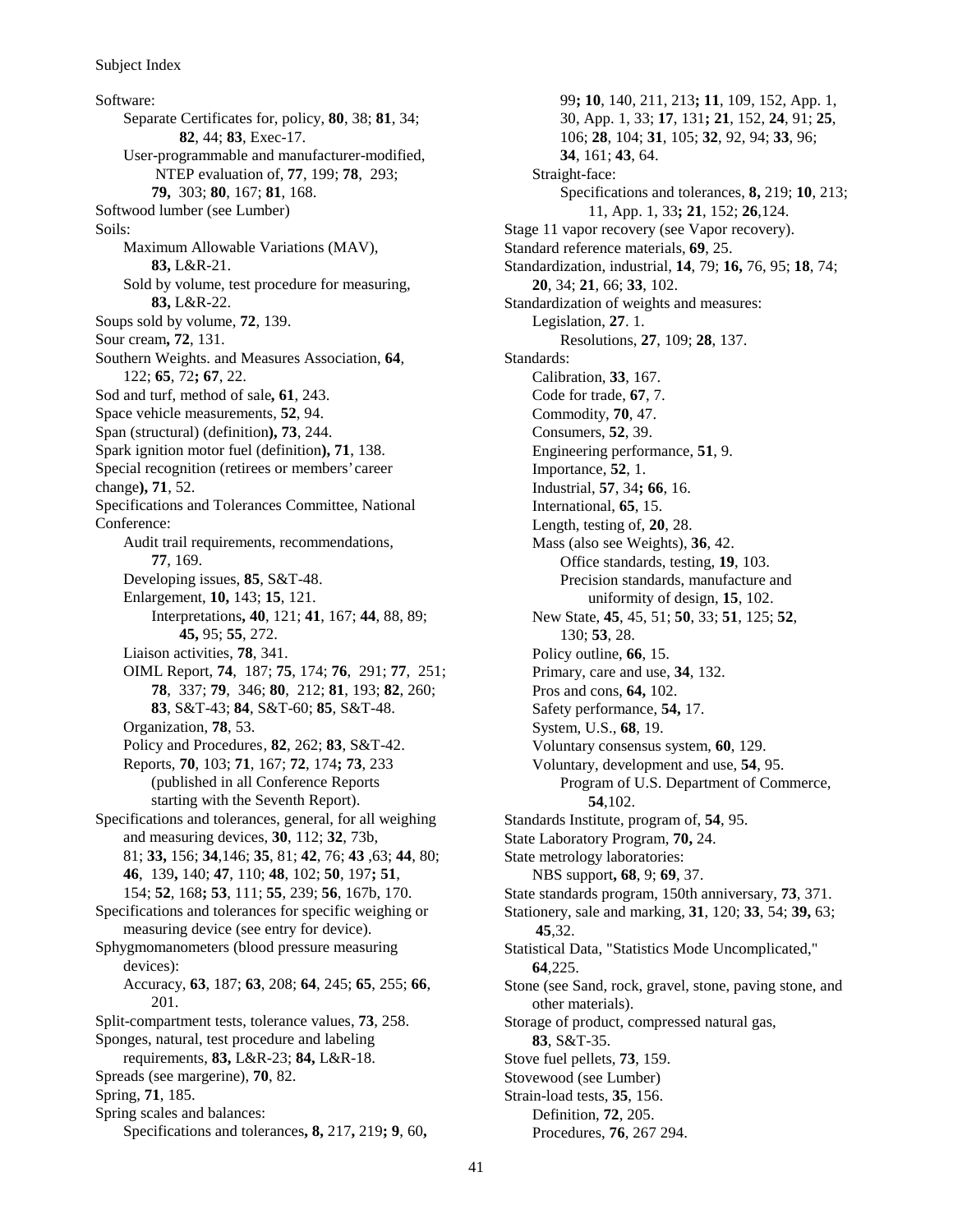Software:

- Separate Certificates for, policy, **80**, 38; **81**, 34; **82**, 44; **83**, Exec-17.
- User-programmable and manufacturer-modified, NTEP evaluation of, **77**, 199; **78**, 293; **79,** 303; **80**, 167; **81**, 168.

Softwood lumber (see Lumber)

Soils:

- Maximum Allowable Variations (MAV), **83,** L&R-21.
- Sold by volume, test procedure for measuring, **83,** L&R-22.

Soups sold by volume, **72**, 139.

Sour cream**, 72**, 131.

Southern Weights. and Measures Association, **64**, 122; **65**, 72**; 67**, 22.

Sod and turf, method of sale**, 61**, 243.

Space vehicle measurements, **52**, 94.

Span (structural) (definition**), 73**, 244.

Spark ignition motor fuel (definition**), 71**, 138.

Special recognition (retirees or members' career change**), 71**, 52.

Specifications and Tolerances Committee, National Conference:

- Audit trail requirements, recommendations, **77**, 169.
- Developing issues, **85**, S&T-48.
- Enlargement, **10,** 143; **15**, 121.
  - Interpretations**, 40**, 121; **41**, 167; **44**, 88, 89; **45,** 95; **55**, 272.
- Liaison activities, **78**, 341.
- OIML Report, **74**, 187; **75**, 174; **76**, 291; **77**, 251; **78**, 337; **79**, 346; **80**, 212; **81**, 193; **82**, 260; **83**, S&T-43; **84**, S&T-60; **85**, S&T-48.
- Organization, **78**, 53.
- Policy and Procedures, **82**, 262; **83**, S&T-42.
- Reports, **70**, 103; **71**, 167; **72**, 174**; 73**, 233 (published in all Conference Reports starting with the Seventh Report).

Specifications and tolerances, general, for all weighing and measuring devices, **30**, 112; **32**, 73b, 81; **33,** 156; **34**,146; **35**, 81; **42**, 76; **43** ,63; **44**, 80; **46**, 139**,** 140; **47**, 110; **48**, 102; **50**, 197**; 51**, 154; **52**, 168**; 53**, 111; **55**, 239; **56**, 167b, 170.

Specifications and tolerances for specific weighing or measuring device (see entry for device).

Sphygmomanometers (blood pressure measuring devices):

- Accuracy, **63**, 187; **63**, 208; **64**, 245; **65**, 255; **66**, 201.

Split-compartment tests, tolerance values, **73**, 258.

Sponges, natural, test procedure and labeling requirements, **83,** L&R-23; **84,** L&R-18.

Spreads (see margerine), **70**, 82.

Spring, **71**, 185.

Spring scales and balances:

- Specifications and tolerances**, 8,** 217**,** 219**; 9**, 60**,** 99**; 10**, 140, 211, 213**; 11**, 109, 152, App. 1, 30, App. 1, 33; **17**, 131**; 21**, 152, **24**, 91; **25**, 106; **28**, 104; **31**, 105; **32**, 92, 94; **33**, 96; **34**, 161; **43**, 64.
- Straight-face:
  - Specifications and tolerances, **8,** 219; **10**, 213; 11, App. 1, 33**; 21**, 152; **26**,124.

Stage 11 vapor recovery (see Vapor recovery).

Standard reference materials, **69**, 25.

Standardization, industrial, **14**, 79; **16,** 76, 95; **18**, 74; **20**, 34; **21**, 66; **33**, 102.

Standardization of weights and measures:

- Legislation, **27**. 1.
  - Resolutions, **27**, 109; **28**, 137.

Standards:

- Calibration, **33**, 167.
- Code for trade, **67**, 7.
- Commodity, **70**, 47.
- Consumers, **52**, 39.
- Engineering performance, **51**, 9.
- Importance, **52**, 1.
- Industrial, **57**, 34**; 66**, 16.
- International, **65**, 15.
- Length, testing of, **20**, 28.
- Mass (also see Weights), **36**, 42.
  - Office standards, testing, **19**, 103.
  - Precision standards, manufacture and uniformity of design, **15**, 102.
- New State, **45**, 45, 51; **50**, 33; **51**, 125; **52**, 130; **53**, 28.
- Policy outline, **66**, 15.
- Primary, care and use, **34**, 132.
- Pros and cons, **64,** 102.
- Safety performance, **54,** 17.
- System, U.S., **68**, 19.
- Voluntary consensus system, **60**, 129.
- Voluntary, development and use, **54**, 95.
  - Program of U.S. Department of Commerce, **54**,102.

Standards Institute, program of, **54**, 95.

State Laboratory Program, **70,** 24.

State metrology laboratories:

- NBS support**, 68**, 9; **69**, 37.

State standards program, 150th anniversary, **73**, 371.

Stationery, sale and marking, **31**, 120; **33**, 54; **39,** 63; **45**,32.

Statistical Data, "Statistics Mode Uncomplicated," **64**,225.

Stone (see Sand, rock, gravel, stone, paving stone, and other materials).

Storage of product, compressed natural gas, **83**, S&T-35.

Stove fuel pellets, **73**, 159.

Stovewood (see Lumber)

Strain-load tests, **35**, 156.

- Definition, **72**, 205.
- Procedures, **76**, 267 294.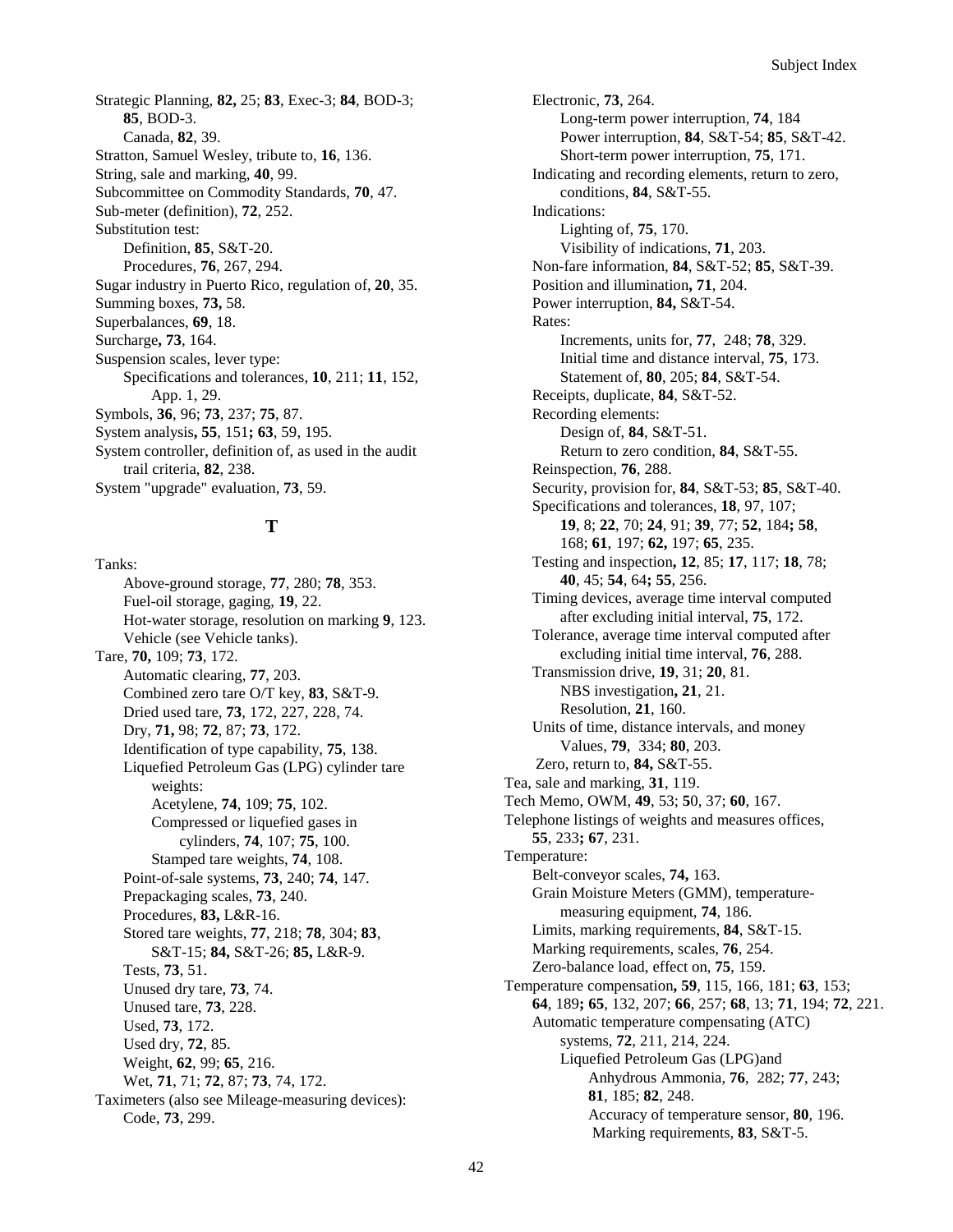Strategic Planning, **82,** 25; **83**, Exec-3; **84**, BOD-3; **85**, BOD-3.
  Canada, **82**, 39.
Stratton, Samuel Wesley, tribute to, **16**, 136.
String, sale and marking, **40**, 99.
Subcommittee on Commodity Standards, **70**, 47.
Sub-meter (definition), **72**, 252.
Substitution test:
  Definition, **85**, S&T-20.
  Procedures, **76**, 267, 294.
Sugar industry in Puerto Rico, regulation of, **20**, 35.
Summing boxes, **73,** 58.
Superbalances, **69**, 18.
Surcharge**,** **73**, 164.
Suspension scales, lever type:
  Specifications and tolerances, **10**, 211; **11**, 152, App. 1, 29.
Symbols, **36**, 96; **73**, 237; **75**, 87.
System analysis**,** **55**, 151**;** **63**, 59, 195.
System controller, definition of, as used in the audit trail criteria, **82**, 238.
System "upgrade" evaluation, **73**, 59.

## T

Tanks:
  Above-ground storage, **77**, 280; **78**, 353.
  Fuel-oil storage, gaging, **19**, 22.
  Hot-water storage, resolution on marking **9**, 123.
  Vehicle (see Vehicle tanks).
Tare, **70,** 109; **73**, 172.
  Automatic clearing, **77**, 203.
  Combined zero tare O/T key, **83**, S&T-9.
  Dried used tare, **73**, 172, 227, 228, 74.
  Dry, **71,** 98; **72**, 87; **73**, 172.
  Identification of type capability, **75**, 138.
  Liquefied Petroleum Gas (LPG) cylinder tare weights:
    Acetylene, **74**, 109; **75**, 102.
    Compressed or liquefied gases in cylinders, **74**, 107; **75**, 100.
    Stamped tare weights, **74**, 108.
  Point-of-sale systems, **73**, 240; **74**, 147.
  Prepackaging scales, **73**, 240.
  Procedures, **83,** L&R-16.
  Stored tare weights, **77**, 218; **78**, 304; **83**, S&T-15; **84,** S&T-26; **85,** L&R-9.
  Tests, **73**, 51.
  Unused dry tare, **73**, 74.
  Unused tare, **73**, 228.
  Used, **73**, 172.
  Used dry, **72**, 85.
  Weight, **62**, 99; **65**, 216.
  Wet, **71**, 71; **72**, 87; **73**, 74, 172.
Taximeters (also see Mileage-measuring devices):
  Code, **73**, 299.
  Electronic, **73**, 264.
    Long-term power interruption, **74**, 184
    Power interruption, **84**, S&T-54; **85**, S&T-42.
    Short-term power interruption, **75**, 171.
  Indicating and recording elements, return to zero, conditions, **84**, S&T-55.
  Indications:
    Lighting of, **75**, 170.
    Visibility of indications, **71**, 203.
  Non-fare information, **84**, S&T-52; **85**, S&T-39.
  Position and illumination**,** **71**, 204.
  Power interruption, **84,** S&T-54.
  Rates:
    Increments, units for, **77**, 248; **78**, 329.
    Initial time and distance interval, **75**, 173.
    Statement of, **80**, 205; **84**, S&T-54.
  Receipts, duplicate, **84**, S&T-52.
  Recording elements:
    Design of, **84**, S&T-51.
    Return to zero condition, **84**, S&T-55.
  Reinspection, **76**, 288.
  Security, provision for, **84**, S&T-53; **85**, S&T-40.
  Specifications and tolerances, **18**, 97, 107; **19**, 8; **22**, 70; **24**, 91; **39**, 77; **52**, 184**;** **58**, 168; **61**, 197; **62,** 197; **65**, 235.
  Testing and inspection**,** **12**, 85; **17**, 117; **18**, 78; **40**, 45; **54**, 64**;** **55**, 256.
  Timing devices, average time interval computed after excluding initial interval, **75**, 172.
  Tolerance, average time interval computed after excluding initial time interval, **76**, 288.
  Transmission drive, **19**, 31; **20**, 81.
    NBS investigation**,** **21**, 21.
    Resolution, **21**, 160.
  Units of time, distance intervals, and money Values, **79**, 334; **80**, 203.
  Zero, return to, **84,** S&T-55.
Tea, sale and marking, **31**, 119.
Tech Memo, OWM, **49**, 53; **5**0, 37; **60**, 167.
Telephone listings of weights and measures offices, **55**, 233**;** **67**, 231.
Temperature:
  Belt-conveyor scales, **74,** 163.
  Grain Moisture Meters (GMM), temperature-measuring equipment, **74**, 186.
  Limits, marking requirements, **84**, S&T-15.
  Marking requirements, scales, **76**, 254.
  Zero-balance load, effect on, **75**, 159.
Temperature compensation**,** **59**, 115, 166, 181; **63**, 153; **64**, 189**;** **65**, 132, 207; **66**, 257; **68**, 13; **71**, 194; **72**, 221.
  Automatic temperature compensating (ATC) systems, **72**, 211, 214, 224.
    Liquefied Petroleum Gas (LPG)and Anhydrous Ammonia, **76**, 282; **77**, 243; **81**, 185; **82**, 248.
      Accuracy of temperature sensor, **80**, 196.
      Marking requirements, **83**, S&T-5.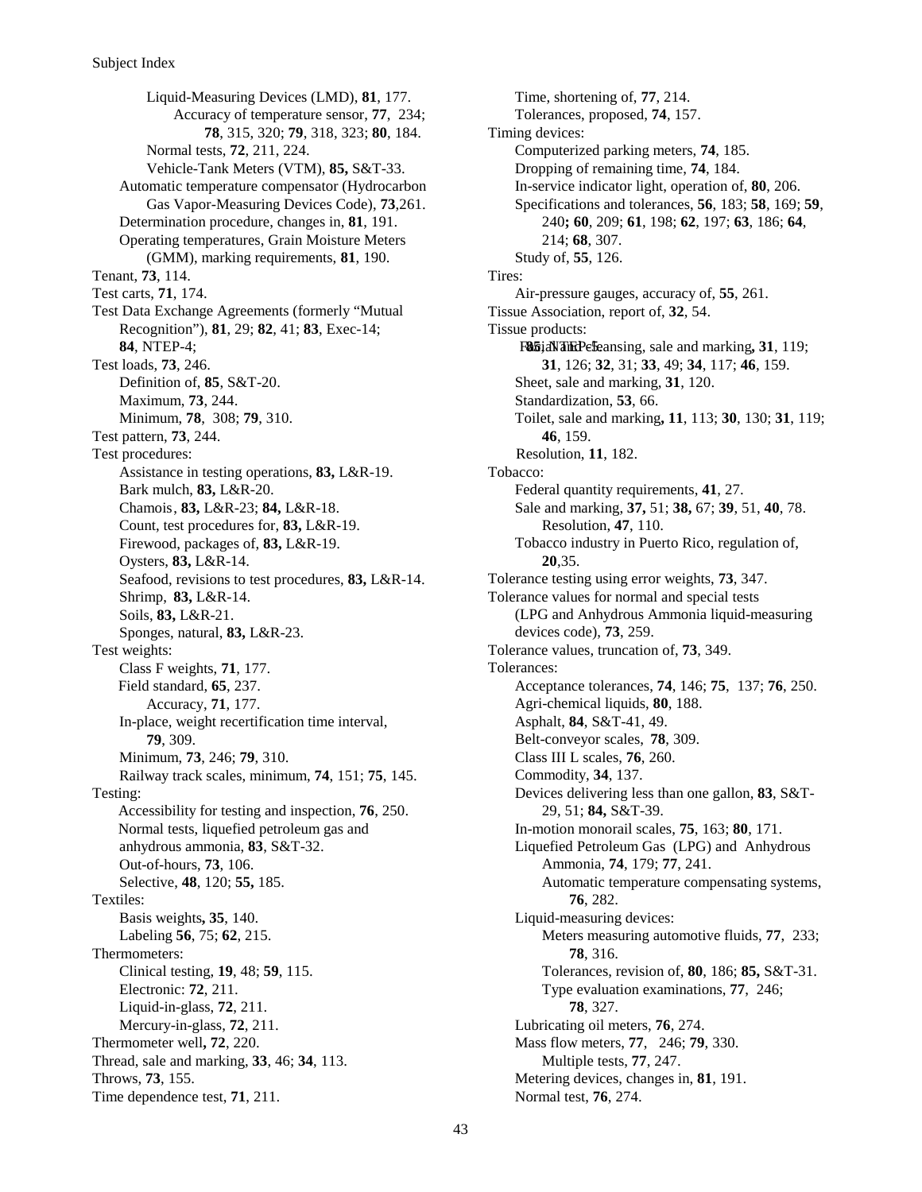Liquid-Measuring Devices (LMD), **81**, 177.
Accuracy of temperature sensor, **77**, 234; **78**, 315, 320; **79**, 318, 323; **80**, 184.
Normal tests, **72**, 211, 224.
Vehicle-Tank Meters (VTM), **85,** S&T-33.
Automatic temperature compensator (Hydrocarbon Gas Vapor-Measuring Devices Code), **73**,261.
Determination procedure, changes in, **81**, 191.
Operating temperatures, Grain Moisture Meters (GMM), marking requirements, **81**, 190.
Tenant, **73**, 114.
Test carts, **71**, 174.
Test Data Exchange Agreements (formerly "Mutual Recognition"), **81**, 29; **82**, 41; **83**, Exec-14; **84**, NTEP-4;
Test loads, **73**, 246.
Definition of, **85**, S&T-20.
Maximum, **73**, 244.
Minimum, **78**, 308; **79**, 310.
Test pattern, **73**, 244.
Test procedures:
Assistance in testing operations, **83,** L&R-19.
Bark mulch, **83,** L&R-20.
Chamois, **83,** L&R-23; **84,** L&R-18.
Count, test procedures for, **83,** L&R-19.
Firewood, packages of, **83,** L&R-19.
Oysters, **83,** L&R-14.
Seafood, revisions to test procedures, **83,** L&R-14.
Shrimp, **83,** L&R-14.
Soils, **83,** L&R-21.
Sponges, natural, **83,** L&R-23.
Test weights:
Class F weights, **71**, 177.
Field standard, **65**, 237.
Accuracy, **71**, 177.
In-place, weight recertification time interval, **79**, 309.
Minimum, **73**, 246; **79**, 310.
Railway track scales, minimum, **74**, 151; **75**, 145.
Testing:
Accessibility for testing and inspection, **76**, 250.
Normal tests, liquefied petroleum gas and anhydrous ammonia, **83**, S&T-32.
Out-of-hours, **73**, 106.
Selective, **48**, 120; **55,** 185.
Textiles:
Basis weights**,** **35**, 140.
Labeling **56**, 75; **62**, 215.
Thermometers:
Clinical testing, **19**, 48; **59**, 115.
Electronic: **72**, 211.
Liquid-in-glass, **72**, 211.
Mercury-in-glass, **72**, 211.
Thermometer well**,** **72**, 220.
Thread, sale and marking, **33**, 46; **34**, 113.
Throws, **73**, 155.
Time dependence test, **71**, 211.
Time, shortening of, **77**, 214.
Tolerances, proposed, **74**, 157.
Timing devices:
Computerized parking meters, **74**, 185.
Dropping of remaining time, **74**, 184.
In-service indicator light, operation of, **80**, 206.
Specifications and tolerances, **56**, 183; **58**, 169; **59**, 240**;** **60**, 209; **61**, 198; **62**, 197; **63**, 186; **64**, 214; **68**, 307.
Study of, **55**, 126.
Tires:
Air-pressure gauges, accuracy of, **55**, 261.
Tissue Association, report of, **32**, 54.
Tissue products:
Facial tissue, cleansing, sale and marking**,** **31**, 119; **31**, 126; **32**, 31; **33**, 49; **34**, 117; **46**, 159.
Sheet, sale and marking, **31**, 120.
Standardization, **53**, 66.
Toilet, sale and marking**,** **11**, 113; **30**, 130; **31**, 119; **46**, 159.
Resolution, **11**, 182.
Tobacco:
Federal quantity requirements, **41**, 27.
Sale and marking, **37,** 51; **38,** 67; **39**, 51, **40**, 78.
Resolution, **47**, 110.
Tobacco industry in Puerto Rico, regulation of, **20**,35.
Tolerance testing using error weights, **73**, 347.
Tolerance values for normal and special tests (LPG and Anhydrous Ammonia liquid-measuring devices code), **73**, 259.
Tolerance values, truncation of, **73**, 349.
Tolerances:
Acceptance tolerances, **74**, 146; **75**, 137; **76**, 250.
Agri-chemical liquids, **80**, 188.
Asphalt, **84**, S&T-41, 49.
Belt-conveyor scales, **78**, 309.
Class III L scales, **76**, 260.
Commodity, **34**, 137.
Devices delivering less than one gallon, **83**, S&T-29, 51; **84,** S&T-39.
In-motion monorail scales, **75**, 163; **80**, 171.
Liquefied Petroleum Gas (LPG) and Anhydrous Ammonia, **74**, 179; **77**, 241.
Automatic temperature compensating systems, **76**, 282.
Liquid-measuring devices:
Meters measuring automotive fluids, **77**, 233; **78**, 316.
Tolerances, revision of, **80**, 186; **85,** S&T-31.
Type evaluation examinations, **77**, 246; **78**, 327.
Lubricating oil meters, **76**, 274.
Mass flow meters, **77**, 246; **79**, 330.
Multiple tests, **77**, 247.
Metering devices, changes in, **81**, 191.
Normal test, **76**, 274.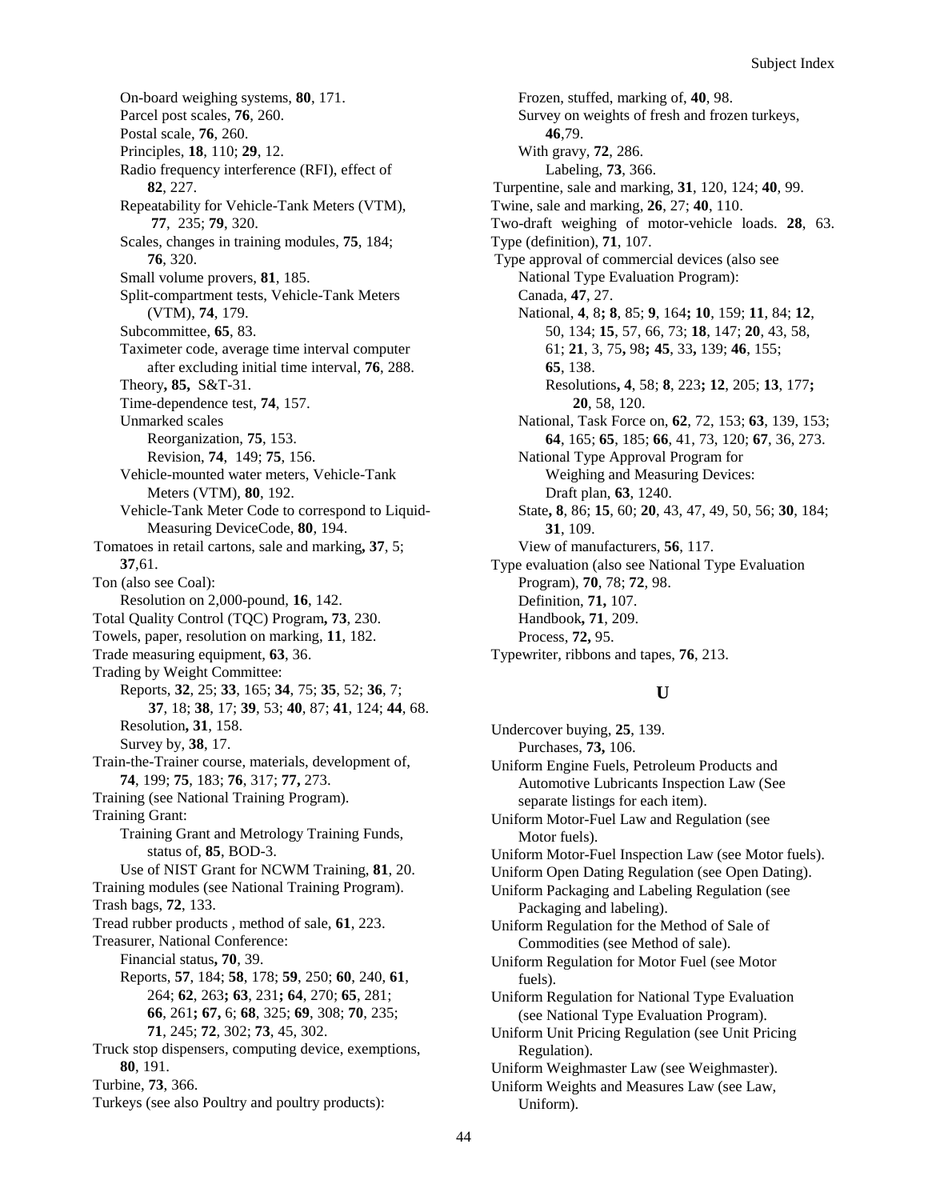On-board weighing systems, **80**, 171.
Parcel post scales, **76**, 260.
Postal scale, **76**, 260.
Principles, **18**, 110; **29**, 12.
Radio frequency interference (RFI), effect of **82**, 227.
Repeatability for Vehicle-Tank Meters (VTM), **77**, 235; **79**, 320.
Scales, changes in training modules, **75**, 184; **76**, 320.
Small volume provers, **81**, 185.
Split-compartment tests, Vehicle-Tank Meters (VTM), **74**, 179.
Subcommittee, **65**, 83.
Taximeter code, average time interval computer after excluding initial time interval, **76**, 288.
Theory**, 85,** S&T-31.
Time-dependence test, **74**, 157.
Unmarked scales
Reorganization, **75**, 153.
Revision, **74**, 149; **75**, 156.
Vehicle-mounted water meters, Vehicle-Tank Meters (VTM), **80**, 192.
Vehicle-Tank Meter Code to correspond to Liquid-Measuring DeviceCode, **80**, 194.

Tomatoes in retail cartons, sale and marking**, 37**, 5; **37**,61.
Ton (also see Coal):
Resolution on 2,000-pound, **16**, 142.
Total Quality Control (TQC) Program**, 73**, 230.
Towels, paper, resolution on marking, **11**, 182.
Trade measuring equipment, **63**, 36.
Trading by Weight Committee:
Reports, **32**, 25; **33**, 165; **34**, 75; **35**, 52; **36**, 7; **37**, 18; **38**, 17; **39**, 53; **40**, 87; **41**, 124; **44**, 68.
Resolution**, 31**, 158.
Survey by, **38**, 17.
Train-the-Trainer course, materials, development of, **74**, 199; **75**, 183; **76**, 317; **77,** 273.
Training (see National Training Program).
Training Grant:
Training Grant and Metrology Training Funds, status of, **85**, BOD-3.
Use of NIST Grant for NCWM Training, **81**, 20.
Training modules (see National Training Program).
Trash bags, **72**, 133.
Tread rubber products , method of sale, **61**, 223.
Treasurer, National Conference:
Financial status**, 70**, 39.
Reports, **57**, 184; **58**, 178; **59**, 250; **60**, 240, **61**, 264; **62**, 263**; 63**, 231**; 64**, 270; **65**, 281; **66**, 261**; 67,** 6; **68**, 325; **69**, 308; **70**, 235; **71**, 245; **72**, 302; **73**, 45, 302.
Truck stop dispensers, computing device, exemptions, **80**, 191.
Turbine, **73**, 366.
Turkeys (see also Poultry and poultry products):
Frozen, stuffed, marking of, **40**, 98.
Survey on weights of fresh and frozen turkeys, **46**,79.
With gravy, **72**, 286.
Labeling, **73**, 366.
Turpentine, sale and marking, **31**, 120, 124; **40**, 99.
Twine, sale and marking, **26**, 27; **40**, 110.
Two-draft weighing of motor-vehicle loads. **28**, 63.
Type (definition), **71**, 107.
Type approval of commercial devices (also see National Type Evaluation Program):
Canada, **47**, 27.
National, **4**, 8**; 8**, 85; **9**, 164**; 10**, 159; **11**, 84; **12**, 50, 134; **15**, 57, 66, 73; **18**, 147; **20**, 43, 58, 61; **21**, 3, 75**,** 98**; 45**, 33**,** 139; **46**, 155; **65**, 138.
Resolutions**, 4**, 58; **8**, 223**; 12**, 205; **13**, 177**; 20**, 58, 120.
National, Task Force on, **62**, 72, 153; **63**, 139, 153; **64**, 165; **65**, 185; **66**, 41, 73, 120; **67**, 36, 273.
National Type Approval Program for Weighing and Measuring Devices:
Draft plan, **63**, 1240.
State**, 8**, 86; **15**, 60; **20**, 43, 47, 49, 50, 56; **30**, 184; **31**, 109.
View of manufacturers, **56**, 117.
Type evaluation (also see National Type Evaluation Program), **70**, 78; **72**, 98.
Definition, **71,** 107.
Handbook**, 71**, 209.
Process, **72,** 95.
Typewriter, ribbons and tapes, **76**, 213.

## U

Undercover buying, **25**, 139.
Purchases, **73,** 106.
Uniform Engine Fuels, Petroleum Products and Automotive Lubricants Inspection Law (See separate listings for each item).
Uniform Motor-Fuel Law and Regulation (see Motor fuels).
Uniform Motor-Fuel Inspection Law (see Motor fuels).
Uniform Open Dating Regulation (see Open Dating).
Uniform Packaging and Labeling Regulation (see Packaging and labeling).
Uniform Regulation for the Method of Sale of Commodities (see Method of sale).
Uniform Regulation for Motor Fuel (see Motor fuels).
Uniform Regulation for National Type Evaluation (see National Type Evaluation Program).
Uniform Unit Pricing Regulation (see Unit Pricing Regulation).
Uniform Weighmaster Law (see Weighmaster).
Uniform Weights and Measures Law (see Law, Uniform).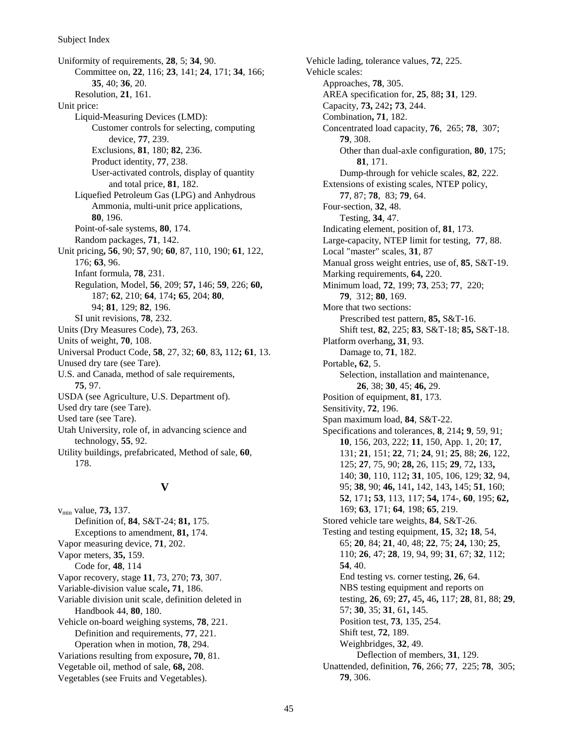Uniformity of requirements, **28**, 5; **34**, 90.
- Committee on, **22**, 116; **23**, 141; **24**, 171; **34**, 166; **35**, 40; **36**, 20.
- Resolution, **21**, 161.

Unit price:
- Liquid-Measuring Devices (LMD):
  - Customer controls for selecting, computing device, **77**, 239.
  - Exclusions, **81**, 180; **82**, 236.
  - Product identity, **77**, 238.
  - User-activated controls, display of quantity and total price, **81**, 182.
- Liquefied Petroleum Gas (LPG) and Anhydrous Ammonia, multi-unit price applications, **80**, 196.
- Point-of-sale systems, **80**, 174.
- Random packages, **71**, 142.

Unit pricing**,** **56**, 90; **57**, 90; **60**, 87, 110, 190; **61**, 122, 176; **63**, 96.
- Infant formula, **78**, 231.
- Regulation, Model, **56**, 209; **57,** 146; **59**, 226; **60,** 187; **62**, 210; **64**, 174**; 65**, 204; **80**, 94; **81**, 129; **82**, 196.
- SI unit revisions, **78**, 232.

Units (Dry Measures Code), **73**, 263.

Units of weight, **70**, 108.

Universal Product Code, **58**, 27, 32; **60**, 83**,** 112**; 61**, 13.

Unused dry tare (see Tare).

U.S. and Canada, method of sale requirements, **75**, 97.

USDA (see Agriculture, U.S. Department of).

Used dry tare (see Tare).

Used tare (see Tare).

Utah University, role of, in advancing science and technology, **55**, 92.

Utility buildings, prefabricated, Method of sale, **60**, 178.

## V

$v_{min}$ value, **73,** 137.
- Definition of, **84**, S&T-24; **81,** 175.
- Exceptions to amendment, **81,** 174.

Vapor measuring device, **71**, 202.

Vapor meters, **35,** 159.
- Code for, **48**, 114

Vapor recovery, stage **11**, 73, 270; **73**, 307.

Variable-division value scale**, 71**, 186.

Variable division unit scale, definition deleted in Handbook 44, **80**, 180.

Vehicle on-board weighing systems, **78**, 221.
- Definition and requirements, **77**, 221.
- Operation when in motion, **78**, 294.

Variations resulting from exposure**, 70**, 81.

Vegetable oil, method of sale, **68,** 208.

Vegetables (see Fruits and Vegetables).

Vehicle lading, tolerance values, **72**, 225.

Vehicle scales:
- Approaches, **78**, 305.
- AREA specification for, **25**, 88**; 31**, 129.
- Capacity, **73,** 242**; 73**, 244.
- Combination**, 71**, 182.
- Concentrated load capacity, **76**, 265; **78**, 307; **79**, 308.
  - Other than dual-axle configuration, **80**, 175; **81**, 171.
  - Dump-through for vehicle scales, **82**, 222.
- Extensions of existing scales, NTEP policy, **77**, 87; **78**, 83; **79**, 64.
- Four-section, **32**, 48.
  - Testing, **34**, 47.
- Indicating element, position of, **81**, 173.
- Large-capacity, NTEP limit for testing, **77**, 88.
- Local "master" scales, **31**, 87
- Manual gross weight entries, use of, **85**, S&T-19.
- Marking requirements, **64,** 220.
- Minimum load, **72**, 199; **73**, 253; **77**, 220; **79**, 312; **80**, 169.
- More that two sections:
  - Prescribed test pattern, **85,** S&T-16.
  - Shift test, **82**, 225; **83**, S&T-18; **85,** S&T-18.
- Platform overhang**, 31**, 93.
  - Damage to, **71**, 182.
- Portable**, 62**, 5.
  - Selection, installation and maintenance, **26**, 38; **30**, 45; **46,** 29.
- Position of equipment, **81**, 173.
- Sensitivity, **72**, 196.
- Span maximum load, **84**, S&T-22.
- Specifications and tolerances, **8**, 214**; 9**, 59, 91; **10**, 156, 203, 222; **11**, 150, App. 1, 20; **17**, 131; **21**, 151; **22**, 71; **24**, 91; **25**, 88; **26**, 122, 125; **27**, 75, 90; **28,** 26, 115; **29**, 72**,** 133**,** 140; **30**, 110, 112**; 31**, 105, 106, 129; **32**, 94, 95; **38**, 90; **46,** 141**,** 142, 143**,** 145; **51**, 160; **52**, 171**; 53**, 113, 117; **54,** 174-, **60**, 195; **62,** 169; **63**, 171; **64**, 198; **65**, 219.
- Stored vehicle tare weights, **84**, S&T-26.
- Testing and testing equipment, **15**, 32**; 18**, 54, 65; **20**, 84; **21**, 40, 48; **22**, 75; **24,** 130; **25**, 110; **26**, 47; **28**, 19, 94, 99; **31**, 67; **32**, 112; **54**, 40.
  - End testing vs. corner testing, **26**, 64.
  - NBS testing equipment and reports on testing, **26**, 69; **27,** 45**,** 46**,** 117; **28**, 81, 88; **29**, 57; **30**, 35; **31**, 61**,** 145.
  - Position test, **73**, 135, 254.
  - Shift test, **72**, 189.
  - Weighbridges, **32**, 49.
    - Deflection of members, **31**, 129.
- Unattended, definition, **76**, 266; **77**, 225; **78**, 305; **79**, 306.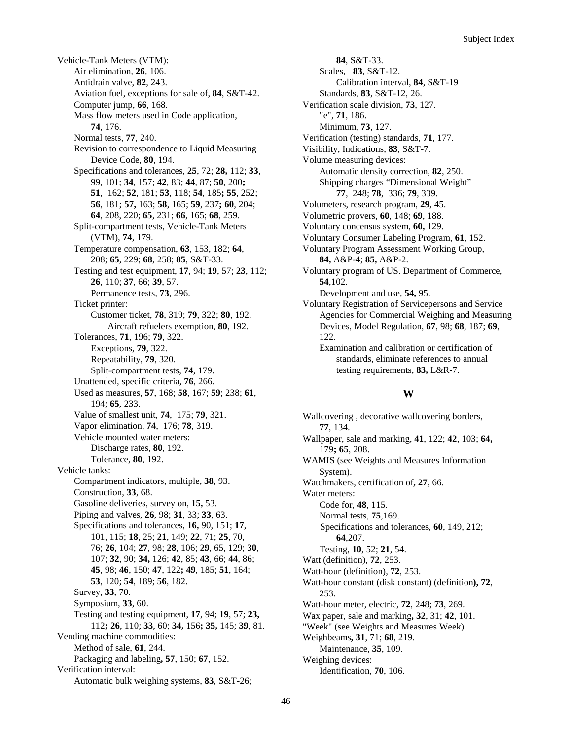Vehicle-Tank Meters (VTM):
- Air elimination, **26**, 106.
- Antidrain valve, **82**, 243.
- Aviation fuel, exceptions for sale of, **84**, S&T-42.
- Computer jump, **66**, 168.
- Mass flow meters used in Code application, **74**, 176.
- Normal tests, **77**, 240.
- Revision to correspondence to Liquid Measuring Device Code, **80**, 194.
- Specifications and tolerances, **25**, 72; **28,** 112; **33**, 99, 101; **34**, 157; **42**, 83; **44**, 87; **50**, 200**; 51**, 162; **52**, 181; **53**, 118; **54**, 185**; 55**, 252; **56**, 181; **57,** 163; **58**, 165; **59**, 237**; 60**, 204; **64**, 208, 220; **65**, 231; **66**, 165; **68**, 259.
- Split-compartment tests, Vehicle-Tank Meters (VTM), **74**, 179.
- Temperature compensation, **63**, 153, 182; **64**, 208; **65**, 229; **68**, 258; **85**, S&T-33.
- Testing and test equipment, **17**, 94; **19**, 57; **23**, 112; **26**, 110; **37**, 66; **39**, 57.
  - Permanence tests, **73**, 296.
- Ticket printer:
  - Customer ticket, **78**, 319; **79**, 322; **80**, 192.
    - Aircraft refuelers exemption, **80**, 192.
- Tolerances, **71**, 196; **79**, 322.
  - Exceptions, **79**, 322.
  - Repeatability, **79**, 320.
  - Split-compartment tests, **74**, 179.
- Unattended, specific criteria, **76**, 266.
- Used as measures, **57**, 168; **58**, 167; **59**; 238; **61**, 194; **65**, 233.
- Value of smallest unit, **74**, 175; **79**, 321.
- Vapor elimination, **74**, 176; **78**, 319.
- Vehicle mounted water meters:
  - Discharge rates, **80**, 192.
  - Tolerance, **80**, 192.

Vehicle tanks:
- Compartment indicators, multiple, **38**, 93.
- Construction, **33**, 68.
- Gasoline deliveries, survey on, **15,** 53.
- Piping and valves, **26**, 98; **31**, 33; **33**, 63.
- Specifications and tolerances, **16,** 90, 151; **17**, 101, 115; **18**, 25; **21**, 149; **22**, 71; **25**, 70, 76; **26**, 104; **27**, 98; **28**, 106; **29**, 65, 129; **30**, 107; **32**, 90; **34,** 126; **42**, 85; **43**, 66; **44**, 86; **45**, 98; **46**, 150; **47**, 122**; 49**, 185; **51**, 164; **53**, 120; **54**, 189; **56**, 182.
- Survey, **33**, 70.
- Symposium, **33**, 60.
- Testing and testing equipment, **17**, 94; **19**, 57; **23,** 112**; 26**, 110; **33**, 60; **34,** 156**; 35,** 145; **39**, 81.

Vending machine commodities:
- Method of sale, **61**, 244.
- Packaging and labeling**, 57**, 150; **67**, 152.

Verification interval:
- Automatic bulk weighing systems, **83**, S&T-26; **84**, S&T-33.
- Scales, **83**, S&T-12.
  - Calibration interval, **84**, S&T-19
- Standards, **83**, S&T-12, 26.

Verification scale division, **73**, 127.
- "e", **71**, 186.
- Minimum, **73**, 127.

Verification (testing) standards, **71**, 177.

Visibility, Indications, **83**, S&T-7.

Volume measuring devices:
- Automatic density correction, **82**, 250.
- Shipping charges "Dimensional Weight" **77**, 248; **78**, 336; **79**, 339.

Volumeters, research program, **29**, 45.

Volumetric provers, **60**, 148; **69**, 188.

Voluntary concensus system, **60,** 129.

Voluntary Consumer Labeling Program, **61**, 152.

Voluntary Program Assessment Working Group, **84,** A&P-4; **85,** A&P-2.

Voluntary program of US. Department of Commerce, **54**,102.
- Development and use, **54,** 95.

Voluntary Registration of Servicepersons and Service Agencies for Commercial Weighing and Measuring Devices, Model Regulation, **67**, 98; **68**, 187; **69**, 122.
- Examination and calibration or certification of standards, eliminate references to annual testing requirements, **83,** L&R-7.

## W

Wallcovering , decorative wallcovering borders, **77**, 134.

Wallpaper, sale and marking, **41**, 122; **42**, 103; **64,** 179**; 65**, 208.

WAMIS (see Weights and Measures Information System).

Watchmakers, certification of**, 27**, 66.

Water meters:
- Code for, **48**, 115.
- Normal tests, **75**,169.
- Specifications and tolerances, **60**, 149, 212; **64**,207.
- Testing, **10**, 52; **21**, 54.

Watt (definition), **72**, 253.

Watt-hour (definition), **72**, 253.

Watt-hour constant (disk constant) (definition**), 72**, 253.

Watt-hour meter, electric, **72**, 248; **73**, 269.

Wax paper, sale and marking**, 32**, 31; **42**, 101.

"Week" (see Weights and Measures Week).

Weighbeams**, 31**, 71; **68**, 219.
- Maintenance, **35**, 109.

Weighing devices:
- Identification, **70**, 106.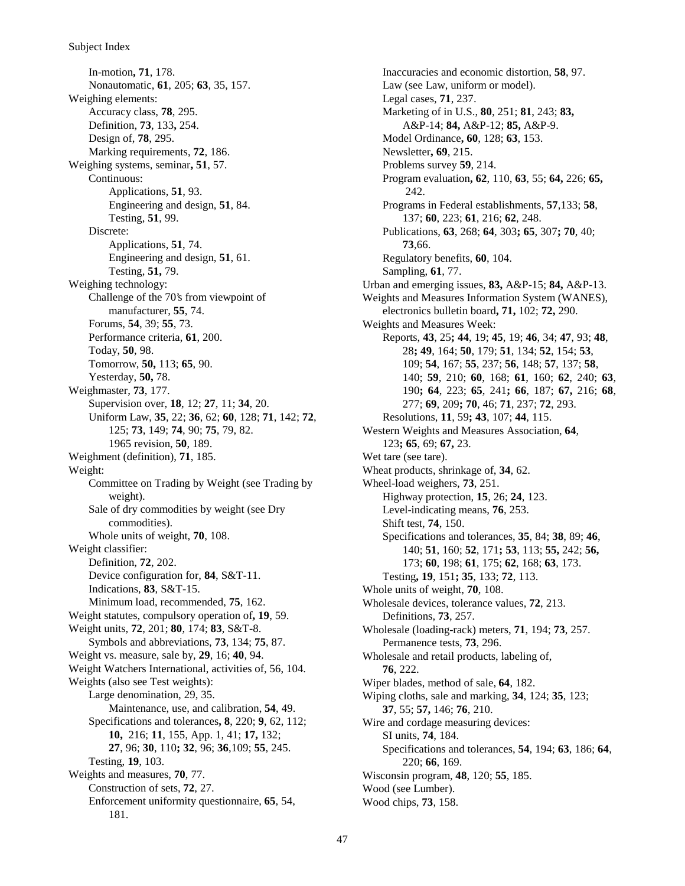In-motion**, 71**, 178.
Nonautomatic, **61**, 205; **63**, 35, 157.

Weighing elements:
- Accuracy class, **78**, 295.
- Definition, **73**, 133**,** 254.
- Design of, **78**, 295.
- Marking requirements, **72**, 186.

Weighing systems, seminar**, 51**, 57.
- Continuous:
  - Applications, **51**, 93.
  - Engineering and design, **51**, 84.
  - Testing, **51**, 99.
- Discrete:
  - Applications, **51**, 74.
  - Engineering and design, **51**, 61.
  - Testing, **51,** 79.

Weighing technology:
- Challenge of the 70's from viewpoint of manufacturer, **55**, 74.
- Forums, **54**, 39; **55**, 73.
- Performance criteria, **61**, 200.
- Today, **50**, 98.
- Tomorrow, **50,** 113; **65**, 90.
- Yesterday, **50,** 78.

Weighmaster, **73**, 177.
- Supervision over, **18**, 12; **27**, 11; **34**, 20.
- Uniform Law, **35**, 22; **36**, 62; **60**, 128; **71**, 142; **72**, 125; **73**, 149; **74**, 90; **75**, 79, 82.
  - 1965 revision, **50**, 189.

Weighment (definition), **71**, 185.

Weight:
- Committee on Trading by Weight (see Trading by weight).
- Sale of dry commodities by weight (see Dry commodities).
- Whole units of weight, **70**, 108.

Weight classifier:
- Definition, **72**, 202.
- Device configuration for, **84**, S&T-11.
- Indications, **83**, S&T-15.
- Minimum load, recommended, **75**, 162.

Weight statutes, compulsory operation of**, 19**, 59.

Weight units, **72**, 201; **80**, 174; **83**, S&T-8.
- Symbols and abbreviations, **73**, 134; **75**, 87.

Weight vs. measure, sale by, **29**, 16; **40**, 94.

Weight Watchers International, activities of, 56, 104.

Weights (also see Test weights):
- Large denomination, 29, 35.
  - Maintenance, use, and calibration, **54**, 49.
- Specifications and tolerances**, 8**, 220; **9**, 62, 112; **10,** 216; **11**, 155, App. 1, 41; **17,** 132; **27**, 96; **30**, 110**; 32**, 96; **36**,109; **55**, 245.
- Testing, **19**, 103.

Weights and measures, **70**, 77.
- Construction of sets, **72**, 27.
- Enforcement uniformity questionnaire, **65**, 54, 181.
- Inaccuracies and economic distortion, **58**, 97.
- Law (see Law, uniform or model).
- Legal cases, **71**, 237.
- Marketing of in U.S., **80**, 251; **81**, 243; **83,** A&P-14; **84,** A&P-12; **85,** A&P-9.
- Model Ordinance**, 60**, 128; **63**, 153.
- Newsletter**, 69**, 215.
- Problems survey **59**, 214.
- Program evaluation**, 62**, 110, **63**, 55; **64,** 226; **65,** 242.
- Programs in Federal establishments, **57**,133; **58**, 137; **60**, 223; **61**, 216; **62**, 248.
- Publications, **63**, 268; **64**, 303**; 65**, 307**; 70**, 40; **73**,66.
- Regulatory benefits, **60**, 104.
- Sampling, **61**, 77.

Urban and emerging issues, **83,** A&P-15; **84,** A&P-13.

Weights and Measures Information System (WANES), electronics bulletin board**, 71,** 102; **72,** 290.

Weights and Measures Week:
- Reports, **43**, 25**; 44**, 19; **45**, 19; **46**, 34; **47**, 93; **48**, 28**; 49**, 164; **50**, 179; **51**, 134; **52**, 154; **53**, 109; **54**, 167; **55**, 237; **56**, 148; **57**, 137; **58**, 140; **59**, 210; **60**, 168; **61**, 160; **62**, 240; **63**, 190**; 64**, 223; **65**, 241**; 66**, 187; **67,** 216; **68**, 277; **69**, 209**; 70**, 46; **71**, 237; **72**, 293.
- Resolutions, **11**, 59**; 43**, 107; **44**, 115.

Western Weights and Measures Association, **64**, 123**; 65**, 69; **67,** 23.

Wet tare (see tare).

Wheat products, shrinkage of, **34**, 62.

Wheel-load weighers, **73**, 251.
- Highway protection, **15**, 26; **24**, 123.
- Level-indicating means, **76**, 253.
- Shift test, **74**, 150.
- Specifications and tolerances, **35**, 84; **38**, 89; **46**, 140; **51**, 160; **52**, 171**; 53**, 113; **55,** 242; **56,** 173; **60**, 198; **61**, 175; **62**, 168; **63**, 173.
- Testing**, 19**, 151**; 35**, 133; **72**, 113.

Whole units of weight, **70**, 108.

Wholesale devices, tolerance values, **72**, 213.
- Definitions, **73**, 257.

Wholesale (loading-rack) meters, **71**, 194; **73**, 257.
- Permanence tests, **73**, 296.

Wholesale and retail products, labeling of, **76**, 222.

Wiper blades, method of sale, **64**, 182.

Wiping cloths, sale and marking, **34**, 124; **35**, 123; **37**, 55; **57,** 146; **76**, 210.

Wire and cordage measuring devices:
- SI units, **74**, 184.
- Specifications and tolerances, **54**, 194; **63**, 186; **64**, 220; **66**, 169.

Wisconsin program, **48**, 120; **55**, 185.

Wood (see Lumber).

Wood chips, **73**, 158.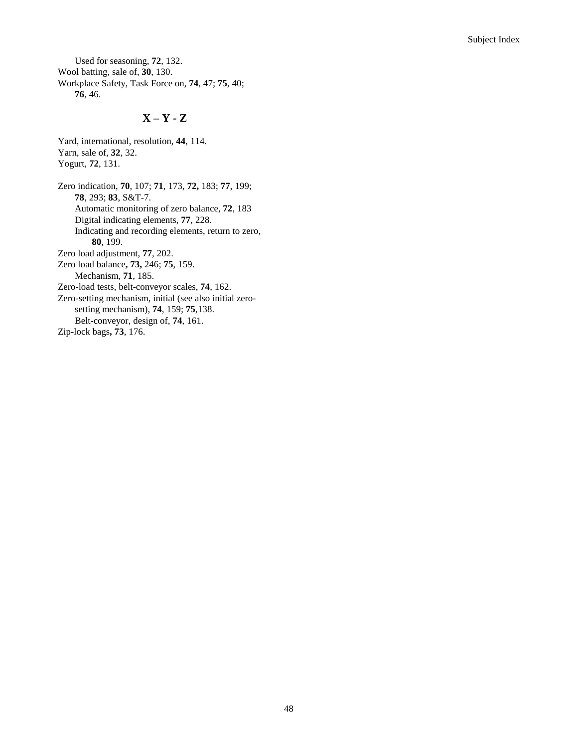Used for seasoning, **72**, 132.

Wool batting, sale of, **30**, 130.

Workplace Safety, Task Force on, **74**, 47; **75**, 40; **76**, 46.

## X – Y - Z

Yard, international, resolution, **44**, 114.

Yarn, sale of, **32**, 32.

Yogurt, **72**, 131.

Zero indication, **70**, 107; **71**, 173, **72,** 183; **77**, 199; **78**, 293; **83**, S&T-7.

Automatic monitoring of zero balance, **72**, 183

Digital indicating elements, **77**, 228.

Indicating and recording elements, return to zero, **80**, 199.

Zero load adjustment, **77**, 202.

Zero load balance**, 73,** 246; **75**, 159.

Mechanism, **71**, 185.

Zero-load tests, belt-conveyor scales, **74**, 162.

Zero-setting mechanism, initial (see also initial zero-setting mechanism), **74**, 159; **75**,138.

Belt-conveyor, design of, **74**, 161.

Zip-lock bags**, 73**, 176.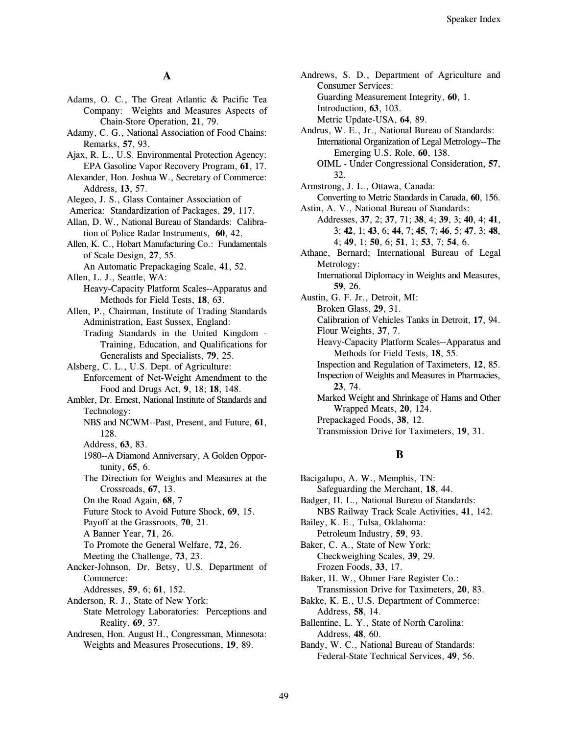## A

Adams, O. C., The Great Atlantic & Pacific Tea Company: Weights and Measures Aspects of Chain-Store Operation, **21**, 79.

Adamy, C. G., National Association of Food Chains: Remarks, **57**, 93.

Ajax, R. L., U.S. Environmental Protection Agency: EPA Gasoline Vapor Recovery Program, **61**, 17.

Alexander, Hon. Joshua W., Secretary of Commerce: Address, **13**, 57.

Alegeo, J. S., Glass Container Association of America: Standardization of Packages, **29**, 117.

Allan, D. W., National Bureau of Standards: Calibration of Police Radar Instruments, **60**, 42.

Allen, K. C., Hobart Manufacturing Co.: Fundamentals of Scale Design, **27**, 55.
- An Automatic Prepackaging Scale, **41**, 52.

Allen, L. J., Seattle, WA:
- Heavy-Capacity Platform Scales--Apparatus and Methods for Field Tests, **18**, 63.

Allen, P., Chairman, Institute of Trading Standards Administration, East Sussex, England:
- Trading Standards in the United Kingdom - Training, Education, and Qualifications for Generalists and Specialists, **79**, 25.

Alsberg, C. L., U.S. Dept. of Agriculture:
- Enforcement of Net-Weight Amendment to the Food and Drugs Act, **9**, 18; **18**, 148.

Ambler, Dr. Ernest, National Institute of Standards and Technology:
- NBS and NCWM--Past, Present, and Future, **61**, 128.
- Address, **63**, 83.
- 1980--A Diamond Anniversary, A Golden Opportunity, **65**, 6.
- The Direction for Weights and Measures at the Crossroads, **67**, 13.
- On the Road Again, **68**, 7
- Future Stock to Avoid Future Shock, **69**, 15.
- Payoff at the Grassroots, **70**, 21.
- A Banner Year, **71**, 26.
- To Promote the General Welfare, **72**, 26.
- Meeting the Challenge, **73**, 23.

Ancker-Johnson, Dr. Betsy, U.S. Department of Commerce:
- Addresses, **59**, 6; **61**, 152.

Anderson, R. J., State of New York:
- State Metrology Laboratories: Perceptions and Reality, **69**, 37.

Andresen, Hon. August H., Congressman, Minnesota: Weights and Measures Prosecutions, **19**, 89.

Andrews, S. D., Department of Agriculture and Consumer Services:
- Guarding Measurement Integrity, **60**, 1.
- Introduction, **63**, 103.
- Metric Update-USA, **64**, 89.

Andrus, W. E., Jr., National Bureau of Standards:
- International Organization of Legal Metrology--The Emerging U.S. Role, **60**, 138.
- OIML - Under Congressional Consideration, **57**, 32.

Armstrong, J. L., Ottawa, Canada:
- Converting to Metric Standards in Canada, **60**, 156.

Astin, A. V., National Bureau of Standards:
- Addresses, **37**, 2; **37**, 71; **38**, 4; **39**, 3; **40**, 4; **41**, 3; **42**, 1; **43**, 6; **44**, 7; **45**, 7; **46**, 5; **47**, 3; **48**, 4; **49**, 1; **50**, 6; **51**, 1; **53**, 7; **54**, 6.

Athane, Bernard; International Bureau of Legal Metrology:
- International Diplomacy in Weights and Measures, **59**, 26.

Austin, G. F. Jr., Detroit, MI:
- Broken Glass, **29**, 31.
- Calibration of Vehicles Tanks in Detroit, **17**, 94.
- Flour Weights, **37**, 7.
- Heavy-Capacity Platform Scales--Apparatus and Methods for Field Tests, **18**, 55.
- Inspection and Regulation of Taximeters, **12**, 85.
- Inspection of Weights and Measures in Pharmacies, **23**, 74.
- Marked Weight and Shrinkage of Hams and Other Wrapped Meats, **20**, 124.
- Prepackaged Foods, **38**, 12.
- Transmission Drive for Taximeters, **19**, 31.

## B

Bacigalupo, A. W., Memphis, TN:
- Safeguarding the Merchant, **18**, 44.

Badger, H. L., National Bureau of Standards:
- NBS Railway Track Scale Activities, **41**, 142.

Bailey, K. E., Tulsa, Oklahoma:
- Petroleum Industry, **59**, 93.

Baker, C. A., State of New York:
- Checkweighing Scales, **39**, 29.
- Frozen Foods, **33**, 17.

Baker, H. W., Ohmer Fare Register Co.:
- Transmission Drive for Taximeters, **20**, 83.

Bakke, K. E., U.S. Department of Commerce:
- Address, **58**, 14.

Ballentine, L. Y., State of North Carolina:
- Address, **48**, 60.

Bandy, W. C., National Bureau of Standards:
- Federal-State Technical Services, **49**, 56.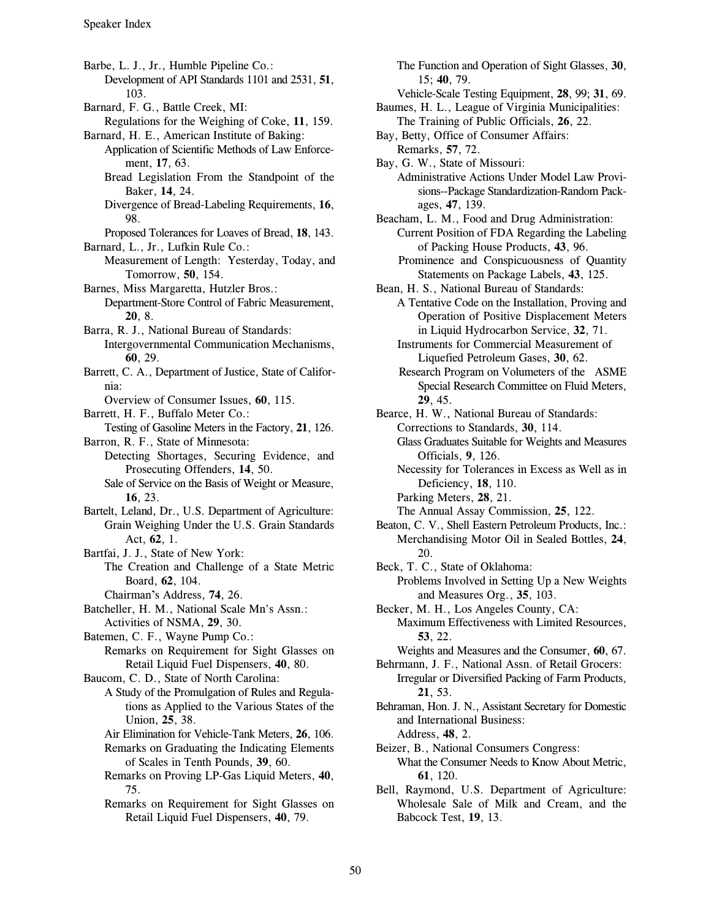Barbe, L. J., Jr., Humble Pipeline Co.:
    Development of API Standards 1101 and 2531, **51**, 103.

Barnard, F. G., Battle Creek, MI:
    Regulations for the Weighing of Coke, **11**, 159.

Barnard, H. E., American Institute of Baking:
    Application of Scientific Methods of Law Enforcement, **17**, 63.
    Bread Legislation From the Standpoint of the Baker, **14**, 24.
    Divergence of Bread-Labeling Requirements, **16**, 98.
    Proposed Tolerances for Loaves of Bread, **18**, 143.

Barnard, L., Jr., Lufkin Rule Co.:
    Measurement of Length: Yesterday, Today, and Tomorrow, **50**, 154.

Barnes, Miss Margaretta, Hutzler Bros.:
    Department-Store Control of Fabric Measurement, **20**, 8.

Barra, R. J., National Bureau of Standards:
    Intergovernmental Communication Mechanisms, **60**, 29.

Barrett, C. A., Department of Justice, State of California:
    Overview of Consumer Issues, **60**, 115.

Barrett, H. F., Buffalo Meter Co.:
    Testing of Gasoline Meters in the Factory, **21**, 126.

Barron, R. F., State of Minnesota:
    Detecting Shortages, Securing Evidence, and Prosecuting Offenders, **14**, 50.
    Sale of Service on the Basis of Weight or Measure, **16**, 23.

Bartelt, Leland, Dr., U.S. Department of Agriculture:
    Grain Weighing Under the U.S. Grain Standards Act, **62**, 1.

Bartfai, J. J., State of New York:
    The Creation and Challenge of a State Metric Board, **62**, 104.
    Chairman's Address, **74**, 26.

Batcheller, H. M., National Scale Mn's Assn.:
    Activities of NSMA, **29**, 30.

Batemen, C. F., Wayne Pump Co.:
    Remarks on Requirement for Sight Glasses on Retail Liquid Fuel Dispensers, **40**, 80.

Baucom, C. D., State of North Carolina:
    A Study of the Promulgation of Rules and Regulations as Applied to the Various States of the Union, **25**, 38.
    Air Elimination for Vehicle-Tank Meters, **26**, 106.
    Remarks on Graduating the Indicating Elements of Scales in Tenth Pounds, **39**, 60.
    Remarks on Proving LP-Gas Liquid Meters, **40**, 75.
    Remarks on Requirement for Sight Glasses on Retail Liquid Fuel Dispensers, **40**, 79.
    The Function and Operation of Sight Glasses, **30**, 15; **40**, 79.
    Vehicle-Scale Testing Equipment, **28**, 99; **31**, 69.

Baumes, H. L., League of Virginia Municipalities:
    The Training of Public Officials, **26**, 22.

Bay, Betty, Office of Consumer Affairs:
    Remarks, **57**, 72.

Bay, G. W., State of Missouri:
    Administrative Actions Under Model Law Provisions--Package Standardization-Random Packages, **47**, 139.

Beacham, L. M., Food and Drug Administration:
    Current Position of FDA Regarding the Labeling of Packing House Products, **43**, 96.
    Prominence and Conspicuousness of Quantity Statements on Package Labels, **43**, 125.

Bean, H. S., National Bureau of Standards:
    A Tentative Code on the Installation, Proving and Operation of Positive Displacement Meters in Liquid Hydrocarbon Service, **32**, 71.
    Instruments for Commercial Measurement of Liquefied Petroleum Gases, **30**, 62.
    Research Program on Volumeters of the ASME Special Research Committee on Fluid Meters, **29**, 45.

Bearce, H. W., National Bureau of Standards:
    Corrections to Standards, **30**, 114.
    Glass Graduates Suitable for Weights and Measures Officials, **9**, 126.
    Necessity for Tolerances in Excess as Well as in Deficiency, **18**, 110.
    Parking Meters, **28**, 21.
    The Annual Assay Commission, **25**, 122.

Beaton, C. V., Shell Eastern Petroleum Products, Inc.:
    Merchandising Motor Oil in Sealed Bottles, **24**, 20.

Beck, T. C., State of Oklahoma:
    Problems Involved in Setting Up a New Weights and Measures Org., **35**, 103.

Becker, M. H., Los Angeles County, CA:
    Maximum Effectiveness with Limited Resources, **53**, 22.
    Weights and Measures and the Consumer, **60**, 67.

Behrmann, J. F., National Assn. of Retail Grocers:
    Irregular or Diversified Packing of Farm Products, **21**, 53.

Behraman, Hon. J. N., Assistant Secretary for Domestic and International Business:
    Address, **48**, 2.

Beizer, B., National Consumers Congress:
    What the Consumer Needs to Know About Metric, **61**, 120.

Bell, Raymond, U.S. Department of Agriculture:
    Wholesale Sale of Milk and Cream, and the Babcock Test, **19**, 13.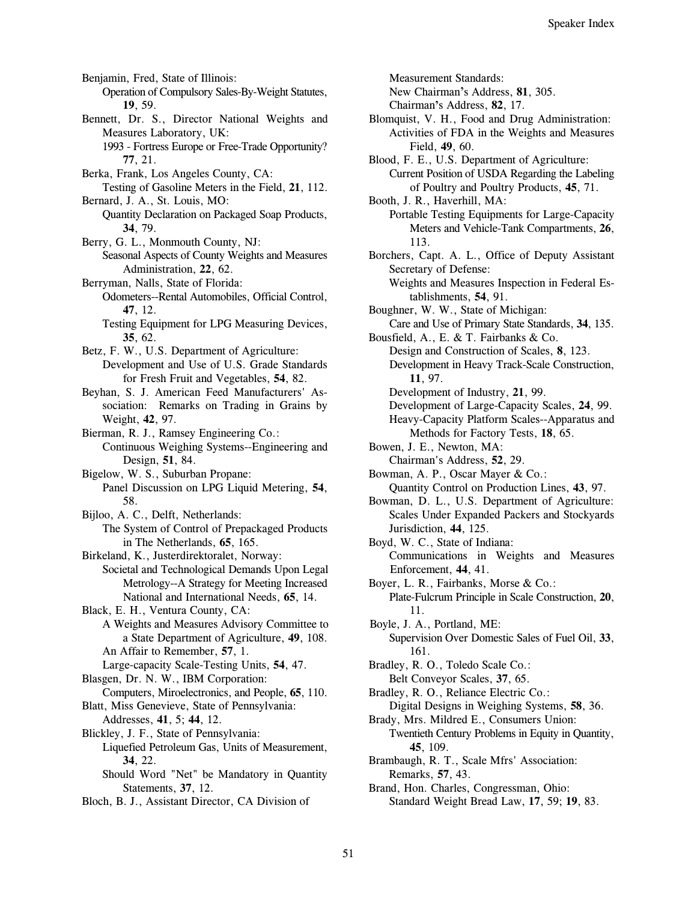Benjamin, Fred, State of Illinois:
    Operation of Compulsory Sales-By-Weight Statutes, **19**, 59.

Bennett, Dr. S., Director National Weights and Measures Laboratory, UK:
    1993 - Fortress Europe or Free-Trade Opportunity? **77**, 21.

Berka, Frank, Los Angeles County, CA:
    Testing of Gasoline Meters in the Field, **21**, 112.

Bernard, J. A., St. Louis, MO:
    Quantity Declaration on Packaged Soap Products, **34**, 79.

Berry, G. L., Monmouth County, NJ:
    Seasonal Aspects of County Weights and Measures Administration, **22**, 62.

Berryman, Nalls, State of Florida:
    Odometers--Rental Automobiles, Official Control, **47**, 12.
    Testing Equipment for LPG Measuring Devices, **35**, 62.

Betz, F. W., U.S. Department of Agriculture:
    Development and Use of U.S. Grade Standards for Fresh Fruit and Vegetables, **54**, 82.

Beyhan, S. J. American Feed Manufacturers' Association: Remarks on Trading in Grains by Weight, **42**, 97.

Bierman, R. J., Ramsey Engineering Co.:
    Continuous Weighing Systems--Engineering and Design, **51**, 84.

Bigelow, W. S., Suburban Propane:
    Panel Discussion on LPG Liquid Metering, **54**, 58.

Bijloo, A. C., Delft, Netherlands:
    The System of Control of Prepackaged Products in The Netherlands, **65**, 165.

Birkeland, K., Justerdirektoralet, Norway:
    Societal and Technological Demands Upon Legal Metrology--A Strategy for Meeting Increased National and International Needs, **65**, 14.

Black, E. H., Ventura County, CA:
    A Weights and Measures Advisory Committee to a State Department of Agriculture, **49**, 108.
    An Affair to Remember, **57**, 1.
    Large-capacity Scale-Testing Units, **54**, 47.

Blasgen, Dr. N. W., IBM Corporation:
    Computers, Miroelectronics, and People, **65**, 110.

Blatt, Miss Genevieve, State of Pennsylvania:
    Addresses, **41**, 5; **44**, 12.

Blickley, J. F., State of Pennsylvania:
    Liquefied Petroleum Gas, Units of Measurement, **34**, 22.
    Should Word "Net" be Mandatory in Quantity Statements, **37**, 12.

Bloch, B. J., Assistant Director, CA Division of Measurement Standards:
    New Chairman's Address, **81**, 305.
    Chairman's Address, **82**, 17.

Blomquist, V. H., Food and Drug Administration:
    Activities of FDA in the Weights and Measures Field, **49**, 60.

Blood, F. E., U.S. Department of Agriculture:
    Current Position of USDA Regarding the Labeling of Poultry and Poultry Products, **45**, 71.

Booth, J. R., Haverhill, MA:
    Portable Testing Equipments for Large-Capacity Meters and Vehicle-Tank Compartments, **26**, 113.

Borchers, Capt. A. L., Office of Deputy Assistant Secretary of Defense:
    Weights and Measures Inspection in Federal Establishments, **54**, 91.

Boughner, W. W., State of Michigan:
    Care and Use of Primary State Standards, **34**, 135.

Bousfield, A., E. & T. Fairbanks & Co.
    Design and Construction of Scales, **8**, 123.
    Development in Heavy Track-Scale Construction, **11**, 97.
    Development of Industry, **21**, 99.
    Development of Large-Capacity Scales, **24**, 99.
    Heavy-Capacity Platform Scales--Apparatus and Methods for Factory Tests, **18**, 65.

Bowen, J. E., Newton, MA:
    Chairman's Address, **52**, 29.

Bowman, A. P., Oscar Mayer & Co.:
    Quantity Control on Production Lines, **43**, 97.

Bowman, D. L., U.S. Department of Agriculture:
    Scales Under Expanded Packers and Stockyards Jurisdiction, **44**, 125.

Boyd, W. C., State of Indiana:
    Communications in Weights and Measures Enforcement, **44**, 41.

Boyer, L. R., Fairbanks, Morse & Co.:
    Plate-Fulcrum Principle in Scale Construction, **20**, 11.

Boyle, J. A., Portland, ME:
    Supervision Over Domestic Sales of Fuel Oil, **33**, 161.

Bradley, R. O., Toledo Scale Co.:
    Belt Conveyor Scales, **37**, 65.

Bradley, R. O., Reliance Electric Co.:
    Digital Designs in Weighing Systems, **58**, 36.

Brady, Mrs. Mildred E., Consumers Union:
    Twentieth Century Problems in Equity in Quantity, **45**, 109.

Brambaugh, R. T., Scale Mfrs' Association:
    Remarks, **57**, 43.

Brand, Hon. Charles, Congressman, Ohio:
    Standard Weight Bread Law, **17**, 59; **19**, 83.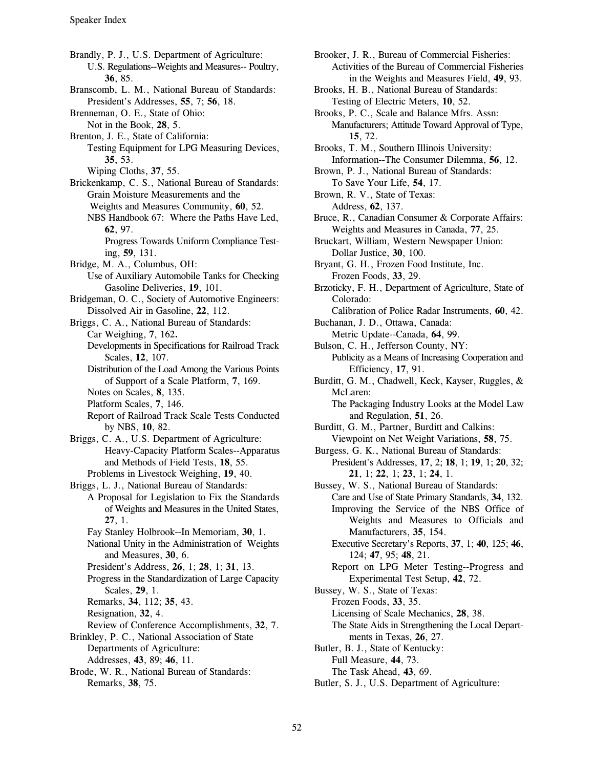Brandly, P. J., U.S. Department of Agriculture:
  U.S. Regulations--Weights and Measures-- Poultry, **36**, 85.

Branscomb, L. M., National Bureau of Standards:
  President's Addresses, **55**, 7; **56**, 18.

Brenneman, O. E., State of Ohio:
  Not in the Book, **28**, 5.

Brenton, J. E., State of California:
  Testing Equipment for LPG Measuring Devices, **35**, 53.
  Wiping Cloths, **37**, 55.

Brickenkamp, C. S., National Bureau of Standards:
  Grain Moisture Measurements and the Weights and Measures Community, **60**, 52.
  NBS Handbook 67: Where the Paths Have Led, **62**, 97.
  Progress Towards Uniform Compliance Testing, **59**, 131.

Bridge, M. A., Columbus, OH:
  Use of Auxiliary Automobile Tanks for Checking Gasoline Deliveries, **19**, 101.

Bridgeman, O. C., Society of Automotive Engineers:
  Dissolved Air in Gasoline, **22**, 112.

Briggs, C. A., National Bureau of Standards:
  Car Weighing, **7**, 162**.**
  Developments in Specifications for Railroad Track Scales, **12**, 107.
  Distribution of the Load Among the Various Points of Support of a Scale Platform, **7**, 169.
  Notes on Scales, **8**, 135.
  Platform Scales, **7**, 146.
  Report of Railroad Track Scale Tests Conducted by NBS, **10**, 82.

Briggs, C. A., U.S. Department of Agriculture:
  Heavy-Capacity Platform Scales--Apparatus and Methods of Field Tests, **18**, 55.
  Problems in Livestock Weighing, **19**, 40.

Briggs, L. J., National Bureau of Standards:
  A Proposal for Legislation to Fix the Standards of Weights and Measures in the United States, **27**, 1.
  Fay Stanley Holbrook--In Memoriam, **30**, 1.
  National Unity in the Administration of Weights and Measures, **30**, 6.
  President's Address, **26**, 1; **28**, 1; **31**, 13.
  Progress in the Standardization of Large Capacity Scales, **29**, 1.
  Remarks, **34**, 112; **35**, 43.
  Resignation, **32**, 4.
  Review of Conference Accomplishments, **32**, 7.

Brinkley, P. C., National Association of State Departments of Agriculture:
  Addresses, **43**, 89; **46**, 11.

Brode, W. R., National Bureau of Standards:
  Remarks, **38**, 75.

Brooker, J. R., Bureau of Commercial Fisheries:
  Activities of the Bureau of Commercial Fisheries in the Weights and Measures Field, **49**, 93.

Brooks, H. B., National Bureau of Standards:
  Testing of Electric Meters, **10**, 52.

Brooks, P. C., Scale and Balance Mfrs. Assn:
  Manufacturers; Attitude Toward Approval of Type, **15**, 72.

Brooks, T. M., Southern Illinois University:
  Information--The Consumer Dilemma, **56**, 12.

Brown, P. J., National Bureau of Standards:
  To Save Your Life, **54**, 17.

Brown, R. V., State of Texas:
  Address, **62**, 137.

Bruce, R., Canadian Consumer & Corporate Affairs:
  Weights and Measures in Canada, **77**, 25.

Bruckart, William, Western Newspaper Union:
  Dollar Justice, **30**, 100.

Bryant, G. H., Frozen Food Institute, Inc.
  Frozen Foods, **33**, 29.

Brzoticky, F. H., Department of Agriculture, State of Colorado:
  Calibration of Police Radar Instruments, **60**, 42.

Buchanan, J. D., Ottawa, Canada:
  Metric Update--Canada, **64**, 99.

Bulson, C. H., Jefferson County, NY:
  Publicity as a Means of Increasing Cooperation and Efficiency, **17**, 91.

Burditt, G. M., Chadwell, Keck, Kayser, Ruggles, & McLaren:
  The Packaging Industry Looks at the Model Law and Regulation, **51**, 26.

Burditt, G. M., Partner, Burditt and Calkins:
  Viewpoint on Net Weight Variations, **58**, 75.

Burgess, G. K., National Bureau of Standards:
  President's Addresses, **17**, 2; **18**, 1; **19**, 1; **20**, 32; **21**, 1; **22**, 1; **23**, 1; **24**, 1.

Bussey, W. S., National Bureau of Standards:
  Care and Use of State Primary Standards, **34**, 132.
  Improving the Service of the NBS Office of Weights and Measures to Officials and Manufacturers, **35**, 154.
  Executive Secretary's Reports, **37**, 1; **40**, 125; **46**, 124; **47**, 95; **48**, 21.
  Report on LPG Meter Testing--Progress and Experimental Test Setup, **42**, 72.

Bussey, W. S., State of Texas:
  Frozen Foods, **33**, 35.
  Licensing of Scale Mechanics, **28**, 38.
  The State Aids in Strengthening the Local Departments in Texas, **26**, 27.

Butler, B. J., State of Kentucky:
  Full Measure, **44**, 73.
  The Task Ahead, **43**, 69.

Butler, S. J., U.S. Department of Agriculture: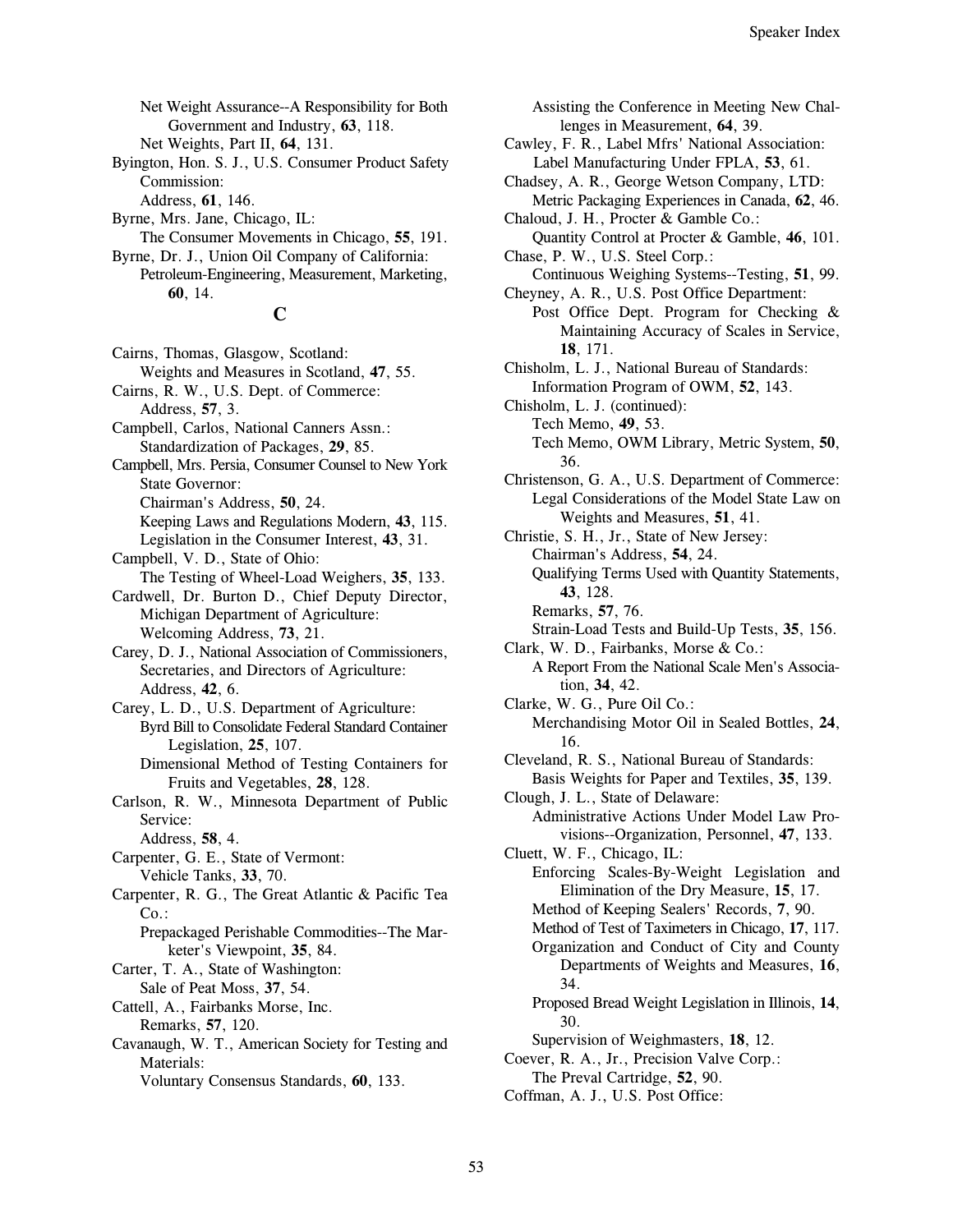Net Weight Assurance--A Responsibility for Both Government and Industry, **63**, 118.
Net Weights, Part II, **64**, 131.

Byington, Hon. S. J., U.S. Consumer Product Safety Commission:
Address, **61**, 146.

Byrne, Mrs. Jane, Chicago, IL:
The Consumer Movements in Chicago, **55**, 191.

Byrne, Dr. J., Union Oil Company of California:
Petroleum-Engineering, Measurement, Marketing, **60**, 14.

## C

Cairns, Thomas, Glasgow, Scotland:
Weights and Measures in Scotland, **47**, 55.

Cairns, R. W., U.S. Dept. of Commerce:
Address, **57**, 3.

Campbell, Carlos, National Canners Assn.:
Standardization of Packages, **29**, 85.

Campbell, Mrs. Persia, Consumer Counsel to New York State Governor:
Chairman's Address, **50**, 24.
Keeping Laws and Regulations Modern, **43**, 115.
Legislation in the Consumer Interest, **43**, 31.

Campbell, V. D., State of Ohio:
The Testing of Wheel-Load Weighers, **35**, 133.

Cardwell, Dr. Burton D., Chief Deputy Director, Michigan Department of Agriculture:
Welcoming Address, **73**, 21.

Carey, D. J., National Association of Commissioners, Secretaries, and Directors of Agriculture:
Address, **42**, 6.

Carey, L. D., U.S. Department of Agriculture:
Byrd Bill to Consolidate Federal Standard Container Legislation, **25**, 107.
Dimensional Method of Testing Containers for Fruits and Vegetables, **28**, 128.

Carlson, R. W., Minnesota Department of Public Service:
Address, **58**, 4.

Carpenter, G. E., State of Vermont:
Vehicle Tanks, **33**, 70.

Carpenter, R. G., The Great Atlantic & Pacific Tea Co.:
Prepackaged Perishable Commodities--The Marketer's Viewpoint, **35**, 84.

Carter, T. A., State of Washington:
Sale of Peat Moss, **37**, 54.

Cattell, A., Fairbanks Morse, Inc.
Remarks, **57**, 120.

Cavanaugh, W. T., American Society for Testing and Materials:
Voluntary Consensus Standards, **60**, 133.
Assisting the Conference in Meeting New Challenges in Measurement, **64**, 39.

Cawley, F. R., Label Mfrs' National Association:
Label Manufacturing Under FPLA, **53**, 61.

Chadsey, A. R., George Wetson Company, LTD:
Metric Packaging Experiences in Canada, **62**, 46.

Chaloud, J. H., Procter & Gamble Co.:
Quantity Control at Procter & Gamble, **46**, 101.

Chase, P. W., U.S. Steel Corp.:
Continuous Weighing Systems--Testing, **51**, 99.

Cheyney, A. R., U.S. Post Office Department:
Post Office Dept. Program for Checking & Maintaining Accuracy of Scales in Service, **18**, 171.

Chisholm, L. J., National Bureau of Standards:
Information Program of OWM, **52**, 143.

Chisholm, L. J. (continued):
Tech Memo, **49**, 53.
Tech Memo, OWM Library, Metric System, **50**, 36.

Christenson, G. A., U.S. Department of Commerce:
Legal Considerations of the Model State Law on Weights and Measures, **51**, 41.

Christie, S. H., Jr., State of New Jersey:
Chairman's Address, **54**, 24.
Qualifying Terms Used with Quantity Statements, **43**, 128.
Remarks, **57**, 76.
Strain-Load Tests and Build-Up Tests, **35**, 156.

Clark, W. D., Fairbanks, Morse & Co.:
A Report From the National Scale Men's Association, **34**, 42.

Clarke, W. G., Pure Oil Co.:
Merchandising Motor Oil in Sealed Bottles, **24**, 16.

Cleveland, R. S., National Bureau of Standards:
Basis Weights for Paper and Textiles, **35**, 139.

Clough, J. L., State of Delaware:
Administrative Actions Under Model Law Provisions--Organization, Personnel, **47**, 133.

Cluett, W. F., Chicago, IL:
Enforcing Scales-By-Weight Legislation and Elimination of the Dry Measure, **15**, 17.
Method of Keeping Sealers' Records, **7**, 90.
Method of Test of Taximeters in Chicago, **17**, 117.
Organization and Conduct of City and County Departments of Weights and Measures, **16**, 34.
Proposed Bread Weight Legislation in Illinois, **14**, 30.
Supervision of Weighmasters, **18**, 12.

Coever, R. A., Jr., Precision Valve Corp.:
The Preval Cartridge, **52**, 90.

Coffman, A. J., U.S. Post Office: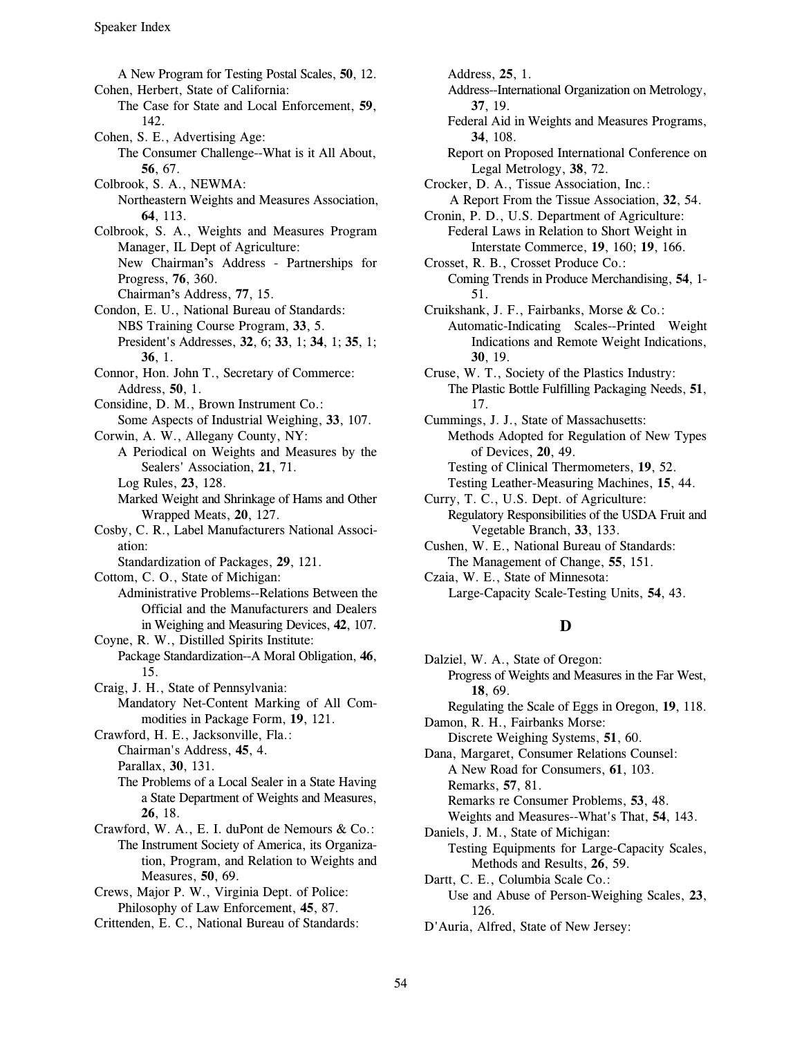A New Program for Testing Postal Scales, **50**, 12.

Cohen, Herbert, State of California:
  The Case for State and Local Enforcement, **59**, 142.

Cohen, S. E., Advertising Age:
  The Consumer Challenge--What is it All About, **56**, 67.

Colbrook, S. A., NEWMA:
  Northeastern Weights and Measures Association, **64**, 113.

Colbrook, S. A., Weights and Measures Program Manager, IL Dept of Agriculture:
  New Chairman's Address - Partnerships for Progress, **76**, 360.
  Chairman's Address, **77**, 15.

Condon, E. U., National Bureau of Standards:
  NBS Training Course Program, **33**, 5.
  President's Addresses, **32**, 6; **33**, 1; **34**, 1; **35**, 1; **36**, 1.

Connor, Hon. John T., Secretary of Commerce:
  Address, **50**, 1.

Considine, D. M., Brown Instrument Co.:
  Some Aspects of Industrial Weighing, **33**, 107.

Corwin, A. W., Allegany County, NY:
  A Periodical on Weights and Measures by the Sealers' Association, **21**, 71.
  Log Rules, **23**, 128.
  Marked Weight and Shrinkage of Hams and Other Wrapped Meats, **20**, 127.

Cosby, C. R., Label Manufacturers National Association:
  Standardization of Packages, **29**, 121.

Cottom, C. O., State of Michigan:
  Administrative Problems--Relations Between the Official and the Manufacturers and Dealers in Weighing and Measuring Devices, **42**, 107.

Coyne, R. W., Distilled Spirits Institute:
  Package Standardization--A Moral Obligation, **46**, 15.

Craig, J. H., State of Pennsylvania:
  Mandatory Net-Content Marking of All Commodities in Package Form, **19**, 121.

Crawford, H. E., Jacksonville, Fla.:
  Chairman's Address, **45**, 4.
  Parallax, **30**, 131.
  The Problems of a Local Sealer in a State Having a State Department of Weights and Measures, **26**, 18.

Crawford, W. A., E. I. duPont de Nemours & Co.:
  The Instrument Society of America, its Organization, Program, and Relation to Weights and Measures, **50**, 69.

Crews, Major P. W., Virginia Dept. of Police:
  Philosophy of Law Enforcement, **45**, 87.

Crittenden, E. C., National Bureau of Standards:
  Address, **25**, 1.
  Address--International Organization on Metrology, **37**, 19.
  Federal Aid in Weights and Measures Programs, **34**, 108.
  Report on Proposed International Conference on Legal Metrology, **38**, 72.

Crocker, D. A., Tissue Association, Inc.:
  A Report From the Tissue Association, **32**, 54.

Cronin, P. D., U.S. Department of Agriculture:
  Federal Laws in Relation to Short Weight in Interstate Commerce, **19**, 160; **19**, 166.

Crosset, R. B., Crosset Produce Co.:
  Coming Trends in Produce Merchandising, **54**, 1-51.

Cruikshank, J. F., Fairbanks, Morse & Co.:
  Automatic-Indicating Scales--Printed Weight Indications and Remote Weight Indications, **30**, 19.

Cruse, W. T., Society of the Plastics Industry:
  The Plastic Bottle Fulfilling Packaging Needs, **51**, 17.

Cummings, J. J., State of Massachusetts:
  Methods Adopted for Regulation of New Types of Devices, **20**, 49.
  Testing of Clinical Thermometers, **19**, 52.
  Testing Leather-Measuring Machines, **15**, 44.

Curry, T. C., U.S. Dept. of Agriculture:
  Regulatory Responsibilities of the USDA Fruit and Vegetable Branch, **33**, 133.

Cushen, W. E., National Bureau of Standards:
  The Management of Change, **55**, 151.

Czaia, W. E., State of Minnesota:
  Large-Capacity Scale-Testing Units, **54**, 43.

## D

Dalziel, W. A., State of Oregon:
  Progress of Weights and Measures in the Far West, **18**, 69.
  Regulating the Scale of Eggs in Oregon, **19**, 118.

Damon, R. H., Fairbanks Morse:
  Discrete Weighing Systems, **51**, 60.

Dana, Margaret, Consumer Relations Counsel:
  A New Road for Consumers, **61**, 103.
  Remarks, **57**, 81.
  Remarks re Consumer Problems, **53**, 48.
  Weights and Measures--What's That, **54**, 143.

Daniels, J. M., State of Michigan:
  Testing Equipments for Large-Capacity Scales, Methods and Results, **26**, 59.

Dartt, C. E., Columbia Scale Co.:
  Use and Abuse of Person-Weighing Scales, **23**, 126.

D'Auria, Alfred, State of New Jersey: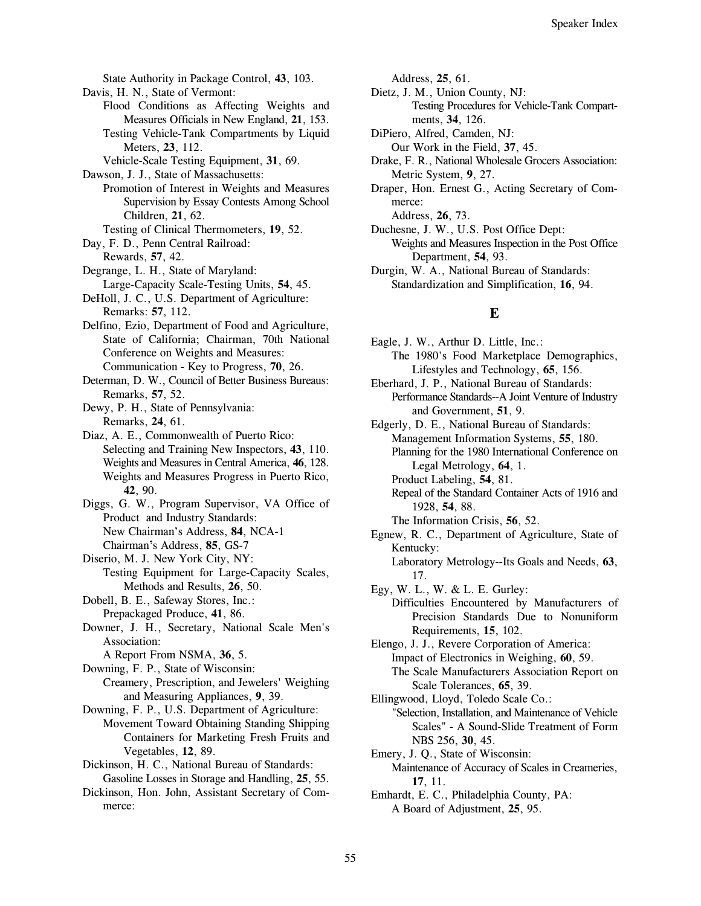State Authority in Package Control, **43**, 103.

Davis, H. N., State of Vermont:
- Flood Conditions as Affecting Weights and Measures Officials in New England, **21**, 153.
- Testing Vehicle-Tank Compartments by Liquid Meters, **23**, 112.
- Vehicle-Scale Testing Equipment, **31**, 69.

Dawson, J. J., State of Massachusetts:
- Promotion of Interest in Weights and Measures Supervision by Essay Contests Among School Children, **21**, 62.
- Testing of Clinical Thermometers, **19**, 52.

Day, F. D., Penn Central Railroad:
- Rewards, **57**, 42.

Degrange, L. H., State of Maryland:
- Large-Capacity Scale-Testing Units, **54**, 45.

DeHoll, J. C., U.S. Department of Agriculture:
- Remarks: **57**, 112.

Delfino, Ezio, Department of Food and Agriculture, State of California; Chairman, 70th National Conference on Weights and Measures:
- Communication - Key to Progress, **70**, 26.

Determan, D. W., Council of Better Business Bureaus:
- Remarks, **57**, 52.

Dewy, P. H., State of Pennsylvania:
- Remarks, **24**, 61.

Diaz, A. E., Commonwealth of Puerto Rico:
- Selecting and Training New Inspectors, **43**, 110.
- Weights and Measures in Central America, **46**, 128.
- Weights and Measures Progress in Puerto Rico, **42**, 90.

Diggs, G. W., Program Supervisor, VA Office of Product and Industry Standards:
- New Chairman's Address, **84**, NCA-1
- Chairman's Address, **85**, GS-7

Diserio, M. J. New York City, NY:
- Testing Equipment for Large-Capacity Scales, Methods and Results, **26**, 50.

Dobell, B. E., Safeway Stores, Inc.:
- Prepackaged Produce, **41**, 86.

Downer, J. H., Secretary, National Scale Men's Association:
- A Report From NSMA, **36**, 5.

Downing, F. P., State of Wisconsin:
- Creamery, Prescription, and Jewelers' Weighing and Measuring Appliances, **9**, 39.

Downing, F. P., U.S. Department of Agriculture:
- Movement Toward Obtaining Standing Shipping Containers for Marketing Fresh Fruits and Vegetables, **12**, 89.

Dickinson, H. C., National Bureau of Standards:
- Gasoline Losses in Storage and Handling, **25**, 55.

Dickinson, Hon. John, Assistant Secretary of Commerce:
- Address, **25**, 61.

Dietz, J. M., Union County, NJ:
- Testing Procedures for Vehicle-Tank Compartments, **34**, 126.

DiPiero, Alfred, Camden, NJ:
- Our Work in the Field, **37**, 45.

Drake, F. R., National Wholesale Grocers Association:
- Metric System, **9**, 27.

Draper, Hon. Ernest G., Acting Secretary of Commerce:
- Address, **26**, 73.

Duchesne, J. W., U.S. Post Office Dept:
- Weights and Measures Inspection in the Post Office Department, **54**, 93.

Durgin, W. A., National Bureau of Standards:
- Standardization and Simplification, **16**, 94.

## E

Eagle, J. W., Arthur D. Little, Inc.:
- The 1980's Food Marketplace Demographics, Lifestyles and Technology, **65**, 156.

Eberhard, J. P., National Bureau of Standards:
- Performance Standards--A Joint Venture of Industry and Government, **51**, 9.

Edgerly, D. E., National Bureau of Standards:
- Management Information Systems, **55**, 180.
- Planning for the 1980 International Conference on Legal Metrology, **64**, 1.
- Product Labeling, **54**, 81.
- Repeal of the Standard Container Acts of 1916 and 1928, **54**, 88.
- The Information Crisis, **56**, 52.

Egnew, R. C., Department of Agriculture, State of Kentucky:
- Laboratory Metrology--Its Goals and Needs, **63**, 17.

Egy, W. L., W. & L. E. Gurley:
- Difficulties Encountered by Manufacturers of Precision Standards Due to Nonuniform Requirements, **15**, 102.

Elengo, J. J., Revere Corporation of America:
- Impact of Electronics in Weighing, **60**, 59.
- The Scale Manufacturers Association Report on Scale Tolerances, **65**, 39.

Ellingwood, Lloyd, Toledo Scale Co.:
- "Selection, Installation, and Maintenance of Vehicle Scales" - A Sound-Slide Treatment of Form NBS 256, **30**, 45.

Emery, J. Q., State of Wisconsin:
- Maintenance of Accuracy of Scales in Creameries, **17**, 11.

Emhardt, E. C., Philadelphia County, PA:
- A Board of Adjustment, **25**, 95.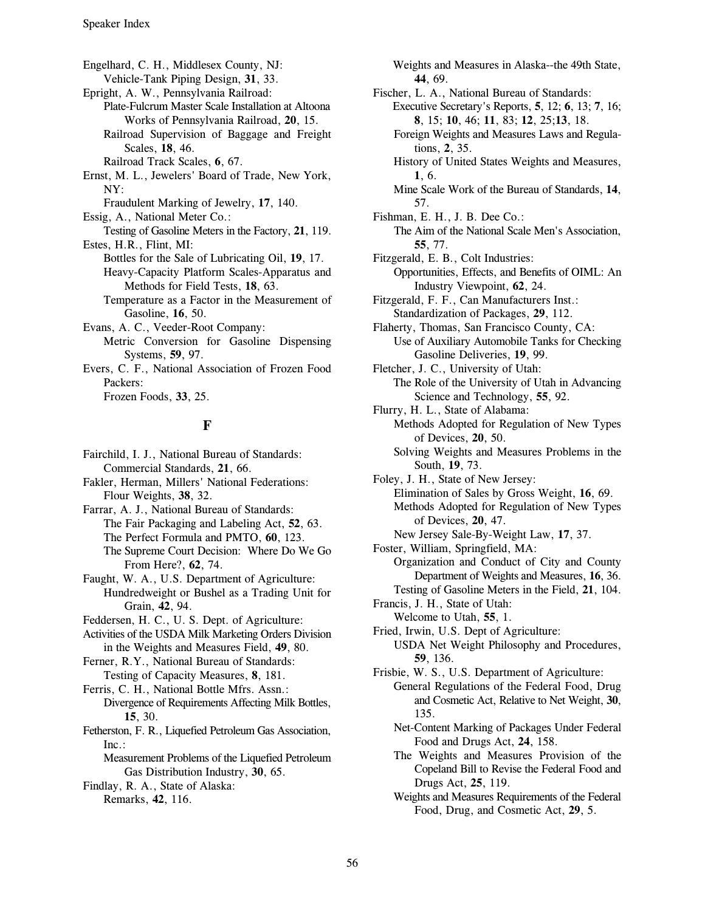Engelhard, C. H., Middlesex County, NJ:
- Vehicle-Tank Piping Design, **31**, 33.

Epright, A. W., Pennsylvania Railroad:
- Plate-Fulcrum Master Scale Installation at Altoona Works of Pennsylvania Railroad, **20**, 15.
- Railroad Supervision of Baggage and Freight Scales, **18**, 46.
- Railroad Track Scales, **6**, 67.

Ernst, M. L., Jewelers' Board of Trade, New York, NY:
- Fraudulent Marking of Jewelry, **17**, 140.

Essig, A., National Meter Co.:
- Testing of Gasoline Meters in the Factory, **21**, 119.

Estes, H.R., Flint, MI:
- Bottles for the Sale of Lubricating Oil, **19**, 17.
- Heavy-Capacity Platform Scales-Apparatus and Methods for Field Tests, **18**, 63.
- Temperature as a Factor in the Measurement of Gasoline, **16**, 50.

Evans, A. C., Veeder-Root Company:
- Metric Conversion for Gasoline Dispensing Systems, **59**, 97.

Evers, C. F., National Association of Frozen Food Packers:
- Frozen Foods, **33**, 25.

## F

Fairchild, I. J., National Bureau of Standards:
- Commercial Standards, **21**, 66.

Fakler, Herman, Millers' National Federations:
- Flour Weights, **38**, 32.

Farrar, A. J., National Bureau of Standards:
- The Fair Packaging and Labeling Act, **52**, 63.
- The Perfect Formula and PMTO, **60**, 123.
- The Supreme Court Decision: Where Do We Go From Here?, **62**, 74.

Faught, W. A., U.S. Department of Agriculture:
- Hundredweight or Bushel as a Trading Unit for Grain, **42**, 94.

Feddersen, H. C., U. S. Dept. of Agriculture:
- Activities of the USDA Milk Marketing Orders Division in the Weights and Measures Field, **49**, 80.

Ferner, R.Y., National Bureau of Standards:
- Testing of Capacity Measures, **8**, 181.

Ferris, C. H., National Bottle Mfrs. Assn.:
- Divergence of Requirements Affecting Milk Bottles, **15**, 30.

Fetherston, F. R., Liquefied Petroleum Gas Association, Inc.:
- Measurement Problems of the Liquefied Petroleum Gas Distribution Industry, **30**, 65.

Findlay, R. A., State of Alaska:
- Remarks, **42**, 116.
- Weights and Measures in Alaska--the 49th State, **44**, 69.

Fischer, L. A., National Bureau of Standards:
- Executive Secretary's Reports, **5**, 12; **6**, 13; **7**, 16; **8**, 15; **10**, 46; **11**, 83; **12**, 25;**13**, 18.
- Foreign Weights and Measures Laws and Regulations, **2**, 35.
- History of United States Weights and Measures, **1**, 6.
- Mine Scale Work of the Bureau of Standards, **14**, 57.

Fishman, E. H., J. B. Dee Co.:
- The Aim of the National Scale Men's Association, **55**, 77.

Fitzgerald, E. B., Colt Industries:
- Opportunities, Effects, and Benefits of OIML: An Industry Viewpoint, **62**, 24.

Fitzgerald, F. F., Can Manufacturers Inst.:
- Standardization of Packages, **29**, 112.

Flaherty, Thomas, San Francisco County, CA:
- Use of Auxiliary Automobile Tanks for Checking Gasoline Deliveries, **19**, 99.

Fletcher, J. C., University of Utah:
- The Role of the University of Utah in Advancing Science and Technology, **55**, 92.

Flurry, H. L., State of Alabama:
- Methods Adopted for Regulation of New Types of Devices, **20**, 50.
- Solving Weights and Measures Problems in the South, **19**, 73.

Foley, J. H., State of New Jersey:
- Elimination of Sales by Gross Weight, **16**, 69.
- Methods Adopted for Regulation of New Types of Devices, **20**, 47.
- New Jersey Sale-By-Weight Law, **17**, 37.

Foster, William, Springfield, MA:
- Organization and Conduct of City and County Department of Weights and Measures, **16**, 36.
- Testing of Gasoline Meters in the Field, **21**, 104.

Francis, J. H., State of Utah:
- Welcome to Utah, **55**, 1.

Fried, Irwin, U.S. Dept of Agriculture:
- USDA Net Weight Philosophy and Procedures, **59**, 136.

Frisbie, W. S., U.S. Department of Agriculture:
- General Regulations of the Federal Food, Drug and Cosmetic Act, Relative to Net Weight, **30**, 135.
- Net-Content Marking of Packages Under Federal Food and Drugs Act, **24**, 158.
- The Weights and Measures Provision of the Copeland Bill to Revise the Federal Food and Drugs Act, **25**, 119.
- Weights and Measures Requirements of the Federal Food, Drug, and Cosmetic Act, **29**, 5.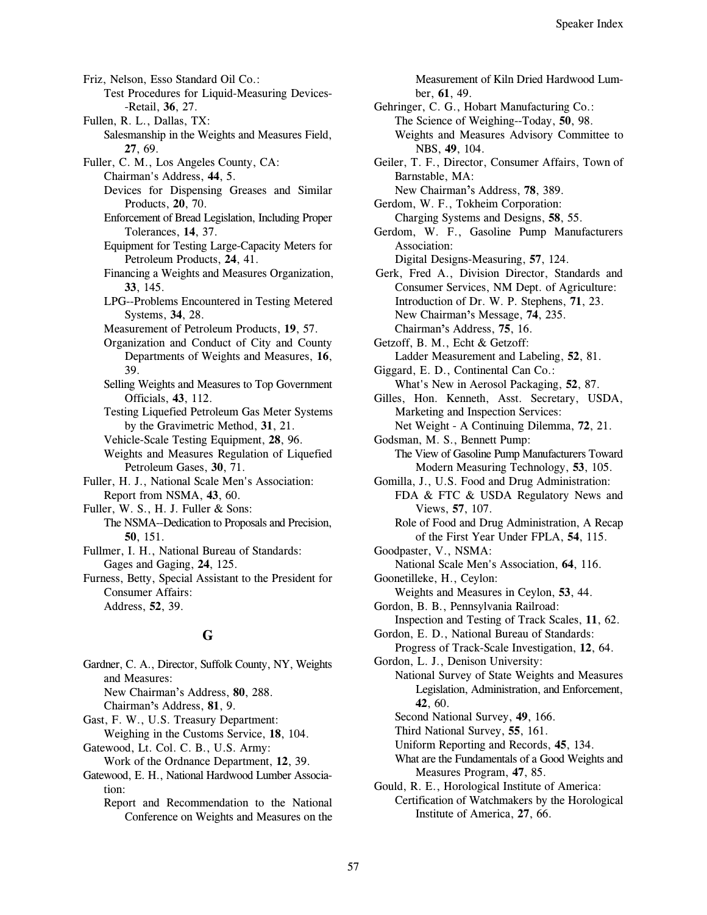Friz, Nelson, Esso Standard Oil Co.:
  Test Procedures for Liquid-Measuring Devices--Retail, **36**, 27.

Fullen, R. L., Dallas, TX:
  Salesmanship in the Weights and Measures Field, **27**, 69.

Fuller, C. M., Los Angeles County, CA:
  Chairman's Address, **44**, 5.
  Devices for Dispensing Greases and Similar Products, **20**, 70.
  Enforcement of Bread Legislation, Including Proper Tolerances, **14**, 37.
  Equipment for Testing Large-Capacity Meters for Petroleum Products, **24**, 41.
  Financing a Weights and Measures Organization, **33**, 145.
  LPG--Problems Encountered in Testing Metered Systems, **34**, 28.
  Measurement of Petroleum Products, **19**, 57.
  Organization and Conduct of City and County Departments of Weights and Measures, **16**, 39.
  Selling Weights and Measures to Top Government Officials, **43**, 112.
  Testing Liquefied Petroleum Gas Meter Systems by the Gravimetric Method, **31**, 21.
  Vehicle-Scale Testing Equipment, **28**, 96.
  Weights and Measures Regulation of Liquefied Petroleum Gases, **30**, 71.

Fuller, H. J., National Scale Men's Association:
  Report from NSMA, **43**, 60.

Fuller, W. S., H. J. Fuller & Sons:
  The NSMA--Dedication to Proposals and Precision, **50**, 151.

Fullmer, I. H., National Bureau of Standards:
  Gages and Gaging, **24**, 125.

Furness, Betty, Special Assistant to the President for Consumer Affairs:
  Address, **52**, 39.

## G

Gardner, C. A., Director, Suffolk County, NY, Weights and Measures:
  New Chairman's Address, **80**, 288.
  Chairman's Address, **81**, 9.

Gast, F. W., U.S. Treasury Department:
  Weighing in the Customs Service, **18**, 104.

Gatewood, Lt. Col. C. B., U.S. Army:
  Work of the Ordnance Department, **12**, 39.

Gatewood, E. H., National Hardwood Lumber Association:
  Report and Recommendation to the National Conference on Weights and Measures on the Measurement of Kiln Dried Hardwood Lumber, **61**, 49.

Gehringer, C. G., Hobart Manufacturing Co.:
  The Science of Weighing--Today, **50**, 98.
  Weights and Measures Advisory Committee to NBS, **49**, 104.

Geiler, T. F., Director, Consumer Affairs, Town of Barnstable, MA:
  New Chairman's Address, **78**, 389.

Gerdom, W. F., Tokheim Corporation:
  Charging Systems and Designs, **58**, 55.

Gerdom, W. F., Gasoline Pump Manufacturers Association:
  Digital Designs-Measuring, **57**, 124.

Gerk, Fred A., Division Director, Standards and Consumer Services, NM Dept. of Agriculture:
  Introduction of Dr. W. P. Stephens, **71**, 23.
  New Chairman's Message, **74**, 235.
  Chairman's Address, **75**, 16.

Getzoff, B. M., Echt & Getzoff:
  Ladder Measurement and Labeling, **52**, 81.

Giggard, E. D., Continental Can Co.:
  What's New in Aerosol Packaging, **52**, 87.

Gilles, Hon. Kenneth, Asst. Secretary, USDA, Marketing and Inspection Services:
  Net Weight - A Continuing Dilemma, **72**, 21.

Godsman, M. S., Bennett Pump:
  The View of Gasoline Pump Manufacturers Toward Modern Measuring Technology, **53**, 105.

Gomilla, J., U.S. Food and Drug Administration:
  FDA & FTC & USDA Regulatory News and Views, **57**, 107.
  Role of Food and Drug Administration, A Recap of the First Year Under FPLA, **54**, 115.

Goodpaster, V., NSMA:
  National Scale Men's Association, **64**, 116.

Goonetilleke, H., Ceylon:
  Weights and Measures in Ceylon, **53**, 44.

Gordon, B. B., Pennsylvania Railroad:
  Inspection and Testing of Track Scales, **11**, 62.

Gordon, E. D., National Bureau of Standards:
  Progress of Track-Scale Investigation, **12**, 64.

Gordon, L. J., Denison University:
  National Survey of State Weights and Measures Legislation, Administration, and Enforcement, **42**, 60.
  Second National Survey, **49**, 166.
  Third National Survey, **55**, 161.
  Uniform Reporting and Records, **45**, 134.
  What are the Fundamentals of a Good Weights and Measures Program, **47**, 85.

Gould, R. E., Horological Institute of America:
  Certification of Watchmakers by the Horological Institute of America, **27**, 66.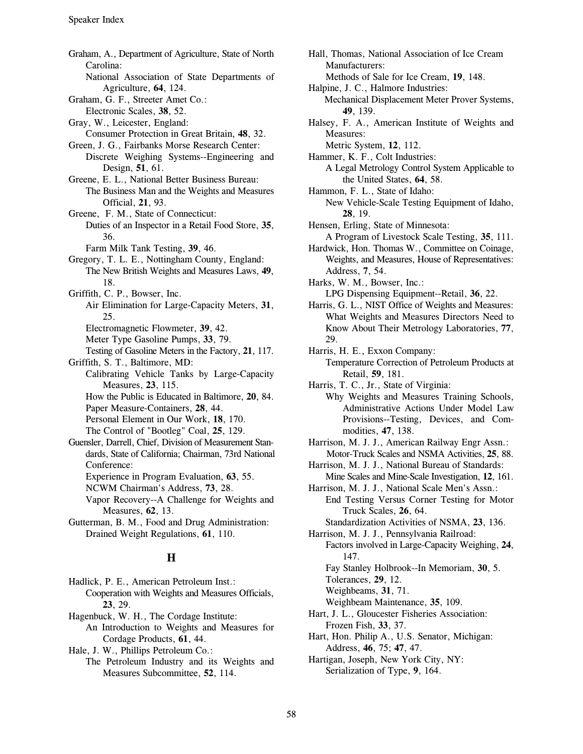Graham, A., Department of Agriculture, State of North Carolina:
National Association of State Departments of Agriculture, **64**, 124.

Graham, G. F., Streeter Amet Co.:
Electronic Scales, **38**, 52.

Gray, W., Leicester, England:
Consumer Protection in Great Britain, **48**, 32.

Green, J. G., Fairbanks Morse Research Center:
Discrete Weighing Systems--Engineering and Design, **51**, 61.

Greene, E. L., National Better Business Bureau:
The Business Man and the Weights and Measures Official, **21**, 93.

Greene, F. M., State of Connecticut:
Duties of an Inspector in a Retail Food Store, **35**, 36.
Farm Milk Tank Testing, **39**, 46.

Gregory, T. L. E., Nottingham County, England:
The New British Weights and Measures Laws, **49**, 18.

Griffith, C. P., Bowser, Inc.
Air Elimination for Large-Capacity Meters, **31**, 25.
Electromagnetic Flowmeter, **39**, 42.
Meter Type Gasoline Pumps, **33**, 79.
Testing of Gasoline Meters in the Factory, **21**, 117.

Griffith, S. T., Baltimore, MD:
Calibrating Vehicle Tanks by Large-Capacity Measures, **23**, 115.
How the Public is Educated in Baltimore, **20**, 84.
Paper Measure-Containers, **28**, 44.
Personal Element in Our Work, **18**, 170.
The Control of "Bootleg" Coal, **25**, 129.

Guensler, Darrell, Chief, Division of Measurement Standards, State of California; Chairman, 73rd National Conference:
Experience in Program Evaluation, **63**, 55.
NCWM Chairman's Address, **73**, 28.
Vapor Recovery--A Challenge for Weights and Measures, **62**, 13.

Gutterman, B. M., Food and Drug Administration:
Drained Weight Regulations, **61**, 110.

## H

Hadlick, P. E., American Petroleum Inst.:
Cooperation with Weights and Measures Officials, **23**, 29.

Hagenbuck, W. H., The Cordage Institute:
An Introduction to Weights and Measures for Cordage Products, **61**, 44.

Hale, J. W., Phillips Petroleum Co.:
The Petroleum Industry and its Weights and Measures Subcommittee, **52**, 114.

Hall, Thomas, National Association of Ice Cream Manufacturers:
Methods of Sale for Ice Cream, **19**, 148.

Halpine, J. C., Halmore Industries:
Mechanical Displacement Meter Prover Systems, **49**, 139.

Halsey, F. A., American Institute of Weights and Measures:
Metric System, **12**, 112.

Hammer, K. F., Colt Industries:
A Legal Metrology Control System Applicable to the United States, **64**, 58.

Hammon, F. L., State of Idaho:
New Vehicle-Scale Testing Equipment of Idaho, **28**, 19.

Hensen, Erling, State of Minnesota:
A Program of Livestock Scale Testing, **35**, 111.

Hardwick, Hon. Thomas W., Committee on Coinage, Weights, and Measures, House of Representatives:
Address, **7**, 54.

Harks, W. M., Bowser, Inc.:
LPG Dispensing Equipment--Retail, **36**, 22.

Harris, G. L., NIST Office of Weights and Measures:
What Weights and Measures Directors Need to Know About Their Metrology Laboratories, **77**, 29.

Harris, H. E., Exxon Company:
Temperature Correction of Petroleum Products at Retail, **59**, 181.

Harris, T. C., Jr., State of Virginia:
Why Weights and Measures Training Schools, Administrative Actions Under Model Law Provisions--Testing, Devices, and Commodities, **47**, 138.

Harrison, M. J. J., American Railway Engr Assn.:
Motor-Truck Scales and NSMA Activities, **25**, 88.

Harrison, M. J. J., National Bureau of Standards:
Mine Scales and Mine-Scale Investigation, **12**, 161.

Harrison, M. J. J., National Scale Men's Assn.:
End Testing Versus Corner Testing for Motor Truck Scales, **26**, 64.
Standardization Activities of NSMA, **23**, 136.

Harrison, M. J. J., Pennsylvania Railroad:
Factors involved in Large-Capacity Weighing, **24**, 147.
Fay Stanley Holbrook--In Memoriam, **30**, 5.
Tolerances, **29**, 12.
Weighbeams, **31**, 71.
Weighbeam Maintenance, **35**, 109.

Hart, J. L., Gloucester Fisheries Association:
Frozen Fish, **33**, 37.

Hart, Hon. Philip A., U.S. Senator, Michigan:
Address, **46**, 75; **47**, 47.

Hartigan, Joseph, New York City, NY:
Serialization of Type, **9**, 164.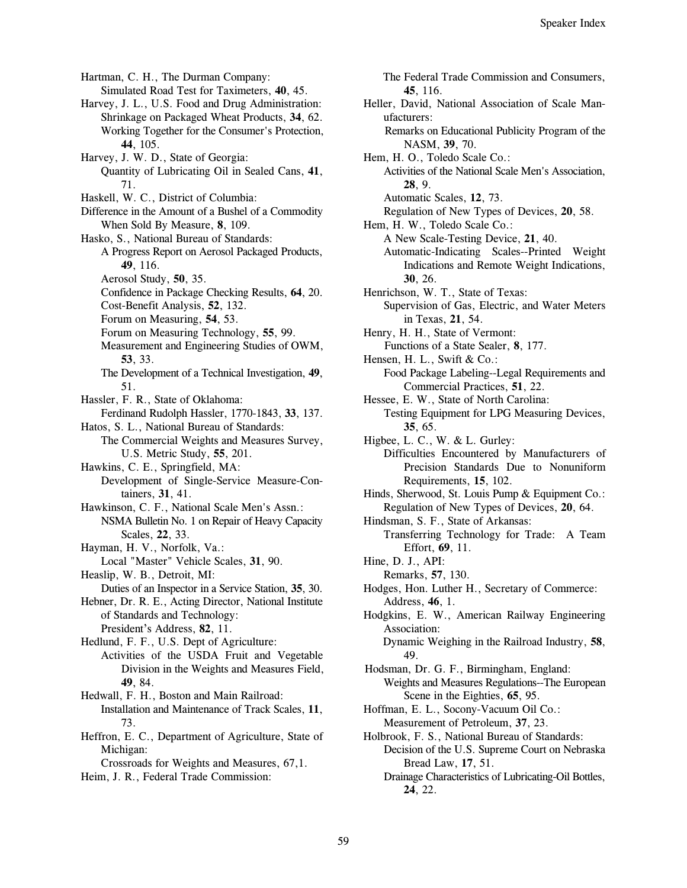Hartman, C. H., The Durman Company:
  Simulated Road Test for Taximeters, **40**, 45.

Harvey, J. L., U.S. Food and Drug Administration:
  Shrinkage on Packaged Wheat Products, **34**, 62.
  Working Together for the Consumer's Protection, **44**, 105.

Harvey, J. W. D., State of Georgia:
  Quantity of Lubricating Oil in Sealed Cans, **41**, 71.

Haskell, W. C., District of Columbia:
Difference in the Amount of a Bushel of a Commodity When Sold By Measure, **8**, 109.

Hasko, S., National Bureau of Standards:
  A Progress Report on Aerosol Packaged Products, **49**, 116.
  Aerosol Study, **50**, 35.
  Confidence in Package Checking Results, **64**, 20.
  Cost-Benefit Analysis, **52**, 132.
  Forum on Measuring, **54**, 53.
  Forum on Measuring Technology, **55**, 99.
  Measurement and Engineering Studies of OWM, **53**, 33.
  The Development of a Technical Investigation, **49**, 51.

Hassler, F. R., State of Oklahoma:
  Ferdinand Rudolph Hassler, 1770-1843, **33**, 137.

Hatos, S. L., National Bureau of Standards:
  The Commercial Weights and Measures Survey, U.S. Metric Study, **55**, 201.

Hawkins, C. E., Springfield, MA:
  Development of Single-Service Measure-Containers, **31**, 41.

Hawkinson, C. F., National Scale Men's Assn.:
  NSMA Bulletin No. 1 on Repair of Heavy Capacity Scales, **22**, 33.

Hayman, H. V., Norfolk, Va.:
  Local "Master" Vehicle Scales, **31**, 90.

Heaslip, W. B., Detroit, MI:
  Duties of an Inspector in a Service Station, **35**, 30.

Hebner, Dr. R. E., Acting Director, National Institute of Standards and Technology:
  President's Address, **82**, 11.

Hedlund, F. F., U.S. Dept of Agriculture:
  Activities of the USDA Fruit and Vegetable Division in the Weights and Measures Field, **49**, 84.

Hedwall, F. H., Boston and Main Railroad:
  Installation and Maintenance of Track Scales, **11**, 73.

Heffron, E. C., Department of Agriculture, State of Michigan:
  Crossroads for Weights and Measures, 67,1.

Heim, J. R., Federal Trade Commission:
  The Federal Trade Commission and Consumers, **45**, 116.

Heller, David, National Association of Scale Manufacturers:
  Remarks on Educational Publicity Program of the NASM, **39**, 70.

Hem, H. O., Toledo Scale Co.:
  Activities of the National Scale Men's Association, **28**, 9.
  Automatic Scales, **12**, 73.
  Regulation of New Types of Devices, **20**, 58.

Hem, H. W., Toledo Scale Co.:
  A New Scale-Testing Device, **21**, 40.
  Automatic-Indicating Scales--Printed Weight Indications and Remote Weight Indications, **30**, 26.

Henrichson, W. T., State of Texas:
  Supervision of Gas, Electric, and Water Meters in Texas, **21**, 54.

Henry, H. H., State of Vermont:
  Functions of a State Sealer, **8**, 177.

Hensen, H. L., Swift & Co.:
  Food Package Labeling--Legal Requirements and Commercial Practices, **51**, 22.

Hessee, E. W., State of North Carolina:
  Testing Equipment for LPG Measuring Devices, **35**, 65.

Higbee, L. C., W. & L. Gurley:
  Difficulties Encountered by Manufacturers of Precision Standards Due to Nonuniform Requirements, **15**, 102.

Hinds, Sherwood, St. Louis Pump & Equipment Co.:
  Regulation of New Types of Devices, **20**, 64.

Hindsman, S. F., State of Arkansas:
  Transferring Technology for Trade: A Team Effort, **69**, 11.

Hine, D. J., API:
  Remarks, **57**, 130.

Hodges, Hon. Luther H., Secretary of Commerce:
  Address, **46**, 1.

Hodgkins, E. W., American Railway Engineering Association:
  Dynamic Weighing in the Railroad Industry, **58**, 49.

Hodsman, Dr. G. F., Birmingham, England:
  Weights and Measures Regulations--The European Scene in the Eighties, **65**, 95.

Hoffman, E. L., Socony-Vacuum Oil Co.:
  Measurement of Petroleum, **37**, 23.

Holbrook, F. S., National Bureau of Standards:
  Decision of the U.S. Supreme Court on Nebraska Bread Law, **17**, 51.
  Drainage Characteristics of Lubricating-Oil Bottles, **24**, 22.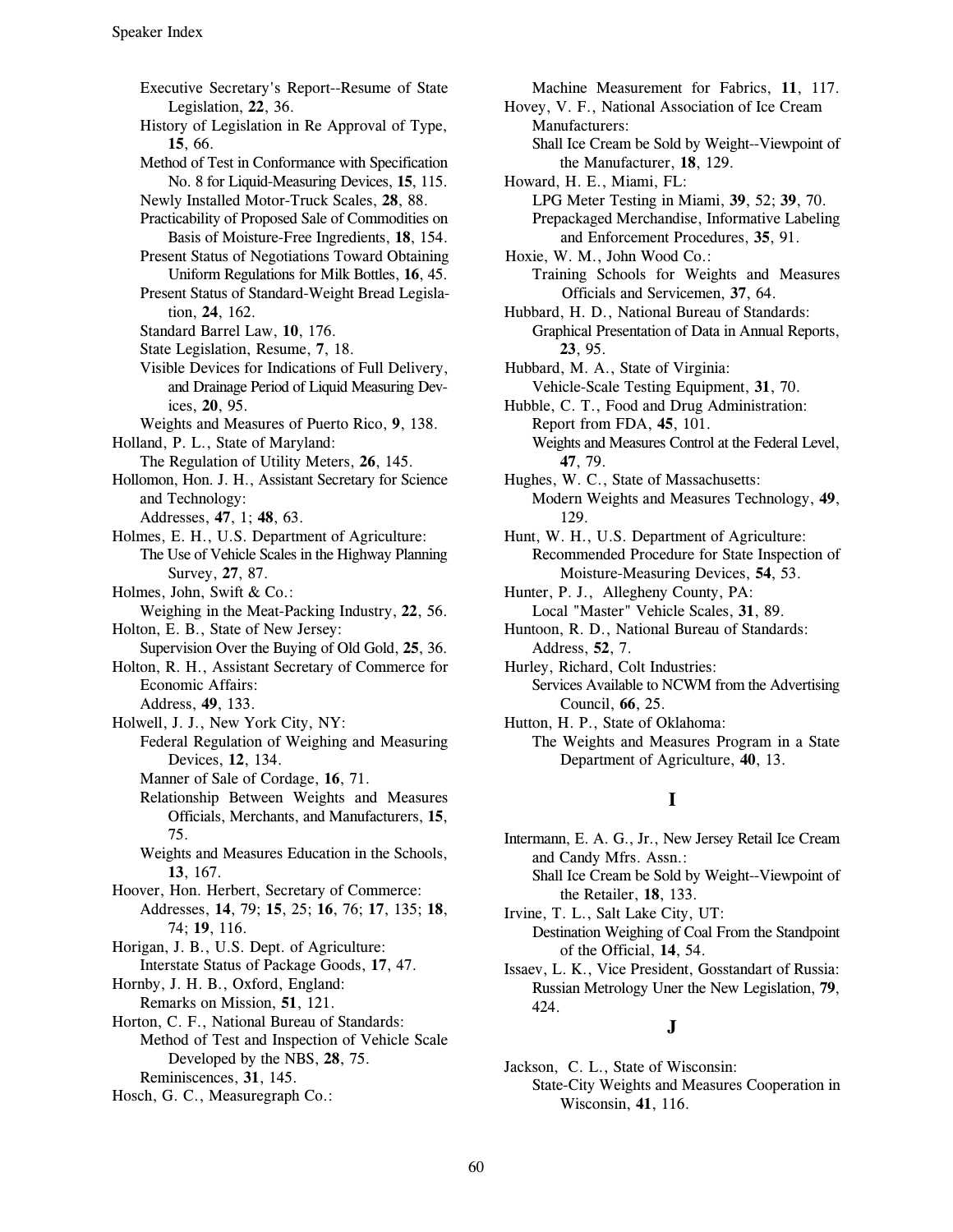Executive Secretary's Report--Resume of State Legislation, **22**, 36.
History of Legislation in Re Approval of Type, **15**, 66.
Method of Test in Conformance with Specification No. 8 for Liquid-Measuring Devices, **15**, 115.
Newly Installed Motor-Truck Scales, **28**, 88.
Practicability of Proposed Sale of Commodities on Basis of Moisture-Free Ingredients, **18**, 154.
Present Status of Negotiations Toward Obtaining Uniform Regulations for Milk Bottles, **16**, 45.
Present Status of Standard-Weight Bread Legislation, **24**, 162.
Standard Barrel Law, **10**, 176.
State Legislation, Resume, **7**, 18.
Visible Devices for Indications of Full Delivery, and Drainage Period of Liquid Measuring Devices, **20**, 95.
Weights and Measures of Puerto Rico, **9**, 138.

Holland, P. L., State of Maryland:
The Regulation of Utility Meters, **26**, 145.

Hollomon, Hon. J. H., Assistant Secretary for Science and Technology:
Addresses, **47**, 1; **48**, 63.

Holmes, E. H., U.S. Department of Agriculture:
The Use of Vehicle Scales in the Highway Planning Survey, **27**, 87.

Holmes, John, Swift & Co.:
Weighing in the Meat-Packing Industry, **22**, 56.

Holton, E. B., State of New Jersey:
Supervision Over the Buying of Old Gold, **25**, 36.

Holton, R. H., Assistant Secretary of Commerce for Economic Affairs:
Address, **49**, 133.

Holwell, J. J., New York City, NY:
Federal Regulation of Weighing and Measuring Devices, **12**, 134.
Manner of Sale of Cordage, **16**, 71.
Relationship Between Weights and Measures Officials, Merchants, and Manufacturers, **15**, 75.
Weights and Measures Education in the Schools, **13**, 167.

Hoover, Hon. Herbert, Secretary of Commerce:
Addresses, **14**, 79; **15**, 25; **16**, 76; **17**, 135; **18**, 74; **19**, 116.

Horigan, J. B., U.S. Dept. of Agriculture:
Interstate Status of Package Goods, **17**, 47.

Hornby, J. H. B., Oxford, England:
Remarks on Mission, **51**, 121.

Horton, C. F., National Bureau of Standards:
Method of Test and Inspection of Vehicle Scale Developed by the NBS, **28**, 75.
Reminiscences, **31**, 145.

Hosch, G. C., Measuregraph Co.:
Machine Measurement for Fabrics, **11**, 117.

Hovey, V. F., National Association of Ice Cream Manufacturers:
Shall Ice Cream be Sold by Weight--Viewpoint of the Manufacturer, **18**, 129.

Howard, H. E., Miami, FL:
LPG Meter Testing in Miami, **39**, 52; **39**, 70.
Prepackaged Merchandise, Informative Labeling and Enforcement Procedures, **35**, 91.

Hoxie, W. M., John Wood Co.:
Training Schools for Weights and Measures Officials and Servicemen, **37**, 64.

Hubbard, H. D., National Bureau of Standards:
Graphical Presentation of Data in Annual Reports, **23**, 95.

Hubbard, M. A., State of Virginia:
Vehicle-Scale Testing Equipment, **31**, 70.

Hubble, C. T., Food and Drug Administration:
Report from FDA, **45**, 101.
Weights and Measures Control at the Federal Level, **47**, 79.

Hughes, W. C., State of Massachusetts:
Modern Weights and Measures Technology, **49**, 129.

Hunt, W. H., U.S. Department of Agriculture:
Recommended Procedure for State Inspection of Moisture-Measuring Devices, **54**, 53.

Hunter, P. J., Allegheny County, PA:
Local "Master" Vehicle Scales, **31**, 89.

Huntoon, R. D., National Bureau of Standards:
Address, **52**, 7.

Hurley, Richard, Colt Industries:
Services Available to NCWM from the Advertising Council, **66**, 25.

Hutton, H. P., State of Oklahoma:
The Weights and Measures Program in a State Department of Agriculture, **40**, 13.

## I

Intermann, E. A. G., Jr., New Jersey Retail Ice Cream and Candy Mfrs. Assn.:
Shall Ice Cream be Sold by Weight--Viewpoint of the Retailer, **18**, 133.

Irvine, T. L., Salt Lake City, UT:
Destination Weighing of Coal From the Standpoint of the Official, **14**, 54.

Issaev, L. K., Vice President, Gosstandart of Russia:
Russian Metrology Uner the New Legislation, **79**, 424.

## J

Jackson, C. L., State of Wisconsin:
State-City Weights and Measures Cooperation in Wisconsin, **41**, 116.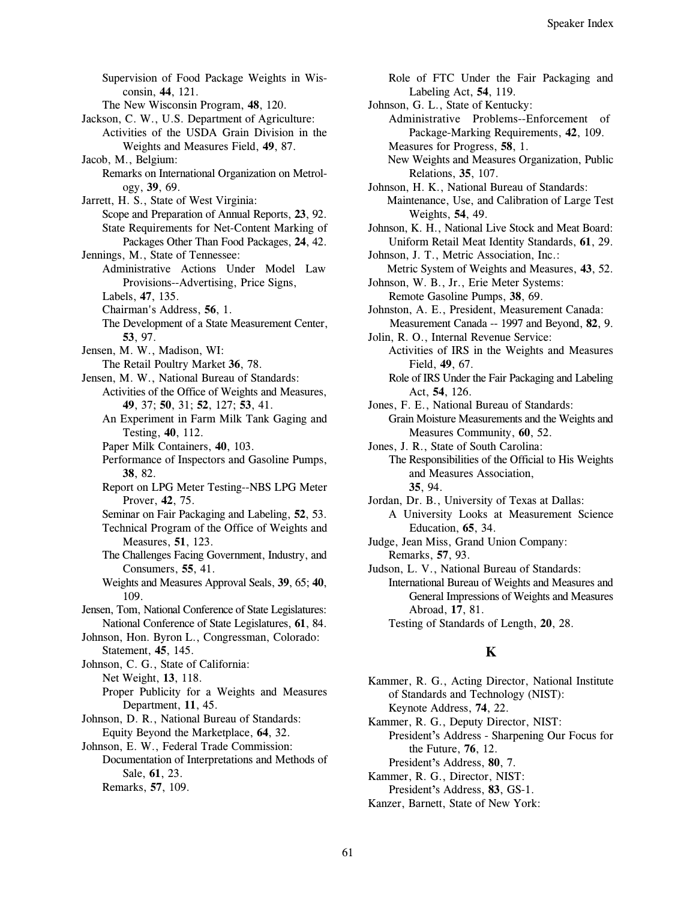Supervision of Food Package Weights in Wisconsin, **44**, 121.
The New Wisconsin Program, **48**, 120.

Jackson, C. W., U.S. Department of Agriculture:
Activities of the USDA Grain Division in the Weights and Measures Field, **49**, 87.

Jacob, M., Belgium:
Remarks on International Organization on Metrology, **39**, 69.

Jarrett, H. S., State of West Virginia:
Scope and Preparation of Annual Reports, **23**, 92.
State Requirements for Net-Content Marking of Packages Other Than Food Packages, **24**, 42.

Jennings, M., State of Tennessee:
Administrative Actions Under Model Law Provisions--Advertising, Price Signs, Labels, **47**, 135.
Chairman's Address, **56**, 1.
The Development of a State Measurement Center, **53**, 97.

Jensen, M. W., Madison, WI:
The Retail Poultry Market **36**, 78.

Jensen, M. W., National Bureau of Standards:
Activities of the Office of Weights and Measures, **49**, 37; **50**, 31; **52**, 127; **53**, 41.
An Experiment in Farm Milk Tank Gaging and Testing, **40**, 112.
Paper Milk Containers, **40**, 103.
Performance of Inspectors and Gasoline Pumps, **38**, 82.
Report on LPG Meter Testing--NBS LPG Meter Prover, **42**, 75.
Seminar on Fair Packaging and Labeling, **52**, 53.
Technical Program of the Office of Weights and Measures, **51**, 123.
The Challenges Facing Government, Industry, and Consumers, **55**, 41.
Weights and Measures Approval Seals, **39**, 65; **40**, 109.

Jensen, Tom, National Conference of State Legislatures:
National Conference of State Legislatures, **61**, 84.

Johnson, Hon. Byron L., Congressman, Colorado:
Statement, **45**, 145.

Johnson, C. G., State of California:
Net Weight, **13**, 118.
Proper Publicity for a Weights and Measures Department, **11**, 45.

Johnson, D. R., National Bureau of Standards:
Equity Beyond the Marketplace, **64**, 32.

Johnson, E. W., Federal Trade Commission:
Documentation of Interpretations and Methods of Sale, **61**, 23.
Remarks, **57**, 109.
Role of FTC Under the Fair Packaging and Labeling Act, **54**, 119.

Johnson, G. L., State of Kentucky:
Administrative Problems--Enforcement of Package-Marking Requirements, **42**, 109.
Measures for Progress, **58**, 1.
New Weights and Measures Organization, Public Relations, **35**, 107.

Johnson, H. K., National Bureau of Standards:
Maintenance, Use, and Calibration of Large Test Weights, **54**, 49.

Johnson, K. H., National Live Stock and Meat Board:
Uniform Retail Meat Identity Standards, **61**, 29.

Johnson, J. T., Metric Association, Inc.:
Metric System of Weights and Measures, **43**, 52.

Johnson, W. B., Jr., Erie Meter Systems:
Remote Gasoline Pumps, **38**, 69.

Johnston, A. E., President, Measurement Canada:
Measurement Canada -- 1997 and Beyond, **82**, 9.

Jolin, R. O., Internal Revenue Service:
Activities of IRS in the Weights and Measures Field, **49**, 67.
Role of IRS Under the Fair Packaging and Labeling Act, **54**, 126.

Jones, F. E., National Bureau of Standards:
Grain Moisture Measurements and the Weights and Measures Community, **60**, 52.

Jones, J. R., State of South Carolina:
The Responsibilities of the Official to His Weights and Measures Association, **35**, 94.

Jordan, Dr. B., University of Texas at Dallas:
A University Looks at Measurement Science Education, **65**, 34.

Judge, Jean Miss, Grand Union Company:
Remarks, **57**, 93.

Judson, L. V., National Bureau of Standards:
International Bureau of Weights and Measures and General Impressions of Weights and Measures Abroad, **17**, 81.
Testing of Standards of Length, **20**, 28.

## K

Kammer, R. G., Acting Director, National Institute of Standards and Technology (NIST):
Keynote Address, **74**, 22.

Kammer, R. G., Deputy Director, NIST:
President's Address - Sharpening Our Focus for the Future, **76**, 12.
President's Address, **80**, 7.

Kammer, R. G., Director, NIST:
President's Address, **83**, GS-1.

Kanzer, Barnett, State of New York: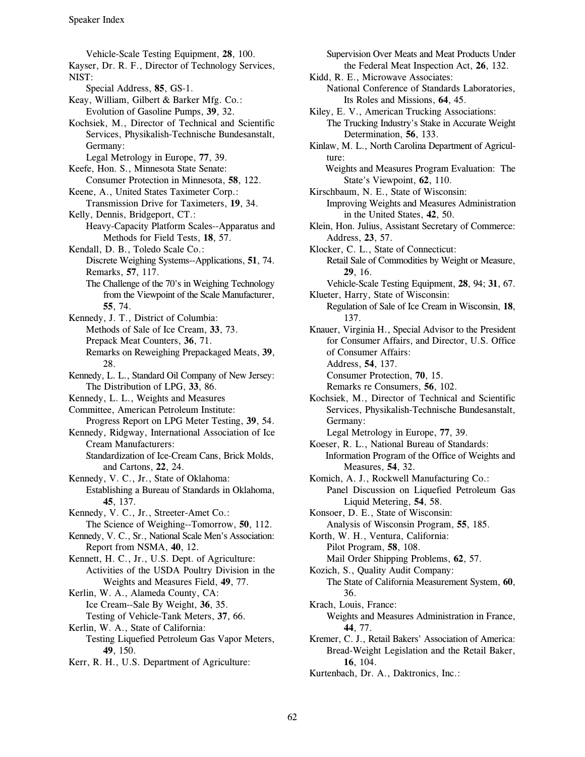Vehicle-Scale Testing Equipment, **28**, 100.

Kayser, Dr. R. F., Director of Technology Services, NIST:
Special Address, **85**, GS-1.

Keay, William, Gilbert & Barker Mfg. Co.:
Evolution of Gasoline Pumps, **39**, 32.

Kochsiek, M., Director of Technical and Scientific Services, Physikalish-Technische Bundesanstalt, Germany:
Legal Metrology in Europe, **77**, 39.

Keefe, Hon. S., Minnesota State Senate:
Consumer Protection in Minnesota, **58**, 122.

Keene, A., United States Taximeter Corp.:
Transmission Drive for Taximeters, **19**, 34.

Kelly, Dennis, Bridgeport, CT.:
Heavy-Capacity Platform Scales--Apparatus and Methods for Field Tests, **18**, 57.

Kendall, D. B., Toledo Scale Co.:
Discrete Weighing Systems--Applications, **51**, 74.
Remarks, **57**, 117.
The Challenge of the 70's in Weighing Technology from the Viewpoint of the Scale Manufacturer, **55**, 74.

Kennedy, J. T., District of Columbia:
Methods of Sale of Ice Cream, **33**, 73.
Prepack Meat Counters, **36**, 71.
Remarks on Reweighing Prepackaged Meats, **39**, 28.

Kennedy, L. L., Standard Oil Company of New Jersey:
The Distribution of LPG, **33**, 86.

Kennedy, L. L., Weights and Measures Committee, American Petroleum Institute:
Progress Report on LPG Meter Testing, **39**, 54.

Kennedy, Ridgway, International Association of Ice Cream Manufacturers:
Standardization of Ice-Cream Cans, Brick Molds, and Cartons, **22**, 24.

Kennedy, V. C., Jr., State of Oklahoma:
Establishing a Bureau of Standards in Oklahoma, **45**, 137.

Kennedy, V. C., Jr., Streeter-Amet Co.:
The Science of Weighing--Tomorrow, **50**, 112.

Kennedy, V. C., Sr., National Scale Men's Association:
Report from NSMA, **40**, 12.

Kennett, H. C., Jr., U.S. Dept. of Agriculture:
Activities of the USDA Poultry Division in the Weights and Measures Field, **49**, 77.

Kerlin, W. A., Alameda County, CA:
Ice Cream--Sale By Weight, **36**, 35.
Testing of Vehicle-Tank Meters, **37**, 66.

Kerlin, W. A., State of California:
Testing Liquefied Petroleum Gas Vapor Meters, **49**, 150.

Kerr, R. H., U.S. Department of Agriculture:
Supervision Over Meats and Meat Products Under the Federal Meat Inspection Act, **26**, 132.

Kidd, R. E., Microwave Associates:
National Conference of Standards Laboratories, Its Roles and Missions, **64**, 45.

Kiley, E. V., American Trucking Associations:
The Trucking Industry's Stake in Accurate Weight Determination, **56**, 133.

Kinlaw, M. L., North Carolina Department of Agriculture:
Weights and Measures Program Evaluation: The State's Viewpoint, **62**, 110.

Kirschbaum, N. E., State of Wisconsin:
Improving Weights and Measures Administration in the United States, **42**, 50.

Klein, Hon. Julius, Assistant Secretary of Commerce:
Address, **23**, 57.

Klocker, C. L., State of Connecticut:
Retail Sale of Commodities by Weight or Measure, **29**, 16.
Vehicle-Scale Testing Equipment, **28**, 94; **31**, 67.

Klueter, Harry, State of Wisconsin:
Regulation of Sale of Ice Cream in Wisconsin, **18**, 137.

Knauer, Virginia H., Special Advisor to the President for Consumer Affairs, and Director, U.S. Office of Consumer Affairs:
Address, **54**, 137.
Consumer Protection, **70**, 15.
Remarks re Consumers, **56**, 102.

Kochsiek, M., Director of Technical and Scientific Services, Physikalish-Technische Bundesanstalt, Germany:
Legal Metrology in Europe, **77**, 39.

Koeser, R. L., National Bureau of Standards:
Information Program of the Office of Weights and Measures, **54**, 32.

Komich, A. J., Rockwell Manufacturing Co.:
Panel Discussion on Liquefied Petroleum Gas Liquid Metering, **54**, 58.

Konsoer, D. E., State of Wisconsin:
Analysis of Wisconsin Program, **55**, 185.

Korth, W. H., Ventura, California:
Pilot Program, **58**, 108.
Mail Order Shipping Problems, **62**, 57.

Kozich, S., Quality Audit Company:
The State of California Measurement System, **60**, 36.

Krach, Louis, France:
Weights and Measures Administration in France, **44**, 77.

Kremer, C. J., Retail Bakers' Association of America:
Bread-Weight Legislation and the Retail Baker, **16**, 104.

Kurtenbach, Dr. A., Daktronics, Inc.: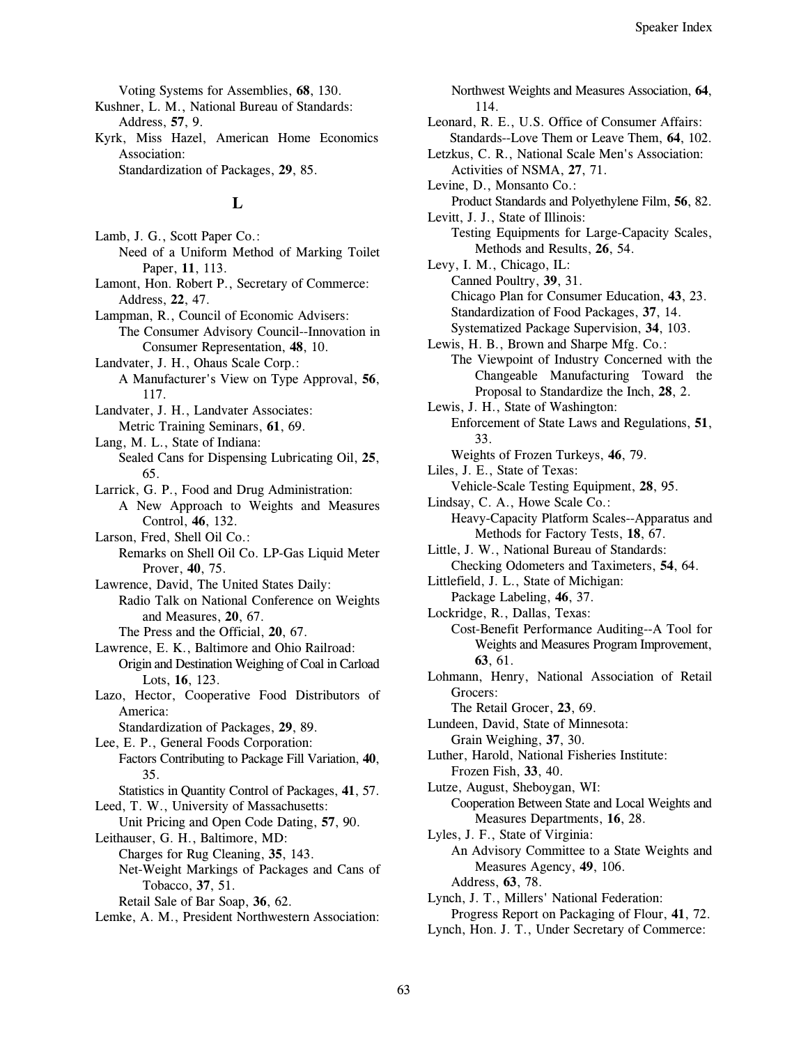Voting Systems for Assemblies, **68**, 130.

Kushner, L. M., National Bureau of Standards:
Address, **57**, 9.

Kyrk, Miss Hazel, American Home Economics Association:
Standardization of Packages, **29**, 85.

## L

Lamb, J. G., Scott Paper Co.:
Need of a Uniform Method of Marking Toilet Paper, **11**, 113.

Lamont, Hon. Robert P., Secretary of Commerce:
Address, **22**, 47.

Lampman, R., Council of Economic Advisers:
The Consumer Advisory Council--Innovation in Consumer Representation, **48**, 10.

Landvater, J. H., Ohaus Scale Corp.:
A Manufacturer's View on Type Approval, **56**, 117.

Landvater, J. H., Landvater Associates:
Metric Training Seminars, **61**, 69.

Lang, M. L., State of Indiana:
Sealed Cans for Dispensing Lubricating Oil, **25**, 65.

Larrick, G. P., Food and Drug Administration:
A New Approach to Weights and Measures Control, **46**, 132.

Larson, Fred, Shell Oil Co.:
Remarks on Shell Oil Co. LP-Gas Liquid Meter Prover, **40**, 75.

Lawrence, David, The United States Daily:
Radio Talk on National Conference on Weights and Measures, **20**, 67.
The Press and the Official, **20**, 67.

Lawrence, E. K., Baltimore and Ohio Railroad:
Origin and Destination Weighing of Coal in Carload Lots, **16**, 123.

Lazo, Hector, Cooperative Food Distributors of America:
Standardization of Packages, **29**, 89.

Lee, E. P., General Foods Corporation:
Factors Contributing to Package Fill Variation, **40**, 35.
Statistics in Quantity Control of Packages, **41**, 57.

Leed, T. W., University of Massachusetts:
Unit Pricing and Open Code Dating, **57**, 90.

Leithauser, G. H., Baltimore, MD:
Charges for Rug Cleaning, **35**, 143.
Net-Weight Markings of Packages and Cans of Tobacco, **37**, 51.
Retail Sale of Bar Soap, **36**, 62.

Lemke, A. M., President Northwestern Association:
Northwest Weights and Measures Association, **64**, 114.

Leonard, R. E., U.S. Office of Consumer Affairs:
Standards--Love Them or Leave Them, **64**, 102.

Letzkus, C. R., National Scale Men's Association:
Activities of NSMA, **27**, 71.

Levine, D., Monsanto Co.:
Product Standards and Polyethylene Film, **56**, 82.

Levitt, J. J., State of Illinois:
Testing Equipments for Large-Capacity Scales, Methods and Results, **26**, 54.

Levy, I. M., Chicago, IL:
Canned Poultry, **39**, 31.
Chicago Plan for Consumer Education, **43**, 23.
Standardization of Food Packages, **37**, 14.
Systematized Package Supervision, **34**, 103.

Lewis, H. B., Brown and Sharpe Mfg. Co.:
The Viewpoint of Industry Concerned with the Changeable Manufacturing Toward the Proposal to Standardize the Inch, **28**, 2.

Lewis, J. H., State of Washington:
Enforcement of State Laws and Regulations, **51**, 33.
Weights of Frozen Turkeys, **46**, 79.

Liles, J. E., State of Texas:
Vehicle-Scale Testing Equipment, **28**, 95.

Lindsay, C. A., Howe Scale Co.:
Heavy-Capacity Platform Scales--Apparatus and Methods for Factory Tests, **18**, 67.

Little, J. W., National Bureau of Standards:
Checking Odometers and Taximeters, **54**, 64.

Littlefield, J. L., State of Michigan:
Package Labeling, **46**, 37.

Lockridge, R., Dallas, Texas:
Cost-Benefit Performance Auditing--A Tool for Weights and Measures Program Improvement, **63**, 61.

Lohmann, Henry, National Association of Retail Grocers:
The Retail Grocer, **23**, 69.

Lundeen, David, State of Minnesota:
Grain Weighing, **37**, 30.

Luther, Harold, National Fisheries Institute:
Frozen Fish, **33**, 40.

Lutze, August, Sheboygan, WI:
Cooperation Between State and Local Weights and Measures Departments, **16**, 28.

Lyles, J. F., State of Virginia:
An Advisory Committee to a State Weights and Measures Agency, **49**, 106.
Address, **63**, 78.

Lynch, J. T., Millers' National Federation:
Progress Report on Packaging of Flour, **41**, 72.

Lynch, Hon. J. T., Under Secretary of Commerce: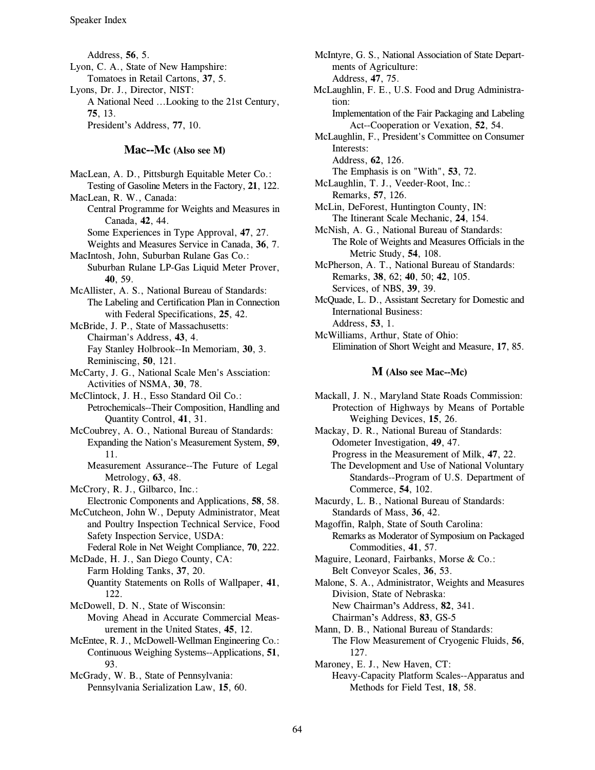Address, **56**, 5.

Lyon, C. A., State of New Hampshire:
Tomatoes in Retail Cartons, **37**, 5.

Lyons, Dr. J., Director, NIST:
A National Need …Looking to the 21st Century, **75**, 13.
President's Address, **77**, 10.

## Mac--Mc (Also see M)

MacLean, A. D., Pittsburgh Equitable Meter Co.:
Testing of Gasoline Meters in the Factory, **21**, 122.

MacLean, R. W., Canada:
Central Programme for Weights and Measures in Canada, **42**, 44.
Some Experiences in Type Approval, **47**, 27.
Weights and Measures Service in Canada, **36**, 7.

MacIntosh, John, Suburban Rulane Gas Co.:
Suburban Rulane LP-Gas Liquid Meter Prover, **40**, 59.

McAllister, A. S., National Bureau of Standards:
The Labeling and Certification Plan in Connection with Federal Specifications, **25**, 42.

McBride, J. P., State of Massachusetts:
Chairman's Address, **43**, 4.
Fay Stanley Holbrook--In Memoriam, **30**, 3.
Reminiscing, **50**, 121.

McCarty, J. G., National Scale Men's Assciation:
Activities of NSMA, **30**, 78.

McClintock, J. H., Esso Standard Oil Co.:
Petrochemicals--Their Composition, Handling and Quantity Control, **41**, 31.

McCoubrey, A. O., National Bureau of Standards:
Expanding the Nation's Measurement System, **59**, 11.
Measurement Assurance--The Future of Legal Metrology, **63**, 48.

McCrory, R. J., Gilbarco, Inc.:
Electronic Components and Applications, **58**, 58.

McCutcheon, John W., Deputy Administrator, Meat and Poultry Inspection Technical Service, Food Safety Inspection Service, USDA:
Federal Role in Net Weight Compliance, **70**, 222.

McDade, H. J., San Diego County, CA:
Farm Holding Tanks, **37**, 20.
Quantity Statements on Rolls of Wallpaper, **41**, 122.

McDowell, D. N., State of Wisconsin:
Moving Ahead in Accurate Commercial Measurement in the United States, **45**, 12.

McEntee, R. J., McDowell-Wellman Engineering Co.:
Continuous Weighing Systems--Applications, **51**, 93.

McGrady, W. B., State of Pennsylvania:
Pennsylvania Serialization Law, **15**, 60.

McIntyre, G. S., National Association of State Departments of Agriculture:
Address, **47**, 75.

McLaughlin, F. E., U.S. Food and Drug Administration:
Implementation of the Fair Packaging and Labeling Act--Cooperation or Vexation, **52**, 54.

McLaughlin, F., President's Committee on Consumer Interests:
Address, **62**, 126.
The Emphasis is on "With", **53**, 72.

McLaughlin, T. J., Veeder-Root, Inc.:
Remarks, **57**, 126.

McLin, DeForest, Huntington County, IN:
The Itinerant Scale Mechanic, **24**, 154.

McNish, A. G., National Bureau of Standards:
The Role of Weights and Measures Officials in the Metric Study, **54**, 108.

McPherson, A. T., National Bureau of Standards:
Remarks, **38**, 62; **40**, 50; **42**, 105.
Services, of NBS, **39**, 39.

McQuade, L. D., Assistant Secretary for Domestic and International Business:
Address, **53**, 1.

McWilliams, Arthur, State of Ohio:
Elimination of Short Weight and Measure, **17**, 85.

## M (Also see Mac--Mc)

Mackall, J. N., Maryland State Roads Commission:
Protection of Highways by Means of Portable Weighing Devices, **15**, 26.

Mackay, D. R., National Bureau of Standards:
Odometer Investigation, **49**, 47.
Progress in the Measurement of Milk, **47**, 22.
The Development and Use of National Voluntary Standards--Program of U.S. Department of Commerce, **54**, 102.

Macurdy, L. B., National Bureau of Standards:
Standards of Mass, **36**, 42.

Magoffin, Ralph, State of South Carolina:
Remarks as Moderator of Symposium on Packaged Commodities, **41**, 57.

Maguire, Leonard, Fairbanks, Morse & Co.:
Belt Conveyor Scales, **36**, 53.

Malone, S. A., Administrator, Weights and Measures Division, State of Nebraska:
New Chairman's Address, **82**, 341.
Chairman's Address, **83**, GS-5

Mann, D. B., National Bureau of Standards:
The Flow Measurement of Cryogenic Fluids, **56**, 127.

Maroney, E. J., New Haven, CT:
Heavy-Capacity Platform Scales--Apparatus and Methods for Field Test, **18**, 58.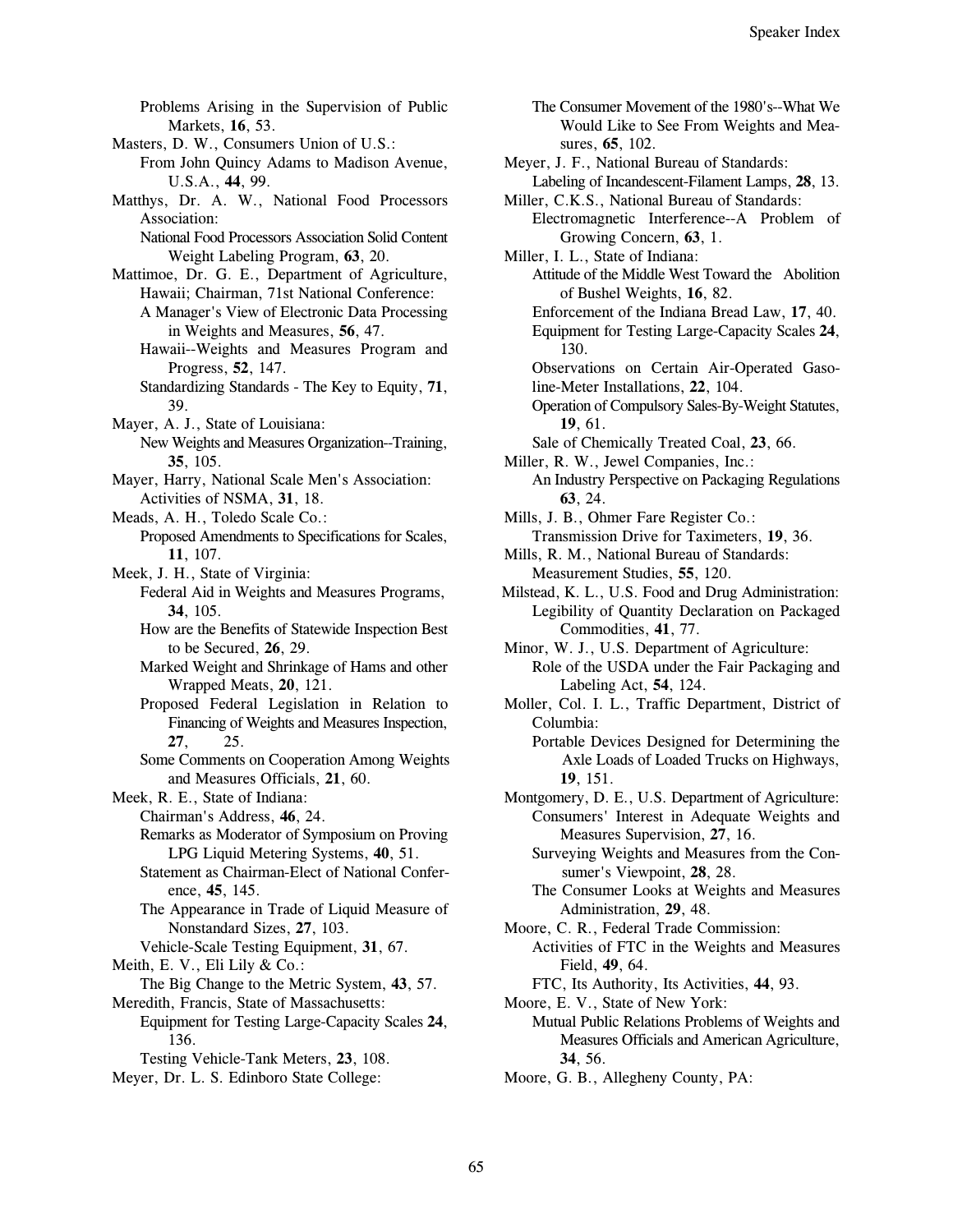Problems Arising in the Supervision of Public Markets, **16**, 53.

Masters, D. W., Consumers Union of U.S.:
From John Quincy Adams to Madison Avenue, U.S.A., **44**, 99.

Matthys, Dr. A. W., National Food Processors Association:
National Food Processors Association Solid Content Weight Labeling Program, **63**, 20.

Mattimoe, Dr. G. E., Department of Agriculture, Hawaii; Chairman, 71st National Conference:
A Manager's View of Electronic Data Processing in Weights and Measures, **56**, 47.
Hawaii--Weights and Measures Program and Progress, **52**, 147.
Standardizing Standards - The Key to Equity, **71**, 39.

Mayer, A. J., State of Louisiana:
New Weights and Measures Organization--Training, **35**, 105.

Mayer, Harry, National Scale Men's Association:
Activities of NSMA, **31**, 18.

Meads, A. H., Toledo Scale Co.:
Proposed Amendments to Specifications for Scales, **11**, 107.

Meek, J. H., State of Virginia:
Federal Aid in Weights and Measures Programs, **34**, 105.
How are the Benefits of Statewide Inspection Best to be Secured, **26**, 29.
Marked Weight and Shrinkage of Hams and other Wrapped Meats, **20**, 121.
Proposed Federal Legislation in Relation to Financing of Weights and Measures Inspection, **27**, 25.
Some Comments on Cooperation Among Weights and Measures Officials, **21**, 60.

Meek, R. E., State of Indiana:
Chairman's Address, **46**, 24.
Remarks as Moderator of Symposium on Proving LPG Liquid Metering Systems, **40**, 51.
Statement as Chairman-Elect of National Conference, **45**, 145.
The Appearance in Trade of Liquid Measure of Nonstandard Sizes, **27**, 103.
Vehicle-Scale Testing Equipment, **31**, 67.

Meith, E. V., Eli Lily & Co.:
The Big Change to the Metric System, **43**, 57.

Meredith, Francis, State of Massachusetts:
Equipment for Testing Large-Capacity Scales **24**, 136.
Testing Vehicle-Tank Meters, **23**, 108.

Meyer, Dr. L. S. Edinboro State College:
The Consumer Movement of the 1980's--What We Would Like to See From Weights and Measures, **65**, 102.

Meyer, J. F., National Bureau of Standards:
Labeling of Incandescent-Filament Lamps, **28**, 13.

Miller, C.K.S., National Bureau of Standards:
Electromagnetic Interference--A Problem of Growing Concern, **63**, 1.

Miller, I. L., State of Indiana:
Attitude of the Middle West Toward the Abolition of Bushel Weights, **16**, 82.
Enforcement of the Indiana Bread Law, **17**, 40.
Equipment for Testing Large-Capacity Scales **24**, 130.
Observations on Certain Air-Operated Gasoline-Meter Installations, **22**, 104.
Operation of Compulsory Sales-By-Weight Statutes, **19**, 61.
Sale of Chemically Treated Coal, **23**, 66.

Miller, R. W., Jewel Companies, Inc.:
An Industry Perspective on Packaging Regulations **63**, 24.

Mills, J. B., Ohmer Fare Register Co.:
Transmission Drive for Taximeters, **19**, 36.

Mills, R. M., National Bureau of Standards:
Measurement Studies, **55**, 120.

Milstead, K. L., U.S. Food and Drug Administration:
Legibility of Quantity Declaration on Packaged Commodities, **41**, 77.

Minor, W. J., U.S. Department of Agriculture:
Role of the USDA under the Fair Packaging and Labeling Act, **54**, 124.

Moller, Col. I. L., Traffic Department, District of Columbia:
Portable Devices Designed for Determining the Axle Loads of Loaded Trucks on Highways, **19**, 151.

Montgomery, D. E., U.S. Department of Agriculture:
Consumers' Interest in Adequate Weights and Measures Supervision, **27**, 16.
Surveying Weights and Measures from the Consumer's Viewpoint, **28**, 28.
The Consumer Looks at Weights and Measures Administration, **29**, 48.

Moore, C. R., Federal Trade Commission:
Activities of FTC in the Weights and Measures Field, **49**, 64.
FTC, Its Authority, Its Activities, **44**, 93.

Moore, E. V., State of New York:
Mutual Public Relations Problems of Weights and Measures Officials and American Agriculture, **34**, 56.

Moore, G. B., Allegheny County, PA: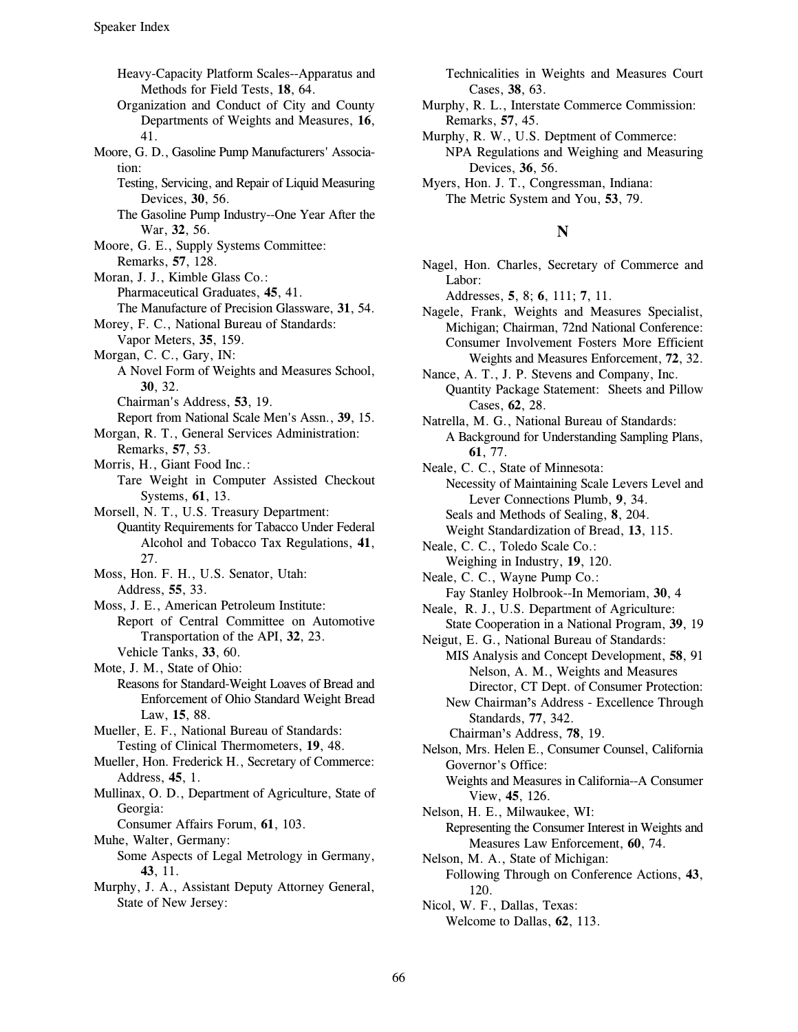Heavy-Capacity Platform Scales--Apparatus and Methods for Field Tests, **18**, 64.
Organization and Conduct of City and County Departments of Weights and Measures, **16**, 41.

Moore, G. D., Gasoline Pump Manufacturers' Association:
Testing, Servicing, and Repair of Liquid Measuring Devices, **30**, 56.
The Gasoline Pump Industry--One Year After the War, **32**, 56.

Moore, G. E., Supply Systems Committee:
Remarks, **57**, 128.

Moran, J. J., Kimble Glass Co.:
Pharmaceutical Graduates, **45**, 41.
The Manufacture of Precision Glassware, **31**, 54.

Morey, F. C., National Bureau of Standards:
Vapor Meters, **35**, 159.

Morgan, C. C., Gary, IN:
A Novel Form of Weights and Measures School, **30**, 32.
Chairman's Address, **53**, 19.
Report from National Scale Men's Assn., **39**, 15.

Morgan, R. T., General Services Administration:
Remarks, **57**, 53.

Morris, H., Giant Food Inc.:
Tare Weight in Computer Assisted Checkout Systems, **61**, 13.

Morsell, N. T., U.S. Treasury Department:
Quantity Requirements for Tabacco Under Federal Alcohol and Tobacco Tax Regulations, **41**, 27.

Moss, Hon. F. H., U.S. Senator, Utah:
Address, **55**, 33.

Moss, J. E., American Petroleum Institute:
Report of Central Committee on Automotive Transportation of the API, **32**, 23.
Vehicle Tanks, **33**, 60.

Mote, J. M., State of Ohio:
Reasons for Standard-Weight Loaves of Bread and Enforcement of Ohio Standard Weight Bread Law, **15**, 88.

Mueller, E. F., National Bureau of Standards:
Testing of Clinical Thermometers, **19**, 48.

Mueller, Hon. Frederick H., Secretary of Commerce:
Address, **45**, 1.

Mullinax, O. D., Department of Agriculture, State of Georgia:
Consumer Affairs Forum, **61**, 103.

Muhe, Walter, Germany:
Some Aspects of Legal Metrology in Germany, **43**, 11.

Murphy, J. A., Assistant Deputy Attorney General, State of New Jersey:
Technicalities in Weights and Measures Court Cases, **38**, 63.

Murphy, R. L., Interstate Commerce Commission:
Remarks, **57**, 45.

Murphy, R. W., U.S. Deptment of Commerce:
NPA Regulations and Weighing and Measuring Devices, **36**, 56.

Myers, Hon. J. T., Congressman, Indiana:
The Metric System and You, **53**, 79.

## N

Nagel, Hon. Charles, Secretary of Commerce and Labor:
Addresses, **5**, 8; **6**, 111; **7**, 11.

Nagele, Frank, Weights and Measures Specialist, Michigan; Chairman, 72nd National Conference:
Consumer Involvement Fosters More Efficient Weights and Measures Enforcement, **72**, 32.

Nance, A. T., J. P. Stevens and Company, Inc.
Quantity Package Statement: Sheets and Pillow Cases, **62**, 28.

Natrella, M. G., National Bureau of Standards:
A Background for Understanding Sampling Plans, **61**, 77.

Neale, C. C., State of Minnesota:
Necessity of Maintaining Scale Levers Level and Lever Connections Plumb, **9**, 34.
Seals and Methods of Sealing, **8**, 204.
Weight Standardization of Bread, **13**, 115.

Neale, C. C., Toledo Scale Co.:
Weighing in Industry, **19**, 120.

Neale, C. C., Wayne Pump Co.:
Fay Stanley Holbrook--In Memoriam, **30**, 4

Neale, R. J., U.S. Department of Agriculture:
State Cooperation in a National Program, **39**, 19

Neigut, E. G., National Bureau of Standards:
MIS Analysis and Concept Development, **58**, 91

Nelson, A. M., Weights and Measures Director, CT Dept. of Consumer Protection:
New Chairman's Address - Excellence Through Standards, **77**, 342.
Chairman's Address, **78**, 19.

Nelson, Mrs. Helen E., Consumer Counsel, California Governor's Office:
Weights and Measures in California--A Consumer View, **45**, 126.

Nelson, H. E., Milwaukee, WI:
Representing the Consumer Interest in Weights and Measures Law Enforcement, **60**, 74.

Nelson, M. A., State of Michigan:
Following Through on Conference Actions, **43**, 120.

Nicol, W. F., Dallas, Texas:
Welcome to Dallas, **62**, 113.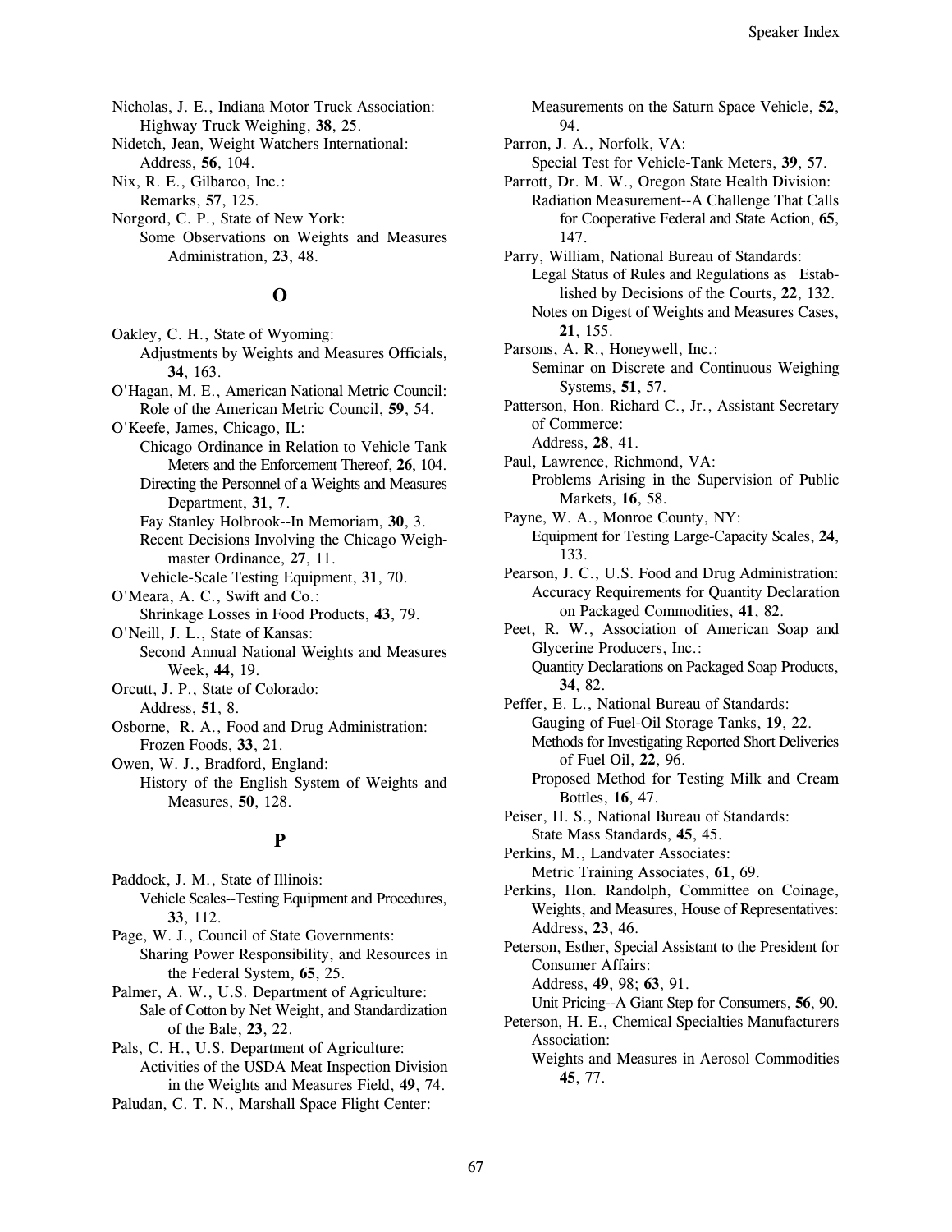Nicholas, J. E., Indiana Motor Truck Association:
Highway Truck Weighing, **38**, 25.

Nidetch, Jean, Weight Watchers International:
Address, **56**, 104.

Nix, R. E., Gilbarco, Inc.:
Remarks, **57**, 125.

Norgord, C. P., State of New York:
Some Observations on Weights and Measures Administration, **23**, 48.

## O

Oakley, C. H., State of Wyoming:
Adjustments by Weights and Measures Officials, **34**, 163.

O'Hagan, M. E., American National Metric Council:
Role of the American Metric Council, **59**, 54.

O'Keefe, James, Chicago, IL:
Chicago Ordinance in Relation to Vehicle Tank Meters and the Enforcement Thereof, **26**, 104.
Directing the Personnel of a Weights and Measures Department, **31**, 7.
Fay Stanley Holbrook--In Memoriam, **30**, 3.
Recent Decisions Involving the Chicago Weighmaster Ordinance, **27**, 11.
Vehicle-Scale Testing Equipment, **31**, 70.

O'Meara, A. C., Swift and Co.:
Shrinkage Losses in Food Products, **43**, 79.

O'Neill, J. L., State of Kansas:
Second Annual National Weights and Measures Week, **44**, 19.

Orcutt, J. P., State of Colorado:
Address, **51**, 8.

Osborne, R. A., Food and Drug Administration:
Frozen Foods, **33**, 21.

Owen, W. J., Bradford, England:
History of the English System of Weights and Measures, **50**, 128.

## P

Paddock, J. M., State of Illinois:
Vehicle Scales--Testing Equipment and Procedures, **33**, 112.

Page, W. J., Council of State Governments:
Sharing Power Responsibility, and Resources in the Federal System, **65**, 25.

Palmer, A. W., U.S. Department of Agriculture:
Sale of Cotton by Net Weight, and Standardization of the Bale, **23**, 22.

Pals, C. H., U.S. Department of Agriculture:
Activities of the USDA Meat Inspection Division in the Weights and Measures Field, **49**, 74.

Paludan, C. T. N., Marshall Space Flight Center:
Measurements on the Saturn Space Vehicle, **52**, 94.

Parron, J. A., Norfolk, VA:
Special Test for Vehicle-Tank Meters, **39**, 57.

Parrott, Dr. M. W., Oregon State Health Division:
Radiation Measurement--A Challenge That Calls for Cooperative Federal and State Action, **65**, 147.

Parry, William, National Bureau of Standards:
Legal Status of Rules and Regulations as Established by Decisions of the Courts, **22**, 132.
Notes on Digest of Weights and Measures Cases, **21**, 155.

Parsons, A. R., Honeywell, Inc.:
Seminar on Discrete and Continuous Weighing Systems, **51**, 57.

Patterson, Hon. Richard C., Jr., Assistant Secretary of Commerce:
Address, **28**, 41.

Paul, Lawrence, Richmond, VA:
Problems Arising in the Supervision of Public Markets, **16**, 58.

Payne, W. A., Monroe County, NY:
Equipment for Testing Large-Capacity Scales, **24**, 133.

Pearson, J. C., U.S. Food and Drug Administration:
Accuracy Requirements for Quantity Declaration on Packaged Commodities, **41**, 82.

Peet, R. W., Association of American Soap and Glycerine Producers, Inc.:
Quantity Declarations on Packaged Soap Products, **34**, 82.

Peffer, E. L., National Bureau of Standards:
Gauging of Fuel-Oil Storage Tanks, **19**, 22.
Methods for Investigating Reported Short Deliveries of Fuel Oil, **22**, 96.
Proposed Method for Testing Milk and Cream Bottles, **16**, 47.

Peiser, H. S., National Bureau of Standards:
State Mass Standards, **45**, 45.

Perkins, M., Landvater Associates:
Metric Training Associates, **61**, 69.

Perkins, Hon. Randolph, Committee on Coinage, Weights, and Measures, House of Representatives:
Address, **23**, 46.

Peterson, Esther, Special Assistant to the President for Consumer Affairs:
Address, **49**, 98; **63**, 91.
Unit Pricing--A Giant Step for Consumers, **56**, 90.

Peterson, H. E., Chemical Specialties Manufacturers Association:
Weights and Measures in Aerosol Commodities **45**, 77.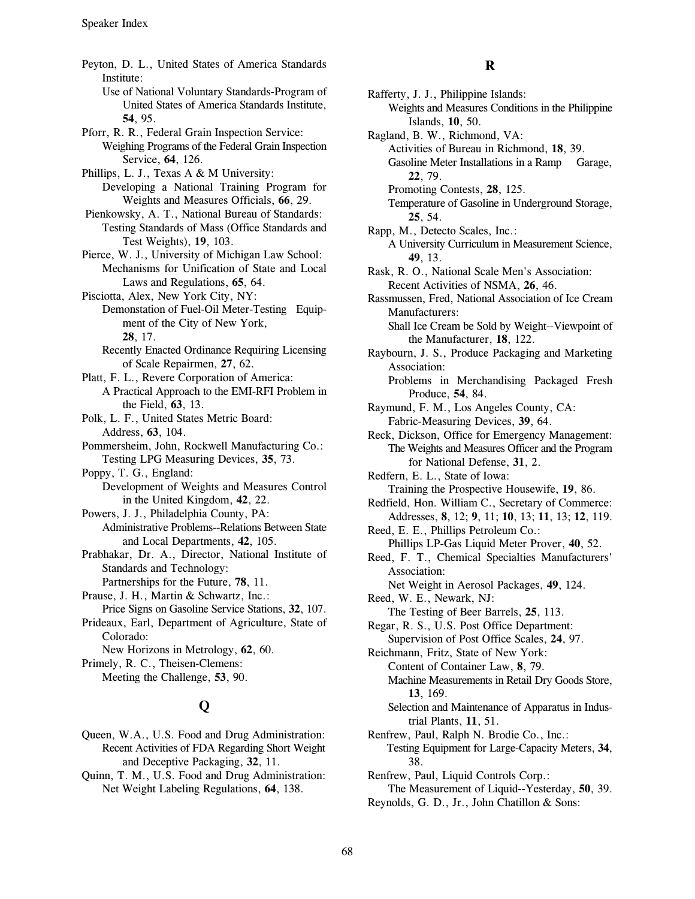Peyton, D. L., United States of America Standards Institute:
 Use of National Voluntary Standards-Program of United States of America Standards Institute, **54**, 95.

Pforr, R. R., Federal Grain Inspection Service:
 Weighing Programs of the Federal Grain Inspection Service, **64**, 126.

Phillips, L. J., Texas A & M University:
 Developing a National Training Program for Weights and Measures Officials, **66**, 29.

Pienkowsky, A. T., National Bureau of Standards:
 Testing Standards of Mass (Office Standards and Test Weights), **19**, 103.

Pierce, W. J., University of Michigan Law School:
 Mechanisms for Unification of State and Local Laws and Regulations, **65**, 64.

Pisciotta, Alex, New York City, NY:
 Demonstation of Fuel-Oil Meter-Testing Equipment of the City of New York, **28**, 17.
 Recently Enacted Ordinance Requiring Licensing of Scale Repairmen, **27**, 62.

Platt, F. L., Revere Corporation of America:
 A Practical Approach to the EMI-RFI Problem in the Field, **63**, 13.

Polk, L. F., United States Metric Board:
 Address, **63**, 104.

Pommersheim, John, Rockwell Manufacturing Co.:
 Testing LPG Measuring Devices, **35**, 73.

Poppy, T. G., England:
 Development of Weights and Measures Control in the United Kingdom, **42**, 22.

Powers, J. J., Philadelphia County, PA:
 Administrative Problems--Relations Between State and Local Departments, **42**, 105.

Prabhakar, Dr. A., Director, National Institute of Standards and Technology:
 Partnerships for the Future, **78**, 11.

Prause, J. H., Martin & Schwartz, Inc.:
 Price Signs on Gasoline Service Stations, **32**, 107.

Prideaux, Earl, Department of Agriculture, State of Colorado:
 New Horizons in Metrology, **62**, 60.

Primely, R. C., Theisen-Clemens:
 Meeting the Challenge, **53**, 90.

## Q

Queen, W.A., U.S. Food and Drug Administration:
 Recent Activities of FDA Regarding Short Weight and Deceptive Packaging, **32**, 11.

Quinn, T. M., U.S. Food and Drug Administration:
 Net Weight Labeling Regulations, **64**, 138.

## R

Rafferty, J. J., Philippine Islands:
 Weights and Measures Conditions in the Philippine Islands, **10**, 50.

Ragland, B. W., Richmond, VA:
 Activities of Bureau in Richmond, **18**, 39.
 Gasoline Meter Installations in a Ramp Garage, **22**, 79.
 Promoting Contests, **28**, 125.
 Temperature of Gasoline in Underground Storage, **25**, 54.

Rapp, M., Detecto Scales, Inc.:
 A University Curriculum in Measurement Science, **49**, 13.

Rask, R. O., National Scale Men's Association:
 Recent Activities of NSMA, **26**, 46.

Rassmussen, Fred, National Association of Ice Cream Manufacturers:
 Shall Ice Cream be Sold by Weight--Viewpoint of the Manufacturer, **18**, 122.

Raybourn, J. S., Produce Packaging and Marketing Association:
 Problems in Merchandising Packaged Fresh Produce, **54**, 84.

Raymund, F. M., Los Angeles County, CA:
 Fabric-Measuring Devices, **39**, 64.

Reck, Dickson, Office for Emergency Management:
 The Weights and Measures Officer and the Program for National Defense, **31**, 2.

Redfern, E. L., State of Iowa:
 Training the Prospective Housewife, **19**, 86.

Redfield, Hon. William C., Secretary of Commerce:
 Addresses, **8**, 12; **9**, 11; **10**, 13; **11**, 13; **12**, 119.

Reed, E. E., Phillips Petroleum Co.:
 Phillips LP-Gas Liquid Meter Prover, **40**, 52.

Reed, F. T., Chemical Specialties Manufacturers' Association:
 Net Weight in Aerosol Packages, **49**, 124.

Reed, W. E., Newark, NJ:
 The Testing of Beer Barrels, **25**, 113.

Regar, R. S., U.S. Post Office Department:
 Supervision of Post Office Scales, **24**, 97.

Reichmann, Fritz, State of New York:
 Content of Container Law, **8**, 79.
 Machine Measurements in Retail Dry Goods Store, **13**, 169.
 Selection and Maintenance of Apparatus in Industrial Plants, **11**, 51.

Renfrew, Paul, Ralph N. Brodie Co., Inc.:
 Testing Equipment for Large-Capacity Meters, **34**, 38.

Renfrew, Paul, Liquid Controls Corp.:
 The Measurement of Liquid--Yesterday, **50**, 39.

Reynolds, G. D., Jr., John Chatillon & Sons: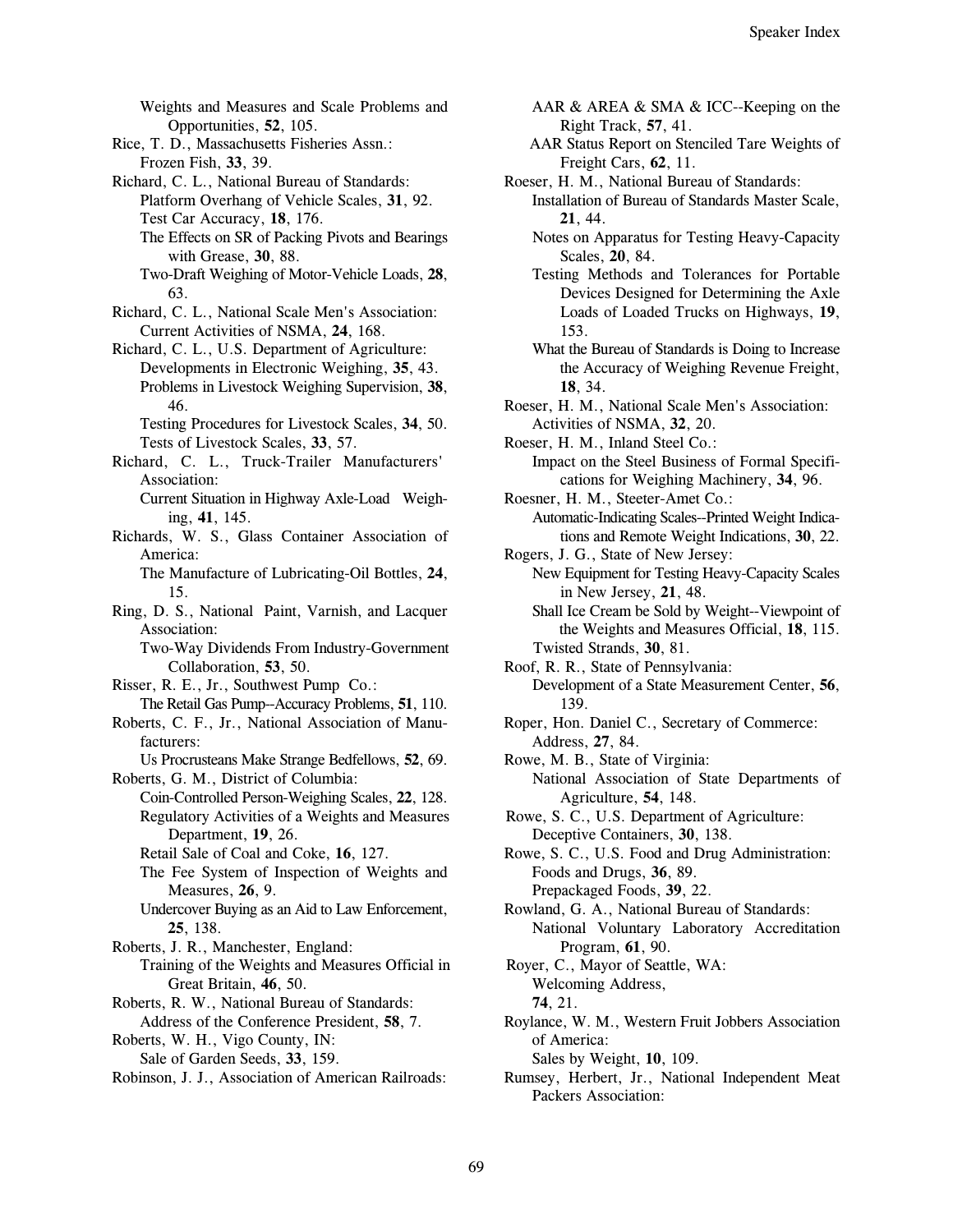Weights and Measures and Scale Problems and Opportunities, **52**, 105.

Rice, T. D., Massachusetts Fisheries Assn.:
Frozen Fish, **33**, 39.

Richard, C. L., National Bureau of Standards:
Platform Overhang of Vehicle Scales, **31**, 92.
Test Car Accuracy, **18**, 176.
The Effects on SR of Packing Pivots and Bearings with Grease, **30**, 88.
Two-Draft Weighing of Motor-Vehicle Loads, **28**, 63.

Richard, C. L., National Scale Men's Association:
Current Activities of NSMA, **24**, 168.

Richard, C. L., U.S. Department of Agriculture:
Developments in Electronic Weighing, **35**, 43.
Problems in Livestock Weighing Supervision, **38**, 46.
Testing Procedures for Livestock Scales, **34**, 50.
Tests of Livestock Scales, **33**, 57.

Richard, C. L., Truck-Trailer Manufacturers' Association:
Current Situation in Highway Axle-Load Weighing, **41**, 145.

Richards, W. S., Glass Container Association of America:
The Manufacture of Lubricating-Oil Bottles, **24**, 15.

Ring, D. S., National Paint, Varnish, and Lacquer Association:
Two-Way Dividends From Industry-Government Collaboration, **53**, 50.

Risser, R. E., Jr., Southwest Pump Co.:
The Retail Gas Pump--Accuracy Problems, **51**, 110.

Roberts, C. F., Jr., National Association of Manufacturers:
Us Procrusteans Make Strange Bedfellows, **52**, 69.

Roberts, G. M., District of Columbia:
Coin-Controlled Person-Weighing Scales, **22**, 128.
Regulatory Activities of a Weights and Measures Department, **19**, 26.
Retail Sale of Coal and Coke, **16**, 127.
The Fee System of Inspection of Weights and Measures, **26**, 9.
Undercover Buying as an Aid to Law Enforcement, **25**, 138.

Roberts, J. R., Manchester, England:
Training of the Weights and Measures Official in Great Britain, **46**, 50.

Roberts, R. W., National Bureau of Standards:
Address of the Conference President, **58**, 7.

Roberts, W. H., Vigo County, IN:
Sale of Garden Seeds, **33**, 159.

Robinson, J. J., Association of American Railroads:
AAR & AREA & SMA & ICC--Keeping on the Right Track, **57**, 41.
AAR Status Report on Stenciled Tare Weights of Freight Cars, **62**, 11.

Roeser, H. M., National Bureau of Standards:
Installation of Bureau of Standards Master Scale, **21**, 44.
Notes on Apparatus for Testing Heavy-Capacity Scales, **20**, 84.
Testing Methods and Tolerances for Portable Devices Designed for Determining the Axle Loads of Loaded Trucks on Highways, **19**, 153.
What the Bureau of Standards is Doing to Increase the Accuracy of Weighing Revenue Freight, **18**, 34.

Roeser, H. M., National Scale Men's Association:
Activities of NSMA, **32**, 20.

Roeser, H. M., Inland Steel Co.:
Impact on the Steel Business of Formal Specifications for Weighing Machinery, **34**, 96.

Roesner, H. M., Steeter-Amet Co.:
Automatic-Indicating Scales--Printed Weight Indications and Remote Weight Indications, **30**, 22.

Rogers, J. G., State of New Jersey:
New Equipment for Testing Heavy-Capacity Scales in New Jersey, **21**, 48.
Shall Ice Cream be Sold by Weight--Viewpoint of the Weights and Measures Official, **18**, 115.
Twisted Strands, **30**, 81.

Roof, R. R., State of Pennsylvania:
Development of a State Measurement Center, **56**, 139.

Roper, Hon. Daniel C., Secretary of Commerce:
Address, **27**, 84.

Rowe, M. B., State of Virginia:
National Association of State Departments of Agriculture, **54**, 148.

Rowe, S. C., U.S. Department of Agriculture:
Deceptive Containers, **30**, 138.

Rowe, S. C., U.S. Food and Drug Administration:
Foods and Drugs, **36**, 89.
Prepackaged Foods, **39**, 22.

Rowland, G. A., National Bureau of Standards:
National Voluntary Laboratory Accreditation Program, **61**, 90.

Royer, C., Mayor of Seattle, WA:
Welcoming Address, **74**, 21.

Roylance, W. M., Western Fruit Jobbers Association of America:
Sales by Weight, **10**, 109.

Rumsey, Herbert, Jr., National Independent Meat Packers Association: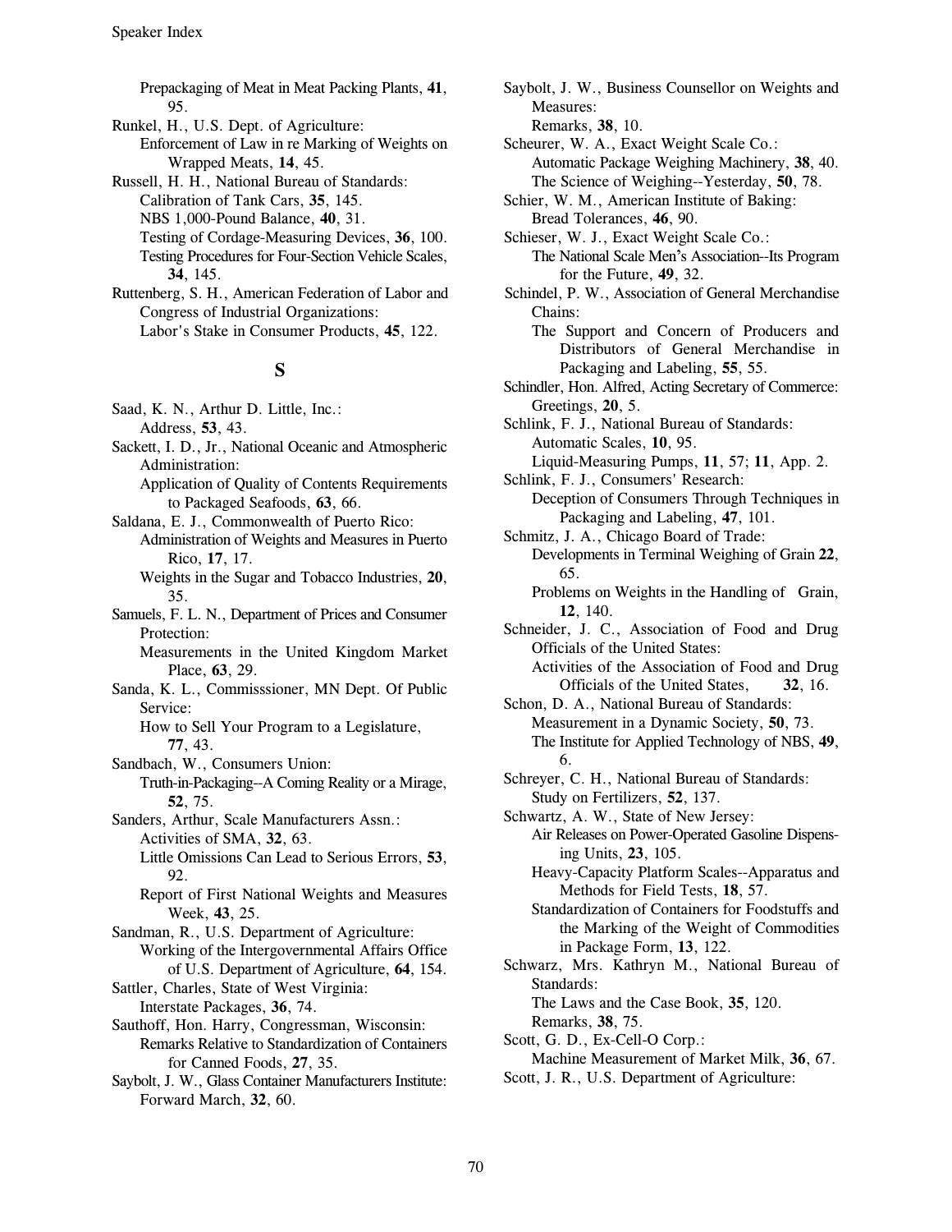Prepackaging of Meat in Meat Packing Plants, **41**, 95.

Runkel, H., U.S. Dept. of Agriculture:
Enforcement of Law in re Marking of Weights on Wrapped Meats, **14**, 45.

Russell, H. H., National Bureau of Standards:
Calibration of Tank Cars, **35**, 145.
NBS 1,000-Pound Balance, **40**, 31.
Testing of Cordage-Measuring Devices, **36**, 100.
Testing Procedures for Four-Section Vehicle Scales, **34**, 145.

Ruttenberg, S. H., American Federation of Labor and Congress of Industrial Organizations:
Labor's Stake in Consumer Products, **45**, 122.

## S

Saad, K. N., Arthur D. Little, Inc.:
Address, **53**, 43.

Sackett, I. D., Jr., National Oceanic and Atmospheric Administration:
Application of Quality of Contents Requirements to Packaged Seafoods, **63**, 66.

Saldana, E. J., Commonwealth of Puerto Rico:
Administration of Weights and Measures in Puerto Rico, **17**, 17.
Weights in the Sugar and Tobacco Industries, **20**, 35.

Samuels, F. L. N., Department of Prices and Consumer Protection:
Measurements in the United Kingdom Market Place, **63**, 29.

Sanda, K. L., Commisssioner, MN Dept. Of Public Service:
How to Sell Your Program to a Legislature, **77**, 43.

Sandbach, W., Consumers Union:
Truth-in-Packaging--A Coming Reality or a Mirage, **52**, 75.

Sanders, Arthur, Scale Manufacturers Assn.:
Activities of SMA, **32**, 63.
Little Omissions Can Lead to Serious Errors, **53**, 92.
Report of First National Weights and Measures Week, **43**, 25.

Sandman, R., U.S. Department of Agriculture:
Working of the Intergovernmental Affairs Office of U.S. Department of Agriculture, **64**, 154.

Sattler, Charles, State of West Virginia:
Interstate Packages, **36**, 74.

Sauthoff, Hon. Harry, Congressman, Wisconsin:
Remarks Relative to Standardization of Containers for Canned Foods, **27**, 35.

Saybolt, J. W., Glass Container Manufacturers Institute:
Forward March, **32**, 60.

Saybolt, J. W., Business Counsellor on Weights and Measures:
Remarks, **38**, 10.

Scheurer, W. A., Exact Weight Scale Co.:
Automatic Package Weighing Machinery, **38**, 40.
The Science of Weighing--Yesterday, **50**, 78.

Schier, W. M., American Institute of Baking:
Bread Tolerances, **46**, 90.

Schieser, W. J., Exact Weight Scale Co.:
The National Scale Men's Association--Its Program for the Future, **49**, 32.

Schindel, P. W., Association of General Merchandise Chains:
The Support and Concern of Producers and Distributors of General Merchandise in Packaging and Labeling, **55**, 55.

Schindler, Hon. Alfred, Acting Secretary of Commerce:
Greetings, **20**, 5.

Schlink, F. J., National Bureau of Standards:
Automatic Scales, **10**, 95.
Liquid-Measuring Pumps, **11**, 57; **11**, App. 2.

Schlink, F. J., Consumers' Research:
Deception of Consumers Through Techniques in Packaging and Labeling, **47**, 101.

Schmitz, J. A., Chicago Board of Trade:
Developments in Terminal Weighing of Grain **22**, 65.
Problems on Weights in the Handling of Grain, **12**, 140.

Schneider, J. C., Association of Food and Drug Officials of the United States:
Activities of the Association of Food and Drug Officials of the United States, **32**, 16.

Schon, D. A., National Bureau of Standards:
Measurement in a Dynamic Society, **50**, 73.
The Institute for Applied Technology of NBS, **49**, 6.

Schreyer, C. H., National Bureau of Standards:
Study on Fertilizers, **52**, 137.

Schwartz, A. W., State of New Jersey:
Air Releases on Power-Operated Gasoline Dispensing Units, **23**, 105.
Heavy-Capacity Platform Scales--Apparatus and Methods for Field Tests, **18**, 57.
Standardization of Containers for Foodstuffs and the Marking of the Weight of Commodities in Package Form, **13**, 122.

Schwarz, Mrs. Kathryn M., National Bureau of Standards:
The Laws and the Case Book, **35**, 120.
Remarks, **38**, 75.

Scott, G. D., Ex-Cell-O Corp.:
Machine Measurement of Market Milk, **36**, 67.

Scott, J. R., U.S. Department of Agriculture: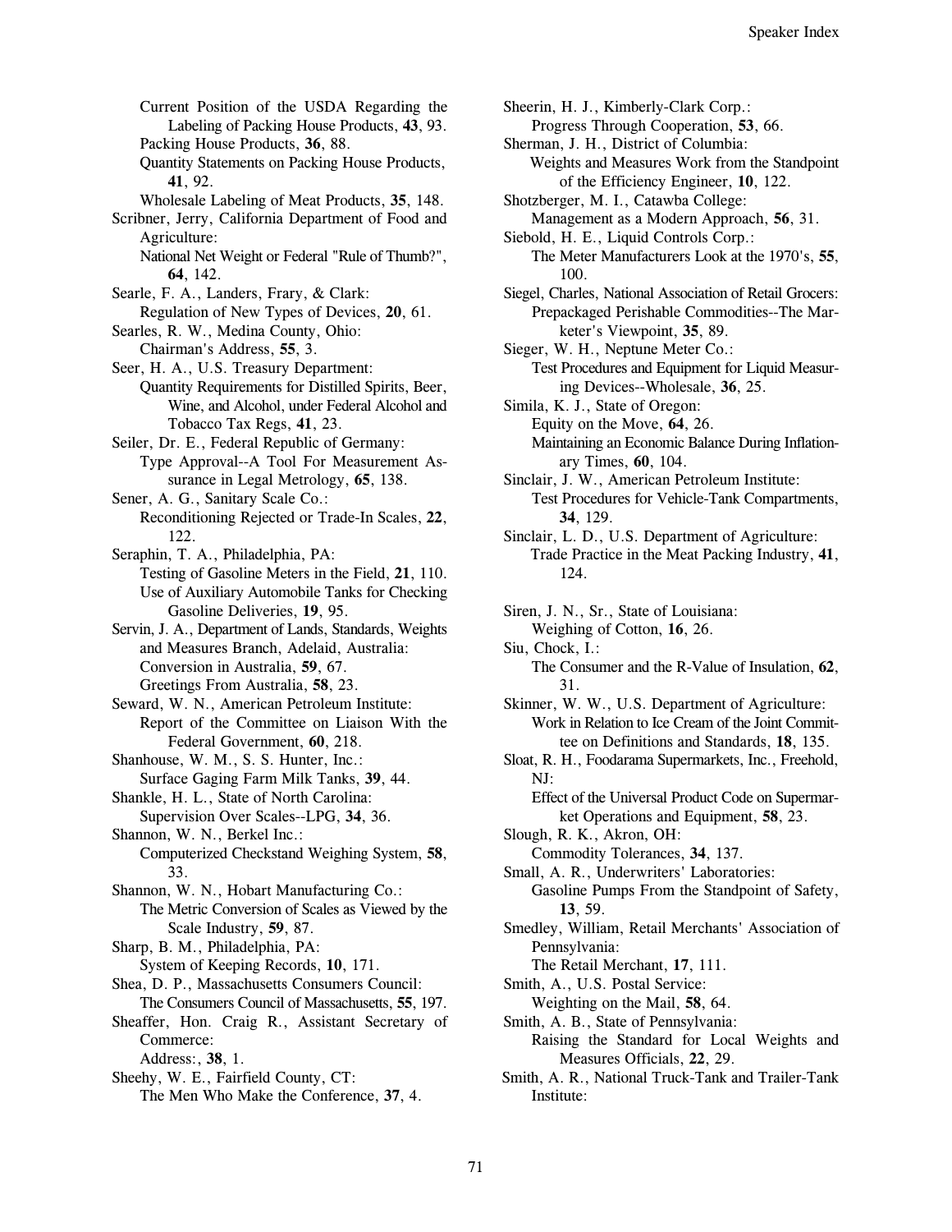Current Position of the USDA Regarding the Labeling of Packing House Products, **43**, 93.
Packing House Products, **36**, 88.
Quantity Statements on Packing House Products, **41**, 92.
Wholesale Labeling of Meat Products, **35**, 148.

Scribner, Jerry, California Department of Food and Agriculture:
National Net Weight or Federal "Rule of Thumb?", **64**, 142.

Searle, F. A., Landers, Frary, & Clark:
Regulation of New Types of Devices, **20**, 61.

Searles, R. W., Medina County, Ohio:
Chairman's Address, **55**, 3.

Seer, H. A., U.S. Treasury Department:
Quantity Requirements for Distilled Spirits, Beer, Wine, and Alcohol, under Federal Alcohol and Tobacco Tax Regs, **41**, 23.

Seiler, Dr. E., Federal Republic of Germany:
Type Approval--A Tool For Measurement Assurance in Legal Metrology, **65**, 138.

Sener, A. G., Sanitary Scale Co.:
Reconditioning Rejected or Trade-In Scales, **22**, 122.

Seraphin, T. A., Philadelphia, PA:
Testing of Gasoline Meters in the Field, **21**, 110.
Use of Auxiliary Automobile Tanks for Checking Gasoline Deliveries, **19**, 95.

Servin, J. A., Department of Lands, Standards, Weights and Measures Branch, Adelaid, Australia:
Conversion in Australia, **59**, 67.
Greetings From Australia, **58**, 23.

Seward, W. N., American Petroleum Institute:
Report of the Committee on Liaison With the Federal Government, **60**, 218.

Shanhouse, W. M., S. S. Hunter, Inc.:
Surface Gaging Farm Milk Tanks, **39**, 44.

Shankle, H. L., State of North Carolina:
Supervision Over Scales--LPG, **34**, 36.

Shannon, W. N., Berkel Inc.:
Computerized Checkstand Weighing System, **58**, 33.

Shannon, W. N., Hobart Manufacturing Co.:
The Metric Conversion of Scales as Viewed by the Scale Industry, **59**, 87.

Sharp, B. M., Philadelphia, PA:
System of Keeping Records, **10**, 171.

Shea, D. P., Massachusetts Consumers Council:
The Consumers Council of Massachusetts, **55**, 197.

Sheaffer, Hon. Craig R., Assistant Secretary of Commerce:
Address:, **38**, 1.

Sheehy, W. E., Fairfield County, CT:
The Men Who Make the Conference, **37**, 4.

Sheerin, H. J., Kimberly-Clark Corp.:
Progress Through Cooperation, **53**, 66.

Sherman, J. H., District of Columbia:
Weights and Measures Work from the Standpoint of the Efficiency Engineer, **10**, 122.

Shotzberger, M. I., Catawba College:
Management as a Modern Approach, **56**, 31.

Siebold, H. E., Liquid Controls Corp.:
The Meter Manufacturers Look at the 1970's, **55**, 100.

Siegel, Charles, National Association of Retail Grocers:
Prepackaged Perishable Commodities--The Marketer's Viewpoint, **35**, 89.

Sieger, W. H., Neptune Meter Co.:
Test Procedures and Equipment for Liquid Measuring Devices--Wholesale, **36**, 25.

Simila, K. J., State of Oregon:
Equity on the Move, **64**, 26.
Maintaining an Economic Balance During Inflationary Times, **60**, 104.

Sinclair, J. W., American Petroleum Institute:
Test Procedures for Vehicle-Tank Compartments, **34**, 129.

Sinclair, L. D., U.S. Department of Agriculture:
Trade Practice in the Meat Packing Industry, **41**, 124.

Siren, J. N., Sr., State of Louisiana:
Weighing of Cotton, **16**, 26.

Siu, Chock, I.:
The Consumer and the R-Value of Insulation, **62**, 31.

Skinner, W. W., U.S. Department of Agriculture:
Work in Relation to Ice Cream of the Joint Committee on Definitions and Standards, **18**, 135.

Sloat, R. H., Foodarama Supermarkets, Inc., Freehold, NJ:
Effect of the Universal Product Code on Supermarket Operations and Equipment, **58**, 23.

Slough, R. K., Akron, OH:
Commodity Tolerances, **34**, 137.

Small, A. R., Underwriters' Laboratories:
Gasoline Pumps From the Standpoint of Safety, **13**, 59.

Smedley, William, Retail Merchants' Association of Pennsylvania:
The Retail Merchant, **17**, 111.

Smith, A., U.S. Postal Service:
Weighting on the Mail, **58**, 64.

Smith, A. B., State of Pennsylvania:
Raising the Standard for Local Weights and Measures Officials, **22**, 29.

Smith, A. R., National Truck-Tank and Trailer-Tank Institute: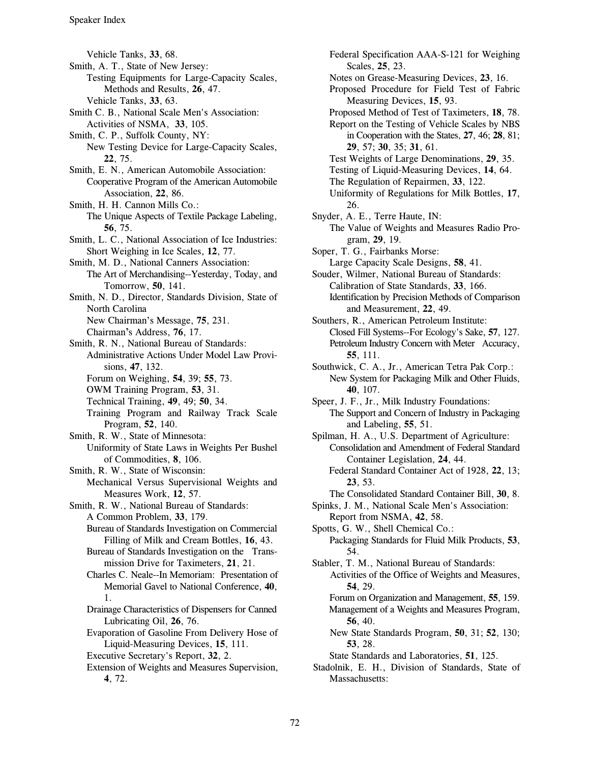Vehicle Tanks, **33**, 68.

Smith, A. T., State of New Jersey:
Testing Equipments for Large-Capacity Scales, Methods and Results, **26**, 47.
Vehicle Tanks, **33**, 63.

Smith C. B., National Scale Men's Association:
Activities of NSMA, **33**, 105.

Smith, C. P., Suffolk County, NY:
New Testing Device for Large-Capacity Scales, **22**, 75.

Smith, E. N., American Automobile Association:
Cooperative Program of the American Automobile Association, **22**, 86.

Smith, H. H. Cannon Mills Co.:
The Unique Aspects of Textile Package Labeling, **56**, 75.

Smith, L. C., National Association of Ice Industries:
Short Weighing in Ice Scales, **12**, 77.

Smith, M. D., National Canners Association:
The Art of Merchandising--Yesterday, Today, and Tomorrow, **50**, 141.

Smith, N. D., Director, Standards Division, State of North Carolina
New Chairman's Message, **75**, 231.
Chairman's Address, **76**, 17.

Smith, R. N., National Bureau of Standards:
Administrative Actions Under Model Law Provisions, **47**, 132.
Forum on Weighing, **54**, 39; **55**, 73.
OWM Training Program, **53**, 31.
Technical Training, **49**, 49; **50**, 34.
Training Program and Railway Track Scale Program, **52**, 140.

Smith, R. W., State of Minnesota:
Uniformity of State Laws in Weights Per Bushel of Commodities, **8**, 106.

Smith, R. W., State of Wisconsin:
Mechanical Versus Supervisional Weights and Measures Work, **12**, 57.

Smith, R. W., National Bureau of Standards:
A Common Problem, **33**, 179.
Bureau of Standards Investigation on Commercial Filling of Milk and Cream Bottles, **16**, 43.
Bureau of Standards Investigation on the Transmission Drive for Taximeters, **21**, 21.
Charles C. Neale--In Memoriam: Presentation of Memorial Gavel to National Conference, **40**, 1.
Drainage Characteristics of Dispensers for Canned Lubricating Oil, **26**, 76.
Evaporation of Gasoline From Delivery Hose of Liquid-Measuring Devices, **15**, 111.
Executive Secretary's Report, **32**, 2.
Extension of Weights and Measures Supervision, **4**, 72.
Federal Specification AAA-S-121 for Weighing Scales, **25**, 23.
Notes on Grease-Measuring Devices, **23**, 16.
Proposed Procedure for Field Test of Fabric Measuring Devices, **15**, 93.
Proposed Method of Test of Taximeters, **18**, 78.
Report on the Testing of Vehicle Scales by NBS in Cooperation with the States, **27**, 46; **28**, 81; **29**, 57; **30**, 35; **31**, 61.
Test Weights of Large Denominations, **29**, 35.
Testing of Liquid-Measuring Devices, **14**, 64.
The Regulation of Repairmen, **33**, 122.
Uniformity of Regulations for Milk Bottles, **17**, 26.

Snyder, A. E., Terre Haute, IN:
The Value of Weights and Measures Radio Program, **29**, 19.

Soper, T. G., Fairbanks Morse:
Large Capacity Scale Designs, **58**, 41.

Souder, Wilmer, National Bureau of Standards:
Calibration of State Standards, **33**, 166.
Identification by Precision Methods of Comparison and Measurement, **22**, 49.

Southers, R., American Petroleum Institute:
Closed Fill Systems--For Ecology's Sake, **57**, 127.
Petroleum Industry Concern with Meter Accuracy, **55**, 111.

Southwick, C. A., Jr., American Tetra Pak Corp.:
New System for Packaging Milk and Other Fluids, **40**, 107.

Speer, J. F., Jr., Milk Industry Foundations:
The Support and Concern of Industry in Packaging and Labeling, **55**, 51.

Spilman, H. A., U.S. Department of Agriculture:
Consolidation and Amendment of Federal Standard Container Legislation, **24**, 44.
Federal Standard Container Act of 1928, **22**, 13; **23**, 53.
The Consolidated Standard Container Bill, **30**, 8.

Spinks, J. M., National Scale Men's Association:
Report from NSMA, **42**, 58.

Spotts, G. W., Shell Chemical Co.:
Packaging Standards for Fluid Milk Products, **53**, 54.

Stabler, T. M., National Bureau of Standards:
Activities of the Office of Weights and Measures, **54**, 29.
Forum on Organization and Management, **55**, 159.
Management of a Weights and Measures Program, **56**, 40.
New State Standards Program, **50**, 31; **52**, 130; **53**, 28.
State Standards and Laboratories, **51**, 125.

Stadolnik, E. H., Division of Standards, State of Massachusetts: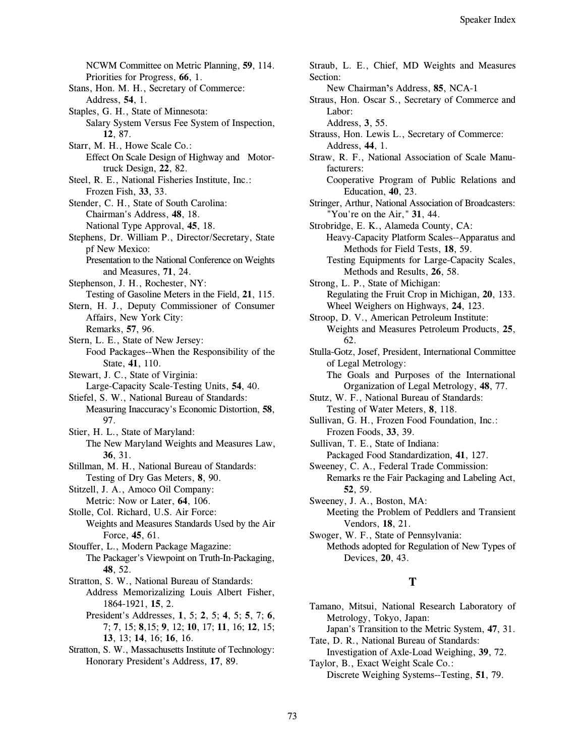NCWM Committee on Metric Planning, **59**, 114.
Priorities for Progress, **66**, 1.

Stans, Hon. M. H., Secretary of Commerce:
Address, **54**, 1.

Staples, G. H., State of Minnesota:
Salary System Versus Fee System of Inspection, **12**, 87.

Starr, M. H., Howe Scale Co.:
Effect On Scale Design of Highway and Motor-truck Design, **22**, 82.

Steel, R. E., National Fisheries Institute, Inc.:
Frozen Fish, **33**, 33.

Stender, C. H., State of South Carolina:
Chairman's Address, **48**, 18.
National Type Approval, **45**, 18.

Stephens, Dr. William P., Director/Secretary, State pf New Mexico:
Presentation to the National Conference on Weights and Measures, **71**, 24.

Stephenson, J. H., Rochester, NY:
Testing of Gasoline Meters in the Field, **21**, 115.

Stern, H. J., Deputy Commissioner of Consumer Affairs, New York City:
Remarks, **57**, 96.

Stern, L. E., State of New Jersey:
Food Packages--When the Responsibility of the State, **41**, 110.

Stewart, J. C., State of Virginia:
Large-Capacity Scale-Testing Units, **54**, 40.

Stiefel, S. W., National Bureau of Standards:
Measuring Inaccuracy's Economic Distortion, **58**, 97.

Stier, H. L., State of Maryland:
The New Maryland Weights and Measures Law, **36**, 31.

Stillman, M. H., National Bureau of Standards:
Testing of Dry Gas Meters, **8**, 90.

Stitzell, J. A., Amoco Oil Company:
Metric: Now or Later, **64**, 106.

Stolle, Col. Richard, U.S. Air Force:
Weights and Measures Standards Used by the Air Force, **45**, 61.

Stouffer, L., Modern Package Magazine:
The Packager's Viewpoint on Truth-In-Packaging, **48**, 52.

Stratton, S. W., National Bureau of Standards:
Address Memorizalizing Louis Albert Fisher, 1864-1921, **15**, 2.
President's Addresses, **1**, 5; **2**, 5; **4**, 5; **5**, 7; **6**, 7; **7**, 15; **8**,15; **9**, 12; **10**, 17; **11**, 16; **12**, 15; **13**, 13; **14**, 16; **16**, 16.

Stratton, S. W., Massachusetts Institute of Technology:
Honorary President's Address, **17**, 89.

Straub, L. E., Chief, MD Weights and Measures Section:
New Chairman's Address, **85**, NCA-1

Straus, Hon. Oscar S., Secretary of Commerce and Labor:
Address, **3**, 55.

Strauss, Hon. Lewis L., Secretary of Commerce:
Address, **44**, 1.

Straw, R. F., National Association of Scale Manufacturers:
Cooperative Program of Public Relations and Education, **40**, 23.

Stringer, Arthur, National Association of Broadcasters:
"You're on the Air," **31**, 44.

Strobridge, E. K., Alameda County, CA:
Heavy-Capacity Platform Scales--Apparatus and Methods for Field Tests, **18**, 59.
Testing Equipments for Large-Capacity Scales, Methods and Results, **26**, 58.

Strong, L. P., State of Michigan:
Regulating the Fruit Crop in Michigan, **20**, 133.
Wheel Weighers on Highways, **24**, 123.

Stroop, D. V., American Petroleum Institute:
Weights and Measures Petroleum Products, **25**, 62.

Stulla-Gotz, Josef, President, International Committee of Legal Metrology:
The Goals and Purposes of the International Organization of Legal Metrology, **48**, 77.

Stutz, W. F., National Bureau of Standards:
Testing of Water Meters, **8**, 118.

Sullivan, G. H., Frozen Food Foundation, Inc.:
Frozen Foods, **33**, 39.

Sullivan, T. E., State of Indiana:
Packaged Food Standardization, **41**, 127.

Sweeney, C. A., Federal Trade Commission:
Remarks re the Fair Packaging and Labeling Act, **52**, 59.

Sweeney, J. A., Boston, MA:
Meeting the Problem of Peddlers and Transient Vendors, **18**, 21.

Swoger, W. F., State of Pennsylvania:
Methods adopted for Regulation of New Types of Devices, **20**, 43.

## T

Tamano, Mitsui, National Research Laboratory of Metrology, Tokyo, Japan:
Japan's Transition to the Metric System, **47**, 31.

Tate, D. R., National Bureau of Standards:
Investigation of Axle-Load Weighing, **39**, 72.

Taylor, B., Exact Weight Scale Co.:
Discrete Weighing Systems--Testing, **51**, 79.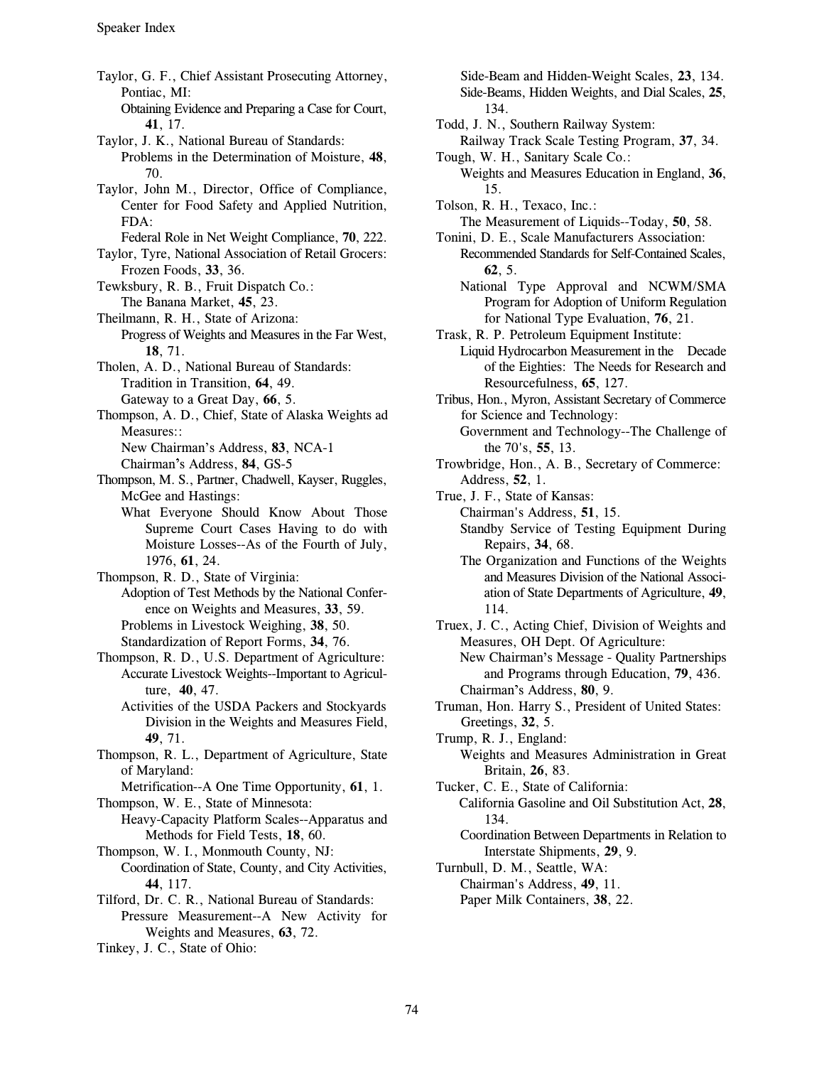Taylor, G. F., Chief Assistant Prosecuting Attorney, Pontiac, MI:
  Obtaining Evidence and Preparing a Case for Court, **41**, 17.

Taylor, J. K., National Bureau of Standards:
  Problems in the Determination of Moisture, **48**, 70.

Taylor, John M., Director, Office of Compliance, Center for Food Safety and Applied Nutrition, FDA:
  Federal Role in Net Weight Compliance, **70**, 222.

Taylor, Tyre, National Association of Retail Grocers:
  Frozen Foods, **33**, 36.

Tewksbury, R. B., Fruit Dispatch Co.:
  The Banana Market, **45**, 23.

Theilmann, R. H., State of Arizona:
  Progress of Weights and Measures in the Far West, **18**, 71.

Tholen, A. D., National Bureau of Standards:
  Tradition in Transition, **64**, 49.
  Gateway to a Great Day, **66**, 5.

Thompson, A. D., Chief, State of Alaska Weights ad Measures::
  New Chairman's Address, **83**, NCA-1
  Chairman's Address, **84**, GS-5

Thompson, M. S., Partner, Chadwell, Kayser, Ruggles, McGee and Hastings:
  What Everyone Should Know About Those Supreme Court Cases Having to do with Moisture Losses--As of the Fourth of July, 1976, **61**, 24.

Thompson, R. D., State of Virginia:
  Adoption of Test Methods by the National Conference on Weights and Measures, **33**, 59.
  Problems in Livestock Weighing, **38**, 50.
  Standardization of Report Forms, **34**, 76.

Thompson, R. D., U.S. Department of Agriculture:
  Accurate Livestock Weights--Important to Agriculture, **40**, 47.
  Activities of the USDA Packers and Stockyards Division in the Weights and Measures Field, **49**, 71.

Thompson, R. L., Department of Agriculture, State of Maryland:
  Metrification--A One Time Opportunity, **61**, 1.

Thompson, W. E., State of Minnesota:
  Heavy-Capacity Platform Scales--Apparatus and Methods for Field Tests, **18**, 60.

Thompson, W. I., Monmouth County, NJ:
  Coordination of State, County, and City Activities, **44**, 117.

Tilford, Dr. C. R., National Bureau of Standards:
  Pressure Measurement--A New Activity for Weights and Measures, **63**, 72.

Tinkey, J. C., State of Ohio:
  Side-Beam and Hidden-Weight Scales, **23**, 134.
  Side-Beams, Hidden Weights, and Dial Scales, **25**, 134.

Todd, J. N., Southern Railway System:
  Railway Track Scale Testing Program, **37**, 34.

Tough, W. H., Sanitary Scale Co.:
  Weights and Measures Education in England, **36**, 15.

Tolson, R. H., Texaco, Inc.:
  The Measurement of Liquids--Today, **50**, 58.

Tonini, D. E., Scale Manufacturers Association:
  Recommended Standards for Self-Contained Scales, **62**, 5.
  National Type Approval and NCWM/SMA Program for Adoption of Uniform Regulation for National Type Evaluation, **76**, 21.

Trask, R. P. Petroleum Equipment Institute:
  Liquid Hydrocarbon Measurement in the Decade of the Eighties: The Needs for Research and Resourcefulness, **65**, 127.

Tribus, Hon., Myron, Assistant Secretary of Commerce for Science and Technology:
  Government and Technology--The Challenge of the 70's, **55**, 13.

Trowbridge, Hon., A. B., Secretary of Commerce:
  Address, **52**, 1.

True, J. F., State of Kansas:
  Chairman's Address, **51**, 15.
  Standby Service of Testing Equipment During Repairs, **34**, 68.
  The Organization and Functions of the Weights and Measures Division of the National Association of State Departments of Agriculture, **49**, 114.

Truex, J. C., Acting Chief, Division of Weights and Measures, OH Dept. Of Agriculture:
  New Chairman's Message - Quality Partnerships and Programs through Education, **79**, 436.
  Chairman's Address, **80**, 9.

Truman, Hon. Harry S., President of United States:
  Greetings, **32**, 5.

Trump, R. J., England:
  Weights and Measures Administration in Great Britain, **26**, 83.

Tucker, C. E., State of California:
  California Gasoline and Oil Substitution Act, **28**, 134.
  Coordination Between Departments in Relation to Interstate Shipments, **29**, 9.

Turnbull, D. M., Seattle, WA:
  Chairman's Address, **49**, 11.
  Paper Milk Containers, **38**, 22.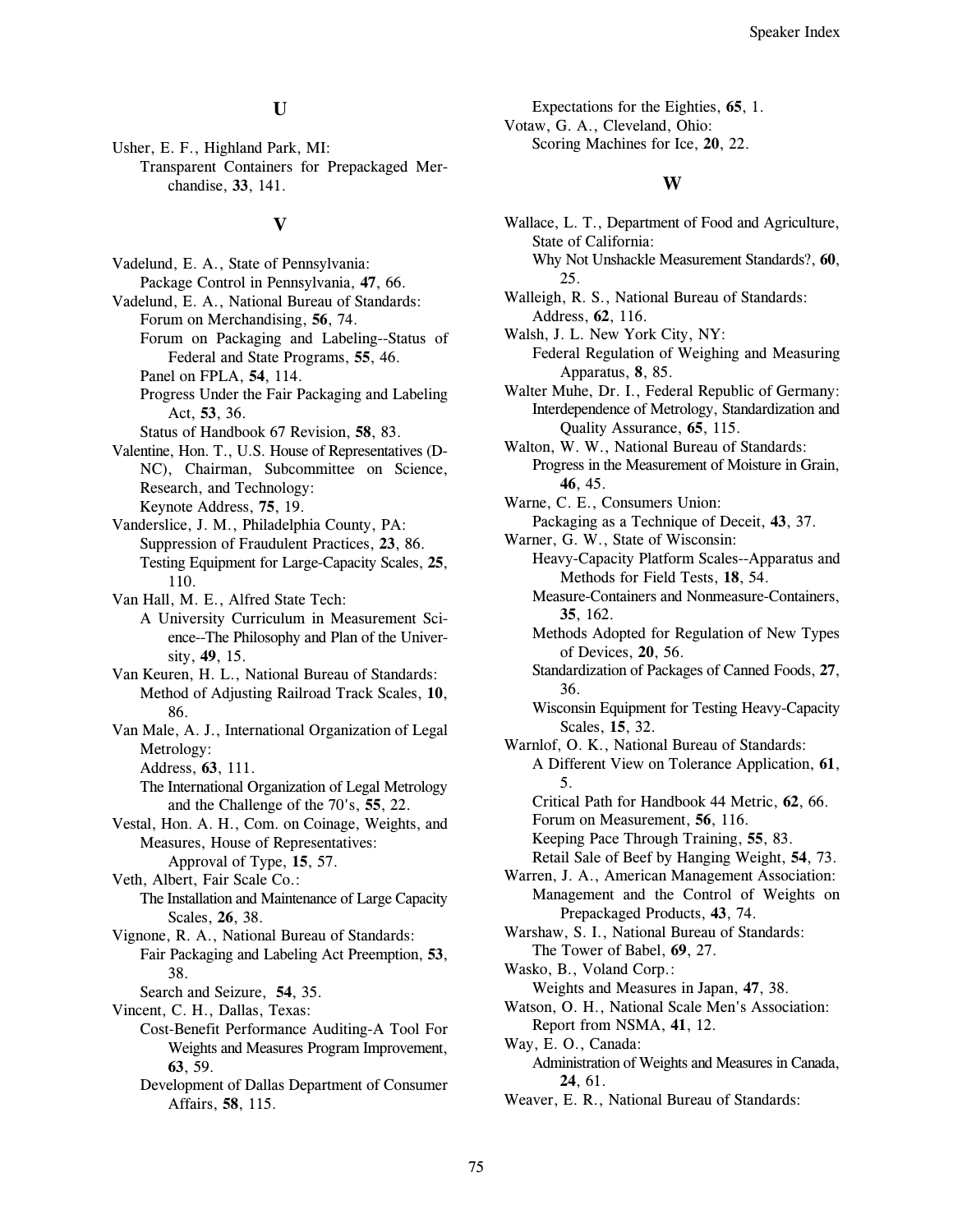## U

Usher, E. F., Highland Park, MI:
    Transparent Containers for Prepackaged Merchandise, **33**, 141.

## V

Vadelund, E. A., State of Pennsylvania:
    Package Control in Pennsylvania, **47**, 66.

Vadelund, E. A., National Bureau of Standards:
    Forum on Merchandising, **56**, 74.
    Forum on Packaging and Labeling--Status of Federal and State Programs, **55**, 46.
    Panel on FPLA, **54**, 114.
    Progress Under the Fair Packaging and Labeling Act, **53**, 36.
    Status of Handbook 67 Revision, **58**, 83.

Valentine, Hon. T., U.S. House of Representatives (D-NC), Chairman, Subcommittee on Science, Research, and Technology:
    Keynote Address, **75**, 19.

Vanderslice, J. M., Philadelphia County, PA:
    Suppression of Fraudulent Practices, **23**, 86.
    Testing Equipment for Large-Capacity Scales, **25**, 110.

Van Hall, M. E., Alfred State Tech:
    A University Curriculum in Measurement Science--The Philosophy and Plan of the University, **49**, 15.

Van Keuren, H. L., National Bureau of Standards:
    Method of Adjusting Railroad Track Scales, **10**, 86.

Van Male, A. J., International Organization of Legal Metrology:
    Address, **63**, 111.
    The International Organization of Legal Metrology and the Challenge of the 70's, **55**, 22.

Vestal, Hon. A. H., Com. on Coinage, Weights, and Measures, House of Representatives:
    Approval of Type, **15**, 57.

Veth, Albert, Fair Scale Co.:
    The Installation and Maintenance of Large Capacity Scales, **26**, 38.

Vignone, R. A., National Bureau of Standards:
    Fair Packaging and Labeling Act Preemption, **53**, 38.
    Search and Seizure, **54**, 35.

Vincent, C. H., Dallas, Texas:
    Cost-Benefit Performance Auditing-A Tool For Weights and Measures Program Improvement, **63**, 59.
    Development of Dallas Department of Consumer Affairs, **58**, 115.
    Expectations for the Eighties, **65**, 1.

Votaw, G. A., Cleveland, Ohio:
    Scoring Machines for Ice, **20**, 22.

## W

Wallace, L. T., Department of Food and Agriculture, State of California:
    Why Not Unshackle Measurement Standards?, **60**, 25.

Walleigh, R. S., National Bureau of Standards:
    Address, **62**, 116.

Walsh, J. L. New York City, NY:
    Federal Regulation of Weighing and Measuring Apparatus, **8**, 85.

Walter Muhe, Dr. I., Federal Republic of Germany:
    Interdependence of Metrology, Standardization and Quality Assurance, **65**, 115.

Walton, W. W., National Bureau of Standards:
    Progress in the Measurement of Moisture in Grain, **46**, 45.

Warne, C. E., Consumers Union:
    Packaging as a Technique of Deceit, **43**, 37.

Warner, G. W., State of Wisconsin:
    Heavy-Capacity Platform Scales--Apparatus and Methods for Field Tests, **18**, 54.
    Measure-Containers and Nonmeasure-Containers, **35**, 162.
    Methods Adopted for Regulation of New Types of Devices, **20**, 56.
    Standardization of Packages of Canned Foods, **27**, 36.
    Wisconsin Equipment for Testing Heavy-Capacity Scales, **15**, 32.

Warnlof, O. K., National Bureau of Standards:
    A Different View on Tolerance Application, **61**, 5.
    Critical Path for Handbook 44 Metric, **62**, 66.
    Forum on Measurement, **56**, 116.
    Keeping Pace Through Training, **55**, 83.
    Retail Sale of Beef by Hanging Weight, **54**, 73.

Warren, J. A., American Management Association:
    Management and the Control of Weights on Prepackaged Products, **43**, 74.

Warshaw, S. I., National Bureau of Standards:
    The Tower of Babel, **69**, 27.

Wasko, B., Voland Corp.:
    Weights and Measures in Japan, **47**, 38.

Watson, O. H., National Scale Men's Association:
    Report from NSMA, **41**, 12.

Way, E. O., Canada:
    Administration of Weights and Measures in Canada, **24**, 61.

Weaver, E. R., National Bureau of Standards: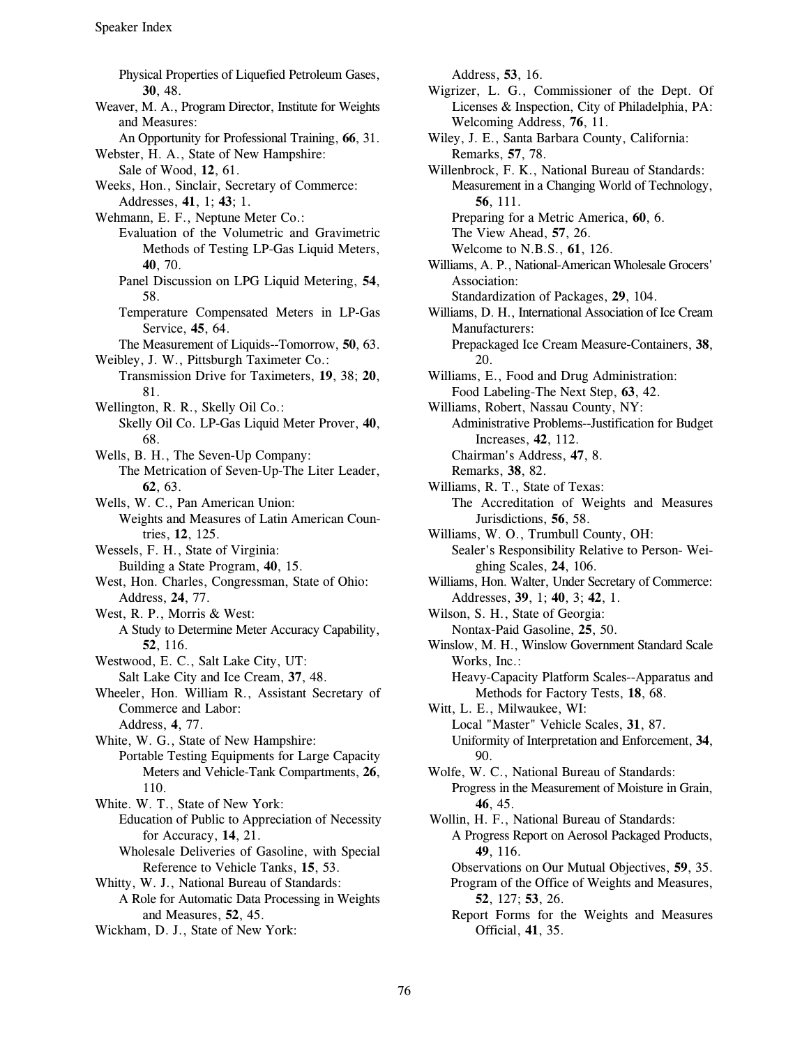Physical Properties of Liquefied Petroleum Gases, **30**, 48.

Weaver, M. A., Program Director, Institute for Weights and Measures:
An Opportunity for Professional Training, **66**, 31.

Webster, H. A., State of New Hampshire:
Sale of Wood, **12**, 61.

Weeks, Hon., Sinclair, Secretary of Commerce:
Addresses, **41**, 1; **43**; 1.

Wehmann, E. F., Neptune Meter Co.:
Evaluation of the Volumetric and Gravimetric Methods of Testing LP-Gas Liquid Meters, **40**, 70.
Panel Discussion on LPG Liquid Metering, **54**, 58.
Temperature Compensated Meters in LP-Gas Service, **45**, 64.
The Measurement of Liquids--Tomorrow, **50**, 63.

Weibley, J. W., Pittsburgh Taximeter Co.:
Transmission Drive for Taximeters, **19**, 38; **20**, 81.

Wellington, R. R., Skelly Oil Co.:
Skelly Oil Co. LP-Gas Liquid Meter Prover, **40**, 68.

Wells, B. H., The Seven-Up Company:
The Metrication of Seven-Up-The Liter Leader, **62**, 63.

Wells, W. C., Pan American Union:
Weights and Measures of Latin American Countries, **12**, 125.

Wessels, F. H., State of Virginia:
Building a State Program, **40**, 15.

West, Hon. Charles, Congressman, State of Ohio:
Address, **24**, 77.

West, R. P., Morris & West:
A Study to Determine Meter Accuracy Capability, **52**, 116.

Westwood, E. C., Salt Lake City, UT:
Salt Lake City and Ice Cream, **37**, 48.

Wheeler, Hon. William R., Assistant Secretary of Commerce and Labor:
Address, **4**, 77.

White, W. G., State of New Hampshire:
Portable Testing Equipments for Large Capacity Meters and Vehicle-Tank Compartments, **26**, 110.

White. W. T., State of New York:
Education of Public to Appreciation of Necessity for Accuracy, **14**, 21.
Wholesale Deliveries of Gasoline, with Special Reference to Vehicle Tanks, **15**, 53.

Whitty, W. J., National Bureau of Standards:
A Role for Automatic Data Processing in Weights and Measures, **52**, 45.

Wickham, D. J., State of New York:
Address, **53**, 16.

Wigrizer, L. G., Commissioner of the Dept. Of Licenses & Inspection, City of Philadelphia, PA:
Welcoming Address, **76**, 11.

Wiley, J. E., Santa Barbara County, California:
Remarks, **57**, 78.

Willenbrock, F. K., National Bureau of Standards:
Measurement in a Changing World of Technology, **56**, 111.
Preparing for a Metric America, **60**, 6.
The View Ahead, **57**, 26.
Welcome to N.B.S., **61**, 126.

Williams, A. P., National-American Wholesale Grocers' Association:
Standardization of Packages, **29**, 104.

Williams, D. H., International Association of Ice Cream Manufacturers:
Prepackaged Ice Cream Measure-Containers, **38**, 20.

Williams, E., Food and Drug Administration:
Food Labeling-The Next Step, **63**, 42.

Williams, Robert, Nassau County, NY:
Administrative Problems--Justification for Budget Increases, **42**, 112.
Chairman's Address, **47**, 8.
Remarks, **38**, 82.

Williams, R. T., State of Texas:
The Accreditation of Weights and Measures Jurisdictions, **56**, 58.

Williams, W. O., Trumbull County, OH:
Sealer's Responsibility Relative to Person- Weighing Scales, **24**, 106.

Williams, Hon. Walter, Under Secretary of Commerce:
Addresses, **39**, 1; **40**, 3; **42**, 1.

Wilson, S. H., State of Georgia:
Nontax-Paid Gasoline, **25**, 50.

Winslow, M. H., Winslow Government Standard Scale Works, Inc.:
Heavy-Capacity Platform Scales--Apparatus and Methods for Factory Tests, **18**, 68.

Witt, L. E., Milwaukee, WI:
Local "Master" Vehicle Scales, **31**, 87.
Uniformity of Interpretation and Enforcement, **34**, 90.

Wolfe, W. C., National Bureau of Standards:
Progress in the Measurement of Moisture in Grain, **46**, 45.

Wollin, H. F., National Bureau of Standards:
A Progress Report on Aerosol Packaged Products, **49**, 116.
Observations on Our Mutual Objectives, **59**, 35.
Program of the Office of Weights and Measures, **52**, 127; **53**, 26.
Report Forms for the Weights and Measures Official, **41**, 35.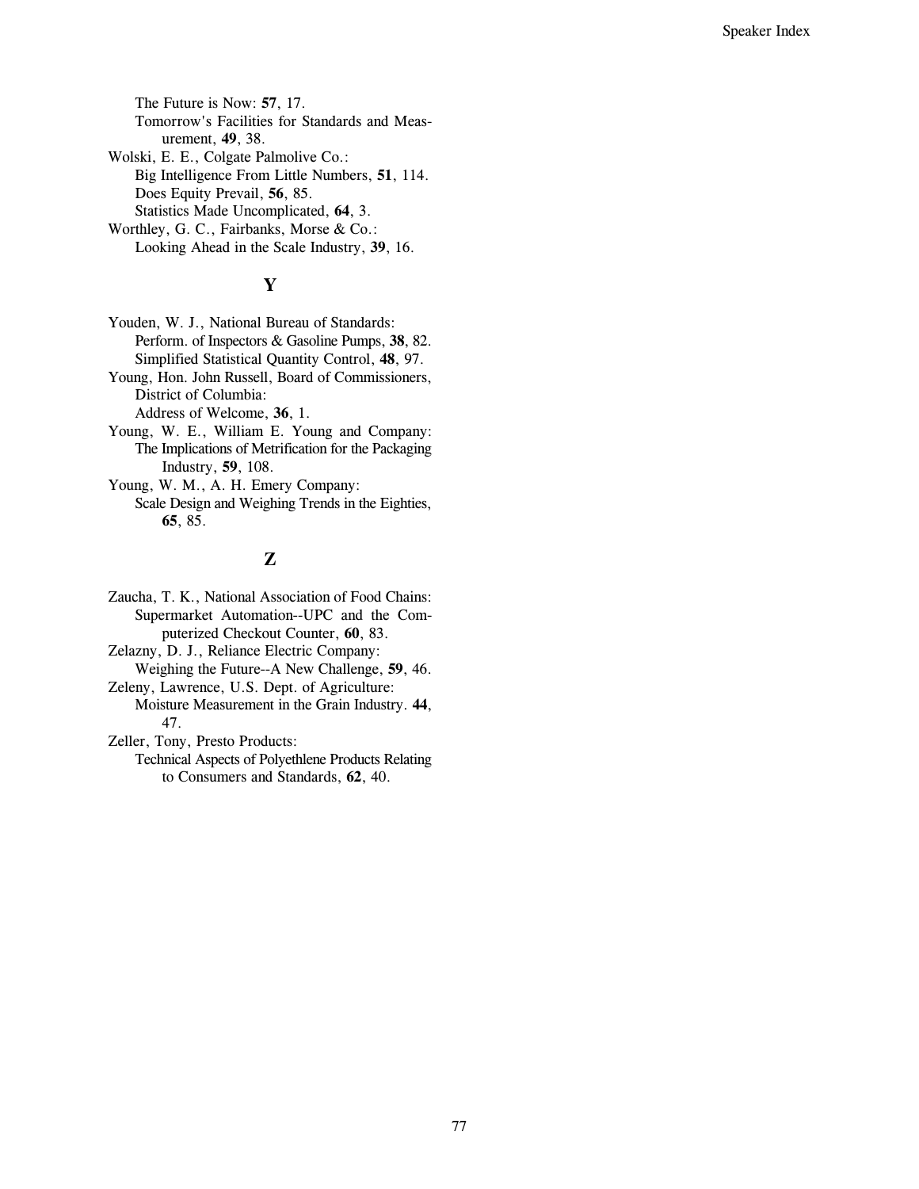The Future is Now: **57**, 17.
Tomorrow's Facilities for Standards and Measurement, **49**, 38.

Wolski, E. E., Colgate Palmolive Co.:
Big Intelligence From Little Numbers, **51**, 114.
Does Equity Prevail, **56**, 85.
Statistics Made Uncomplicated, **64**, 3.

Worthley, G. C., Fairbanks, Morse & Co.:
Looking Ahead in the Scale Industry, **39**, 16.

## Y

Youden, W. J., National Bureau of Standards:
Perform. of Inspectors & Gasoline Pumps, **38**, 82.
Simplified Statistical Quantity Control, **48**, 97.

Young, Hon. John Russell, Board of Commissioners, District of Columbia:
Address of Welcome, **36**, 1.

Young, W. E., William E. Young and Company:
The Implications of Metrification for the Packaging Industry, **59**, 108.

Young, W. M., A. H. Emery Company:
Scale Design and Weighing Trends in the Eighties, **65**, 85.

## Z

Zaucha, T. K., National Association of Food Chains:
Supermarket Automation--UPC and the Computerized Checkout Counter, **60**, 83.

Zelazny, D. J., Reliance Electric Company:
Weighing the Future--A New Challenge, **59**, 46.

Zeleny, Lawrence, U.S. Dept. of Agriculture:
Moisture Measurement in the Grain Industry. **44**, 47.

Zeller, Tony, Presto Products:
Technical Aspects of Polyethlene Products Relating to Consumers and Standards, **62**, 40.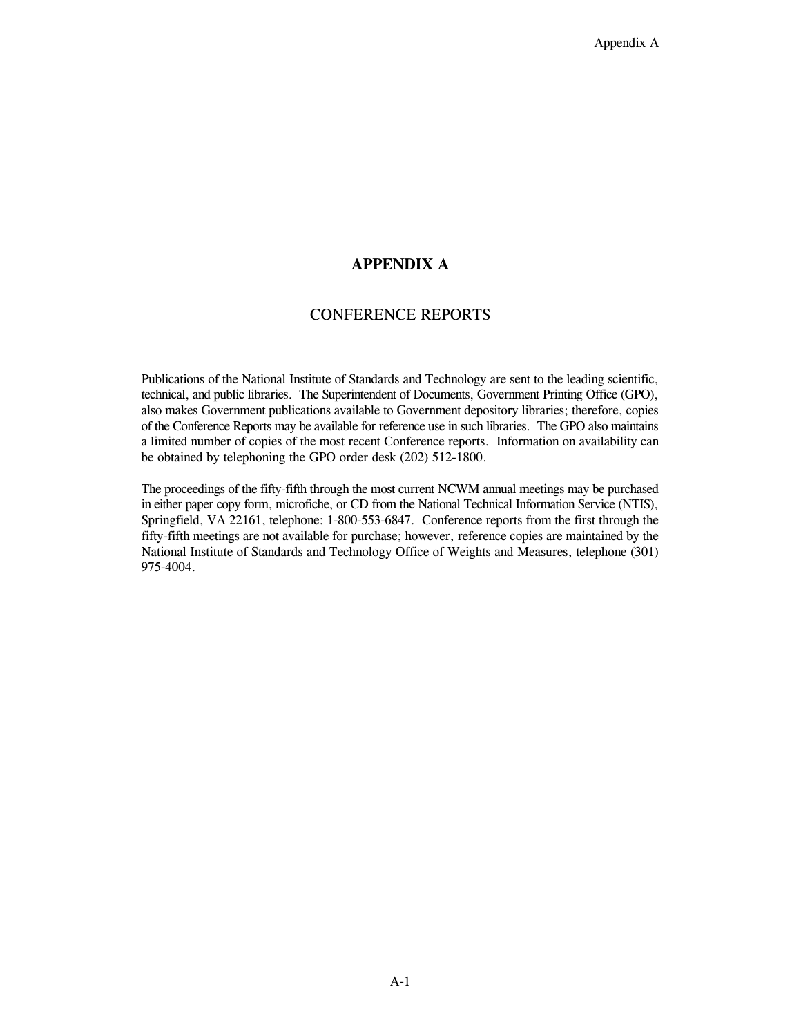# APPENDIX A

## CONFERENCE REPORTS

Publications of the National Institute of Standards and Technology are sent to the leading scientific, technical, and public libraries. The Superintendent of Documents, Government Printing Office (GPO), also makes Government publications available to Government depository libraries; therefore, copies of the Conference Reports may be available for reference use in such libraries. The GPO also maintains a limited number of copies of the most recent Conference reports. Information on availability can be obtained by telephoning the GPO order desk (202) 512-1800.

The proceedings of the fifty-fifth through the most current NCWM annual meetings may be purchased in either paper copy form, microfiche, or CD from the National Technical Information Service (NTIS), Springfield, VA 22161, telephone: 1-800-553-6847. Conference reports from the first through the fifty-fifth meetings are not available for purchase; however, reference copies are maintained by the National Institute of Standards and Technology Office of Weights and Measures, telephone (301) 975-4004.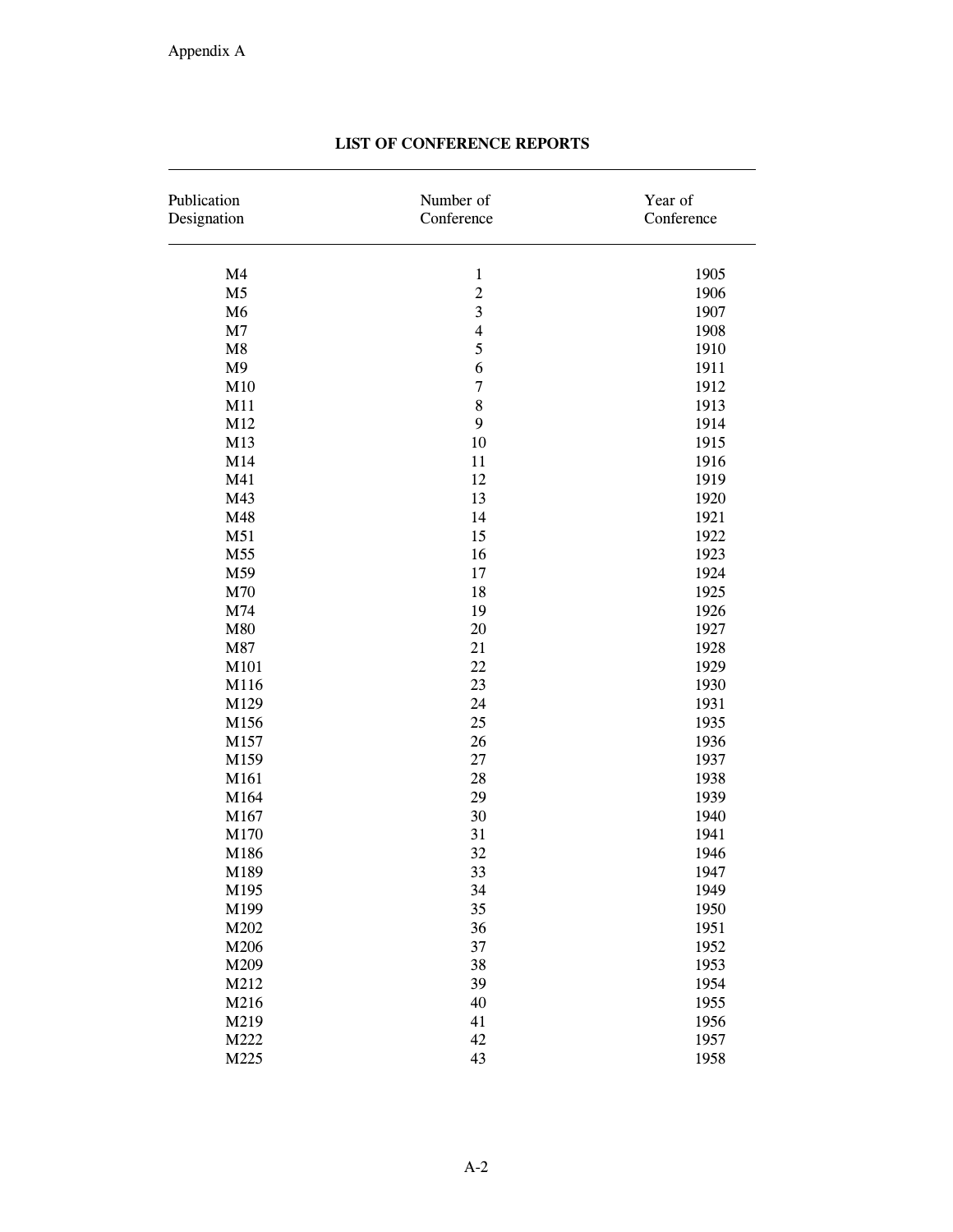## LIST OF CONFERENCE REPORTS

| Publication Designation | Number of Conference | Year of Conference |
|---|---|---|
| M4 | 1 | 1905 |
| M5 | 2 | 1906 |
| M6 | 3 | 1907 |
| M7 | 4 | 1908 |
| M8 | 5 | 1910 |
| M9 | 6 | 1911 |
| M10 | 7 | 1912 |
| M11 | 8 | 1913 |
| M12 | 9 | 1914 |
| M13 | 10 | 1915 |
| M14 | 11 | 1916 |
| M41 | 12 | 1919 |
| M43 | 13 | 1920 |
| M48 | 14 | 1921 |
| M51 | 15 | 1922 |
| M55 | 16 | 1923 |
| M59 | 17 | 1924 |
| M70 | 18 | 1925 |
| M74 | 19 | 1926 |
| M80 | 20 | 1927 |
| M87 | 21 | 1928 |
| M101 | 22 | 1929 |
| M116 | 23 | 1930 |
| M129 | 24 | 1931 |
| M156 | 25 | 1935 |
| M157 | 26 | 1936 |
| M159 | 27 | 1937 |
| M161 | 28 | 1938 |
| M164 | 29 | 1939 |
| M167 | 30 | 1940 |
| M170 | 31 | 1941 |
| M186 | 32 | 1946 |
| M189 | 33 | 1947 |
| M195 | 34 | 1949 |
| M199 | 35 | 1950 |
| M202 | 36 | 1951 |
| M206 | 37 | 1952 |
| M209 | 38 | 1953 |
| M212 | 39 | 1954 |
| M216 | 40 | 1955 |
| M219 | 41 | 1956 |
| M222 | 42 | 1957 |
| M225 | 43 | 1958 |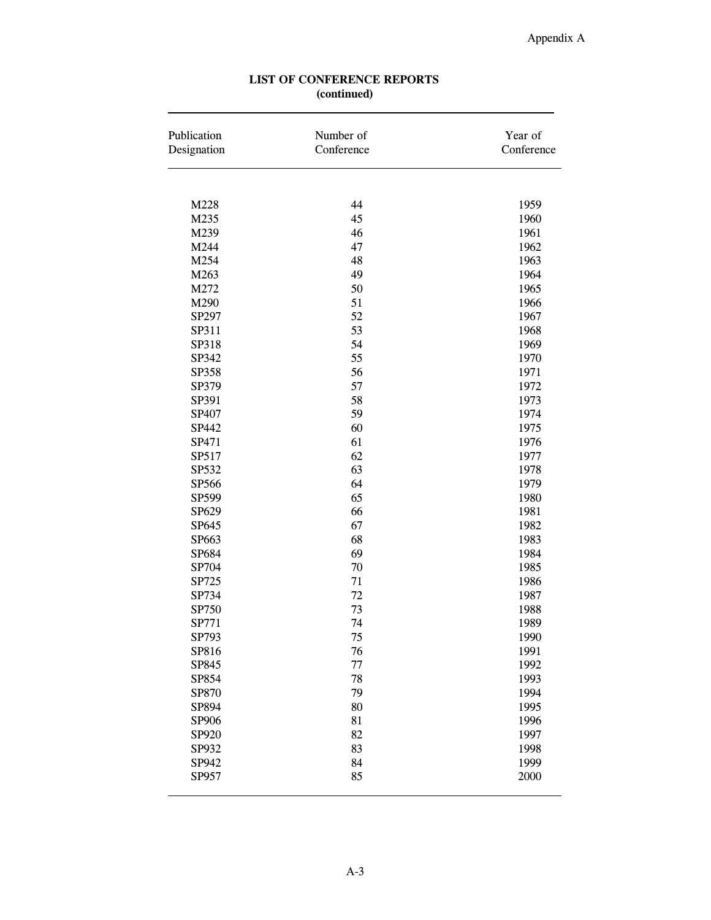**LIST OF CONFERENCE REPORTS**
**(continued)**

| Publication Designation | Number of Conference | Year of Conference |
|---|---|---|
| M228 | 44 | 1959 |
| M235 | 45 | 1960 |
| M239 | 46 | 1961 |
| M244 | 47 | 1962 |
| M254 | 48 | 1963 |
| M263 | 49 | 1964 |
| M272 | 50 | 1965 |
| M290 | 51 | 1966 |
| SP297 | 52 | 1967 |
| SP311 | 53 | 1968 |
| SP318 | 54 | 1969 |
| SP342 | 55 | 1970 |
| SP358 | 56 | 1971 |
| SP379 | 57 | 1972 |
| SP391 | 58 | 1973 |
| SP407 | 59 | 1974 |
| SP442 | 60 | 1975 |
| SP471 | 61 | 1976 |
| SP517 | 62 | 1977 |
| SP532 | 63 | 1978 |
| SP566 | 64 | 1979 |
| SP599 | 65 | 1980 |
| SP629 | 66 | 1981 |
| SP645 | 67 | 1982 |
| SP663 | 68 | 1983 |
| SP684 | 69 | 1984 |
| SP704 | 70 | 1985 |
| SP725 | 71 | 1986 |
| SP734 | 72 | 1987 |
| SP750 | 73 | 1988 |
| SP771 | 74 | 1989 |
| SP793 | 75 | 1990 |
| SP816 | 76 | 1991 |
| SP845 | 77 | 1992 |
| SP854 | 78 | 1993 |
| SP870 | 79 | 1994 |
| SP894 | 80 | 1995 |
| SP906 | 81 | 1996 |
| SP920 | 82 | 1997 |
| SP932 | 83 | 1998 |
| SP942 | 84 | 1999 |
| SP957 | 85 | 2000 |